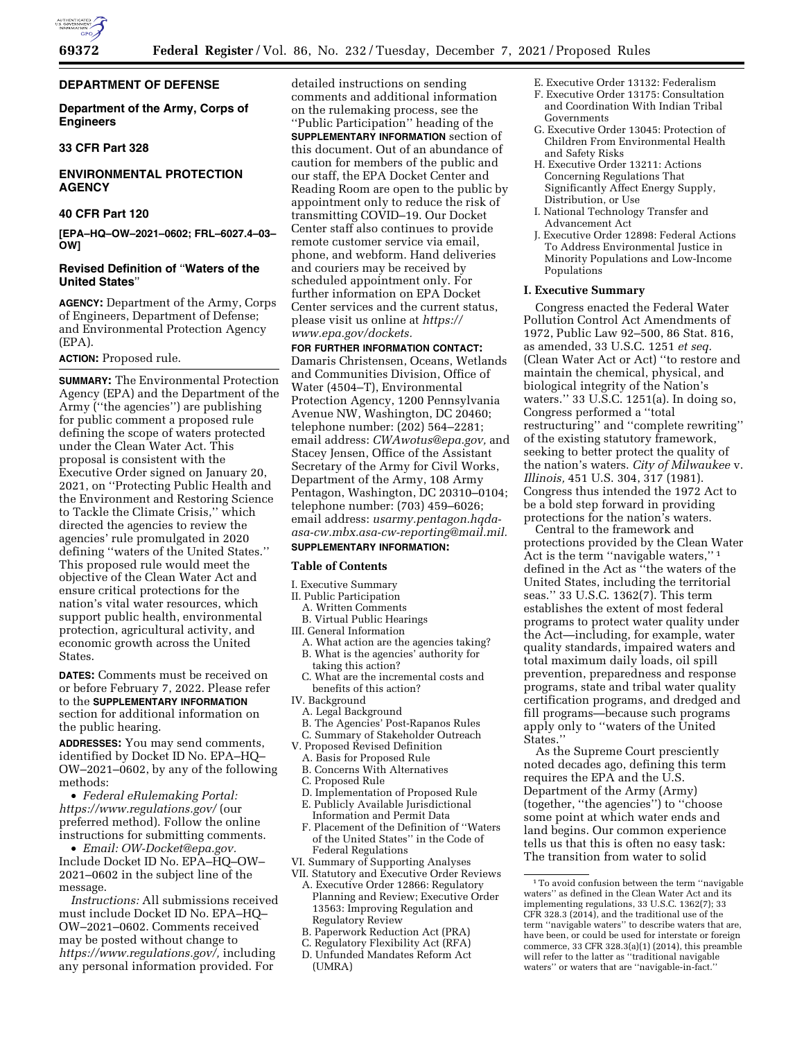## DEPARTMENT OF DEFENSE

### Department of the Army, Corps of Engineers

### 33 CFR Part 328

## ENVIRONMENTAL PROTECTION AGENCY

### 40 CFR Part 120

**[EPA–HQ–OW–2021–0602; FRL–6027.4–03–OW]**

### Revised Definition of "Waters of the United States"

**AGENCY:** Department of the Army, Corps of Engineers, Department of Defense; and Environmental Protection Agency (EPA).

**ACTION:** Proposed rule.

**SUMMARY:** The Environmental Protection Agency (EPA) and the Department of the Army ("the agencies") are publishing for public comment a proposed rule defining the scope of waters protected under the Clean Water Act. This proposal is consistent with the Executive Order signed on January 20, 2021, on "Protecting Public Health and the Environment and Restoring Science to Tackle the Climate Crisis," which directed the agencies to review the agencies' rule promulgated in 2020 defining "waters of the United States." This proposed rule would meet the objective of the Clean Water Act and ensure critical protections for the nation's vital water resources, which support public health, environmental protection, agricultural activity, and economic growth across the United States.

**DATES:** Comments must be received on or before February 7, 2022. Please refer to the **SUPPLEMENTARY INFORMATION** section for additional information on the public hearing.

**ADDRESSES:** You may send comments, identified by Docket ID No. EPA–HQ–OW–2021–0602, by any of the following methods:

- *Federal eRulemaking Portal: https://www.regulations.gov/* (our preferred method). Follow the online instructions for submitting comments.
- *Email: OW-Docket@epa.gov.* Include Docket ID No. EPA–HQ–OW–2021–0602 in the subject line of the message.

*Instructions:* All submissions received must include Docket ID No. EPA–HQ–OW–2021–0602. Comments received may be posted without change to *https://www.regulations.gov/,* including any personal information provided. For detailed instructions on sending comments and additional information on the rulemaking process, see the "Public Participation" heading of the **SUPPLEMENTARY INFORMATION** section of this document. Out of an abundance of caution for members of the public and our staff, the EPA Docket Center and Reading Room are open to the public by appointment only to reduce the risk of transmitting COVID–19. Our Docket Center staff also continues to provide remote customer service via email, phone, and webform. Hand deliveries and couriers may be received by scheduled appointment only. For further information on EPA Docket Center services and the current status, please visit us online at *https://www.epa.gov/dockets.*

**FOR FURTHER INFORMATION CONTACT:** Damaris Christensen, Oceans, Wetlands and Communities Division, Office of Water (4504–T), Environmental Protection Agency, 1200 Pennsylvania Avenue NW, Washington, DC 20460; telephone number: (202) 564–2281; email address: *CWAwotus@epa.gov,* and Stacey Jensen, Office of the Assistant Secretary of the Army for Civil Works, Department of the Army, 108 Army Pentagon, Washington, DC 20310–0104; telephone number: (703) 459–6026; email address: *usarmy.pentagon.hqda-asa-cw.mbx.asa-cw-reporting@mail.mil.*

**SUPPLEMENTARY INFORMATION:**

**Table of Contents**

I. Executive Summary
II. Public Participation
  A. Written Comments
  B. Virtual Public Hearings
III. General Information
  A. What action are the agencies taking?
  B. What is the agencies' authority for taking this action?
  C. What are the incremental costs and benefits of this action?
IV. Background
  A. Legal Background
  B. The Agencies' Post-Rapanos Rules
  C. Summary of Stakeholder Outreach
V. Proposed Revised Definition
  A. Basis for Proposed Rule
  B. Concerns With Alternatives
  C. Proposed Rule
  D. Implementation of Proposed Rule
  E. Publicly Available Jurisdictional Information and Permit Data
  F. Placement of the Definition of "Waters of the United States" in the Code of Federal Regulations
VI. Summary of Supporting Analyses
VII. Statutory and Executive Order Reviews
  A. Executive Order 12866: Regulatory Planning and Review; Executive Order 13563: Improving Regulation and Regulatory Review
  B. Paperwork Reduction Act (PRA)
  C. Regulatory Flexibility Act (RFA)
  D. Unfunded Mandates Reform Act (UMRA)
  E. Executive Order 13132: Federalism
  F. Executive Order 13175: Consultation and Coordination With Indian Tribal Governments
  G. Executive Order 13045: Protection of Children From Environmental Health and Safety Risks
  H. Executive Order 13211: Actions Concerning Regulations That Significantly Affect Energy Supply, Distribution, or Use
  I. National Technology Transfer and Advancement Act
  J. Executive Order 12898: Federal Actions To Address Environmental Justice in Minority Populations and Low-Income Populations

### I. Executive Summary

Congress enacted the Federal Water Pollution Control Act Amendments of 1972, Public Law 92–500, 86 Stat. 816, as amended, 33 U.S.C. 1251 *et seq.* (Clean Water Act or Act) "to restore and maintain the chemical, physical, and biological integrity of the Nation's waters." 33 U.S.C. 1251(a). In doing so, Congress performed a "total restructuring" and "complete rewriting" of the existing statutory framework, seeking to better protect the quality of the nation's waters. *City of Milwaukee* v. *Illinois,* 451 U.S. 304, 317 (1981). Congress thus intended the 1972 Act to be a bold step forward in providing protections for the nation's waters.

Central to the framework and protections provided by the Clean Water Act is the term "navigable waters," [1] defined in the Act as "the waters of the United States, including the territorial seas." 33 U.S.C. 1362(7). This term establishes the extent of most federal programs to protect water quality under the Act—including, for example, water quality standards, impaired waters and total maximum daily loads, oil spill prevention, preparedness and response programs, state and tribal water quality certification programs, and dredged and fill programs—because such programs apply only to "waters of the United States."

As the Supreme Court presciently noted decades ago, defining this term requires the EPA and the U.S. Department of the Army (Army) (together, "the agencies") to "choose some point at which water ends and land begins. Our common experience tells us that this is often no easy task: The transition from water to solid

[1] To avoid confusion between the term "navigable waters" as defined in the Clean Water Act and its implementing regulations, 33 U.S.C. 1362(7); 33 CFR 328.3 (2014), and the traditional use of the term "navigable waters" to describe waters that are, have been, or could be used for interstate or foreign commerce, 33 CFR 328.3(a)(1) (2014), this preamble will refer to the latter as "traditional navigable waters" or waters that are "navigable-in-fact."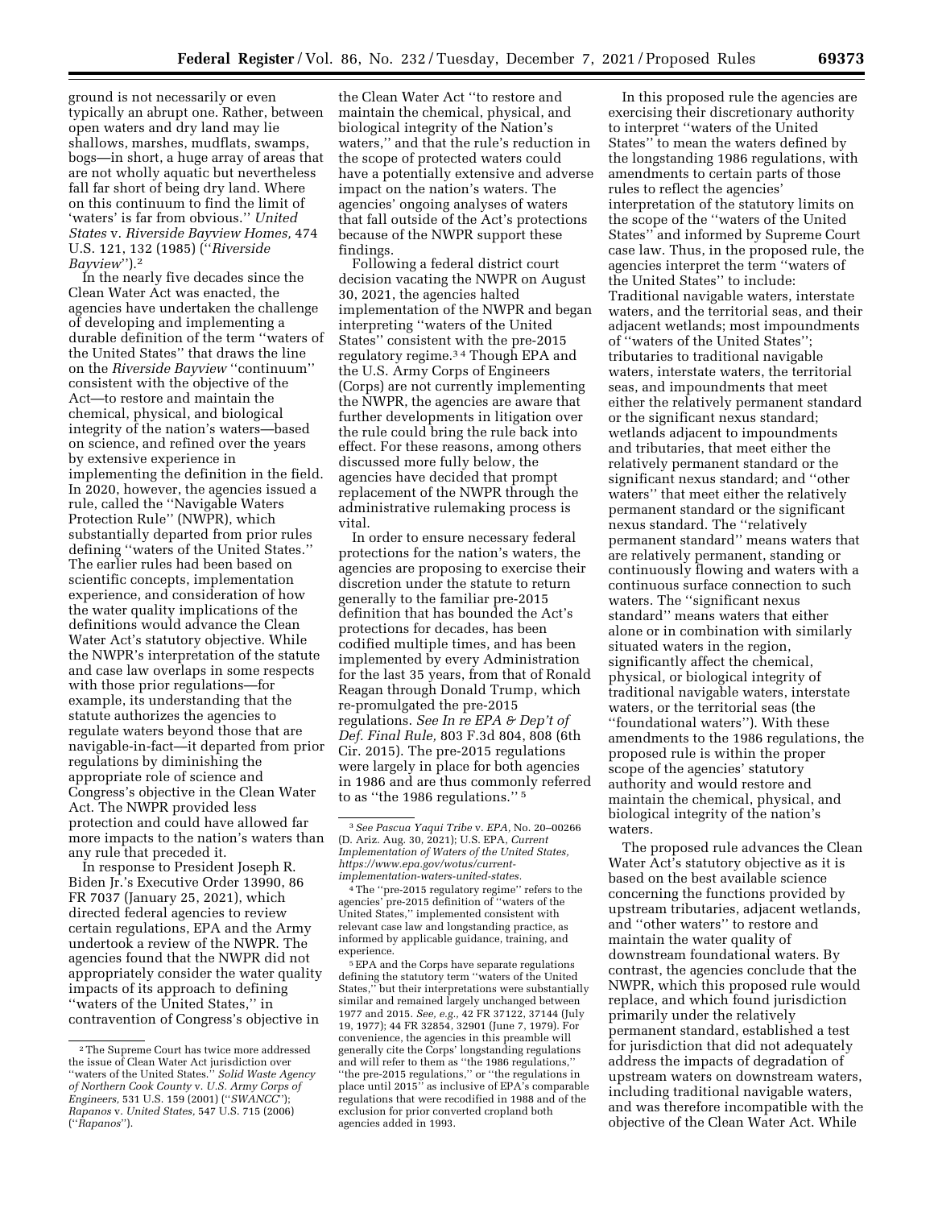ground is not necessarily or even typically an abrupt one. Rather, between open waters and dry land may lie shallows, marshes, mudflats, swamps, bogs—in short, a huge array of areas that are not wholly aquatic but nevertheless fall far short of being dry land. Where on this continuum to find the limit of 'waters' is far from obvious.'' *United States* v. *Riverside Bayview Homes,* 474 U.S. 121, 132 (1985) (''*Riverside Bayview*'').[2]

In the nearly five decades since the Clean Water Act was enacted, the agencies have undertaken the challenge of developing and implementing a durable definition of the term ''waters of the United States'' that draws the line on the *Riverside Bayview* ''continuum'' consistent with the objective of the Act—to restore and maintain the chemical, physical, and biological integrity of the nation's waters—based on science, and refined over the years by extensive experience in implementing the definition in the field. In 2020, however, the agencies issued a rule, called the ''Navigable Waters Protection Rule'' (NWPR), which substantially departed from prior rules defining ''waters of the United States.'' The earlier rules had been based on scientific concepts, implementation experience, and consideration of how the water quality implications of the definitions would advance the Clean Water Act's statutory objective. While the NWPR's interpretation of the statute and case law overlaps in some respects with those prior regulations—for example, its understanding that the statute authorizes the agencies to regulate waters beyond those that are navigable-in-fact—it departed from prior regulations by diminishing the appropriate role of science and Congress's objective in the Clean Water Act. The NWPR provided less protection and could have allowed far more impacts to the nation's waters than any rule that preceded it.

In response to President Joseph R. Biden Jr.'s Executive Order 13990, 86 FR 7037 (January 25, 2021), which directed federal agencies to review certain regulations, EPA and the Army undertook a review of the NWPR. The agencies found that the NWPR did not appropriately consider the water quality impacts of its approach to defining ''waters of the United States,'' in contravention of Congress's objective in the Clean Water Act ''to restore and maintain the chemical, physical, and biological integrity of the Nation's waters,'' and that the rule's reduction in the scope of protected waters could have a potentially extensive and adverse impact on the nation's waters. The agencies' ongoing analyses of waters that fall outside of the Act's protections because of the NWPR support these findings.

Following a federal district court decision vacating the NWPR on August 30, 2021, the agencies halted implementation of the NWPR and began interpreting ''waters of the United States'' consistent with the pre-2015 regulatory regime.[3] [4] Though EPA and the U.S. Army Corps of Engineers (Corps) are not currently implementing the NWPR, the agencies are aware that further developments in litigation over the rule could bring the rule back into effect. For these reasons, among others discussed more fully below, the agencies have decided that prompt replacement of the NWPR through the administrative rulemaking process is vital.

In order to ensure necessary federal protections for the nation's waters, the agencies are proposing to exercise their discretion under the statute to return generally to the familiar pre-2015 definition that has bounded the Act's protections for decades, has been codified multiple times, and has been implemented by every Administration for the last 35 years, from that of Ronald Reagan through Donald Trump, which re-promulgated the pre-2015 regulations. *See In re EPA & Dep't of Def. Final Rule,* 803 F.3d 804, 808 (6th Cir. 2015). The pre-2015 regulations were largely in place for both agencies in 1986 and are thus commonly referred to as ''the 1986 regulations.''[5]

In this proposed rule the agencies are exercising their discretionary authority to interpret ''waters of the United States'' to mean the waters defined by the longstanding 1986 regulations, with amendments to certain parts of those rules to reflect the agencies' interpretation of the statutory limits on the scope of the ''waters of the United States'' and informed by Supreme Court case law. Thus, in the proposed rule, the agencies interpret the term ''waters of the United States'' to include: Traditional navigable waters, interstate waters, and the territorial seas, and their adjacent wetlands; most impoundments of ''waters of the United States''; tributaries to traditional navigable waters, interstate waters, the territorial seas, and impoundments that meet either the relatively permanent standard or the significant nexus standard; wetlands adjacent to impoundments and tributaries, that meet either the relatively permanent standard or the significant nexus standard; and ''other waters'' that meet either the relatively permanent standard or the significant nexus standard. The ''relatively permanent standard'' means waters that are relatively permanent, standing or continuously flowing and waters with a continuous surface connection to such waters. The ''significant nexus standard'' means waters that either alone or in combination with similarly situated waters in the region, significantly affect the chemical, physical, or biological integrity of traditional navigable waters, interstate waters, or the territorial seas (the ''foundational waters''). With these amendments to the 1986 regulations, the proposed rule is within the proper scope of the agencies' statutory authority and would restore and maintain the chemical, physical, and biological integrity of the nation's waters.

The proposed rule advances the Clean Water Act's statutory objective as it is based on the best available science concerning the functions provided by upstream tributaries, adjacent wetlands, and ''other waters'' to restore and maintain the water quality of downstream foundational waters. By contrast, the agencies conclude that the NWPR, which this proposed rule would replace, and which found jurisdiction primarily under the relatively permanent standard, established a test for jurisdiction that did not adequately address the impacts of degradation of upstream waters on downstream waters, including traditional navigable waters, and was therefore incompatible with the objective of the Clean Water Act. While

---

[2] The Supreme Court has twice more addressed the issue of Clean Water Act jurisdiction over ''waters of the United States.'' *Solid Waste Agency of Northern Cook County* v. *U.S. Army Corps of Engineers,* 531 U.S. 159 (2001) (''*SWANCC*''); *Rapanos* v. *United States,* 547 U.S. 715 (2006) (''*Rapanos*'').

[3] *See Pascua Yaqui Tribe* v. *EPA,* No. 20–00266 (D. Ariz. Aug. 30, 2021); U.S. EPA, *Current Implementation of Waters of the United States, https://www.epa.gov/wotus/current-implementation-waters-united-states.*

[4] The ''pre-2015 regulatory regime'' refers to the agencies' pre-2015 definition of ''waters of the United States,'' implemented consistent with relevant case law and longstanding practice, as informed by applicable guidance, training, and experience.

[5] EPA and the Corps have separate regulations defining the statutory term ''waters of the United States,'' but their interpretations were substantially similar and remained largely unchanged between 1977 and 2015. *See, e.g.,* 42 FR 37122, 37144 (July 19, 1977); 44 FR 32854, 32901 (June 7, 1979). For convenience, the agencies in this preamble will generally cite the Corps' longstanding regulations and will refer to them as ''the 1986 regulations,'' ''the pre-2015 regulations,'' or ''the regulations in place until 2015'' as inclusive of EPA's comparable regulations that were recodified in 1988 and of the exclusion for prior converted cropland both agencies added in 1993.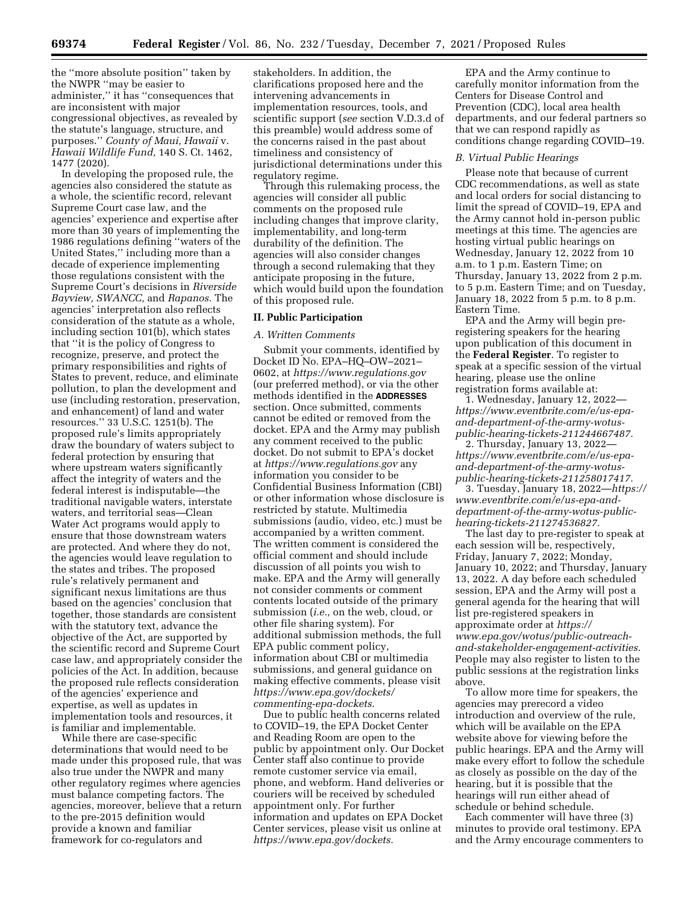the "more absolute position" taken by the NWPR "may be easier to administer," it has "consequences that are inconsistent with major congressional objectives, as revealed by the statute's language, structure, and purposes." *County of Maui, Hawaii* v. *Hawaii Wildlife Fund,* 140 S. Ct. 1462, 1477 (2020).

In developing the proposed rule, the agencies also considered the statute as a whole, the scientific record, relevant Supreme Court case law, and the agencies' experience and expertise after more than 30 years of implementing the 1986 regulations defining "waters of the United States," including more than a decade of experience implementing those regulations consistent with the Supreme Court's decisions in *Riverside Bayview, SWANCC,* and *Rapanos.* The agencies' interpretation also reflects consideration of the statute as a whole, including section 101(b), which states that "it is the policy of Congress to recognize, preserve, and protect the primary responsibilities and rights of States to prevent, reduce, and eliminate pollution, to plan the development and use (including restoration, preservation, and enhancement) of land and water resources." 33 U.S.C. 1251(b). The proposed rule's limits appropriately draw the boundary of waters subject to federal protection by ensuring that where upstream waters significantly affect the integrity of waters and the federal interest is indisputable—the traditional navigable waters, interstate waters, and territorial seas—Clean Water Act programs would apply to ensure that those downstream waters are protected. And where they do not, the agencies would leave regulation to the states and tribes. The proposed rule's relatively permanent and significant nexus limitations are thus based on the agencies' conclusion that together, those standards are consistent with the statutory text, advance the objective of the Act, are supported by the scientific record and Supreme Court case law, and appropriately consider the policies of the Act. In addition, because the proposed rule reflects consideration of the agencies' experience and expertise, as well as updates in implementation tools and resources, it is familiar and implementable.

While there are case-specific determinations that would need to be made under this proposed rule, that was also true under the NWPR and many other regulatory regimes where agencies must balance competing factors. The agencies, moreover, believe that a return to the pre-2015 definition would provide a known and familiar framework for co-regulators and stakeholders. In addition, the clarifications proposed here and the intervening advancements in implementation resources, tools, and scientific support (*see* section V.D.3.d of this preamble) would address some of the concerns raised in the past about timeliness and consistency of jurisdictional determinations under this regulatory regime.

Through this rulemaking process, the agencies will consider all public comments on the proposed rule including changes that improve clarity, implementability, and long-term durability of the definition. The agencies will also consider changes through a second rulemaking that they anticipate proposing in the future, which would build upon the foundation of this proposed rule.

## II. Public Participation

### A. Written Comments

Submit your comments, identified by Docket ID No. EPA–HQ–OW–2021–0602, at *https://www.regulations.gov* (our preferred method), or via the other methods identified in the **ADDRESSES** section. Once submitted, comments cannot be edited or removed from the docket. EPA and the Army may publish any comment received to the public docket. Do not submit to EPA's docket at *https://www.regulations.gov* any information you consider to be Confidential Business Information (CBI) or other information whose disclosure is restricted by statute. Multimedia submissions (audio, video, etc.) must be accompanied by a written comment. The written comment is considered the official comment and should include discussion of all points you wish to make. EPA and the Army will generally not consider comments or comment contents located outside of the primary submission (*i.e.,* on the web, cloud, or other file sharing system). For additional submission methods, the full EPA public comment policy, information about CBI or multimedia submissions, and general guidance on making effective comments, please visit *https://www.epa.gov/dockets/commenting-epa-dockets.*

Due to public health concerns related to COVID–19, the EPA Docket Center and Reading Room are open to the public by appointment only. Our Docket Center staff also continue to provide remote customer service via email, phone, and webform. Hand deliveries or couriers will be received by scheduled appointment only. For further information and updates on EPA Docket Center services, please visit us online at *https://www.epa.gov/dockets.*

EPA and the Army continue to carefully monitor information from the Centers for Disease Control and Prevention (CDC), local area health departments, and our federal partners so that we can respond rapidly as conditions change regarding COVID–19.

### B. Virtual Public Hearings

Please note that because of current CDC recommendations, as well as state and local orders for social distancing to limit the spread of COVID–19, EPA and the Army cannot hold in-person public meetings at this time. The agencies are hosting virtual public hearings on Wednesday, January 12, 2022 from 10 a.m. to 1 p.m. Eastern Time; on Thursday, January 13, 2022 from 2 p.m. to 5 p.m. Eastern Time; and on Tuesday, January 18, 2022 from 5 p.m. to 8 p.m. Eastern Time.

EPA and the Army will begin pre-registering speakers for the hearing upon publication of this document in the **Federal Register**. To register to speak at a specific session of the virtual hearing, please use the online registration forms available at:

1. Wednesday, January 12, 2022—*https://www.eventbrite.com/e/us-epa-and-department-of-the-army-wotus-public-hearing-tickets-211244667487.*
2. Thursday, January 13, 2022—*https://www.eventbrite.com/e/us-epa-and-department-of-the-army-wotus-public-hearing-tickets-211258017417.*
3. Tuesday, January 18, 2022—*https://www.eventbrite.com/e/us-epa-and-department-of-the-army-wotus-public-hearing-tickets-211274536827.*

The last day to pre-register to speak at each session will be, respectively, Friday, January 7, 2022; Monday, January 10, 2022; and Thursday, January 13, 2022. A day before each scheduled session, EPA and the Army will post a general agenda for the hearing that will list pre-registered speakers in approximate order at *https://www.epa.gov/wotus/public-outreach-and-stakeholder-engagement-activities.* People may also register to listen to the public sessions at the registration links above.

To allow more time for speakers, the agencies may prerecord a video introduction and overview of the rule, which will be available on the EPA website above for viewing before the public hearings. EPA and the Army will make every effort to follow the schedule as closely as possible on the day of the hearing, but it is possible that the hearings will run either ahead of schedule or behind schedule.

Each commenter will have three (3) minutes to provide oral testimony. EPA and the Army encourage commenters to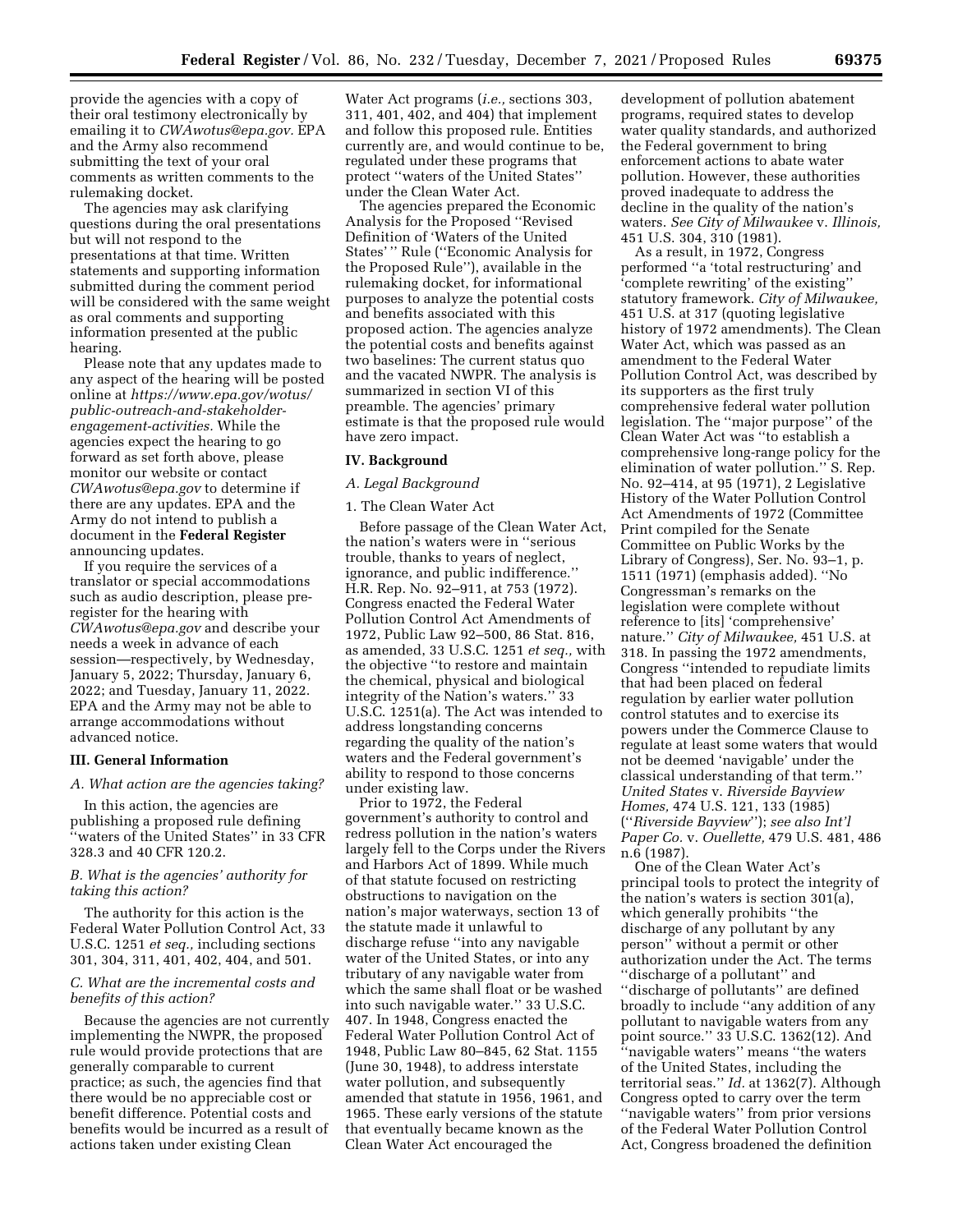provide the agencies with a copy of their oral testimony electronically by emailing it to *CWAwotus@epa.gov.* EPA and the Army also recommend submitting the text of your oral comments as written comments to the rulemaking docket.

The agencies may ask clarifying questions during the oral presentations but will not respond to the presentations at that time. Written statements and supporting information submitted during the comment period will be considered with the same weight as oral comments and supporting information presented at the public hearing.

Please note that any updates made to any aspect of the hearing will be posted online at *https://www.epa.gov/wotus/public-outreach-and-stakeholder-engagement-activities.* While the agencies expect the hearing to go forward as set forth above, please monitor our website or contact *CWAwotus@epa.gov* to determine if there are any updates. EPA and the Army do not intend to publish a document in the **Federal Register** announcing updates.

If you require the services of a translator or special accommodations such as audio description, please pre-register for the hearing with *CWAwotus@epa.gov* and describe your needs a week in advance of each session—respectively, by Wednesday, January 5, 2022; Thursday, January 6, 2022; and Tuesday, January 11, 2022. EPA and the Army may not be able to arrange accommodations without advanced notice.

## III. General Information

### *A. What action are the agencies taking?*

In this action, the agencies are publishing a proposed rule defining ''waters of the United States'' in 33 CFR 328.3 and 40 CFR 120.2.

### *B. What is the agencies' authority for taking this action?*

The authority for this action is the Federal Water Pollution Control Act, 33 U.S.C. 1251 *et seq.,* including sections 301, 304, 311, 401, 402, 404, and 501.

### *C. What are the incremental costs and benefits of this action?*

Because the agencies are not currently implementing the NWPR, the proposed rule would provide protections that are generally comparable to current practice; as such, the agencies find that there would be no appreciable cost or benefit difference. Potential costs and benefits would be incurred as a result of actions taken under existing Clean Water Act programs (*i.e.,* sections 303, 311, 401, 402, and 404) that implement and follow this proposed rule. Entities currently are, and would continue to be, regulated under these programs that protect ''waters of the United States'' under the Clean Water Act.

The agencies prepared the Economic Analysis for the Proposed ''Revised Definition of 'Waters of the United States' '' Rule (''Economic Analysis for the Proposed Rule''), available in the rulemaking docket, for informational purposes to analyze the potential costs and benefits associated with this proposed action. The agencies analyze the potential costs and benefits against two baselines: The current status quo and the vacated NWPR. The analysis is summarized in section VI of this preamble. The agencies' primary estimate is that the proposed rule would have zero impact.

## IV. Background

### *A. Legal Background*

#### 1. The Clean Water Act

Before passage of the Clean Water Act, the nation's waters were in ''serious trouble, thanks to years of neglect, ignorance, and public indifference.'' H.R. Rep. No. 92–911, at 753 (1972). Congress enacted the Federal Water Pollution Control Act Amendments of 1972, Public Law 92–500, 86 Stat. 816, as amended, 33 U.S.C. 1251 *et seq.,* with the objective ''to restore and maintain the chemical, physical and biological integrity of the Nation's waters.'' 33 U.S.C. 1251(a). The Act was intended to address longstanding concerns regarding the quality of the nation's waters and the Federal government's ability to respond to those concerns under existing law.

Prior to 1972, the Federal government's authority to control and redress pollution in the nation's waters largely fell to the Corps under the Rivers and Harbors Act of 1899. While much of that statute focused on restricting obstructions to navigation on the nation's major waterways, section 13 of the statute made it unlawful to discharge refuse ''into any navigable water of the United States, or into any tributary of any navigable water from which the same shall float or be washed into such navigable water.'' 33 U.S.C. 407. In 1948, Congress enacted the Federal Water Pollution Control Act of 1948, Public Law 80–845, 62 Stat. 1155 (June 30, 1948), to address interstate water pollution, and subsequently amended that statute in 1956, 1961, and 1965. These early versions of the statute that eventually became known as the Clean Water Act encouraged the development of pollution abatement programs, required states to develop water quality standards, and authorized the Federal government to bring enforcement actions to abate water pollution. However, these authorities proved inadequate to address the decline in the quality of the nation's waters. *See City of Milwaukee* v. *Illinois,* 451 U.S. 304, 310 (1981).

As a result, in 1972, Congress performed ''a 'total restructuring' and 'complete rewriting' of the existing'' statutory framework. *City of Milwaukee,* 451 U.S. at 317 (quoting legislative history of 1972 amendments). The Clean Water Act, which was passed as an amendment to the Federal Water Pollution Control Act, was described by its supporters as the first truly comprehensive federal water pollution legislation. The ''major purpose'' of the Clean Water Act was ''to establish a comprehensive long-range policy for the elimination of water pollution.'' S. Rep. No. 92–414, at 95 (1971), 2 Legislative History of the Water Pollution Control Act Amendments of 1972 (Committee Print compiled for the Senate Committee on Public Works by the Library of Congress), Ser. No. 93–1, p. 1511 (1971) (emphasis added). ''No Congressman's remarks on the legislation were complete without reference to [its] 'comprehensive' nature.'' *City of Milwaukee,* 451 U.S. at 318. In passing the 1972 amendments, Congress ''intended to repudiate limits that had been placed on federal regulation by earlier water pollution control statutes and to exercise its powers under the Commerce Clause to regulate at least some waters that would not be deemed 'navigable' under the classical understanding of that term.'' *United States* v. *Riverside Bayview Homes,* 474 U.S. 121, 133 (1985) (''*Riverside Bayview*''); *see also Int'l Paper Co.* v. *Ouellette,* 479 U.S. 481, 486 n.6 (1987).

One of the Clean Water Act's principal tools to protect the integrity of the nation's waters is section 301(a), which generally prohibits ''the discharge of any pollutant by any person'' without a permit or other authorization under the Act. The terms ''discharge of a pollutant'' and ''discharge of pollutants'' are defined broadly to include ''any addition of any pollutant to navigable waters from any point source.'' 33 U.S.C. 1362(12). And ''navigable waters'' means ''the waters of the United States, including the territorial seas.'' *Id.* at 1362(7). Although Congress opted to carry over the term ''navigable waters'' from prior versions of the Federal Water Pollution Control Act, Congress broadened the definition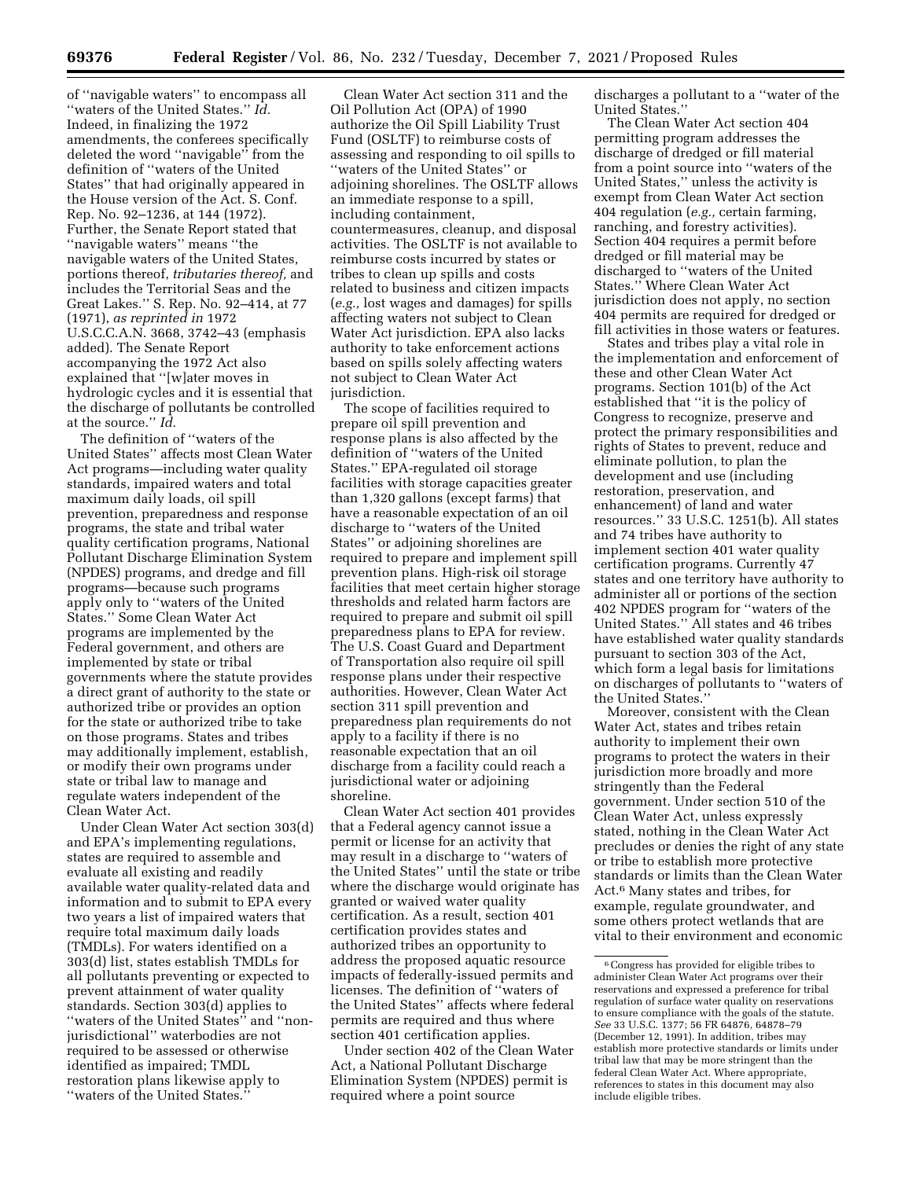of "navigable waters" to encompass all "waters of the United States." *Id.* Indeed, in finalizing the 1972 amendments, the conferees specifically deleted the word "navigable" from the definition of "waters of the United States" that had originally appeared in the House version of the Act. S. Conf. Rep. No. 92–1236, at 144 (1972). Further, the Senate Report stated that "navigable waters" means "the navigable waters of the United States, portions thereof, *tributaries thereof,* and includes the Territorial Seas and the Great Lakes." S. Rep. No. 92–414, at 77 (1971), *as reprinted in* 1972 U.S.C.C.A.N. 3668, 3742–43 (emphasis added). The Senate Report accompanying the 1972 Act also explained that "[w]ater moves in hydrologic cycles and it is essential that the discharge of pollutants be controlled at the source." *Id.*

The definition of "waters of the United States" affects most Clean Water Act programs—including water quality standards, impaired waters and total maximum daily loads, oil spill prevention, preparedness and response programs, the state and tribal water quality certification programs, National Pollutant Discharge Elimination System (NPDES) programs, and dredge and fill programs—because such programs apply only to "waters of the United States." Some Clean Water Act programs are implemented by the Federal government, and others are implemented by state or tribal governments where the statute provides a direct grant of authority to the state or authorized tribe or provides an option for the state or authorized tribe to take on those programs. States and tribes may additionally implement, establish, or modify their own programs under state or tribal law to manage and regulate waters independent of the Clean Water Act.

Under Clean Water Act section 303(d) and EPA's implementing regulations, states are required to assemble and evaluate all existing and readily available water quality-related data and information and to submit to EPA every two years a list of impaired waters that require total maximum daily loads (TMDLs). For waters identified on a 303(d) list, states establish TMDLs for all pollutants preventing or expected to prevent attainment of water quality standards. Section 303(d) applies to "waters of the United States" and "non-jurisdictional" waterbodies are not required to be assessed or otherwise identified as impaired; TMDL restoration plans likewise apply to "waters of the United States."

Clean Water Act section 311 and the Oil Pollution Act (OPA) of 1990 authorize the Oil Spill Liability Trust Fund (OSLTF) to reimburse costs of assessing and responding to oil spills to "waters of the United States" or adjoining shorelines. The OSLTF allows an immediate response to a spill, including containment, countermeasures, cleanup, and disposal activities. The OSLTF is not available to reimburse costs incurred by states or tribes to clean up spills and costs related to business and citizen impacts (*e.g.,* lost wages and damages) for spills affecting waters not subject to Clean Water Act jurisdiction. EPA also lacks authority to take enforcement actions based on spills solely affecting waters not subject to Clean Water Act jurisdiction.

The scope of facilities required to prepare oil spill prevention and response plans is also affected by the definition of "waters of the United States." EPA-regulated oil storage facilities with storage capacities greater than 1,320 gallons (except farms) that have a reasonable expectation of an oil discharge to "waters of the United States" or adjoining shorelines are required to prepare and implement spill prevention plans. High-risk oil storage facilities that meet certain higher storage thresholds and related harm factors are required to prepare and submit oil spill preparedness plans to EPA for review. The U.S. Coast Guard and Department of Transportation also require oil spill response plans under their respective authorities. However, Clean Water Act section 311 spill prevention and preparedness plan requirements do not apply to a facility if there is no reasonable expectation that an oil discharge from a facility could reach a jurisdictional water or adjoining shoreline.

Clean Water Act section 401 provides that a Federal agency cannot issue a permit or license for an activity that may result in a discharge to "waters of the United States" until the state or tribe where the discharge would originate has granted or waived water quality certification. As a result, section 401 certification provides states and authorized tribes an opportunity to address the proposed aquatic resource impacts of federally-issued permits and licenses. The definition of "waters of the United States" affects where federal permits are required and thus where section 401 certification applies.

Under section 402 of the Clean Water Act, a National Pollutant Discharge Elimination System (NPDES) permit is required where a point source discharges a pollutant to a "water of the United States."

The Clean Water Act section 404 permitting program addresses the discharge of dredged or fill material from a point source into "waters of the United States," unless the activity is exempt from Clean Water Act section 404 regulation (*e.g.,* certain farming, ranching, and forestry activities). Section 404 requires a permit before dredged or fill material may be discharged to "waters of the United States." Where Clean Water Act jurisdiction does not apply, no section 404 permits are required for dredged or fill activities in those waters or features.

States and tribes play a vital role in the implementation and enforcement of these and other Clean Water Act programs. Section 101(b) of the Act established that "it is the policy of Congress to recognize, preserve and protect the primary responsibilities and rights of States to prevent, reduce and eliminate pollution, to plan the development and use (including restoration, preservation, and enhancement) of land and water resources." 33 U.S.C. 1251(b). All states and 74 tribes have authority to implement section 401 water quality certification programs. Currently 47 states and one territory have authority to administer all or portions of the section 402 NPDES program for "waters of the United States." All states and 46 tribes have established water quality standards pursuant to section 303 of the Act, which form a legal basis for limitations on discharges of pollutants to "waters of the United States."

Moreover, consistent with the Clean Water Act, states and tribes retain authority to implement their own programs to protect the waters in their jurisdiction more broadly and more stringently than the Federal government. Under section 510 of the Clean Water Act, unless expressly stated, nothing in the Clean Water Act precludes or denies the right of any state or tribe to establish more protective standards or limits than the Clean Water Act.[6] Many states and tribes, for example, regulate groundwater, and some others protect wetlands that are vital to their environment and economic

[6] Congress has provided for eligible tribes to administer Clean Water Act programs over their reservations and expressed a preference for tribal regulation of surface water quality on reservations to ensure compliance with the goals of the statute. *See* 33 U.S.C. 1377; 56 FR 64876, 64878–79 (December 12, 1991). In addition, tribes may establish more protective standards or limits under tribal law that may be more stringent than the federal Clean Water Act. Where appropriate, references to states in this document may also include eligible tribes.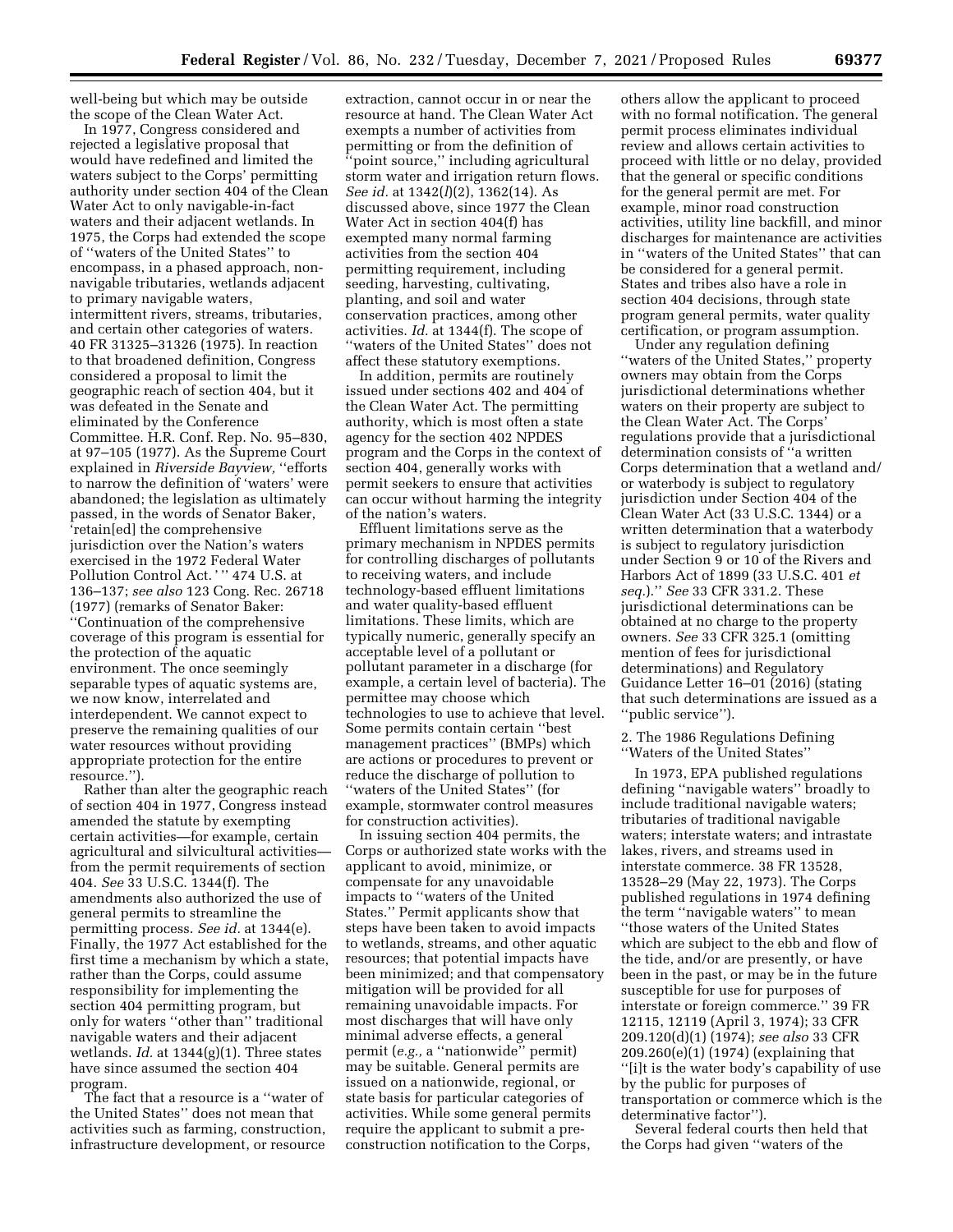well-being but which may be outside the scope of the Clean Water Act.

In 1977, Congress considered and rejected a legislative proposal that would have redefined and limited the waters subject to the Corps' permitting authority under section 404 of the Clean Water Act to only navigable-in-fact waters and their adjacent wetlands. In 1975, the Corps had extended the scope of ''waters of the United States'' to encompass, in a phased approach, non-navigable tributaries, wetlands adjacent to primary navigable waters, intermittent rivers, streams, tributaries, and certain other categories of waters. 40 FR 31325–31326 (1975). In reaction to that broadened definition, Congress considered a proposal to limit the geographic reach of section 404, but it was defeated in the Senate and eliminated by the Conference Committee. H.R. Conf. Rep. No. 95–830, at 97–105 (1977). As the Supreme Court explained in *Riverside Bayview,* ''efforts to narrow the definition of 'waters' were abandoned; the legislation as ultimately passed, in the words of Senator Baker, 'retain[ed] the comprehensive jurisdiction over the Nation's waters exercised in the 1972 Federal Water Pollution Control Act.' '' 474 U.S. at 136–137; *see also* 123 Cong. Rec. 26718 (1977) (remarks of Senator Baker: ''Continuation of the comprehensive coverage of this program is essential for the protection of the aquatic environment. The once seemingly separable types of aquatic systems are, we now know, interrelated and interdependent. We cannot expect to preserve the remaining qualities of our water resources without providing appropriate protection for the entire resource.'').

Rather than alter the geographic reach of section 404 in 1977, Congress instead amended the statute by exempting certain activities—for example, certain agricultural and silvicultural activities—from the permit requirements of section 404. *See* 33 U.S.C. 1344(f). The amendments also authorized the use of general permits to streamline the permitting process. *See id.* at 1344(e). Finally, the 1977 Act established for the first time a mechanism by which a state, rather than the Corps, could assume responsibility for implementing the section 404 permitting program, but only for waters ''other than'' traditional navigable waters and their adjacent wetlands. *Id.* at 1344(g)(1). Three states have since assumed the section 404 program.

The fact that a resource is a ''water of the United States'' does not mean that activities such as farming, construction, infrastructure development, or resource extraction, cannot occur in or near the resource at hand. The Clean Water Act exempts a number of activities from permitting or from the definition of ''point source,'' including agricultural storm water and irrigation return flows. *See id.* at 1342(*l*)(2), 1362(14). As discussed above, since 1977 the Clean Water Act in section 404(f) has exempted many normal farming activities from the section 404 permitting requirement, including seeding, harvesting, cultivating, planting, and soil and water conservation practices, among other activities. *Id.* at 1344(f). The scope of ''waters of the United States'' does not affect these statutory exemptions.

In addition, permits are routinely issued under sections 402 and 404 of the Clean Water Act. The permitting authority, which is most often a state agency for the section 402 NPDES program and the Corps in the context of section 404, generally works with permit seekers to ensure that activities can occur without harming the integrity of the nation's waters.

Effluent limitations serve as the primary mechanism in NPDES permits for controlling discharges of pollutants to receiving waters, and include technology-based effluent limitations and water quality-based effluent limitations. These limits, which are typically numeric, generally specify an acceptable level of a pollutant or pollutant parameter in a discharge (for example, a certain level of bacteria). The permittee may choose which technologies to use to achieve that level. Some permits contain certain ''best management practices'' (BMPs) which are actions or procedures to prevent or reduce the discharge of pollution to ''waters of the United States'' (for example, stormwater control measures for construction activities).

In issuing section 404 permits, the Corps or authorized state works with the applicant to avoid, minimize, or compensate for any unavoidable impacts to ''waters of the United States.'' Permit applicants show that steps have been taken to avoid impacts to wetlands, streams, and other aquatic resources; that potential impacts have been minimized; and that compensatory mitigation will be provided for all remaining unavoidable impacts. For most discharges that will have only minimal adverse effects, a general permit (*e.g.,* a ''nationwide'' permit) may be suitable. General permits are issued on a nationwide, regional, or state basis for particular categories of activities. While some general permits require the applicant to submit a pre-construction notification to the Corps, others allow the applicant to proceed with no formal notification. The general permit process eliminates individual review and allows certain activities to proceed with little or no delay, provided that the general or specific conditions for the general permit are met. For example, minor road construction activities, utility line backfill, and minor discharges for maintenance are activities in ''waters of the United States'' that can be considered for a general permit. States and tribes also have a role in section 404 decisions, through state program general permits, water quality certification, or program assumption.

Under any regulation defining ''waters of the United States,'' property owners may obtain from the Corps jurisdictional determinations whether waters on their property are subject to the Clean Water Act. The Corps' regulations provide that a jurisdictional determination consists of ''a written Corps determination that a wetland and/or waterbody is subject to regulatory jurisdiction under Section 404 of the Clean Water Act (33 U.S.C. 1344) or a written determination that a waterbody is subject to regulatory jurisdiction under Section 9 or 10 of the Rivers and Harbors Act of 1899 (33 U.S.C. 401 *et seq.*).'' *See* 33 CFR 331.2. These jurisdictional determinations can be obtained at no charge to the property owners. *See* 33 CFR 325.1 (omitting mention of fees for jurisdictional determinations) and Regulatory Guidance Letter 16–01 (2016) (stating that such determinations are issued as a ''public service'').

### 2. The 1986 Regulations Defining ''Waters of the United States''

In 1973, EPA published regulations defining ''navigable waters'' broadly to include traditional navigable waters; tributaries of traditional navigable waters; interstate waters; and intrastate lakes, rivers, and streams used in interstate commerce. 38 FR 13528, 13528–29 (May 22, 1973). The Corps published regulations in 1974 defining the term ''navigable waters'' to mean ''those waters of the United States which are subject to the ebb and flow of the tide, and/or are presently, or have been in the past, or may be in the future susceptible for use for purposes of interstate or foreign commerce.'' 39 FR 12115, 12119 (April 3, 1974); 33 CFR 209.120(d)(1) (1974); *see also* 33 CFR 209.260(e)(1) (1974) (explaining that ''[i]t is the water body's capability of use by the public for purposes of transportation or commerce which is the determinative factor'').

Several federal courts then held that the Corps had given ''waters of the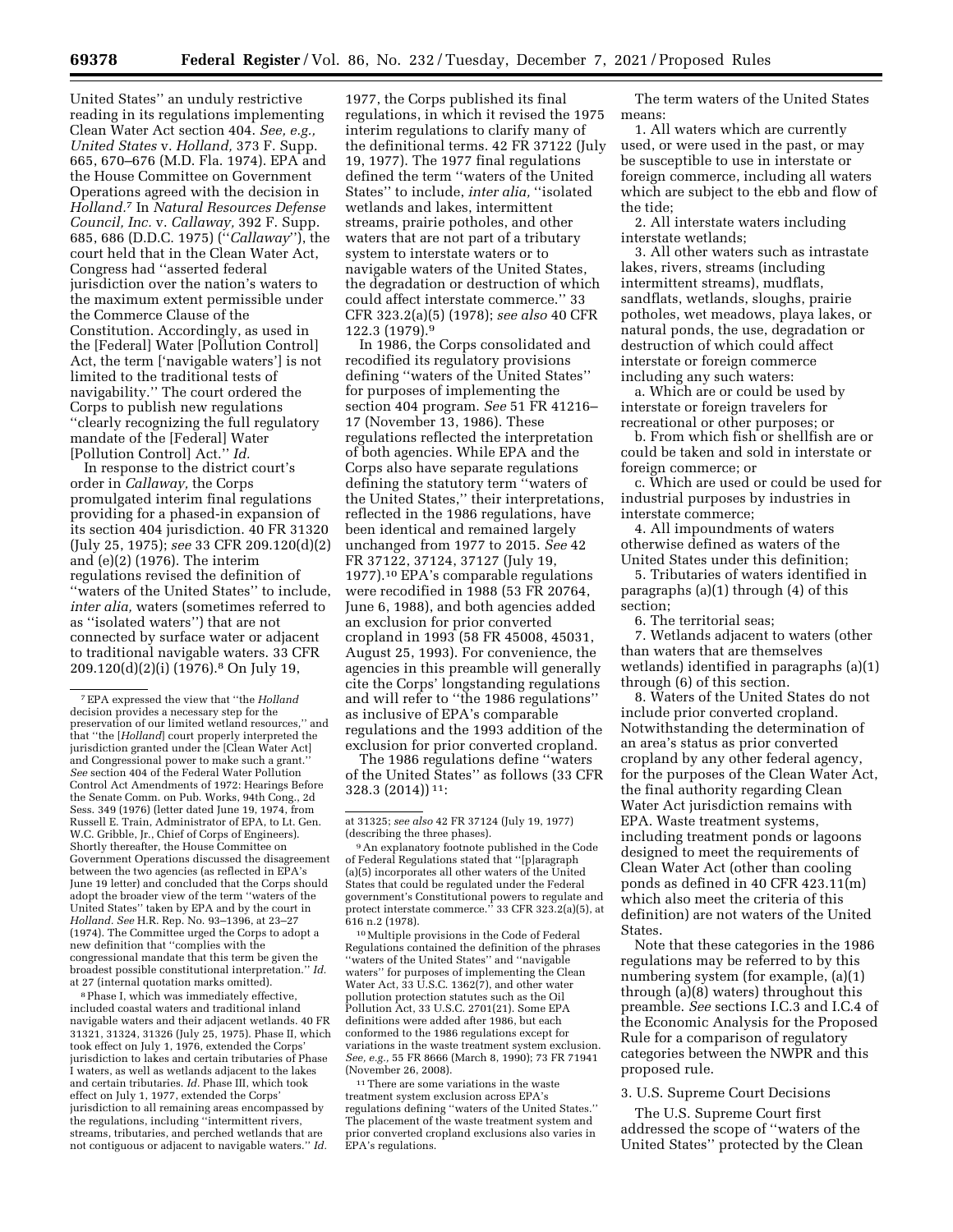United States'' an unduly restrictive reading in its regulations implementing Clean Water Act section 404. *See, e.g., United States* v. *Holland,* 373 F. Supp. 665, 670–676 (M.D. Fla. 1974). EPA and the House Committee on Government Operations agreed with the decision in *Holland.*[7] In *Natural Resources Defense Council, Inc.* v. *Callaway,* 392 F. Supp. 685, 686 (D.D.C. 1975) (''*Callaway*''), the court held that in the Clean Water Act, Congress had ''asserted federal jurisdiction over the nation's waters to the maximum extent permissible under the Commerce Clause of the Constitution. Accordingly, as used in the [Federal] Water [Pollution Control] Act, the term ['navigable waters'] is not limited to the traditional tests of navigability.'' The court ordered the Corps to publish new regulations ''clearly recognizing the full regulatory mandate of the [Federal] Water [Pollution Control] Act.'' *Id.*

In response to the district court's order in *Callaway,* the Corps promulgated interim final regulations providing for a phased-in expansion of its section 404 jurisdiction. 40 FR 31320 (July 25, 1975); *see* 33 CFR 209.120(d)(2) and (e)(2) (1976). The interim regulations revised the definition of ''waters of the United States'' to include, *inter alia,* waters (sometimes referred to as ''isolated waters'') that are not connected by surface water or adjacent to traditional navigable waters. 33 CFR 209.120(d)(2)(i) (1976).[8] On July 19, 1977, the Corps published its final regulations, in which it revised the 1975 interim regulations to clarify many of the definitional terms. 42 FR 37122 (July 19, 1977). The 1977 final regulations defined the term ''waters of the United States'' to include, *inter alia,* ''isolated wetlands and lakes, intermittent streams, prairie potholes, and other waters that are not part of a tributary system to interstate waters or to navigable waters of the United States, the degradation or destruction of which could affect interstate commerce.'' 33 CFR 323.2(a)(5) (1978); *see also* 40 CFR 122.3 (1979).[9]

In 1986, the Corps consolidated and recodified its regulatory provisions defining ''waters of the United States'' for purposes of implementing the section 404 program. *See* 51 FR 41216–17 (November 13, 1986). These regulations reflected the interpretation of both agencies. While EPA and the Corps also have separate regulations defining the statutory term ''waters of the United States,'' their interpretations, reflected in the 1986 regulations, have been identical and remained largely unchanged from 1977 to 2015. *See* 42 FR 37122, 37124, 37127 (July 19, 1977).[10] EPA's comparable regulations were recodified in 1988 (53 FR 20764, June 6, 1988), and both agencies added an exclusion for prior converted cropland in 1993 (58 FR 45008, 45031, August 25, 1993). For convenience, the agencies in this preamble will generally cite the Corps' longstanding regulations and will refer to ''the 1986 regulations'' as inclusive of EPA's comparable regulations and the 1993 addition of the exclusion for prior converted cropland.

The 1986 regulations define ''waters of the United States'' as follows (33 CFR 328.3 (2014))[11]:

The term waters of the United States means:

1. All waters which are currently used, or were used in the past, or may be susceptible to use in interstate or foreign commerce, including all waters which are subject to the ebb and flow of the tide;
2. All interstate waters including interstate wetlands;
3. All other waters such as intrastate lakes, rivers, streams (including intermittent streams), mudflats, sandflats, wetlands, sloughs, prairie potholes, wet meadows, playa lakes, or natural ponds, the use, degradation or destruction of which could affect interstate or foreign commerce including any such waters:
   a. Which are or could be used by interstate or foreign travelers for recreational or other purposes; or
   b. From which fish or shellfish are or could be taken and sold in interstate or foreign commerce; or
   c. Which are used or could be used for industrial purposes by industries in interstate commerce;
4. All impoundments of waters otherwise defined as waters of the United States under this definition;
5. Tributaries of waters identified in paragraphs (a)(1) through (4) of this section;
6. The territorial seas;
7. Wetlands adjacent to waters (other than waters that are themselves wetlands) identified in paragraphs (a)(1) through (6) of this section.
8. Waters of the United States do not include prior converted cropland. Notwithstanding the determination of an area's status as prior converted cropland by any other federal agency, for the purposes of the Clean Water Act, the final authority regarding Clean Water Act jurisdiction remains with EPA. Waste treatment systems, including treatment ponds or lagoons designed to meet the requirements of Clean Water Act (other than cooling ponds as defined in 40 CFR 423.11(m) which also meet the criteria of this definition) are not waters of the United States.

Note that these categories in the 1986 regulations may be referred to by this numbering system (for example, (a)(1) through (a)(8) waters) throughout this preamble. *See* sections I.C.3 and I.C.4 of the Economic Analysis for the Proposed Rule for a comparison of regulatory categories between the NWPR and this proposed rule.

### 3. U.S. Supreme Court Decisions

The U.S. Supreme Court first addressed the scope of ''waters of the United States'' protected by the Clean

---

[7] EPA expressed the view that ''the *Holland* decision provides a necessary step for the preservation of our limited wetland resources,'' and that ''the [*Holland*] court properly interpreted the jurisdiction granted under the [Clean Water Act] and Congressional power to make such a grant.'' *See* section 404 of the Federal Water Pollution Control Act Amendments of 1972: Hearings Before the Senate Comm. on Pub. Works, 94th Cong., 2d Sess. 349 (1976) (letter dated June 19, 1974, from Russell E. Train, Administrator of EPA, to Lt. Gen. W.C. Gribble, Jr., Chief of Corps of Engineers). Shortly thereafter, the House Committee on Government Operations discussed the disagreement between the two agencies (as reflected in EPA's June 19 letter) and concluded that the Corps should adopt the broader view of the term ''waters of the United States'' taken by EPA and by the court in *Holland. See* H.R. Rep. No. 93–1396, at 23–27 (1974). The Committee urged the Corps to adopt a new definition that ''complies with the congressional mandate that this term be given the broadest possible constitutional interpretation.'' *Id.* at 27 (internal quotation marks omitted).

[8] Phase I, which was immediately effective, included coastal waters and traditional inland navigable waters and their adjacent wetlands. 40 FR 31321, 31324, 31326 (July 25, 1975). Phase II, which took effect on July 1, 1976, extended the Corps' jurisdiction to lakes and certain tributaries of Phase I waters, as well as wetlands adjacent to the lakes and certain tributaries. *Id.* Phase III, which took effect on July 1, 1977, extended the Corps' jurisdiction to all remaining areas encompassed by the regulations, including ''intermittent rivers, streams, tributaries, and perched wetlands that are not contiguous or adjacent to navigable waters.'' *Id.* at 31325; *see also* 42 FR 37124 (July 19, 1977) (describing the three phases).

[9] An explanatory footnote published in the Code of Federal Regulations stated that ''[p]aragraph (a)(5) incorporates all other waters of the United States that could be regulated under the Federal government's Constitutional powers to regulate and protect interstate commerce.'' 33 CFR 323.2(a)(5), at 616 n.2 (1978).

[10] Multiple provisions in the Code of Federal Regulations contained the definition of the phrases ''waters of the United States'' and ''navigable waters'' for purposes of implementing the Clean Water Act, 33 U.S.C. 1362(7), and other water pollution protection statutes such as the Oil Pollution Act, 33 U.S.C. 2701(21). Some EPA definitions were added after 1986, but each conformed to the 1986 regulations except for variations in the waste treatment system exclusion. *See, e.g.,* 55 FR 8666 (March 8, 1990); 73 FR 71941 (November 26, 2008).

[11] There are some variations in the waste treatment system exclusion across EPA's regulations defining ''waters of the United States.'' The placement of the waste treatment system and prior converted cropland exclusions also varies in EPA's regulations.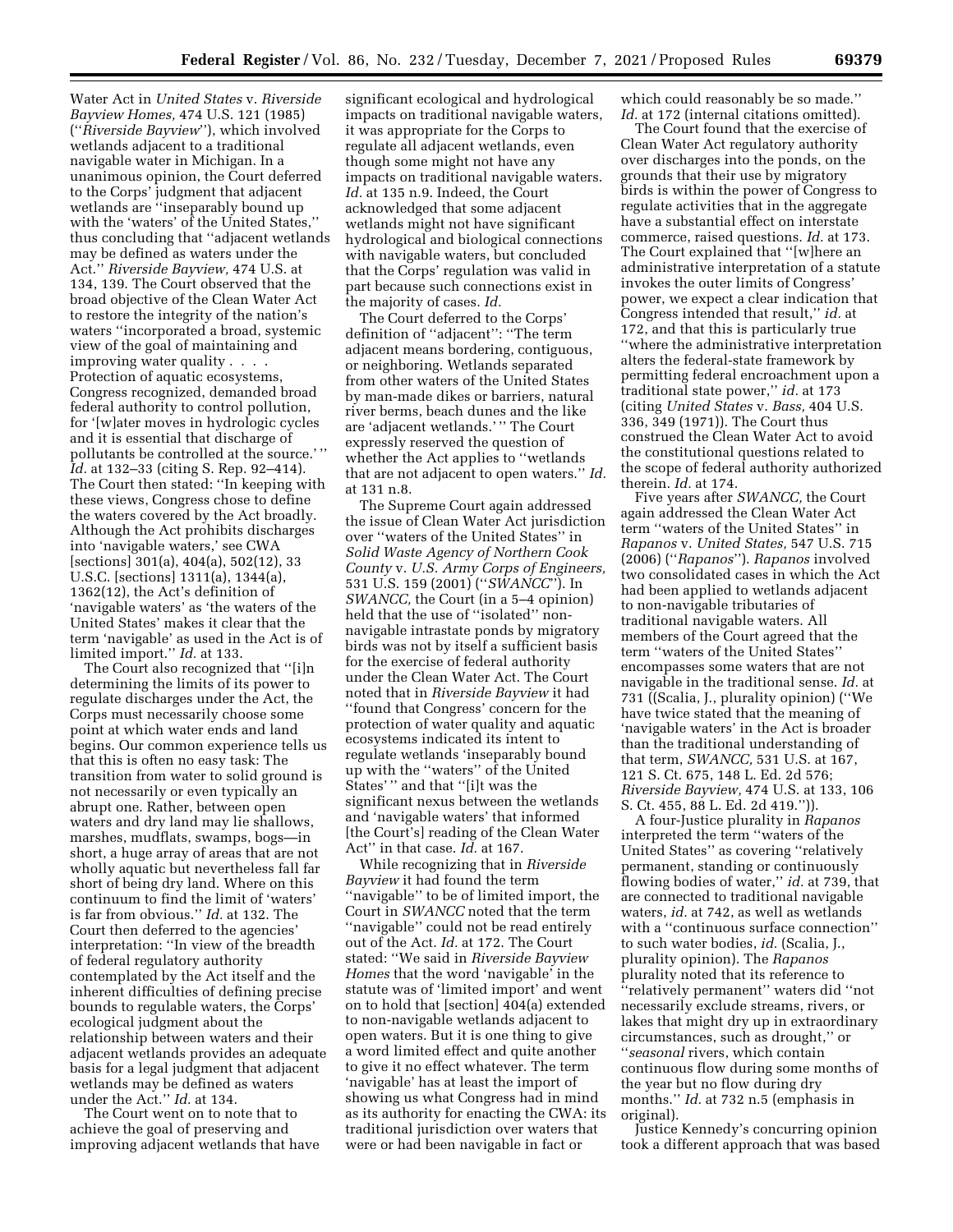Water Act in *United States* v. *Riverside Bayview Homes,* 474 U.S. 121 (1985) (''*Riverside Bayview*''), which involved wetlands adjacent to a traditional navigable water in Michigan. In a unanimous opinion, the Court deferred to the Corps' judgment that adjacent wetlands are ''inseparably bound up with the 'waters' of the United States,'' thus concluding that ''adjacent wetlands may be defined as waters under the Act.'' *Riverside Bayview,* 474 U.S. at 134, 139. The Court observed that the broad objective of the Clean Water Act to restore the integrity of the nation's waters ''incorporated a broad, systemic view of the goal of maintaining and improving water quality . . . . Protection of aquatic ecosystems, Congress recognized, demanded broad federal authority to control pollution, for '[w]ater moves in hydrologic cycles and it is essential that discharge of pollutants be controlled at the source.' '' *Id.* at 132–33 (citing S. Rep. 92–414). The Court then stated: ''In keeping with these views, Congress chose to define the waters covered by the Act broadly. Although the Act prohibits discharges into 'navigable waters,' see CWA [sections] 301(a), 404(a), 502(12), 33 U.S.C. [sections] 1311(a), 1344(a), 1362(12), the Act's definition of 'navigable waters' as 'the waters of the United States' makes it clear that the term 'navigable' as used in the Act is of limited import.'' *Id.* at 133.

The Court also recognized that ''[i]n determining the limits of its power to regulate discharges under the Act, the Corps must necessarily choose some point at which water ends and land begins. Our common experience tells us that this is often no easy task: The transition from water to solid ground is not necessarily or even typically an abrupt one. Rather, between open waters and dry land may lie shallows, marshes, mudflats, swamps, bogs—in short, a huge array of areas that are not wholly aquatic but nevertheless fall far short of being dry land. Where on this continuum to find the limit of 'waters' is far from obvious.'' *Id.* at 132. The Court then deferred to the agencies' interpretation: ''In view of the breadth of federal regulatory authority contemplated by the Act itself and the inherent difficulties of defining precise bounds to regulable waters, the Corps' ecological judgment about the relationship between waters and their adjacent wetlands provides an adequate basis for a legal judgment that adjacent wetlands may be defined as waters under the Act.'' *Id.* at 134.

The Court went on to note that to achieve the goal of preserving and improving adjacent wetlands that have significant ecological and hydrological impacts on traditional navigable waters, it was appropriate for the Corps to regulate all adjacent wetlands, even though some might not have any impacts on traditional navigable waters. *Id.* at 135 n.9. Indeed, the Court acknowledged that some adjacent wetlands might not have significant hydrological and biological connections with navigable waters, but concluded that the Corps' regulation was valid in part because such connections exist in the majority of cases. *Id.*

The Court deferred to the Corps' definition of ''adjacent'': ''The term adjacent means bordering, contiguous, or neighboring. Wetlands separated from other waters of the United States by man-made dikes or barriers, natural river berms, beach dunes and the like are 'adjacent wetlands.' '' The Court expressly reserved the question of whether the Act applies to ''wetlands that are not adjacent to open waters.'' *Id.* at 131 n.8.

The Supreme Court again addressed the issue of Clean Water Act jurisdiction over ''waters of the United States'' in *Solid Waste Agency of Northern Cook County* v. *U.S. Army Corps of Engineers,* 531 U.S. 159 (2001) (''*SWANCC*''). In *SWANCC,* the Court (in a 5–4 opinion) held that the use of ''isolated'' non-navigable intrastate ponds by migratory birds was not by itself a sufficient basis for the exercise of federal authority under the Clean Water Act. The Court noted that in *Riverside Bayview* it had ''found that Congress' concern for the protection of water quality and aquatic ecosystems indicated its intent to regulate wetlands 'inseparably bound up with the ''waters'' of the United States' '' and that ''[i]t was the significant nexus between the wetlands and 'navigable waters' that informed [the Court's] reading of the Clean Water Act'' in that case. *Id.* at 167.

While recognizing that in *Riverside Bayview* it had found the term ''navigable'' to be of limited import, the Court in *SWANCC* noted that the term ''navigable'' could not be read entirely out of the Act. *Id.* at 172. The Court stated: ''We said in *Riverside Bayview Homes* that the word 'navigable' in the statute was of 'limited import' and went on to hold that [section] 404(a) extended to non-navigable wetlands adjacent to open waters. But it is one thing to give a word limited effect and quite another to give it no effect whatever. The term 'navigable' has at least the import of showing us what Congress had in mind as its authority for enacting the CWA: its traditional jurisdiction over waters that were or had been navigable in fact or which could reasonably be so made.'' *Id.* at 172 (internal citations omitted).

The Court found that the exercise of Clean Water Act regulatory authority over discharges into the ponds, on the grounds that their use by migratory birds is within the power of Congress to regulate activities that in the aggregate have a substantial effect on interstate commerce, raised questions. *Id.* at 173. The Court explained that ''[w]here an administrative interpretation of a statute invokes the outer limits of Congress' power, we expect a clear indication that Congress intended that result,'' *id.* at 172, and that this is particularly true ''where the administrative interpretation alters the federal-state framework by permitting federal encroachment upon a traditional state power,'' *id.* at 173 (citing *United States* v. *Bass,* 404 U.S. 336, 349 (1971)). The Court thus construed the Clean Water Act to avoid the constitutional questions related to the scope of federal authority authorized therein. *Id.* at 174.

Five years after *SWANCC,* the Court again addressed the Clean Water Act term ''waters of the United States'' in *Rapanos* v. *United States,* 547 U.S. 715 (2006) (''*Rapanos*''). *Rapanos* involved two consolidated cases in which the Act had been applied to wetlands adjacent to non-navigable tributaries of traditional navigable waters. All members of the Court agreed that the term ''waters of the United States'' encompasses some waters that are not navigable in the traditional sense. *Id.* at 731 ((Scalia, J., plurality opinion) (''We have twice stated that the meaning of 'navigable waters' in the Act is broader than the traditional understanding of that term, *SWANCC,* 531 U.S. at 167, 121 S. Ct. 675, 148 L. Ed. 2d 576; *Riverside Bayview,* 474 U.S. at 133, 106 S. Ct. 455, 88 L. Ed. 2d 419.'')).

A four-Justice plurality in *Rapanos* interpreted the term ''waters of the United States'' as covering ''relatively permanent, standing or continuously flowing bodies of water,'' *id.* at 739, that are connected to traditional navigable waters, *id.* at 742, as well as wetlands with a ''continuous surface connection'' to such water bodies, *id.* (Scalia, J., plurality opinion). The *Rapanos* plurality noted that its reference to ''relatively permanent'' waters did ''not necessarily exclude streams, rivers, or lakes that might dry up in extraordinary circumstances, such as drought,'' or ''*seasonal* rivers, which contain continuous flow during some months of the year but no flow during dry months.'' *Id.* at 732 n.5 (emphasis in original).

Justice Kennedy's concurring opinion took a different approach that was based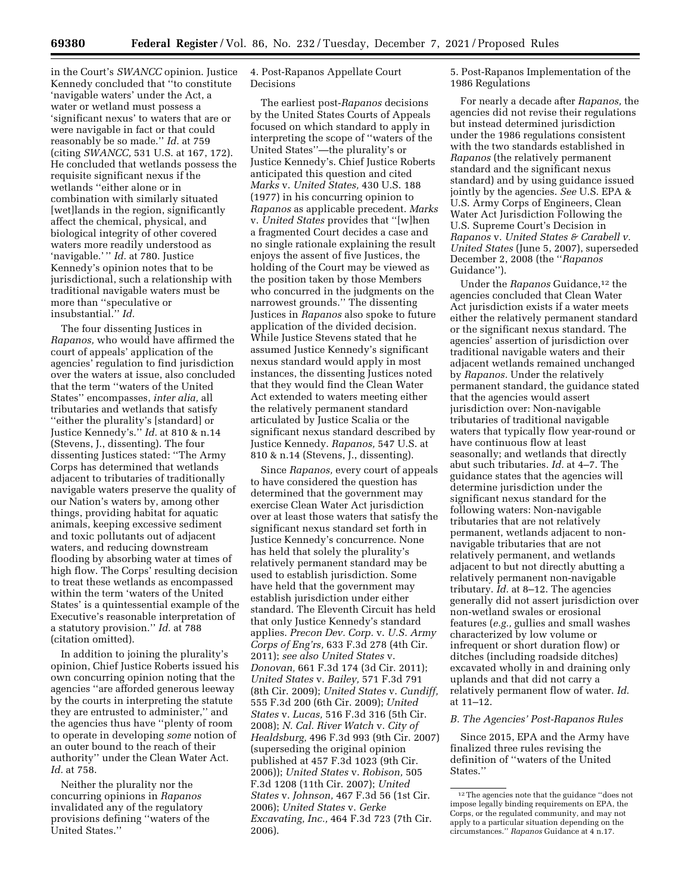in the Court's *SWANCC* opinion. Justice Kennedy concluded that ''to constitute 'navigable waters' under the Act, a water or wetland must possess a 'significant nexus' to waters that are or were navigable in fact or that could reasonably be so made.'' *Id.* at 759 (citing *SWANCC,* 531 U.S. at 167, 172). He concluded that wetlands possess the requisite significant nexus if the wetlands ''either alone or in combination with similarly situated [wet]lands in the region, significantly affect the chemical, physical, and biological integrity of other covered waters more readily understood as 'navigable.' '' *Id.* at 780. Justice Kennedy's opinion notes that to be jurisdictional, such a relationship with traditional navigable waters must be more than ''speculative or insubstantial.'' *Id.*

The four dissenting Justices in *Rapanos,* who would have affirmed the court of appeals' application of the agencies' regulation to find jurisdiction over the waters at issue, also concluded that the term ''waters of the United States'' encompasses, *inter alia,* all tributaries and wetlands that satisfy ''either the plurality's [standard] or Justice Kennedy's.'' *Id.* at 810 & n.14 (Stevens, J., dissenting). The four dissenting Justices stated: ''The Army Corps has determined that wetlands adjacent to tributaries of traditionally navigable waters preserve the quality of our Nation's waters by, among other things, providing habitat for aquatic animals, keeping excessive sediment and toxic pollutants out of adjacent waters, and reducing downstream flooding by absorbing water at times of high flow. The Corps' resulting decision to treat these wetlands as encompassed within the term 'waters of the United States' is a quintessential example of the Executive's reasonable interpretation of a statutory provision.'' *Id.* at 788 (citation omitted).

In addition to joining the plurality's opinion, Chief Justice Roberts issued his own concurring opinion noting that the agencies ''are afforded generous leeway by the courts in interpreting the statute they are entrusted to administer,'' and the agencies thus have ''plenty of room to operate in developing *some* notion of an outer bound to the reach of their authority'' under the Clean Water Act. *Id.* at 758.

Neither the plurality nor the concurring opinions in *Rapanos* invalidated any of the regulatory provisions defining ''waters of the United States.''

4. Post-Rapanos Appellate Court Decisions

The earliest post-*Rapanos* decisions by the United States Courts of Appeals focused on which standard to apply in interpreting the scope of ''waters of the United States''—the plurality's or Justice Kennedy's. Chief Justice Roberts anticipated this question and cited *Marks* v. *United States,* 430 U.S. 188 (1977) in his concurring opinion to *Rapanos* as applicable precedent. *Marks* v. *United States* provides that ''[w]hen a fragmented Court decides a case and no single rationale explaining the result enjoys the assent of five Justices, the holding of the Court may be viewed as the position taken by those Members who concurred in the judgments on the narrowest grounds.'' The dissenting Justices in *Rapanos* also spoke to future application of the divided decision. While Justice Stevens stated that he assumed Justice Kennedy's significant nexus standard would apply in most instances, the dissenting Justices noted that they would find the Clean Water Act extended to waters meeting either the relatively permanent standard articulated by Justice Scalia or the significant nexus standard described by Justice Kennedy. *Rapanos,* 547 U.S. at 810 & n.14 (Stevens, J., dissenting).

Since *Rapanos,* every court of appeals to have considered the question has determined that the government may exercise Clean Water Act jurisdiction over at least those waters that satisfy the significant nexus standard set forth in Justice Kennedy's concurrence. None has held that solely the plurality's relatively permanent standard may be used to establish jurisdiction. Some have held that the government may establish jurisdiction under either standard. The Eleventh Circuit has held that only Justice Kennedy's standard applies. *Precon Dev. Corp.* v. *U.S. Army Corps of Eng'rs,* 633 F.3d 278 (4th Cir. 2011); *see also United States* v. *Donovan,* 661 F.3d 174 (3d Cir. 2011); *United States* v. *Bailey,* 571 F.3d 791 (8th Cir. 2009); *United States* v. *Cundiff,* 555 F.3d 200 (6th Cir. 2009); *United States* v. *Lucas,* 516 F.3d 316 (5th Cir. 2008); *N. Cal. River Watch* v. *City of Healdsburg,* 496 F.3d 993 (9th Cir. 2007) (superseding the original opinion published at 457 F.3d 1023 (9th Cir. 2006)); *United States* v. *Robison,* 505 F.3d 1208 (11th Cir. 2007); *United States* v. *Johnson,* 467 F.3d 56 (1st Cir. 2006); *United States* v. *Gerke Excavating, Inc.,* 464 F.3d 723 (7th Cir. 2006).

5. Post-Rapanos Implementation of the 1986 Regulations

For nearly a decade after *Rapanos,* the agencies did not revise their regulations but instead determined jurisdiction under the 1986 regulations consistent with the two standards established in *Rapanos* (the relatively permanent standard and the significant nexus standard) and by using guidance issued jointly by the agencies. *See* U.S. EPA & U.S. Army Corps of Engineers, Clean Water Act Jurisdiction Following the U.S. Supreme Court's Decision in *Rapanos* v. *United States & Carabell v. United States* (June 5, 2007), superseded December 2, 2008 (the ''*Rapanos* Guidance'').

Under the *Rapanos* Guidance,[12] the agencies concluded that Clean Water Act jurisdiction exists if a water meets either the relatively permanent standard or the significant nexus standard. The agencies' assertion of jurisdiction over traditional navigable waters and their adjacent wetlands remained unchanged by *Rapanos.* Under the relatively permanent standard, the guidance stated that the agencies would assert jurisdiction over: Non-navigable tributaries of traditional navigable waters that typically flow year-round or have continuous flow at least seasonally; and wetlands that directly abut such tributaries. *Id.* at 4–7. The guidance states that the agencies will determine jurisdiction under the significant nexus standard for the following waters: Non-navigable tributaries that are not relatively permanent, wetlands adjacent to non-navigable tributaries that are not relatively permanent, and wetlands adjacent to but not directly abutting a relatively permanent non-navigable tributary. *Id.* at 8–12. The agencies generally did not assert jurisdiction over non-wetland swales or erosional features (*e.g.,* gullies and small washes characterized by low volume or infrequent or short duration flow) or ditches (including roadside ditches) excavated wholly in and draining only uplands and that did not carry a relatively permanent flow of water. *Id.* at 11–12.

### *B. The Agencies' Post-Rapanos Rules*

Since 2015, EPA and the Army have finalized three rules revising the definition of ''waters of the United States.''

[12] The agencies note that the guidance ''does not impose legally binding requirements on EPA, the Corps, or the regulated community, and may not apply to a particular situation depending on the circumstances.'' *Rapanos* Guidance at 4 n.17.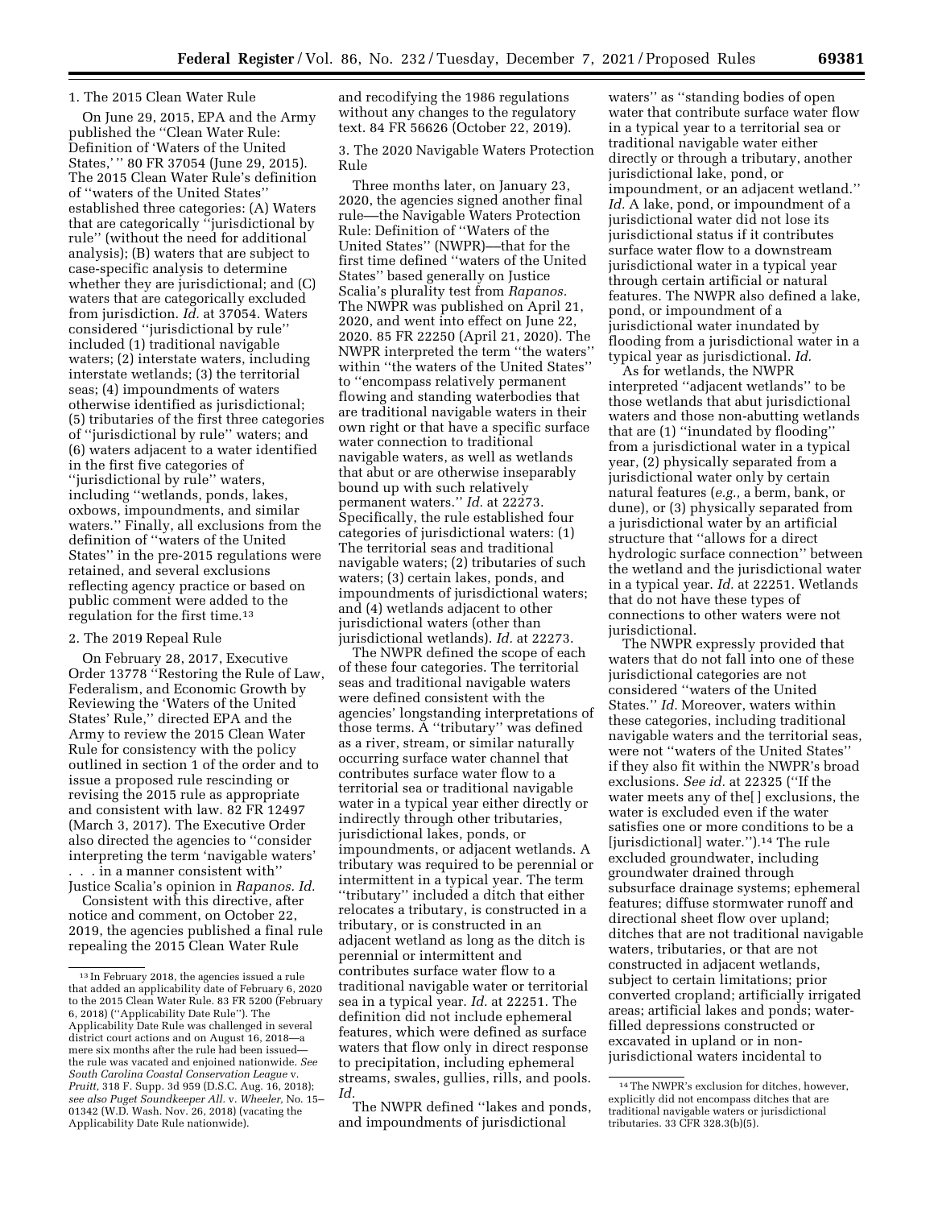### 1. The 2015 Clean Water Rule

On June 29, 2015, EPA and the Army published the ''Clean Water Rule: Definition of 'Waters of the United States,' '' 80 FR 37054 (June 29, 2015). The 2015 Clean Water Rule's definition of ''waters of the United States'' established three categories: (A) Waters that are categorically ''jurisdictional by rule'' (without the need for additional analysis); (B) waters that are subject to case-specific analysis to determine whether they are jurisdictional; and (C) waters that are categorically excluded from jurisdiction. *Id.* at 37054. Waters considered ''jurisdictional by rule'' included (1) traditional navigable waters; (2) interstate waters, including interstate wetlands; (3) the territorial seas; (4) impoundments of waters otherwise identified as jurisdictional; (5) tributaries of the first three categories of ''jurisdictional by rule'' waters; and (6) waters adjacent to a water identified in the first five categories of ''jurisdictional by rule'' waters, including ''wetlands, ponds, lakes, oxbows, impoundments, and similar waters.'' Finally, all exclusions from the definition of ''waters of the United States'' in the pre-2015 regulations were retained, and several exclusions reflecting agency practice or based on public comment were added to the regulation for the first time.[13]

### 2. The 2019 Repeal Rule

On February 28, 2017, Executive Order 13778 ''Restoring the Rule of Law, Federalism, and Economic Growth by Reviewing the 'Waters of the United States' Rule,'' directed EPA and the Army to review the 2015 Clean Water Rule for consistency with the policy outlined in section 1 of the order and to issue a proposed rule rescinding or revising the 2015 rule as appropriate and consistent with law. 82 FR 12497 (March 3, 2017). The Executive Order also directed the agencies to ''consider interpreting the term 'navigable waters' . . . in a manner consistent with'' Justice Scalia's opinion in *Rapanos. Id.*

Consistent with this directive, after notice and comment, on October 22, 2019, the agencies published a final rule repealing the 2015 Clean Water Rule and recodifying the 1986 regulations without any changes to the regulatory text. 84 FR 56626 (October 22, 2019).

### 3. The 2020 Navigable Waters Protection Rule

Three months later, on January 23, 2020, the agencies signed another final rule—the Navigable Waters Protection Rule: Definition of ''Waters of the United States'' (NWPR)—that for the first time defined ''waters of the United States'' based generally on Justice Scalia's plurality test from *Rapanos.* The NWPR was published on April 21, 2020, and went into effect on June 22, 2020. 85 FR 22250 (April 21, 2020). The NWPR interpreted the term ''the waters'' within ''the waters of the United States'' to ''encompass relatively permanent flowing and standing waterbodies that are traditional navigable waters in their own right or that have a specific surface water connection to traditional navigable waters, as well as wetlands that abut or are otherwise inseparably bound up with such relatively permanent waters.'' *Id.* at 22273. Specifically, the rule established four categories of jurisdictional waters: (1) The territorial seas and traditional navigable waters; (2) tributaries of such waters; (3) certain lakes, ponds, and impoundments of jurisdictional waters; and (4) wetlands adjacent to other jurisdictional waters (other than jurisdictional wetlands). *Id.* at 22273.

The NWPR defined the scope of each of these four categories. The territorial seas and traditional navigable waters were defined consistent with the agencies' longstanding interpretations of those terms. A ''tributary'' was defined as a river, stream, or similar naturally occurring surface water channel that contributes surface water flow to a territorial sea or traditional navigable water in a typical year either directly or indirectly through other tributaries, jurisdictional lakes, ponds, or impoundments, or adjacent wetlands. A tributary was required to be perennial or intermittent in a typical year. The term ''tributary'' included a ditch that either relocates a tributary, is constructed in a tributary, or is constructed in an adjacent wetland as long as the ditch is perennial or intermittent and contributes surface water flow to a traditional navigable water or territorial sea in a typical year. *Id.* at 22251. The definition did not include ephemeral features, which were defined as surface waters that flow only in direct response to precipitation, including ephemeral streams, swales, gullies, rills, and pools. *Id.*

The NWPR defined ''lakes and ponds, and impoundments of jurisdictional waters'' as ''standing bodies of open water that contribute surface water flow in a typical year to a territorial sea or traditional navigable water either directly or through a tributary, another jurisdictional lake, pond, or impoundment, or an adjacent wetland.'' *Id.* A lake, pond, or impoundment of a jurisdictional water did not lose its jurisdictional status if it contributes surface water flow to a downstream jurisdictional water in a typical year through certain artificial or natural features. The NWPR also defined a lake, pond, or impoundment of a jurisdictional water inundated by flooding from a jurisdictional water in a typical year as jurisdictional. *Id.*

As for wetlands, the NWPR interpreted ''adjacent wetlands'' to be those wetlands that abut jurisdictional waters and those non-abutting wetlands that are (1) ''inundated by flooding'' from a jurisdictional water in a typical year, (2) physically separated from a jurisdictional water only by certain natural features (*e.g.,* a berm, bank, or dune), or (3) physically separated from a jurisdictional water by an artificial structure that ''allows for a direct hydrologic surface connection'' between the wetland and the jurisdictional water in a typical year. *Id.* at 22251. Wetlands that do not have these types of connections to other waters were not jurisdictional.

The NWPR expressly provided that waters that do not fall into one of these jurisdictional categories are not considered ''waters of the United States.'' *Id.* Moreover, waters within these categories, including traditional navigable waters and the territorial seas, were not ''waters of the United States'' if they also fit within the NWPR's broad exclusions. *See id.* at 22325 (''If the water meets any of the[ ] exclusions, the water is excluded even if the water satisfies one or more conditions to be a [jurisdictional] water.'').[14] The rule excluded groundwater, including groundwater drained through subsurface drainage systems; ephemeral features; diffuse stormwater runoff and directional sheet flow over upland; ditches that are not traditional navigable waters, tributaries, or that are not constructed in adjacent wetlands, subject to certain limitations; prior converted cropland; artificially irrigated areas; artificial lakes and ponds; water-filled depressions constructed or excavated in upland or in non-jurisdictional waters incidental to

---

[13] In February 2018, the agencies issued a rule that added an applicability date of February 6, 2020 to the 2015 Clean Water Rule. 83 FR 5200 (February 6, 2018) (''Applicability Date Rule''). The Applicability Date Rule was challenged in several district court actions and on August 16, 2018—a mere six months after the rule had been issued—the rule was vacated and enjoined nationwide. *See South Carolina Coastal Conservation League* v. *Pruitt,* 318 F. Supp. 3d 959 (D.S.C. Aug. 16, 2018); *see also Puget Soundkeeper All.* v. *Wheeler,* No. 15–01342 (W.D. Wash. Nov. 26, 2018) (vacating the Applicability Date Rule nationwide).

[14] The NWPR's exclusion for ditches, however, explicitly did not encompass ditches that are traditional navigable waters or jurisdictional tributaries. 33 CFR 328.3(b)(5).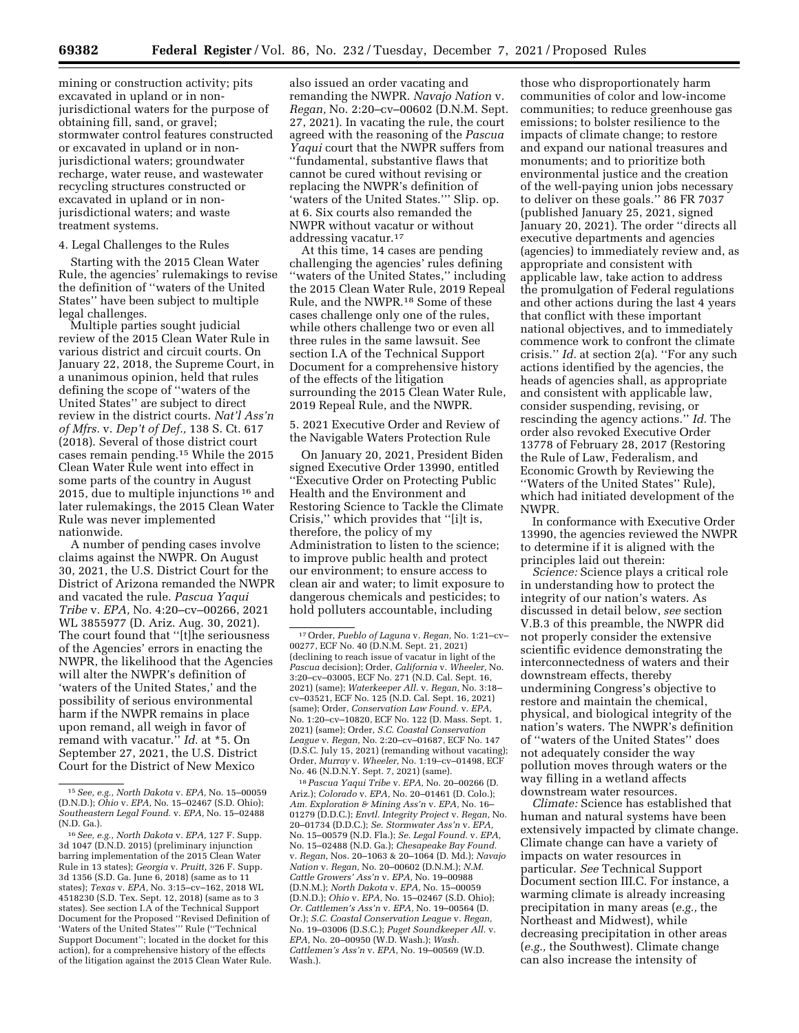mining or construction activity; pits excavated in upland or in non-jurisdictional waters for the purpose of obtaining fill, sand, or gravel; stormwater control features constructed or excavated in upland or in non-jurisdictional waters; groundwater recharge, water reuse, and wastewater recycling structures constructed or excavated in upland or in non-jurisdictional waters; and waste treatment systems.

4. Legal Challenges to the Rules

Starting with the 2015 Clean Water Rule, the agencies' rulemakings to revise the definition of ''waters of the United States'' have been subject to multiple legal challenges.

Multiple parties sought judicial review of the 2015 Clean Water Rule in various district and circuit courts. On January 22, 2018, the Supreme Court, in a unanimous opinion, held that rules defining the scope of ''waters of the United States'' are subject to direct review in the district courts. *Nat'l Ass'n of Mfrs.* v. *Dep't of Def.,* 138 S. Ct. 617 (2018). Several of those district court cases remain pending.[15] While the 2015 Clean Water Rule went into effect in some parts of the country in August 2015, due to multiple injunctions [16] and later rulemakings, the 2015 Clean Water Rule was never implemented nationwide.

A number of pending cases involve claims against the NWPR. On August 30, 2021, the U.S. District Court for the District of Arizona remanded the NWPR and vacated the rule. *Pascua Yaqui Tribe* v. *EPA,* No. 4:20–cv–00266, 2021 WL 3855977 (D. Ariz. Aug. 30, 2021). The court found that ''[t]he seriousness of the Agencies' errors in enacting the NWPR, the likelihood that the Agencies will alter the NWPR's definition of 'waters of the United States,' and the possibility of serious environmental harm if the NWPR remains in place upon remand, all weigh in favor of remand with vacatur.'' *Id.* at \*5. On September 27, 2021, the U.S. District Court for the District of New Mexico also issued an order vacating and remanding the NWPR. *Navajo Nation* v. *Regan,* No. 2:20–cv–00602 (D.N.M. Sept. 27, 2021). In vacating the rule, the court agreed with the reasoning of the *Pascua Yaqui* court that the NWPR suffers from ''fundamental, substantive flaws that cannot be cured without revising or replacing the NWPR's definition of 'waters of the United States.''' Slip. op. at 6. Six courts also remanded the NWPR without vacatur or without addressing vacatur.[17]

At this time, 14 cases are pending challenging the agencies' rules defining ''waters of the United States,'' including the 2015 Clean Water Rule, 2019 Repeal Rule, and the NWPR.[18] Some of these cases challenge only one of the rules, while others challenge two or even all three rules in the same lawsuit. See section I.A of the Technical Support Document for a comprehensive history of the effects of the litigation surrounding the 2015 Clean Water Rule, 2019 Repeal Rule, and the NWPR.

5. 2021 Executive Order and Review of the Navigable Waters Protection Rule

On January 20, 2021, President Biden signed Executive Order 13990, entitled ''Executive Order on Protecting Public Health and the Environment and Restoring Science to Tackle the Climate Crisis,'' which provides that ''[i]t is, therefore, the policy of my Administration to listen to the science; to improve public health and protect our environment; to ensure access to clean air and water; to limit exposure to dangerous chemicals and pesticides; to hold polluters accountable, including those who disproportionately harm communities of color and low-income communities; to reduce greenhouse gas emissions; to bolster resilience to the impacts of climate change; to restore and expand our national treasures and monuments; and to prioritize both environmental justice and the creation of the well-paying union jobs necessary to deliver on these goals.'' 86 FR 7037 (published January 25, 2021, signed January 20, 2021). The order ''directs all executive departments and agencies (agencies) to immediately review and, as appropriate and consistent with applicable law, take action to address the promulgation of Federal regulations and other actions during the last 4 years that conflict with these important national objectives, and to immediately commence work to confront the climate crisis.'' *Id.* at section 2(a). ''For any such actions identified by the agencies, the heads of agencies shall, as appropriate and consistent with applicable law, consider suspending, revising, or rescinding the agency actions.'' *Id.* The order also revoked Executive Order 13778 of February 28, 2017 (Restoring the Rule of Law, Federalism, and Economic Growth by Reviewing the ''Waters of the United States'' Rule), which had initiated development of the NWPR.

In conformance with Executive Order 13990, the agencies reviewed the NWPR to determine if it is aligned with the principles laid out therein:

*Science:* Science plays a critical role in understanding how to protect the integrity of our nation's waters. As discussed in detail below, *see* section V.B.3 of this preamble, the NWPR did not properly consider the extensive scientific evidence demonstrating the interconnectedness of waters and their downstream effects, thereby undermining Congress's objective to restore and maintain the chemical, physical, and biological integrity of the nation's waters. The NWPR's definition of ''waters of the United States'' does not adequately consider the way pollution moves through waters or the way filling in a wetland affects downstream water resources.

*Climate:* Science has established that human and natural systems have been extensively impacted by climate change. Climate change can have a variety of impacts on water resources in particular. *See* Technical Support Document section III.C. For instance, a warming climate is already increasing precipitation in many areas (*e.g.,* the Northeast and Midwest), while decreasing precipitation in other areas (*e.g.,* the Southwest). Climate change can also increase the intensity of

---

[15] *See, e.g., North Dakota* v. *EPA,* No. 15–00059 (D.N.D.); *Ohio* v. *EPA,* No. 15–02467 (S.D. Ohio); *Southeastern Legal Found.* v. *EPA,* No. 15–02488 (N.D. Ga.).

[16] *See, e.g., North Dakota* v. *EPA,* 127 F. Supp. 3d 1047 (D.N.D. 2015) (preliminary injunction barring implementation of the 2015 Clean Water Rule in 13 states); *Georgia* v. *Pruitt,* 326 F. Supp. 3d 1356 (S.D. Ga. June 6, 2018) (same as to 11 states); *Texas* v. *EPA,* No. 3:15–cv–162, 2018 WL 4518230 (S.D. Tex. Sept. 12, 2018) (same as to 3 states). See section I.A of the Technical Support Document for the Proposed ''Revised Definition of 'Waters of the United States''' Rule (''Technical Support Document''; located in the docket for this action), for a comprehensive history of the effects of the litigation against the 2015 Clean Water Rule.

[17] Order, *Pueblo of Laguna* v. *Regan,* No. 1:21–cv–00277, ECF No. 40 (D.N.M. Sept. 21, 2021) (declining to reach issue of vacatur in light of the *Pascua* decision); Order, *California* v. *Wheeler,* No. 3:20–cv–03005, ECF No. 271 (N.D. Cal. Sept. 16, 2021) (same); *Waterkeeper All.* v. *Regan,* No. 3:18–cv–03521, ECF No. 125 (N.D. Cal. Sept. 16, 2021) (same); Order, *Conservation Law Found.* v. *EPA,* No. 1:20–cv–10820, ECF No. 122 (D. Mass. Sept. 1, 2021) (same); Order, *S.C. Coastal Conservation League* v. *Regan,* No. 2:20–cv–01687, ECF No. 147 (D.S.C. July 15, 2021) (remanding without vacating); Order, *Murray* v. *Wheeler,* No. 1:19–cv–01498, ECF No. 46 (N.D.N.Y. Sept. 7, 2021) (same).

[18] *Pascua Yaqui Tribe* v. *EPA,* No. 20–00266 (D. Ariz.); *Colorado* v. *EPA,* No. 20–01461 (D. Colo.); *Am. Exploration & Mining Ass'n* v. *EPA,* No. 16–01279 (D.D.C.); *Envtl. Integrity Project* v. *Regan,* No. 20–01734 (D.D.C.); *Se. Stormwater Ass'n* v. *EPA,* No. 15–00579 (N.D. Fla.); *Se. Legal Found.* v. *EPA,* No. 15–02488 (N.D. Ga.); *Chesapeake Bay Found.* v. *Regan,* Nos. 20–1063 & 20–1064 (D. Md.); *Navajo Nation* v. *Regan,* No. 20–00602 (D.N.M.); *N.M. Cattle Growers' Ass'n* v. *EPA,* No. 19–00988 (D.N.M.); *North Dakota* v. *EPA,* No. 15–00059 (D.N.D.); *Ohio* v. *EPA,* No. 15–02467 (S.D. Ohio); *Or. Cattlemen's Ass'n* v. *EPA,* No. 19–00564 (D. Or.); *S.C. Coastal Conservation League* v. *Regan,* No. 19–03006 (D.S.C.); *Puget Soundkeeper All.* v. *EPA,* No. 20–00950 (W.D. Wash.); *Wash. Cattlemen's Ass'n* v. *EPA,* No. 19–00569 (W.D. Wash.).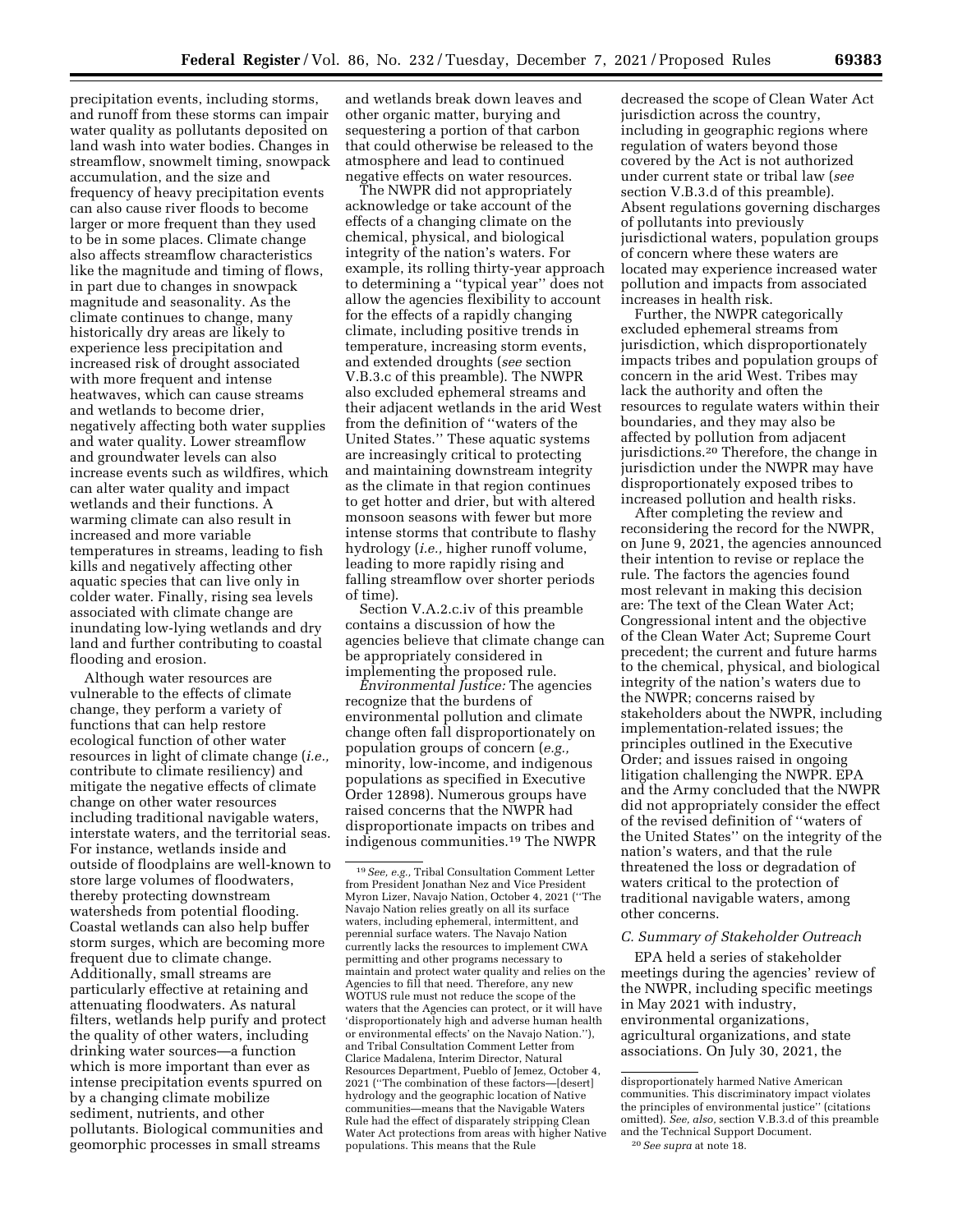precipitation events, including storms, and runoff from these storms can impair water quality as pollutants deposited on land wash into water bodies. Changes in streamflow, snowmelt timing, snowpack accumulation, and the size and frequency of heavy precipitation events can also cause river floods to become larger or more frequent than they used to be in some places. Climate change also affects streamflow characteristics like the magnitude and timing of flows, in part due to changes in snowpack magnitude and seasonality. As the climate continues to change, many historically dry areas are likely to experience less precipitation and increased risk of drought associated with more frequent and intense heatwaves, which can cause streams and wetlands to become drier, negatively affecting both water supplies and water quality. Lower streamflow and groundwater levels can also increase events such as wildfires, which can alter water quality and impact wetlands and their functions. A warming climate can also result in increased and more variable temperatures in streams, leading to fish kills and negatively affecting other aquatic species that can live only in colder water. Finally, rising sea levels associated with climate change are inundating low-lying wetlands and dry land and further contributing to coastal flooding and erosion.

Although water resources are vulnerable to the effects of climate change, they perform a variety of functions that can help restore ecological function of other water resources in light of climate change (*i.e.,* contribute to climate resiliency) and mitigate the negative effects of climate change on other water resources including traditional navigable waters, interstate waters, and the territorial seas. For instance, wetlands inside and outside of floodplains are well-known to store large volumes of floodwaters, thereby protecting downstream watersheds from potential flooding. Coastal wetlands can also help buffer storm surges, which are becoming more frequent due to climate change. Additionally, small streams are particularly effective at retaining and attenuating floodwaters. As natural filters, wetlands help purify and protect the quality of other waters, including drinking water sources—a function which is more important than ever as intense precipitation events spurred on by a changing climate mobilize sediment, nutrients, and other pollutants. Biological communities and geomorphic processes in small streams and wetlands break down leaves and other organic matter, burying and sequestering a portion of that carbon that could otherwise be released to the atmosphere and lead to continued negative effects on water resources.

The NWPR did not appropriately acknowledge or take account of the effects of a changing climate on the chemical, physical, and biological integrity of the nation's waters. For example, its rolling thirty-year approach to determining a "typical year" does not allow the agencies flexibility to account for the effects of a rapidly changing climate, including positive trends in temperature, increasing storm events, and extended droughts (*see* section V.B.3.c of this preamble). The NWPR also excluded ephemeral streams and their adjacent wetlands in the arid West from the definition of "waters of the United States." These aquatic systems are increasingly critical to protecting and maintaining downstream integrity as the climate in that region continues to get hotter and drier, but with altered monsoon seasons with fewer but more intense storms that contribute to flashy hydrology (*i.e.,* higher runoff volume, leading to more rapidly rising and falling streamflow over shorter periods of time).

Section V.A.2.c.iv of this preamble contains a discussion of how the agencies believe that climate change can be appropriately considered in implementing the proposed rule.

*Environmental Justice:* The agencies recognize that the burdens of environmental pollution and climate change often fall disproportionately on population groups of concern (*e.g.,* minority, low-income, and indigenous populations as specified in Executive Order 12898). Numerous groups have raised concerns that the NWPR had disproportionate impacts on tribes and indigenous communities.[19] The NWPR decreased the scope of Clean Water Act jurisdiction across the country, including in geographic regions where regulation of waters beyond those covered by the Act is not authorized under current state or tribal law (*see* section V.B.3.d of this preamble). Absent regulations governing discharges of pollutants into previously jurisdictional waters, population groups of concern where these waters are located may experience increased water pollution and impacts from associated increases in health risk.

Further, the NWPR categorically excluded ephemeral streams from jurisdiction, which disproportionately impacts tribes and population groups of concern in the arid West. Tribes may lack the authority and often the resources to regulate waters within their boundaries, and they may also be affected by pollution from adjacent jurisdictions.[20] Therefore, the change in jurisdiction under the NWPR may have disproportionately exposed tribes to increased pollution and health risks.

After completing the review and reconsidering the record for the NWPR, on June 9, 2021, the agencies announced their intention to revise or replace the rule. The factors the agencies found most relevant in making this decision are: The text of the Clean Water Act; Congressional intent and the objective of the Clean Water Act; Supreme Court precedent; the current and future harms to the chemical, physical, and biological integrity of the nation's waters due to the NWPR; concerns raised by stakeholders about the NWPR, including implementation-related issues; the principles outlined in the Executive Order; and issues raised in ongoing litigation challenging the NWPR. EPA and the Army concluded that the NWPR did not appropriately consider the effect of the revised definition of "waters of the United States" on the integrity of the nation's waters, and that the rule threatened the loss or degradation of waters critical to the protection of traditional navigable waters, among other concerns.

### *C. Summary of Stakeholder Outreach*

EPA held a series of stakeholder meetings during the agencies' review of the NWPR, including specific meetings in May 2021 with industry, environmental organizations, agricultural organizations, and state associations. On July 30, 2021, the

---

[19] *See, e.g.,* Tribal Consultation Comment Letter from President Jonathan Nez and Vice President Myron Lizer, Navajo Nation, October 4, 2021 ("The Navajo Nation relies greatly on all its surface waters, including ephemeral, intermittent, and perennial surface waters. The Navajo Nation currently lacks the resources to implement CWA permitting and other programs necessary to maintain and protect water quality and relies on the Agencies to fill that need. Therefore, any new WOTUS rule must not reduce the scope of the waters that the Agencies can protect, or it will have 'disproportionately high and adverse human health or environmental effects' on the Navajo Nation."), and Tribal Consultation Comment Letter from Clarice Madalena, Interim Director, Natural Resources Department, Pueblo of Jemez, October 4, 2021 ("The combination of these factors—[desert] hydrology and the geographic location of Native communities—means that the Navigable Waters Rule had the effect of disparately stripping Clean Water Act protections from areas with higher Native populations. This means that the Rule disproportionately harmed Native American communities. This discriminatory impact violates the principles of environmental justice" (citations omitted). *See, also,* section V.B.3.d of this preamble and the Technical Support Document.

[20] *See supra* at note 18.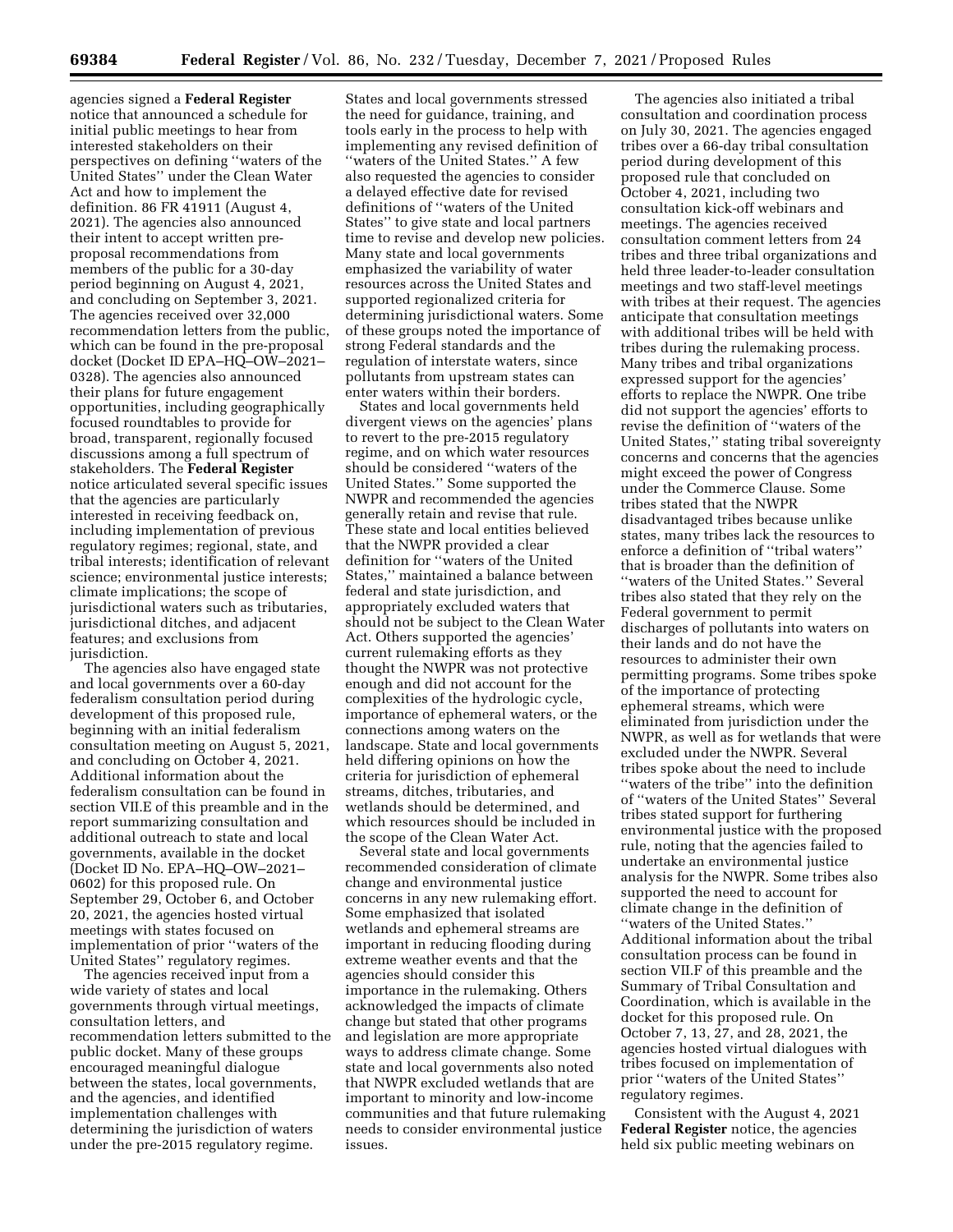agencies signed a **Federal Register** notice that announced a schedule for initial public meetings to hear from interested stakeholders on their perspectives on defining ''waters of the United States'' under the Clean Water Act and how to implement the definition. 86 FR 41911 (August 4, 2021). The agencies also announced their intent to accept written pre-proposal recommendations from members of the public for a 30-day period beginning on August 4, 2021, and concluding on September 3, 2021. The agencies received over 32,000 recommendation letters from the public, which can be found in the pre-proposal docket (Docket ID EPA–HQ–OW–2021–0328). The agencies also announced their plans for future engagement opportunities, including geographically focused roundtables to provide for broad, transparent, regionally focused discussions among a full spectrum of stakeholders. The **Federal Register** notice articulated several specific issues that the agencies are particularly interested in receiving feedback on, including implementation of previous regulatory regimes; regional, state, and tribal interests; identification of relevant science; environmental justice interests; climate implications; the scope of jurisdictional waters such as tributaries, jurisdictional ditches, and adjacent features; and exclusions from jurisdiction.

The agencies also have engaged state and local governments over a 60-day federalism consultation period during development of this proposed rule, beginning with an initial federalism consultation meeting on August 5, 2021, and concluding on October 4, 2021. Additional information about the federalism consultation can be found in section VII.E of this preamble and in the report summarizing consultation and additional outreach to state and local governments, available in the docket (Docket ID No. EPA–HQ–OW–2021–0602) for this proposed rule. On September 29, October 6, and October 20, 2021, the agencies hosted virtual meetings with states focused on implementation of prior ''waters of the United States'' regulatory regimes.

The agencies received input from a wide variety of states and local governments through virtual meetings, consultation letters, and recommendation letters submitted to the public docket. Many of these groups encouraged meaningful dialogue between the states, local governments, and the agencies, and identified implementation challenges with determining the jurisdiction of waters under the pre-2015 regulatory regime. States and local governments stressed the need for guidance, training, and tools early in the process to help with implementing any revised definition of ''waters of the United States.'' A few also requested the agencies to consider a delayed effective date for revised definitions of ''waters of the United States'' to give state and local partners time to revise and develop new policies. Many state and local governments emphasized the variability of water resources across the United States and supported regionalized criteria for determining jurisdictional waters. Some of these groups noted the importance of strong Federal standards and the regulation of interstate waters, since pollutants from upstream states can enter waters within their borders.

States and local governments held divergent views on the agencies' plans to revert to the pre-2015 regulatory regime, and on which water resources should be considered ''waters of the United States.'' Some supported the NWPR and recommended the agencies generally retain and revise that rule. These state and local entities believed that the NWPR provided a clear definition for ''waters of the United States,'' maintained a balance between federal and state jurisdiction, and appropriately excluded waters that should not be subject to the Clean Water Act. Others supported the agencies' current rulemaking efforts as they thought the NWPR was not protective enough and did not account for the complexities of the hydrologic cycle, importance of ephemeral waters, or the connections among waters on the landscape. State and local governments held differing opinions on how the criteria for jurisdiction of ephemeral streams, ditches, tributaries, and wetlands should be determined, and which resources should be included in the scope of the Clean Water Act.

Several state and local governments recommended consideration of climate change and environmental justice concerns in any new rulemaking effort. Some emphasized that isolated wetlands and ephemeral streams are important in reducing flooding during extreme weather events and that the agencies should consider this importance in the rulemaking. Others acknowledged the impacts of climate change but stated that other programs and legislation are more appropriate ways to address climate change. Some state and local governments also noted that NWPR excluded wetlands that are important to minority and low-income communities and that future rulemaking needs to consider environmental justice issues.

The agencies also initiated a tribal consultation and coordination process on July 30, 2021. The agencies engaged tribes over a 66-day tribal consultation period during development of this proposed rule that concluded on October 4, 2021, including two consultation kick-off webinars and meetings. The agencies received consultation comment letters from 24 tribes and three tribal organizations and held three leader-to-leader consultation meetings and two staff-level meetings with tribes at their request. The agencies anticipate that consultation meetings with additional tribes will be held with tribes during the rulemaking process. Many tribes and tribal organizations expressed support for the agencies' efforts to replace the NWPR. One tribe did not support the agencies' efforts to revise the definition of ''waters of the United States,'' stating tribal sovereignty concerns and concerns that the agencies might exceed the power of Congress under the Commerce Clause. Some tribes stated that the NWPR disadvantaged tribes because unlike states, many tribes lack the resources to enforce a definition of ''tribal waters'' that is broader than the definition of ''waters of the United States.'' Several tribes also stated that they rely on the Federal government to permit discharges of pollutants into waters on their lands and do not have the resources to administer their own permitting programs. Some tribes spoke of the importance of protecting ephemeral streams, which were eliminated from jurisdiction under the NWPR, as well as for wetlands that were excluded under the NWPR. Several tribes spoke about the need to include ''waters of the tribe'' into the definition of ''waters of the United States'' Several tribes stated support for furthering environmental justice with the proposed rule, noting that the agencies failed to undertake an environmental justice analysis for the NWPR. Some tribes also supported the need to account for climate change in the definition of ''waters of the United States.'' Additional information about the tribal consultation process can be found in section VII.F of this preamble and the Summary of Tribal Consultation and Coordination, which is available in the docket for this proposed rule. On October 7, 13, 27, and 28, 2021, the agencies hosted virtual dialogues with tribes focused on implementation of prior ''waters of the United States'' regulatory regimes.

Consistent with the August 4, 2021 **Federal Register** notice, the agencies held six public meeting webinars on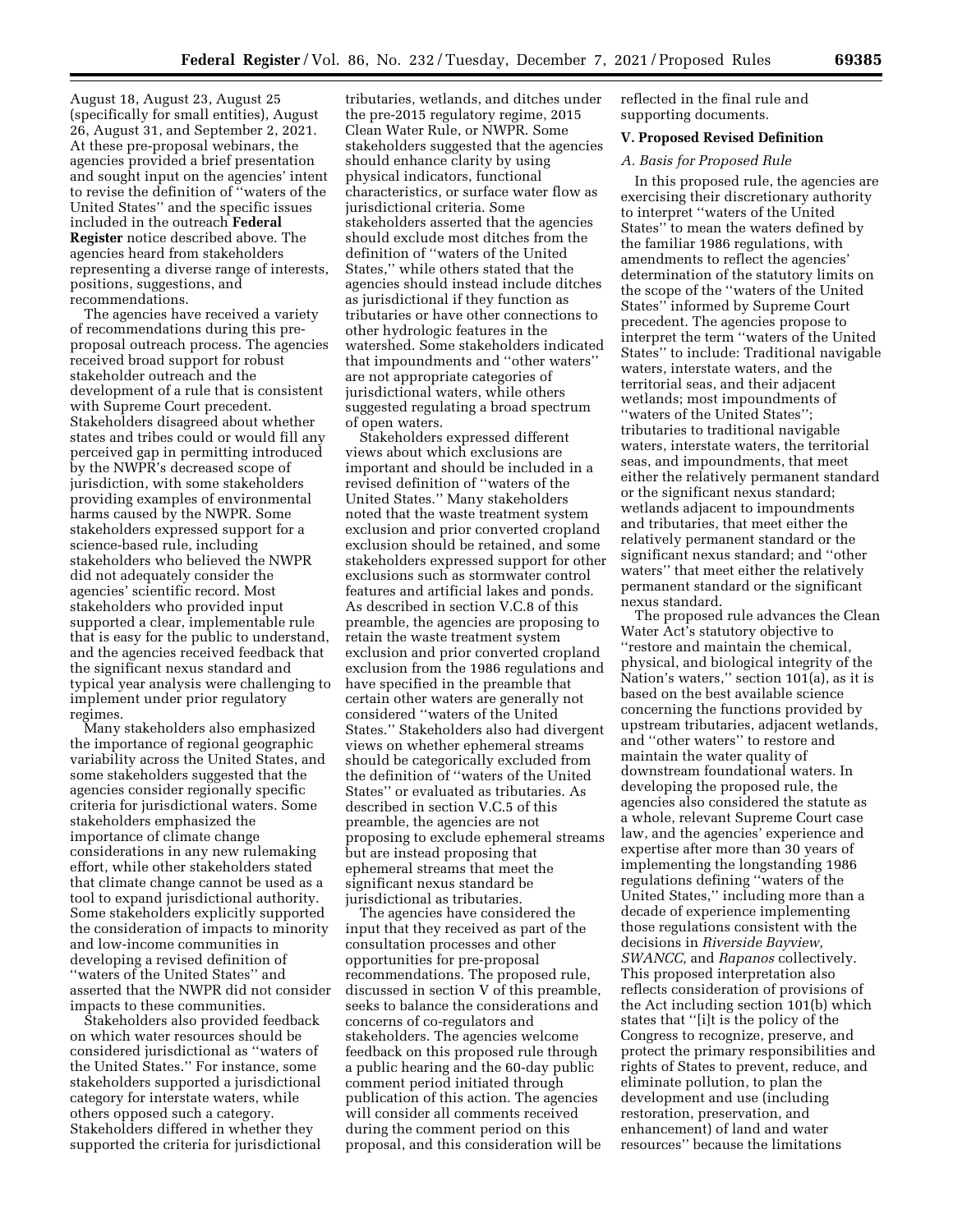August 18, August 23, August 25 (specifically for small entities), August 26, August 31, and September 2, 2021. At these pre-proposal webinars, the agencies provided a brief presentation and sought input on the agencies' intent to revise the definition of "waters of the United States" and the specific issues included in the outreach **Federal Register** notice described above. The agencies heard from stakeholders representing a diverse range of interests, positions, suggestions, and recommendations.

The agencies have received a variety of recommendations during this pre-proposal outreach process. The agencies received broad support for robust stakeholder outreach and the development of a rule that is consistent with Supreme Court precedent. Stakeholders disagreed about whether states and tribes could or would fill any perceived gap in permitting introduced by the NWPR's decreased scope of jurisdiction, with some stakeholders providing examples of environmental harms caused by the NWPR. Some stakeholders expressed support for a science-based rule, including stakeholders who believed the NWPR did not adequately consider the agencies' scientific record. Most stakeholders who provided input supported a clear, implementable rule that is easy for the public to understand, and the agencies received feedback that the significant nexus standard and typical year analysis were challenging to implement under prior regulatory regimes.

Many stakeholders also emphasized the importance of regional geographic variability across the United States, and some stakeholders suggested that the agencies consider regionally specific criteria for jurisdictional waters. Some stakeholders emphasized the importance of climate change considerations in any new rulemaking effort, while other stakeholders stated that climate change cannot be used as a tool to expand jurisdictional authority. Some stakeholders explicitly supported the consideration of impacts to minority and low-income communities in developing a revised definition of "waters of the United States" and asserted that the NWPR did not consider impacts to these communities.

Stakeholders also provided feedback on which water resources should be considered jurisdictional as "waters of the United States." For instance, some stakeholders supported a jurisdictional category for interstate waters, while others opposed such a category. Stakeholders differed in whether they supported the criteria for jurisdictional tributaries, wetlands, and ditches under the pre-2015 regulatory regime, 2015 Clean Water Rule, or NWPR. Some stakeholders suggested that the agencies should enhance clarity by using physical indicators, functional characteristics, or surface water flow as jurisdictional criteria. Some stakeholders asserted that the agencies should exclude most ditches from the definition of "waters of the United States," while others stated that the agencies should instead include ditches as jurisdictional if they function as tributaries or have other connections to other hydrologic features in the watershed. Some stakeholders indicated that impoundments and "other waters" are not appropriate categories of jurisdictional waters, while others suggested regulating a broad spectrum of open waters.

Stakeholders expressed different views about which exclusions are important and should be included in a revised definition of "waters of the United States." Many stakeholders noted that the waste treatment system exclusion and prior converted cropland exclusion should be retained, and some stakeholders expressed support for other exclusions such as stormwater control features and artificial lakes and ponds. As described in section V.C.8 of this preamble, the agencies are proposing to retain the waste treatment system exclusion and prior converted cropland exclusion from the 1986 regulations and have specified in the preamble that certain other waters are generally not considered "waters of the United States." Stakeholders also had divergent views on whether ephemeral streams should be categorically excluded from the definition of "waters of the United States" or evaluated as tributaries. As described in section V.C.5 of this preamble, the agencies are not proposing to exclude ephemeral streams but are instead proposing that ephemeral streams that meet the significant nexus standard be jurisdictional as tributaries.

The agencies have considered the input that they received as part of the consultation processes and other opportunities for pre-proposal recommendations. The proposed rule, discussed in section V of this preamble, seeks to balance the considerations and concerns of co-regulators and stakeholders. The agencies welcome feedback on this proposed rule through a public hearing and the 60-day public comment period initiated through publication of this action. The agencies will consider all comments received during the comment period on this proposal, and this consideration will be reflected in the final rule and supporting documents.

## V. Proposed Revised Definition

### *A. Basis for Proposed Rule*

In this proposed rule, the agencies are exercising their discretionary authority to interpret "waters of the United States" to mean the waters defined by the familiar 1986 regulations, with amendments to reflect the agencies' determination of the statutory limits on the scope of the "waters of the United States" informed by Supreme Court precedent. The agencies propose to interpret the term "waters of the United States" to include: Traditional navigable waters, interstate waters, and the territorial seas, and their adjacent wetlands; most impoundments of "waters of the United States"; tributaries to traditional navigable waters, interstate waters, the territorial seas, and impoundments, that meet either the relatively permanent standard or the significant nexus standard; wetlands adjacent to impoundments and tributaries, that meet either the relatively permanent standard or the significant nexus standard; and "other waters" that meet either the relatively permanent standard or the significant nexus standard.

The proposed rule advances the Clean Water Act's statutory objective to "restore and maintain the chemical, physical, and biological integrity of the Nation's waters," section 101(a), as it is based on the best available science concerning the functions provided by upstream tributaries, adjacent wetlands, and "other waters" to restore and maintain the water quality of downstream foundational waters. In developing the proposed rule, the agencies also considered the statute as a whole, relevant Supreme Court case law, and the agencies' experience and expertise after more than 30 years of implementing the longstanding 1986 regulations defining "waters of the United States," including more than a decade of experience implementing those regulations consistent with the decisions in *Riverside Bayview, SWANCC,* and *Rapanos* collectively. This proposed interpretation also reflects consideration of provisions of the Act including section 101(b) which states that "[i]t is the policy of the Congress to recognize, preserve, and protect the primary responsibilities and rights of States to prevent, reduce, and eliminate pollution, to plan the development and use (including restoration, preservation, and enhancement) of land and water resources" because the limitations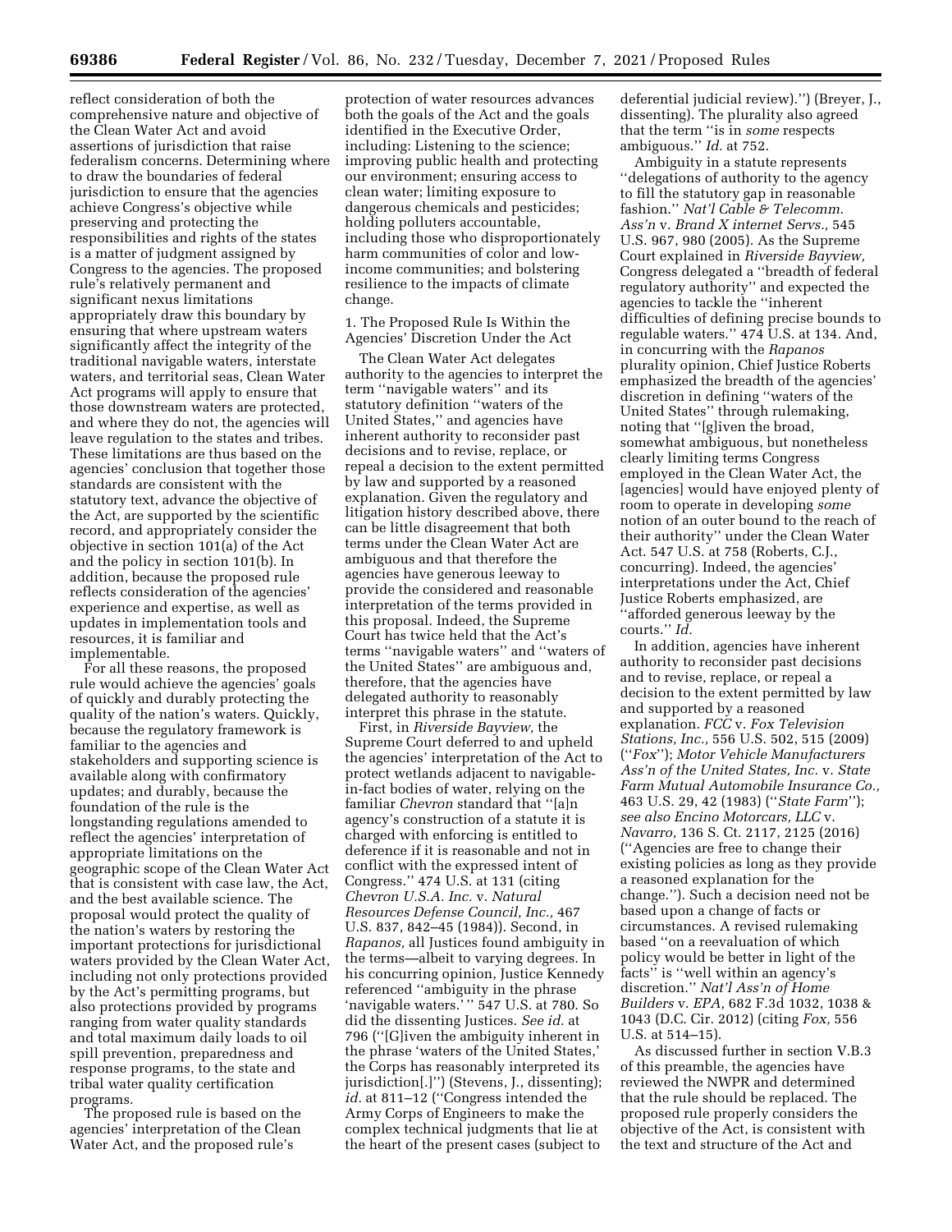reflect consideration of both the comprehensive nature and objective of the Clean Water Act and avoid assertions of jurisdiction that raise federalism concerns. Determining where to draw the boundaries of federal jurisdiction to ensure that the agencies achieve Congress's objective while preserving and protecting the responsibilities and rights of the states is a matter of judgment assigned by Congress to the agencies. The proposed rule's relatively permanent and significant nexus limitations appropriately draw this boundary by ensuring that where upstream waters significantly affect the integrity of the traditional navigable waters, interstate waters, and territorial seas, Clean Water Act programs will apply to ensure that those downstream waters are protected, and where they do not, the agencies will leave regulation to the states and tribes. These limitations are thus based on the agencies' conclusion that together those standards are consistent with the statutory text, advance the objective of the Act, are supported by the scientific record, and appropriately consider the objective in section 101(a) of the Act and the policy in section 101(b). In addition, because the proposed rule reflects consideration of the agencies' experience and expertise, as well as updates in implementation tools and resources, it is familiar and implementable.

For all these reasons, the proposed rule would achieve the agencies' goals of quickly and durably protecting the quality of the nation's waters. Quickly, because the regulatory framework is familiar to the agencies and stakeholders and supporting science is available along with confirmatory updates; and durably, because the foundation of the rule is the longstanding regulations amended to reflect the agencies' interpretation of appropriate limitations on the geographic scope of the Clean Water Act that is consistent with case law, the Act, and the best available science. The proposal would protect the quality of the nation's waters by restoring the important protections for jurisdictional waters provided by the Clean Water Act, including not only protections provided by the Act's permitting programs, but also protections provided by programs ranging from water quality standards and total maximum daily loads to oil spill prevention, preparedness and response programs, to the state and tribal water quality certification programs.

The proposed rule is based on the agencies' interpretation of the Clean Water Act, and the proposed rule's protection of water resources advances both the goals of the Act and the goals identified in the Executive Order, including: Listening to the science; improving public health and protecting our environment; ensuring access to clean water; limiting exposure to dangerous chemicals and pesticides; holding polluters accountable, including those who disproportionately harm communities of color and low-income communities; and bolstering resilience to the impacts of climate change.

### 1. The Proposed Rule Is Within the Agencies' Discretion Under the Act

The Clean Water Act delegates authority to the agencies to interpret the term "navigable waters" and its statutory definition "waters of the United States," and agencies have inherent authority to reconsider past decisions and to revise, replace, or repeal a decision to the extent permitted by law and supported by a reasoned explanation. Given the regulatory and litigation history described above, there can be little disagreement that both terms under the Clean Water Act are ambiguous and that therefore the agencies have generous leeway to provide the considered and reasonable interpretation of the terms provided in this proposal. Indeed, the Supreme Court has twice held that the Act's terms "navigable waters" and "waters of the United States" are ambiguous and, therefore, that the agencies have delegated authority to reasonably interpret this phrase in the statute.

First, in *Riverside Bayview,* the Supreme Court deferred to and upheld the agencies' interpretation of the Act to protect wetlands adjacent to navigable-in-fact bodies of water, relying on the familiar *Chevron* standard that "[a]n agency's construction of a statute it is charged with enforcing is entitled to deference if it is reasonable and not in conflict with the expressed intent of Congress." 474 U.S. at 131 (citing *Chevron U.S.A. Inc.* v. *Natural Resources Defense Council, Inc.,* 467 U.S. 837, 842–45 (1984)). Second, in *Rapanos,* all Justices found ambiguity in the terms—albeit to varying degrees. In his concurring opinion, Justice Kennedy referenced "ambiguity in the phrase 'navigable waters.' " 547 U.S. at 780. So did the dissenting Justices. *See id.* at 796 ("[G]iven the ambiguity inherent in the phrase 'waters of the United States,' the Corps has reasonably interpreted its jurisdiction[.]") (Stevens, J., dissenting); *id.* at 811–12 ("Congress intended the Army Corps of Engineers to make the complex technical judgments that lie at the heart of the present cases (subject to deferential judicial review).") (Breyer, J., dissenting). The plurality also agreed that the term "is in *some* respects ambiguous." *Id.* at 752.

Ambiguity in a statute represents "delegations of authority to the agency to fill the statutory gap in reasonable fashion." *Nat'l Cable & Telecomm. Ass'n* v. *Brand X internet Servs.,* 545 U.S. 967, 980 (2005). As the Supreme Court explained in *Riverside Bayview,* Congress delegated a "breadth of federal regulatory authority" and expected the agencies to tackle the "inherent difficulties of defining precise bounds to regulable waters." 474 U.S. at 134. And, in concurring with the *Rapanos* plurality opinion, Chief Justice Roberts emphasized the breadth of the agencies' discretion in defining "waters of the United States" through rulemaking, noting that "[g]iven the broad, somewhat ambiguous, but nonetheless clearly limiting terms Congress employed in the Clean Water Act, the [agencies] would have enjoyed plenty of room to operate in developing *some* notion of an outer bound to the reach of their authority" under the Clean Water Act. 547 U.S. at 758 (Roberts, C.J., concurring). Indeed, the agencies' interpretations under the Act, Chief Justice Roberts emphasized, are "afforded generous leeway by the courts." *Id.*

In addition, agencies have inherent authority to reconsider past decisions and to revise, replace, or repeal a decision to the extent permitted by law and supported by a reasoned explanation. *FCC* v. *Fox Television Stations, Inc.,* 556 U.S. 502, 515 (2009) ("*Fox*"); *Motor Vehicle Manufacturers Ass'n of the United States, Inc.* v. *State Farm Mutual Automobile Insurance Co.,* 463 U.S. 29, 42 (1983) ("*State Farm*"); *see also Encino Motorcars, LLC* v. *Navarro,* 136 S. Ct. 2117, 2125 (2016) ("Agencies are free to change their existing policies as long as they provide a reasoned explanation for the change."). Such a decision need not be based upon a change of facts or circumstances. A revised rulemaking based "on a reevaluation of which policy would be better in light of the facts" is "well within an agency's discretion." *Nat'l Ass'n of Home Builders* v. *EPA,* 682 F.3d 1032, 1038 & 1043 (D.C. Cir. 2012) (citing *Fox,* 556 U.S. at 514–15).

As discussed further in section V.B.3 of this preamble, the agencies have reviewed the NWPR and determined that the rule should be replaced. The proposed rule properly considers the objective of the Act, is consistent with the text and structure of the Act and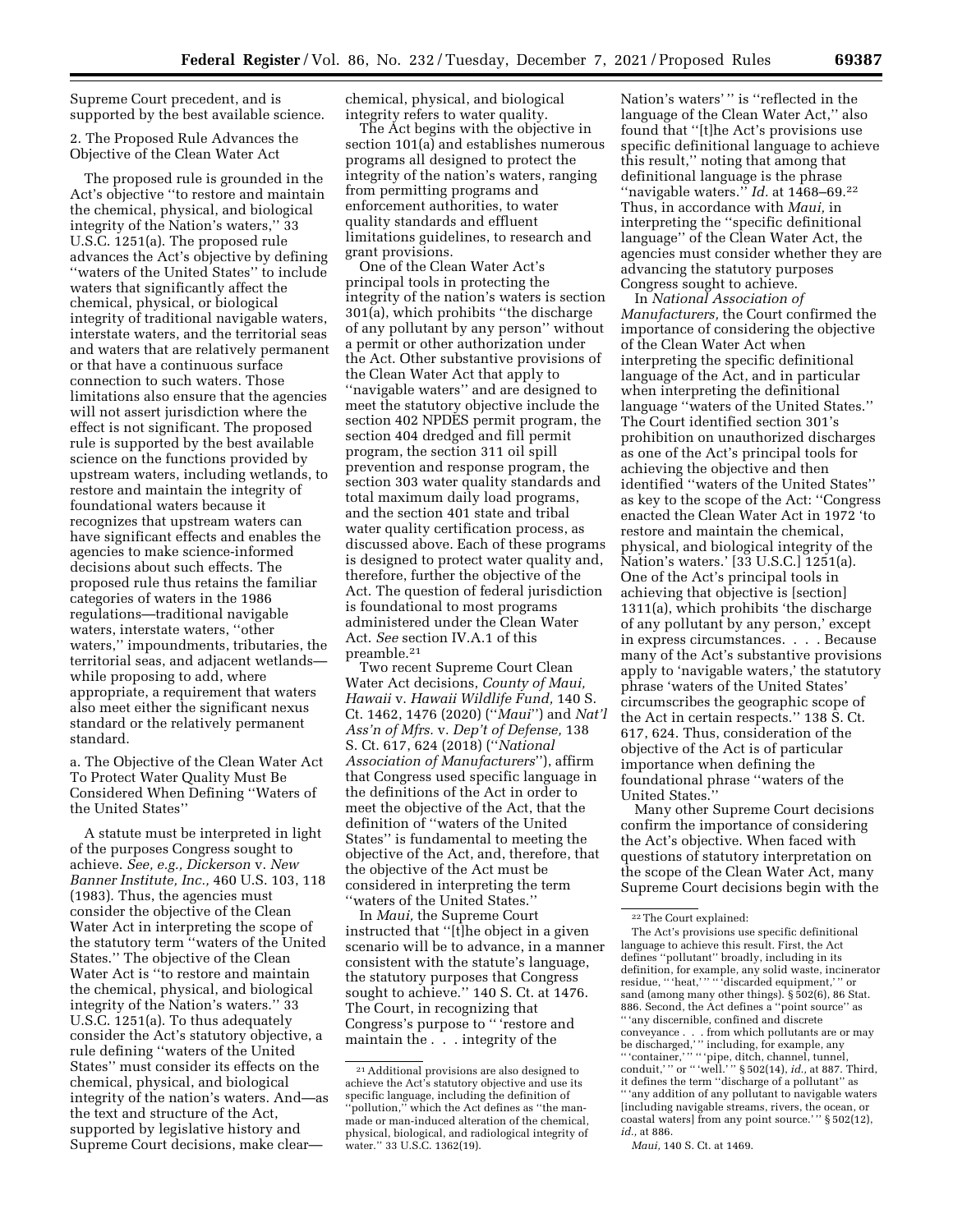Supreme Court precedent, and is supported by the best available science.

2. The Proposed Rule Advances the Objective of the Clean Water Act

The proposed rule is grounded in the Act's objective ''to restore and maintain the chemical, physical, and biological integrity of the Nation's waters,'' 33 U.S.C. 1251(a). The proposed rule advances the Act's objective by defining ''waters of the United States'' to include waters that significantly affect the chemical, physical, or biological integrity of traditional navigable waters, interstate waters, and the territorial seas and waters that are relatively permanent or that have a continuous surface connection to such waters. Those limitations also ensure that the agencies will not assert jurisdiction where the effect is not significant. The proposed rule is supported by the best available science on the functions provided by upstream waters, including wetlands, to restore and maintain the integrity of foundational waters because it recognizes that upstream waters can have significant effects and enables the agencies to make science-informed decisions about such effects. The proposed rule thus retains the familiar categories of waters in the 1986 regulations—traditional navigable waters, interstate waters, ''other waters,'' impoundments, tributaries, the territorial seas, and adjacent wetlands—while proposing to add, where appropriate, a requirement that waters also meet either the significant nexus standard or the relatively permanent standard.

a. The Objective of the Clean Water Act To Protect Water Quality Must Be Considered When Defining ''Waters of the United States''

A statute must be interpreted in light of the purposes Congress sought to achieve. *See, e.g., Dickerson* v. *New Banner Institute, Inc.,* 460 U.S. 103, 118 (1983). Thus, the agencies must consider the objective of the Clean Water Act in interpreting the scope of the statutory term ''waters of the United States.'' The objective of the Clean Water Act is ''to restore and maintain the chemical, physical, and biological integrity of the Nation's waters.'' 33 U.S.C. 1251(a). To thus adequately consider the Act's statutory objective, a rule defining ''waters of the United States'' must consider its effects on the chemical, physical, and biological integrity of the nation's waters. And—as the text and structure of the Act, supported by legislative history and Supreme Court decisions, make clear—chemical, physical, and biological integrity refers to water quality.

The Act begins with the objective in section 101(a) and establishes numerous programs all designed to protect the integrity of the nation's waters, ranging from permitting programs and enforcement authorities, to water quality standards and effluent limitations guidelines, to research and grant provisions.

One of the Clean Water Act's principal tools in protecting the integrity of the nation's waters is section 301(a), which prohibits ''the discharge of any pollutant by any person'' without a permit or other authorization under the Act. Other substantive provisions of the Clean Water Act that apply to ''navigable waters'' and are designed to meet the statutory objective include the section 402 NPDES permit program, the section 404 dredged and fill permit program, the section 311 oil spill prevention and response program, the section 303 water quality standards and total maximum daily load programs, and the section 401 state and tribal water quality certification process, as discussed above. Each of these programs is designed to protect water quality and, therefore, further the objective of the Act. The question of federal jurisdiction is foundational to most programs administered under the Clean Water Act. *See* section IV.A.1 of this preamble.[21]

Two recent Supreme Court Clean Water Act decisions, *County of Maui, Hawaii* v. *Hawaii Wildlife Fund,* 140 S. Ct. 1462, 1476 (2020) (''*Maui*'') and *Nat'l Ass'n of Mfrs.* v. *Dep't of Defense,* 138 S. Ct. 617, 624 (2018) (''*National Association of Manufacturers*''), affirm that Congress used specific language in the definitions of the Act in order to meet the objective of the Act, that the definition of ''waters of the United States'' is fundamental to meeting the objective of the Act, and, therefore, that the objective of the Act must be considered in interpreting the term ''waters of the United States.''

In *Maui,* the Supreme Court instructed that ''[t]he object in a given scenario will be to advance, in a manner consistent with the statute's language, the statutory purposes that Congress sought to achieve.'' 140 S. Ct. at 1476. The Court, in recognizing that Congress's purpose to '' 'restore and maintain the . . . integrity of the Nation's waters' '' is ''reflected in the language of the Clean Water Act,'' also found that ''[t]he Act's provisions use specific definitional language to achieve this result,'' noting that among that definitional language is the phrase ''navigable waters.'' *Id.* at 1468–69.[22] Thus, in accordance with *Maui,* in interpreting the ''specific definitional language'' of the Clean Water Act, the agencies must consider whether they are advancing the statutory purposes Congress sought to achieve.

In *National Association of Manufacturers,* the Court confirmed the importance of considering the objective of the Clean Water Act when interpreting the specific definitional language of the Act, and in particular when interpreting the definitional language ''waters of the United States.'' The Court identified section 301's prohibition on unauthorized discharges as one of the Act's principal tools for achieving the objective and then identified ''waters of the United States'' as key to the scope of the Act: ''Congress enacted the Clean Water Act in 1972 'to restore and maintain the chemical, physical, and biological integrity of the Nation's waters.' [33 U.S.C.] 1251(a). One of the Act's principal tools in achieving that objective is [section] 1311(a), which prohibits 'the discharge of any pollutant by any person,' except in express circumstances. . . . Because many of the Act's substantive provisions apply to 'navigable waters,' the statutory phrase 'waters of the United States' circumscribes the geographic scope of the Act in certain respects.'' 138 S. Ct. 617, 624. Thus, consideration of the objective of the Act is of particular importance when defining the foundational phrase ''waters of the United States.''

Many other Supreme Court decisions confirm the importance of considering the Act's objective. When faced with questions of statutory interpretation on the scope of the Clean Water Act, many Supreme Court decisions begin with the

[21] Additional provisions are also designed to achieve the Act's statutory objective and use its specific language, including the definition of ''pollution,'' which the Act defines as ''the man-made or man-induced alteration of the chemical, physical, biological, and radiological integrity of water.'' 33 U.S.C. 1362(19).

[22] The Court explained:

The Act's provisions use specific definitional language to achieve this result. First, the Act defines ''pollutant'' broadly, including in its definition, for example, any solid waste, incinerator residue, '' 'heat,' '' '' 'discarded equipment,' '' or sand (among many other things). § 502(6), 86 Stat. 886. Second, the Act defines a ''point source'' as '' 'any discernible, confined and discrete conveyance . . . from which pollutants are or may be discharged,' '' including, for example, any '' 'container,' '' '' 'pipe, ditch, channel, tunnel, conduit,' '' or '' 'well.' '' § 502(14), *id.,* at 887. Third, it defines the term ''discharge of a pollutant'' as '' 'any addition of any pollutant to navigable waters [including navigable streams, rivers, the ocean, or coastal waters] from any point source.' '' § 502(12), *id.,* at 886.

*Maui,* 140 S. Ct. at 1469.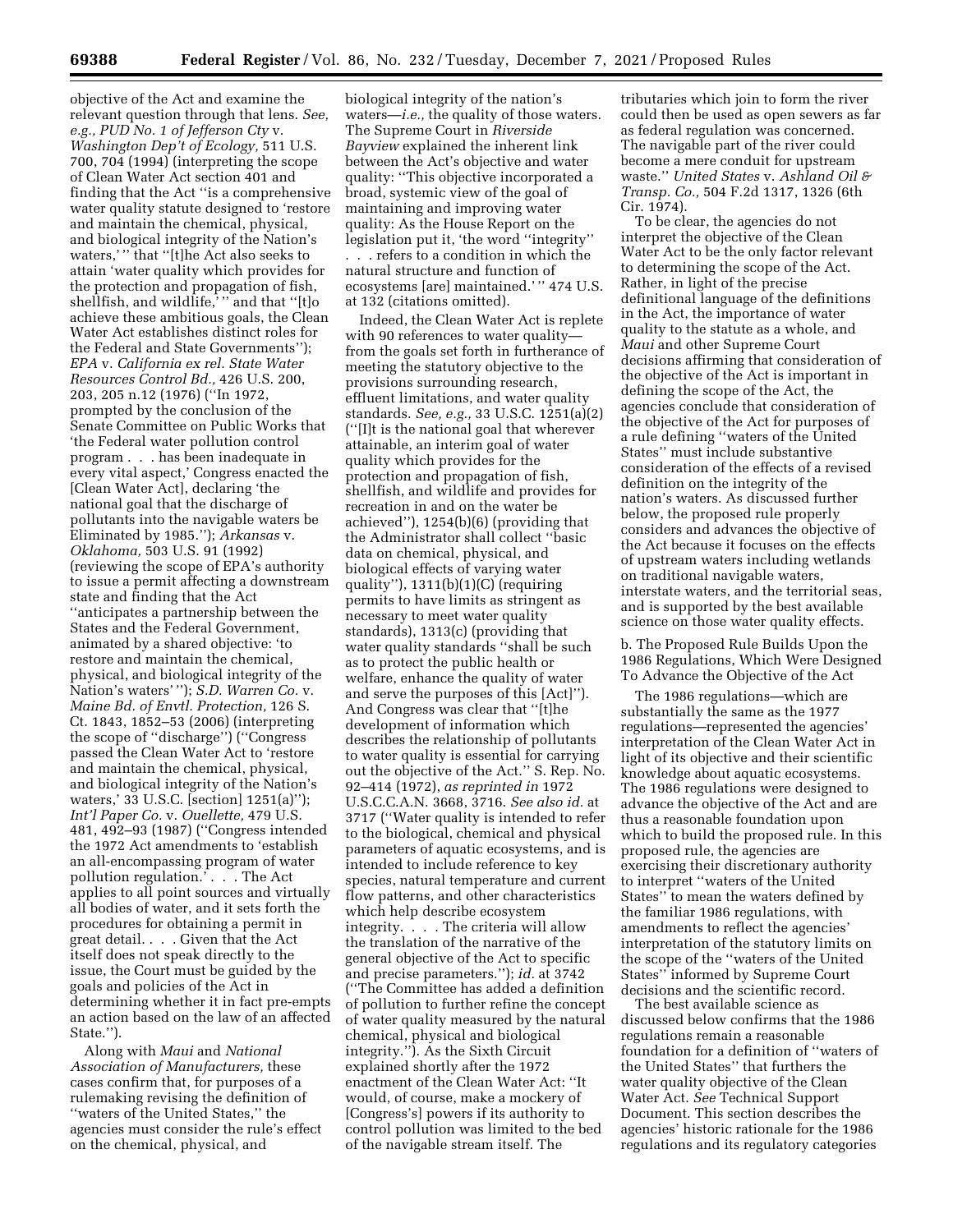objective of the Act and examine the relevant question through that lens. *See, e.g., PUD No. 1 of Jefferson Cty* v. *Washington Dep't of Ecology,* 511 U.S. 700, 704 (1994) (interpreting the scope of Clean Water Act section 401 and finding that the Act ''is a comprehensive water quality statute designed to 'restore and maintain the chemical, physical, and biological integrity of the Nation's waters,' '' that ''[t]he Act also seeks to attain 'water quality which provides for the protection and propagation of fish, shellfish, and wildlife,' '' and that ''[t]o achieve these ambitious goals, the Clean Water Act establishes distinct roles for the Federal and State Governments''); *EPA* v. *California ex rel. State Water Resources Control Bd.,* 426 U.S. 200, 203, 205 n.12 (1976) (''In 1972, prompted by the conclusion of the Senate Committee on Public Works that 'the Federal water pollution control program . . . has been inadequate in every vital aspect,' Congress enacted the [Clean Water Act], declaring 'the national goal that the discharge of pollutants into the navigable waters be Eliminated by 1985.''); *Arkansas* v. *Oklahoma,* 503 U.S. 91 (1992) (reviewing the scope of EPA's authority to issue a permit affecting a downstream state and finding that the Act ''anticipates a partnership between the States and the Federal Government, animated by a shared objective: 'to restore and maintain the chemical, physical, and biological integrity of the Nation's waters' ''); *S.D. Warren Co.* v. *Maine Bd. of Envtl. Protection,* 126 S. Ct. 1843, 1852–53 (2006) (interpreting the scope of ''discharge'') (''Congress passed the Clean Water Act to 'restore and maintain the chemical, physical, and biological integrity of the Nation's waters,' 33 U.S.C. [section] 1251(a)''); *Int'l Paper Co.* v. *Ouellette,* 479 U.S. 481, 492–93 (1987) (''Congress intended the 1972 Act amendments to 'establish an all-encompassing program of water pollution regulation.' . . . The Act applies to all point sources and virtually all bodies of water, and it sets forth the procedures for obtaining a permit in great detail. . . . Given that the Act itself does not speak directly to the issue, the Court must be guided by the goals and policies of the Act in determining whether it in fact pre-empts an action based on the law of an affected State.'').

Along with *Maui* and *National Association of Manufacturers,* these cases confirm that, for purposes of a rulemaking revising the definition of ''waters of the United States,'' the agencies must consider the rule's effect on the chemical, physical, and biological integrity of the nation's waters—*i.e.,* the quality of those waters. The Supreme Court in *Riverside Bayview* explained the inherent link between the Act's objective and water quality: ''This objective incorporated a broad, systemic view of the goal of maintaining and improving water quality: As the House Report on the legislation put it, 'the word ''integrity'' . . . refers to a condition in which the natural structure and function of ecosystems [are] maintained.' '' 474 U.S. at 132 (citations omitted).

Indeed, the Clean Water Act is replete with 90 references to water quality—from the goals set forth in furtherance of meeting the statutory objective to the provisions surrounding research, effluent limitations, and water quality standards. *See, e.g.,* 33 U.S.C. 1251(a)(2) (''[I]t is the national goal that wherever attainable, an interim goal of water quality which provides for the protection and propagation of fish, shellfish, and wildlife and provides for recreation in and on the water be achieved''), 1254(b)(6) (providing that the Administrator shall collect ''basic data on chemical, physical, and biological effects of varying water quality''), 1311(b)(1)(C) (requiring permits to have limits as stringent as necessary to meet water quality standards), 1313(c) (providing that water quality standards ''shall be such as to protect the public health or welfare, enhance the quality of water and serve the purposes of this [Act]''). And Congress was clear that ''[t]he development of information which describes the relationship of pollutants to water quality is essential for carrying out the objective of the Act.'' S. Rep. No. 92–414 (1972), *as reprinted in* 1972 U.S.C.C.A.N. 3668, 3716. *See also id.* at 3717 (''Water quality is intended to refer to the biological, chemical and physical parameters of aquatic ecosystems, and is intended to include reference to key species, natural temperature and current flow patterns, and other characteristics which help describe ecosystem integrity. . . . The criteria will allow the translation of the narrative of the general objective of the Act to specific and precise parameters.''); *id.* at 3742 (''The Committee has added a definition of pollution to further refine the concept of water quality measured by the natural chemical, physical and biological integrity.''). As the Sixth Circuit explained shortly after the 1972 enactment of the Clean Water Act: ''It would, of course, make a mockery of [Congress's] powers if its authority to control pollution was limited to the bed of the navigable stream itself. The tributaries which join to form the river could then be used as open sewers as far as federal regulation was concerned. The navigable part of the river could become a mere conduit for upstream waste.'' *United States* v. *Ashland Oil & Transp. Co.,* 504 F.2d 1317, 1326 (6th Cir. 1974).

To be clear, the agencies do not interpret the objective of the Clean Water Act to be the only factor relevant to determining the scope of the Act. Rather, in light of the precise definitional language of the definitions in the Act, the importance of water quality to the statute as a whole, and *Maui* and other Supreme Court decisions affirming that consideration of the objective of the Act is important in defining the scope of the Act, the agencies conclude that consideration of the objective of the Act for purposes of a rule defining ''waters of the United States'' must include substantive consideration of the effects of a revised definition on the integrity of the nation's waters. As discussed further below, the proposed rule properly considers and advances the objective of the Act because it focuses on the effects of upstream waters including wetlands on traditional navigable waters, interstate waters, and the territorial seas, and is supported by the best available science on those water quality effects.

b. The Proposed Rule Builds Upon the 1986 Regulations, Which Were Designed To Advance the Objective of the Act

The 1986 regulations—which are substantially the same as the 1977 regulations—represented the agencies' interpretation of the Clean Water Act in light of its objective and their scientific knowledge about aquatic ecosystems. The 1986 regulations were designed to advance the objective of the Act and are thus a reasonable foundation upon which to build the proposed rule. In this proposed rule, the agencies are exercising their discretionary authority to interpret ''waters of the United States'' to mean the waters defined by the familiar 1986 regulations, with amendments to reflect the agencies' interpretation of the statutory limits on the scope of the ''waters of the United States'' informed by Supreme Court decisions and the scientific record.

The best available science as discussed below confirms that the 1986 regulations remain a reasonable foundation for a definition of ''waters of the United States'' that furthers the water quality objective of the Clean Water Act. *See* Technical Support Document. This section describes the agencies' historic rationale for the 1986 regulations and its regulatory categories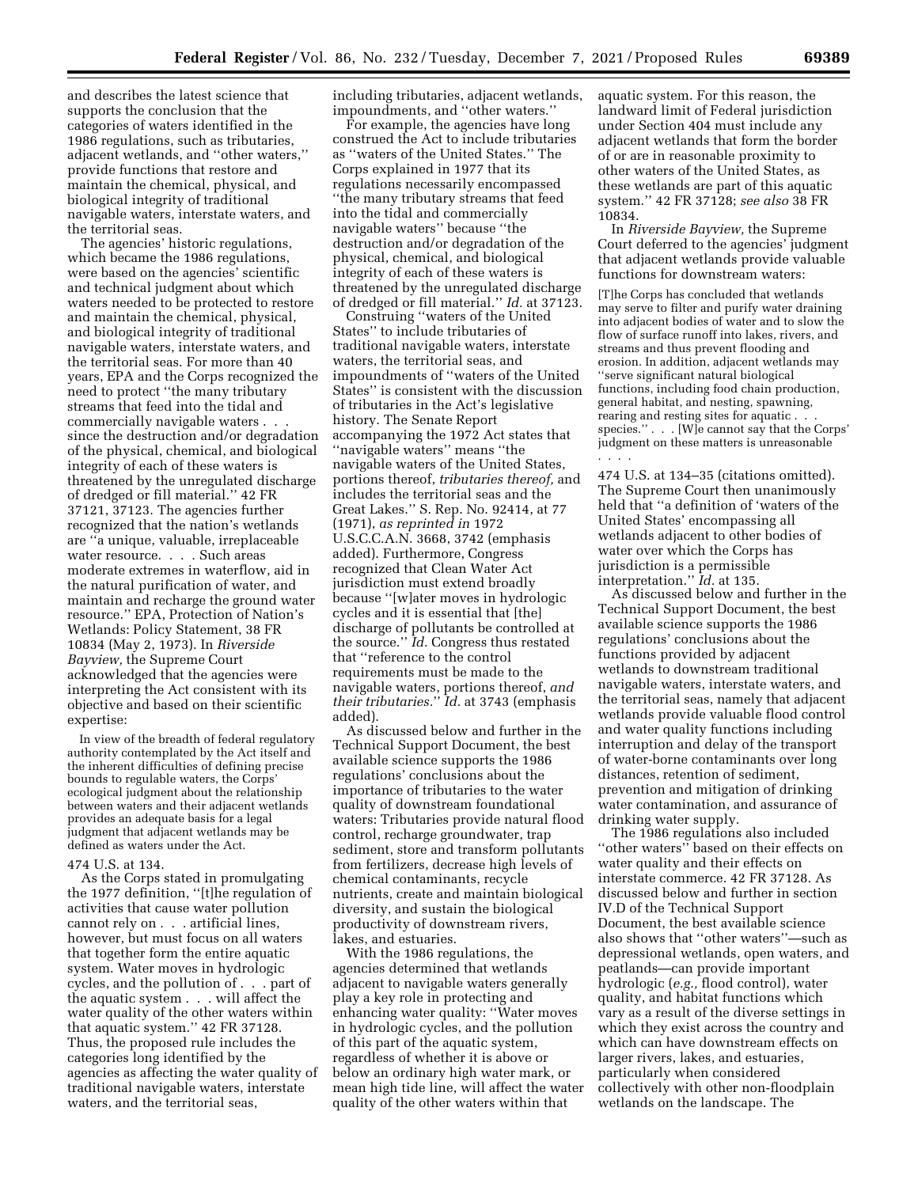and describes the latest science that supports the conclusion that the categories of waters identified in the 1986 regulations, such as tributaries, adjacent wetlands, and ''other waters,'' provide functions that restore and maintain the chemical, physical, and biological integrity of traditional navigable waters, interstate waters, and the territorial seas.

The agencies' historic regulations, which became the 1986 regulations, were based on the agencies' scientific and technical judgment about which waters needed to be protected to restore and maintain the chemical, physical, and biological integrity of traditional navigable waters, interstate waters, and the territorial seas. For more than 40 years, EPA and the Corps recognized the need to protect ''the many tributary streams that feed into the tidal and commercially navigable waters . . . since the destruction and/or degradation of the physical, chemical, and biological integrity of each of these waters is threatened by the unregulated discharge of dredged or fill material.'' 42 FR 37121, 37123. The agencies further recognized that the nation's wetlands are ''a unique, valuable, irreplaceable water resource. . . . Such areas moderate extremes in waterflow, aid in the natural purification of water, and maintain and recharge the ground water resource.'' EPA, Protection of Nation's Wetlands: Policy Statement, 38 FR 10834 (May 2, 1973). In *Riverside Bayview,* the Supreme Court acknowledged that the agencies were interpreting the Act consistent with its objective and based on their scientific expertise:

> In view of the breadth of federal regulatory authority contemplated by the Act itself and the inherent difficulties of defining precise bounds to regulable waters, the Corps' ecological judgment about the relationship between waters and their adjacent wetlands provides an adequate basis for a legal judgment that adjacent wetlands may be defined as waters under the Act.

474 U.S. at 134.

As the Corps stated in promulgating the 1977 definition, ''[t]he regulation of activities that cause water pollution cannot rely on . . . artificial lines, however, but must focus on all waters that together form the entire aquatic system. Water moves in hydrologic cycles, and the pollution of . . . part of the aquatic system . . . will affect the water quality of the other waters within that aquatic system.'' 42 FR 37128. Thus, the proposed rule includes the categories long identified by the agencies as affecting the water quality of traditional navigable waters, interstate waters, and the territorial seas, including tributaries, adjacent wetlands, impoundments, and ''other waters.''

For example, the agencies have long construed the Act to include tributaries as ''waters of the United States.'' The Corps explained in 1977 that its regulations necessarily encompassed ''the many tributary streams that feed into the tidal and commercially navigable waters'' because ''the destruction and/or degradation of the physical, chemical, and biological integrity of each of these waters is threatened by the unregulated discharge of dredged or fill material.'' *Id.* at 37123.

Construing ''waters of the United States'' to include tributaries of traditional navigable waters, interstate waters, the territorial seas, and impoundments of ''waters of the United States'' is consistent with the discussion of tributaries in the Act's legislative history. The Senate Report accompanying the 1972 Act states that ''navigable waters'' means ''the navigable waters of the United States, portions thereof, *tributaries thereof,* and includes the territorial seas and the Great Lakes.'' S. Rep. No. 92414, at 77 (1971), *as reprinted in* 1972 U.S.C.C.A.N. 3668, 3742 (emphasis added). Furthermore, Congress recognized that Clean Water Act jurisdiction must extend broadly because ''[w]ater moves in hydrologic cycles and it is essential that [the] discharge of pollutants be controlled at the source.'' *Id.* Congress thus restated that ''reference to the control requirements must be made to the navigable waters, portions thereof, *and their tributaries.*'' *Id.* at 3743 (emphasis added).

As discussed below and further in the Technical Support Document, the best available science supports the 1986 regulations' conclusions about the importance of tributaries to the water quality of downstream foundational waters: Tributaries provide natural flood control, recharge groundwater, trap sediment, store and transform pollutants from fertilizers, decrease high levels of chemical contaminants, recycle nutrients, create and maintain biological diversity, and sustain the biological productivity of downstream rivers, lakes, and estuaries.

With the 1986 regulations, the agencies determined that wetlands adjacent to navigable waters generally play a key role in protecting and enhancing water quality: ''Water moves in hydrologic cycles, and the pollution of this part of the aquatic system, regardless of whether it is above or below an ordinary high water mark, or mean high tide line, will affect the water quality of the other waters within that aquatic system. For this reason, the landward limit of Federal jurisdiction under Section 404 must include any adjacent wetlands that form the border of or are in reasonable proximity to other waters of the United States, as these wetlands are part of this aquatic system.'' 42 FR 37128; *see also* 38 FR 10834.

In *Riverside Bayview,* the Supreme Court deferred to the agencies' judgment that adjacent wetlands provide valuable functions for downstream waters:

> [T]he Corps has concluded that wetlands may serve to filter and purify water draining into adjacent bodies of water and to slow the flow of surface runoff into lakes, rivers, and streams and thus prevent flooding and erosion. In addition, adjacent wetlands may ''serve significant natural biological functions, including food chain production, general habitat, and nesting, spawning, rearing and resting sites for aquatic . . . species.'' . . . [W]e cannot say that the Corps' judgment on these matters is unreasonable . . . .

474 U.S. at 134–35 (citations omitted). The Supreme Court then unanimously held that ''a definition of 'waters of the United States' encompassing all wetlands adjacent to other bodies of water over which the Corps has jurisdiction is a permissible interpretation.'' *Id.* at 135.

As discussed below and further in the Technical Support Document, the best available science supports the 1986 regulations' conclusions about the functions provided by adjacent wetlands to downstream traditional navigable waters, interstate waters, and the territorial seas, namely that adjacent wetlands provide valuable flood control and water quality functions including interruption and delay of the transport of water-borne contaminants over long distances, retention of sediment, prevention and mitigation of drinking water contamination, and assurance of drinking water supply.

The 1986 regulations also included ''other waters'' based on their effects on water quality and their effects on interstate commerce. 42 FR 37128. As discussed below and further in section IV.D of the Technical Support Document, the best available science also shows that ''other waters''—such as depressional wetlands, open waters, and peatlands—can provide important hydrologic (*e.g.,* flood control), water quality, and habitat functions which vary as a result of the diverse settings in which they exist across the country and which can have downstream effects on larger rivers, lakes, and estuaries, particularly when considered collectively with other non-floodplain wetlands on the landscape. The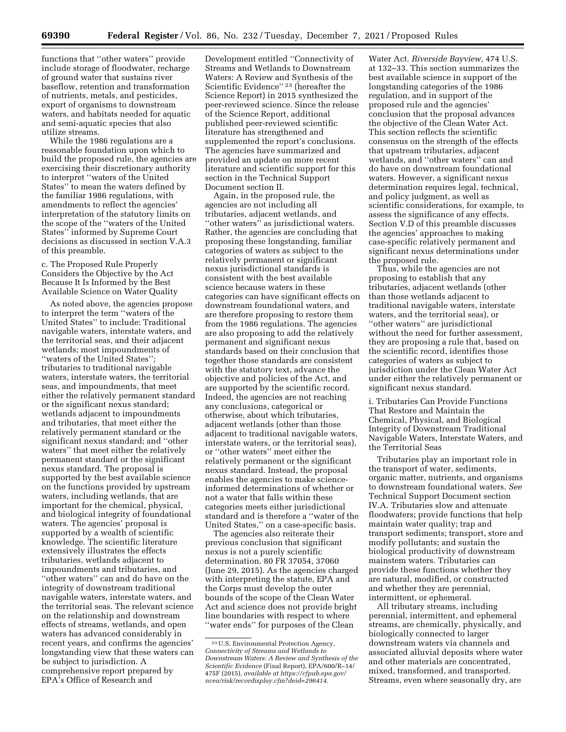functions that ''other waters'' provide include storage of floodwater, recharge of ground water that sustains river baseflow, retention and transformation of nutrients, metals, and pesticides, export of organisms to downstream waters, and habitats needed for aquatic and semi-aquatic species that also utilize streams.

While the 1986 regulations are a reasonable foundation upon which to build the proposed rule, the agencies are exercising their discretionary authority to interpret ''waters of the United States'' to mean the waters defined by the familiar 1986 regulations, with amendments to reflect the agencies' interpretation of the statutory limits on the scope of the ''waters of the United States'' informed by Supreme Court decisions as discussed in section V.A.3 of this preamble.

c. The Proposed Rule Properly Considers the Objective by the Act Because It Is Informed by the Best Available Science on Water Quality

As noted above, the agencies propose to interpret the term ''waters of the United States'' to include: Traditional navigable waters, interstate waters, and the territorial seas, and their adjacent wetlands; most impoundments of ''waters of the United States''; tributaries to traditional navigable waters, interstate waters, the territorial seas, and impoundments, that meet either the relatively permanent standard or the significant nexus standard; wetlands adjacent to impoundments and tributaries, that meet either the relatively permanent standard or the significant nexus standard; and ''other waters'' that meet either the relatively permanent standard or the significant nexus standard. The proposal is supported by the best available science on the functions provided by upstream waters, including wetlands, that are important for the chemical, physical, and biological integrity of foundational waters. The agencies' proposal is supported by a wealth of scientific knowledge. The scientific literature extensively illustrates the effects tributaries, wetlands adjacent to impoundments and tributaries, and ''other waters'' can and do have on the integrity of downstream traditional navigable waters, interstate waters, and the territorial seas. The relevant science on the relationship and downstream effects of streams, wetlands, and open waters has advanced considerably in recent years, and confirms the agencies' longstanding view that these waters can be subject to jurisdiction. A comprehensive report prepared by EPA's Office of Research and Development entitled ''Connectivity of Streams and Wetlands to Downstream Waters: A Review and Synthesis of the Scientific Evidence'' [23] (hereafter the Science Report) in 2015 synthesized the peer-reviewed science. Since the release of the Science Report, additional published peer-reviewed scientific literature has strengthened and supplemented the report's conclusions. The agencies have summarized and provided an update on more recent literature and scientific support for this section in the Technical Support Document section II.

Again, in the proposed rule, the agencies are not including all tributaries, adjacent wetlands, and ''other waters'' as jurisdictional waters. Rather, the agencies are concluding that proposing these longstanding, familiar categories of waters as subject to the relatively permanent or significant nexus jurisdictional standards is consistent with the best available science because waters in these categories can have significant effects on downstream foundational waters, and are therefore proposing to restore them from the 1986 regulations. The agencies are also proposing to add the relatively permanent and significant nexus standards based on their conclusion that together those standards are consistent with the statutory text, advance the objective and policies of the Act, and are supported by the scientific record. Indeed, the agencies are not reaching any conclusions, categorical or otherwise, about which tributaries, adjacent wetlands (other than those adjacent to traditional navigable waters, interstate waters, or the territorial seas), or ''other waters'' meet either the relatively permanent or the significant nexus standard. Instead, the proposal enables the agencies to make science-informed determinations of whether or not a water that falls within these categories meets either jurisdictional standard and is therefore a ''water of the United States,'' on a case-specific basis.

The agencies also reiterate their previous conclusion that significant nexus is not a purely scientific determination. 80 FR 37054, 37060 (June 29, 2015). As the agencies charged with interpreting the statute, EPA and the Corps must develop the outer bounds of the scope of the Clean Water Act and science does not provide bright line boundaries with respect to where ''water ends'' for purposes of the Clean Water Act. *Riverside Bayview,* 474 U.S. at 132–33. This section summarizes the best available science in support of the longstanding categories of the 1986 regulation, and in support of the proposed rule and the agencies' conclusion that the proposal advances the objective of the Clean Water Act. This section reflects the scientific consensus on the strength of the effects that upstream tributaries, adjacent wetlands, and ''other waters'' can and do have on downstream foundational waters. However, a significant nexus determination requires legal, technical, and policy judgment, as well as scientific considerations, for example, to assess the significance of any effects. Section V.D of this preamble discusses the agencies' approaches to making case-specific relatively permanent and significant nexus determinations under the proposed rule.

Thus, while the agencies are not proposing to establish that any tributaries, adjacent wetlands (other than those wetlands adjacent to traditional navigable waters, interstate waters, and the territorial seas), or ''other waters'' are jurisdictional without the need for further assessment, they are proposing a rule that, based on the scientific record, identifies those categories of waters as subject to jurisdiction under the Clean Water Act under either the relatively permanent or significant nexus standard.

i. Tributaries Can Provide Functions That Restore and Maintain the Chemical, Physical, and Biological Integrity of Downstream Traditional Navigable Waters, Interstate Waters, and the Territorial Seas

Tributaries play an important role in the transport of water, sediments, organic matter, nutrients, and organisms to downstream foundational waters. *See* Technical Support Document section IV.A. Tributaries slow and attenuate floodwaters; provide functions that help maintain water quality; trap and transport sediments; transport, store and modify pollutants; and sustain the biological productivity of downstream mainstem waters. Tributaries can provide these functions whether they are natural, modified, or constructed and whether they are perennial, intermittent, or ephemeral.

All tributary streams, including perennial, intermittent, and ephemeral streams, are chemically, physically, and biologically connected to larger downstream waters via channels and associated alluvial deposits where water and other materials are concentrated, mixed, transformed, and transported. Streams, even where seasonally dry, are

[23] U.S. Environmental Protection Agency, *Connectivity of Streams and Wetlands to Downstream Waters: A Review and Synthesis of the Scientific Evidence* (Final Report), EPA/600/R–14/475F (2015), *available at https://cfpub.epa.gov/ncea/risk/recordisplay.cfm?deid=296414.*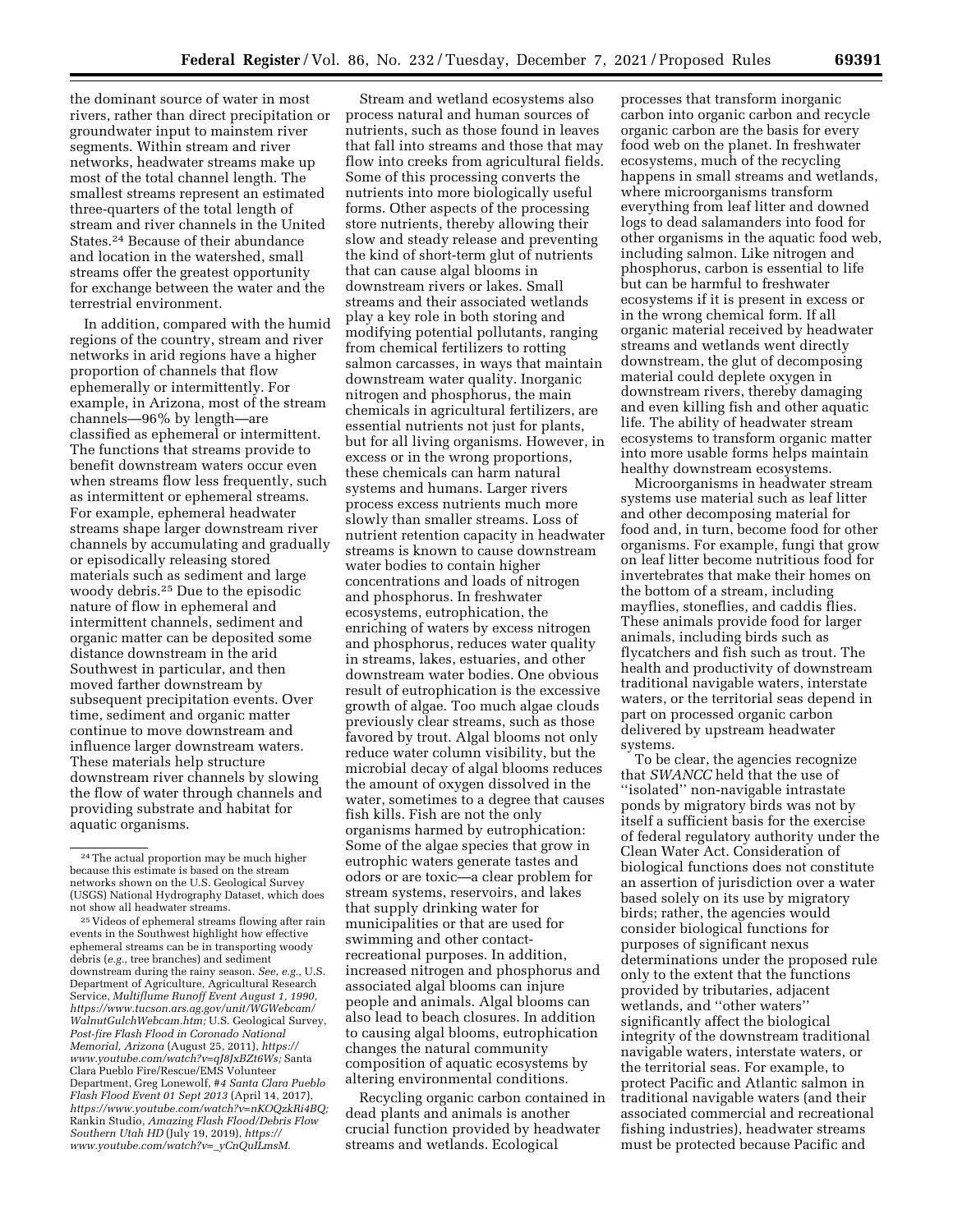the dominant source of water in most rivers, rather than direct precipitation or groundwater input to mainstem river segments. Within stream and river networks, headwater streams make up most of the total channel length. The smallest streams represent an estimated three-quarters of the total length of stream and river channels in the United States.[24] Because of their abundance and location in the watershed, small streams offer the greatest opportunity for exchange between the water and the terrestrial environment.

In addition, compared with the humid regions of the country, stream and river networks in arid regions have a higher proportion of channels that flow ephemerally or intermittently. For example, in Arizona, most of the stream channels—96% by length—are classified as ephemeral or intermittent. The functions that streams provide to benefit downstream waters occur even when streams flow less frequently, such as intermittent or ephemeral streams. For example, ephemeral headwater streams shape larger downstream river channels by accumulating and gradually or episodically releasing stored materials such as sediment and large woody debris.[25] Due to the episodic nature of flow in ephemeral and intermittent channels, sediment and organic matter can be deposited some distance downstream in the arid Southwest in particular, and then moved farther downstream by subsequent precipitation events. Over time, sediment and organic matter continue to move downstream and influence larger downstream waters. These materials help structure downstream river channels by slowing the flow of water through channels and providing substrate and habitat for aquatic organisms.

Stream and wetland ecosystems also process natural and human sources of nutrients, such as those found in leaves that fall into streams and those that may flow into creeks from agricultural fields. Some of this processing converts the nutrients into more biologically useful forms. Other aspects of the processing store nutrients, thereby allowing their slow and steady release and preventing the kind of short-term glut of nutrients that can cause algal blooms in downstream rivers or lakes. Small streams and their associated wetlands play a key role in both storing and modifying potential pollutants, ranging from chemical fertilizers to rotting salmon carcasses, in ways that maintain downstream water quality. Inorganic nitrogen and phosphorus, the main chemicals in agricultural fertilizers, are essential nutrients not just for plants, but for all living organisms. However, in excess or in the wrong proportions, these chemicals can harm natural systems and humans. Larger rivers process excess nutrients much more slowly than smaller streams. Loss of nutrient retention capacity in headwater streams is known to cause downstream water bodies to contain higher concentrations and loads of nitrogen and phosphorus. In freshwater ecosystems, eutrophication, the enriching of waters by excess nitrogen and phosphorus, reduces water quality in streams, lakes, estuaries, and other downstream water bodies. One obvious result of eutrophication is the excessive growth of algae. Too much algae clouds previously clear streams, such as those favored by trout. Algal blooms not only reduce water column visibility, but the microbial decay of algal blooms reduces the amount of oxygen dissolved in the water, sometimes to a degree that causes fish kills. Fish are not the only organisms harmed by eutrophication: Some of the algae species that grow in eutrophic waters generate tastes and odors or are toxic—a clear problem for stream systems, reservoirs, and lakes that supply drinking water for municipalities or that are used for swimming and other contact-recreational purposes. In addition, increased nitrogen and phosphorus and associated algal blooms can injure people and animals. Algal blooms can also lead to beach closures. In addition to causing algal blooms, eutrophication changes the natural community composition of aquatic ecosystems by altering environmental conditions.

Recycling organic carbon contained in dead plants and animals is another crucial function provided by headwater streams and wetlands. Ecological processes that transform inorganic carbon into organic carbon and recycle organic carbon are the basis for every food web on the planet. In freshwater ecosystems, much of the recycling happens in small streams and wetlands, where microorganisms transform everything from leaf litter and downed logs to dead salamanders into food for other organisms in the aquatic food web, including salmon. Like nitrogen and phosphorus, carbon is essential to life but can be harmful to freshwater ecosystems if it is present in excess or in the wrong chemical form. If all organic material received by headwater streams and wetlands went directly downstream, the glut of decomposing material could deplete oxygen in downstream rivers, thereby damaging and even killing fish and other aquatic life. The ability of headwater stream ecosystems to transform organic matter into more usable forms helps maintain healthy downstream ecosystems.

Microorganisms in headwater stream systems use material such as leaf litter and other decomposing material for food and, in turn, become food for other organisms. For example, fungi that grow on leaf litter become nutritious food for invertebrates that make their homes on the bottom of a stream, including mayflies, stoneflies, and caddis flies. These animals provide food for larger animals, including birds such as flycatchers and fish such as trout. The health and productivity of downstream traditional navigable waters, interstate waters, or the territorial seas depend in part on processed organic carbon delivered by upstream headwater systems.

To be clear, the agencies recognize that *SWANCC* held that the use of ''isolated'' non-navigable intrastate ponds by migratory birds was not by itself a sufficient basis for the exercise of federal regulatory authority under the Clean Water Act. Consideration of biological functions does not constitute an assertion of jurisdiction over a water based solely on its use by migratory birds; rather, the agencies would consider biological functions for purposes of significant nexus determinations under the proposed rule only to the extent that the functions provided by tributaries, adjacent wetlands, and ''other waters'' significantly affect the biological integrity of the downstream traditional navigable waters, interstate waters, or the territorial seas. For example, to protect Pacific and Atlantic salmon in traditional navigable waters (and their associated commercial and recreational fishing industries), headwater streams must be protected because Pacific and

---

[24] The actual proportion may be much higher because this estimate is based on the stream networks shown on the U.S. Geological Survey (USGS) National Hydrography Dataset, which does not show all headwater streams.

[25] Videos of ephemeral streams flowing after rain events in the Southwest highlight how effective ephemeral streams can be in transporting woody debris (*e.g.,* tree branches) and sediment downstream during the rainy season. *See, e.g.,* U.S. Department of Agriculture, Agricultural Research Service, *Multiflume Runoff Event August 1, 1990, https://www.tucson.ars.ag.gov/unit/WGWebcam/WalnutGulchWebcam.htm;* U.S. Geological Survey, *Post-fire Flash Flood in Coronado National Memorial, Arizona* (August 25, 2011), *https://www.youtube.com/watch?v=qJ8JxBZt6Ws;* Santa Clara Pueblo Fire/Rescue/EMS Volunteer Department, Greg Lonewolf, *#4 Santa Clara Pueblo Flash Flood Event 01 Sept 2013* (April 14, 2017), *https://www.youtube.com/watch?v=nKOQzkRi4BQ;* Rankin Studio, *Amazing Flash Flood/Debris Flow Southern Utah HD* (July 19, 2019), *https://www.youtube.com/watch?v=_yCnQuILmsM.*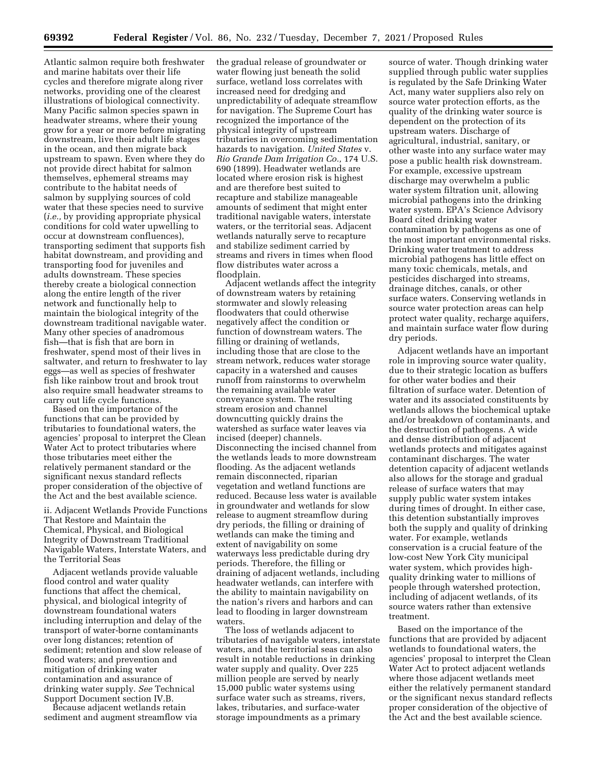Atlantic salmon require both freshwater and marine habitats over their life cycles and therefore migrate along river networks, providing one of the clearest illustrations of biological connectivity. Many Pacific salmon species spawn in headwater streams, where their young grow for a year or more before migrating downstream, live their adult life stages in the ocean, and then migrate back upstream to spawn. Even where they do not provide direct habitat for salmon themselves, ephemeral streams may contribute to the habitat needs of salmon by supplying sources of cold water that these species need to survive (*i.e.,* by providing appropriate physical conditions for cold water upwelling to occur at downstream confluences), transporting sediment that supports fish habitat downstream, and providing and transporting food for juveniles and adults downstream. These species thereby create a biological connection along the entire length of the river network and functionally help to maintain the biological integrity of the downstream traditional navigable water. Many other species of anadromous fish—that is fish that are born in freshwater, spend most of their lives in saltwater, and return to freshwater to lay eggs—as well as species of freshwater fish like rainbow trout and brook trout also require small headwater streams to carry out life cycle functions.

Based on the importance of the functions that can be provided by tributaries to foundational waters, the agencies' proposal to interpret the Clean Water Act to protect tributaries where those tributaries meet either the relatively permanent standard or the significant nexus standard reflects proper consideration of the objective of the Act and the best available science.

ii. Adjacent Wetlands Provide Functions That Restore and Maintain the Chemical, Physical, and Biological Integrity of Downstream Traditional Navigable Waters, Interstate Waters, and the Territorial Seas

Adjacent wetlands provide valuable flood control and water quality functions that affect the chemical, physical, and biological integrity of downstream foundational waters including interruption and delay of the transport of water-borne contaminants over long distances; retention of sediment; retention and slow release of flood waters; and prevention and mitigation of drinking water contamination and assurance of drinking water supply. *See* Technical Support Document section IV.B.

Because adjacent wetlands retain sediment and augment streamflow via the gradual release of groundwater or water flowing just beneath the solid surface, wetland loss correlates with increased need for dredging and unpredictability of adequate streamflow for navigation. The Supreme Court has recognized the importance of the physical integrity of upstream tributaries in overcoming sedimentation hazards to navigation. *United States* v. *Rio Grande Dam Irrigation Co.,* 174 U.S. 690 (1899). Headwater wetlands are located where erosion risk is highest and are therefore best suited to recapture and stabilize manageable amounts of sediment that might enter traditional navigable waters, interstate waters, or the territorial seas. Adjacent wetlands naturally serve to recapture and stabilize sediment carried by streams and rivers in times when flood flow distributes water across a floodplain.

Adjacent wetlands affect the integrity of downstream waters by retaining stormwater and slowly releasing floodwaters that could otherwise negatively affect the condition or function of downstream waters. The filling or draining of wetlands, including those that are close to the stream network, reduces water storage capacity in a watershed and causes runoff from rainstorms to overwhelm the remaining available water conveyance system. The resulting stream erosion and channel downcutting quickly drains the watershed as surface water leaves via incised (deeper) channels. Disconnecting the incised channel from the wetlands leads to more downstream flooding. As the adjacent wetlands remain disconnected, riparian vegetation and wetland functions are reduced. Because less water is available in groundwater and wetlands for slow release to augment streamflow during dry periods, the filling or draining of wetlands can make the timing and extent of navigability on some waterways less predictable during dry periods. Therefore, the filling or draining of adjacent wetlands, including headwater wetlands, can interfere with the ability to maintain navigability on the nation's rivers and harbors and can lead to flooding in larger downstream waters.

The loss of wetlands adjacent to tributaries of navigable waters, interstate waters, and the territorial seas can also result in notable reductions in drinking water supply and quality. Over 225 million people are served by nearly 15,000 public water systems using surface water such as streams, rivers, lakes, tributaries, and surface-water storage impoundments as a primary source of water. Though drinking water supplied through public water supplies is regulated by the Safe Drinking Water Act, many water suppliers also rely on source water protection efforts, as the quality of the drinking water source is dependent on the protection of its upstream waters. Discharge of agricultural, industrial, sanitary, or other waste into any surface water may pose a public health risk downstream. For example, excessive upstream discharge may overwhelm a public water system filtration unit, allowing microbial pathogens into the drinking water system. EPA's Science Advisory Board cited drinking water contamination by pathogens as one of the most important environmental risks. Drinking water treatment to address microbial pathogens has little effect on many toxic chemicals, metals, and pesticides discharged into streams, drainage ditches, canals, or other surface waters. Conserving wetlands in source water protection areas can help protect water quality, recharge aquifers, and maintain surface water flow during dry periods.

Adjacent wetlands have an important role in improving source water quality, due to their strategic location as buffers for other water bodies and their filtration of surface water. Detention of water and its associated constituents by wetlands allows the biochemical uptake and/or breakdown of contaminants, and the destruction of pathogens. A wide and dense distribution of adjacent wetlands protects and mitigates against contaminant discharges. The water detention capacity of adjacent wetlands also allows for the storage and gradual release of surface waters that may supply public water system intakes during times of drought. In either case, this detention substantially improves both the supply and quality of drinking water. For example, wetlands conservation is a crucial feature of the low-cost New York City municipal water system, which provides high-quality drinking water to millions of people through watershed protection, including of adjacent wetlands, of its source waters rather than extensive treatment.

Based on the importance of the functions that are provided by adjacent wetlands to foundational waters, the agencies' proposal to interpret the Clean Water Act to protect adjacent wetlands where those adjacent wetlands meet either the relatively permanent standard or the significant nexus standard reflects proper consideration of the objective of the Act and the best available science.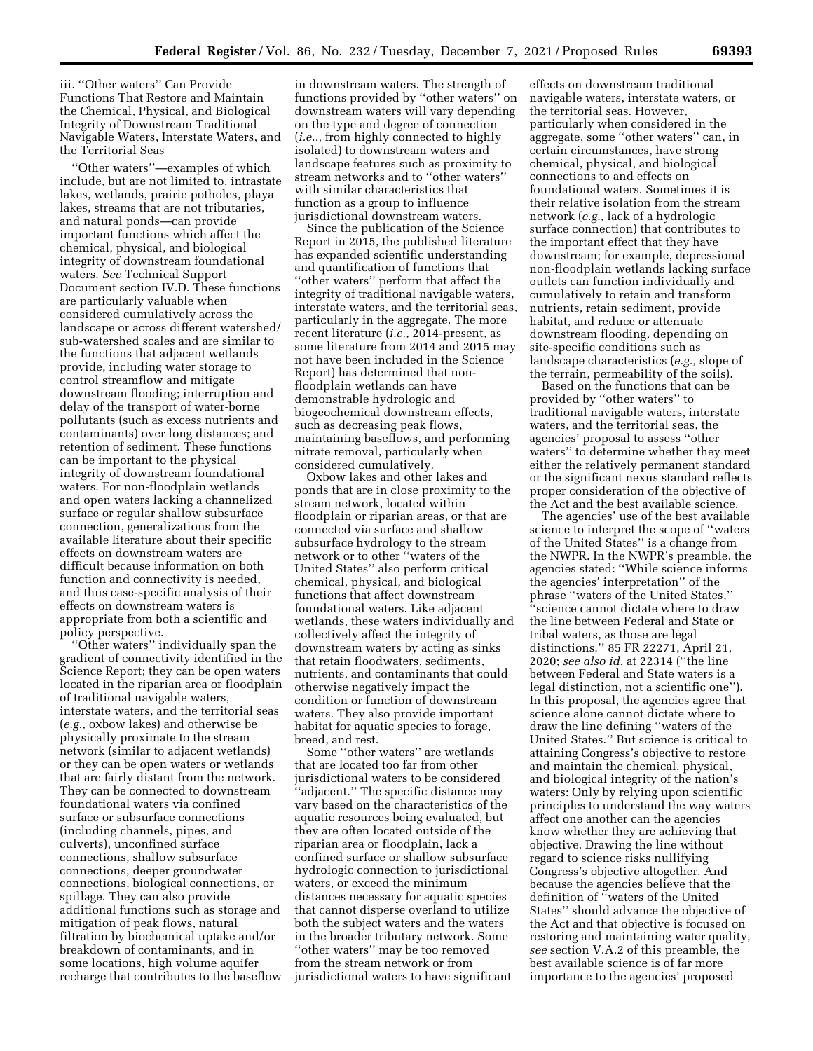iii. "Other waters" Can Provide Functions That Restore and Maintain the Chemical, Physical, and Biological Integrity of Downstream Traditional Navigable Waters, Interstate Waters, and the Territorial Seas

"Other waters"—examples of which include, but are not limited to, intrastate lakes, wetlands, prairie potholes, playa lakes, streams that are not tributaries, and natural ponds—can provide important functions which affect the chemical, physical, and biological integrity of downstream foundational waters. *See* Technical Support Document section IV.D. These functions are particularly valuable when considered cumulatively across the landscape or across different watershed/sub-watershed scales and are similar to the functions that adjacent wetlands provide, including water storage to control streamflow and mitigate downstream flooding; interruption and delay of the transport of water-borne pollutants (such as excess nutrients and contaminants) over long distances; and retention of sediment. These functions can be important to the physical integrity of downstream foundational waters. For non-floodplain wetlands and open waters lacking a channelized surface or regular shallow subsurface connection, generalizations from the available literature about their specific effects on downstream waters are difficult because information on both function and connectivity is needed, and thus case-specific analysis of their effects on downstream waters is appropriate from both a scientific and policy perspective.

"Other waters" individually span the gradient of connectivity identified in the Science Report; they can be open waters located in the riparian area or floodplain of traditional navigable waters, interstate waters, and the territorial seas (*e.g.,* oxbow lakes) and otherwise be physically proximate to the stream network (similar to adjacent wetlands) or they can be open waters or wetlands that are fairly distant from the network. They can be connected to downstream foundational waters via confined surface or subsurface connections (including channels, pipes, and culverts), unconfined surface connections, shallow subsurface connections, deeper groundwater connections, biological connections, or spillage. They can also provide additional functions such as storage and mitigation of peak flows, natural filtration by biochemical uptake and/or breakdown of contaminants, and in some locations, high volume aquifer recharge that contributes to the baseflow in downstream waters. The strength of functions provided by "other waters" on downstream waters will vary depending on the type and degree of connection (*i.e.,* from highly connected to highly isolated) to downstream waters and landscape features such as proximity to stream networks and to "other waters" with similar characteristics that function as a group to influence jurisdictional downstream waters.

Since the publication of the Science Report in 2015, the published literature has expanded scientific understanding and quantification of functions that "other waters" perform that affect the integrity of traditional navigable waters, interstate waters, and the territorial seas, particularly in the aggregate. The more recent literature (*i.e.,* 2014-present, as some literature from 2014 and 2015 may not have been included in the Science Report) has determined that non-floodplain wetlands can have demonstrable hydrologic and biogeochemical downstream effects, such as decreasing peak flows, maintaining baseflows, and performing nitrate removal, particularly when considered cumulatively.

Oxbow lakes and other lakes and ponds that are in close proximity to the stream network, located within floodplain or riparian areas, or that are connected via surface and shallow subsurface hydrology to the stream network or to other "waters of the United States" also perform critical chemical, physical, and biological functions that affect downstream foundational waters. Like adjacent wetlands, these waters individually and collectively affect the integrity of downstream waters by acting as sinks that retain floodwaters, sediments, nutrients, and contaminants that could otherwise negatively impact the condition or function of downstream waters. They also provide important habitat for aquatic species to forage, breed, and rest.

Some "other waters" are wetlands that are located too far from other jurisdictional waters to be considered "adjacent." The specific distance may vary based on the characteristics of the aquatic resources being evaluated, but they are often located outside of the riparian area or floodplain, lack a confined surface or shallow subsurface hydrologic connection to jurisdictional waters, or exceed the minimum distances necessary for aquatic species that cannot disperse overland to utilize both the subject waters and the waters in the broader tributary network. Some "other waters" may be too removed from the stream network or from jurisdictional waters to have significant effects on downstream traditional navigable waters, interstate waters, or the territorial seas. However, particularly when considered in the aggregate, some "other waters" can, in certain circumstances, have strong chemical, physical, and biological connections to and effects on foundational waters. Sometimes it is their relative isolation from the stream network (*e.g.,* lack of a hydrologic surface connection) that contributes to the important effect that they have downstream; for example, depressional non-floodplain wetlands lacking surface outlets can function individually and cumulatively to retain and transform nutrients, retain sediment, provide habitat, and reduce or attenuate downstream flooding, depending on site-specific conditions such as landscape characteristics (*e.g.,* slope of the terrain, permeability of the soils).

Based on the functions that can be provided by "other waters" to traditional navigable waters, interstate waters, and the territorial seas, the agencies' proposal to assess "other waters" to determine whether they meet either the relatively permanent standard or the significant nexus standard reflects proper consideration of the objective of the Act and the best available science.

The agencies' use of the best available science to interpret the scope of "waters of the United States" is a change from the NWPR. In the NWPR's preamble, the agencies stated: "While science informs the agencies' interpretation" of the phrase "waters of the United States," "science cannot dictate where to draw the line between Federal and State or tribal waters, as those are legal distinctions." 85 FR 22271, April 21, 2020; *see also id.* at 22314 ("the line between Federal and State waters is a legal distinction, not a scientific one"). In this proposal, the agencies agree that science alone cannot dictate where to draw the line defining "waters of the United States." But science is critical to attaining Congress's objective to restore and maintain the chemical, physical, and biological integrity of the nation's waters: Only by relying upon scientific principles to understand the way waters affect one another can the agencies know whether they are achieving that objective. Drawing the line without regard to science risks nullifying Congress's objective altogether. And because the agencies believe that the definition of "waters of the United States" should advance the objective of the Act and that objective is focused on restoring and maintaining water quality, *see* section V.A.2 of this preamble, the best available science is of far more importance to the agencies' proposed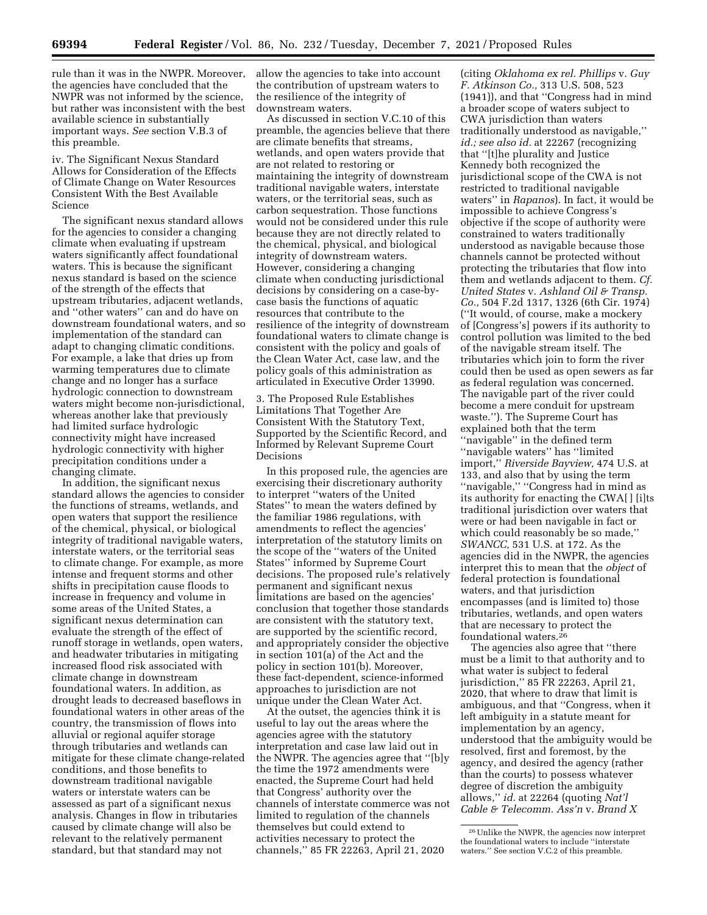rule than it was in the NWPR. Moreover, the agencies have concluded that the NWPR was not informed by the science, but rather was inconsistent with the best available science in substantially important ways. *See* section V.B.3 of this preamble.

iv. The Significant Nexus Standard Allows for Consideration of the Effects of Climate Change on Water Resources Consistent With the Best Available Science

The significant nexus standard allows for the agencies to consider a changing climate when evaluating if upstream waters significantly affect foundational waters. This is because the significant nexus standard is based on the science of the strength of the effects that upstream tributaries, adjacent wetlands, and "other waters" can and do have on downstream foundational waters, and so implementation of the standard can adapt to changing climatic conditions. For example, a lake that dries up from warming temperatures due to climate change and no longer has a surface hydrologic connection to downstream waters might become non-jurisdictional, whereas another lake that previously had limited surface hydrologic connectivity might have increased hydrologic connectivity with higher precipitation conditions under a changing climate.

In addition, the significant nexus standard allows the agencies to consider the functions of streams, wetlands, and open waters that support the resilience of the chemical, physical, or biological integrity of traditional navigable waters, interstate waters, or the territorial seas to climate change. For example, as more intense and frequent storms and other shifts in precipitation cause floods to increase in frequency and volume in some areas of the United States, a significant nexus determination can evaluate the strength of the effect of runoff storage in wetlands, open waters, and headwater tributaries in mitigating increased flood risk associated with climate change in downstream foundational waters. In addition, as drought leads to decreased baseflows in foundational waters in other areas of the country, the transmission of flows into alluvial or regional aquifer storage through tributaries and wetlands can mitigate for these climate change-related conditions, and those benefits to downstream traditional navigable waters or interstate waters can be assessed as part of a significant nexus analysis. Changes in flow in tributaries caused by climate change will also be relevant to the relatively permanent standard, but that standard may not allow the agencies to take into account the contribution of upstream waters to the resilience of the integrity of downstream waters.

As discussed in section V.C.10 of this preamble, the agencies believe that there are climate benefits that streams, wetlands, and open waters provide that are not related to restoring or maintaining the integrity of downstream traditional navigable waters, interstate waters, or the territorial seas, such as carbon sequestration. Those functions would not be considered under this rule because they are not directly related to the chemical, physical, and biological integrity of downstream waters. However, considering a changing climate when conducting jurisdictional decisions by considering on a case-by-case basis the functions of aquatic resources that contribute to the resilience of the integrity of downstream foundational waters to climate change is consistent with the policy and goals of the Clean Water Act, case law, and the policy goals of this administration as articulated in Executive Order 13990.

3. The Proposed Rule Establishes Limitations That Together Are Consistent With the Statutory Text, Supported by the Scientific Record, and Informed by Relevant Supreme Court Decisions

In this proposed rule, the agencies are exercising their discretionary authority to interpret "waters of the United States" to mean the waters defined by the familiar 1986 regulations, with amendments to reflect the agencies' interpretation of the statutory limits on the scope of the "waters of the United States" informed by Supreme Court decisions. The proposed rule's relatively permanent and significant nexus limitations are based on the agencies' conclusion that together those standards are consistent with the statutory text, are supported by the scientific record, and appropriately consider the objective in section 101(a) of the Act and the policy in section 101(b). Moreover, these fact-dependent, science-informed approaches to jurisdiction are not unique under the Clean Water Act.

At the outset, the agencies think it is useful to lay out the areas where the agencies agree with the statutory interpretation and case law laid out in the NWPR. The agencies agree that "[b]y the time the 1972 amendments were enacted, the Supreme Court had held that Congress' authority over the channels of interstate commerce was not limited to regulation of the channels themselves but could extend to activities necessary to protect the channels," 85 FR 22263, April 21, 2020 (citing *Oklahoma ex rel. Phillips* v. *Guy F. Atkinson Co.,* 313 U.S. 508, 523 (1941)), and that "Congress had in mind a broader scope of waters subject to CWA jurisdiction than waters traditionally understood as navigable," *id.; see also id.* at 22267 (recognizing that "[t]he plurality and Justice Kennedy both recognized the jurisdictional scope of the CWA is not restricted to traditional navigable waters" in *Rapanos*). In fact, it would be impossible to achieve Congress's objective if the scope of authority were constrained to waters traditionally understood as navigable because those channels cannot be protected without protecting the tributaries that flow into them and wetlands adjacent to them. *Cf. United States* v. *Ashland Oil & Transp. Co.,* 504 F.2d 1317, 1326 (6th Cir. 1974) ("It would, of course, make a mockery of [Congress's] powers if its authority to control pollution was limited to the bed of the navigable stream itself. The tributaries which join to form the river could then be used as open sewers as far as federal regulation was concerned. The navigable part of the river could become a mere conduit for upstream waste."). The Supreme Court has explained both that the term "navigable" in the defined term "navigable waters" has "limited import," *Riverside Bayview,* 474 U.S. at 133, and also that by using the term "navigable," "Congress had in mind as its authority for enacting the CWA[ ] [i]ts traditional jurisdiction over waters that were or had been navigable in fact or which could reasonably be so made," *SWANCC,* 531 U.S. at 172. As the agencies did in the NWPR, the agencies interpret this to mean that the *object* of federal protection is foundational waters, and that jurisdiction encompasses (and is limited to) those tributaries, wetlands, and open waters that are necessary to protect the foundational waters.[26]

The agencies also agree that "there must be a limit to that authority and to what water is subject to federal jurisdiction," 85 FR 22263, April 21, 2020, that where to draw that limit is ambiguous, and that "Congress, when it left ambiguity in a statute meant for implementation by an agency, understood that the ambiguity would be resolved, first and foremost, by the agency, and desired the agency (rather than the courts) to possess whatever degree of discretion the ambiguity allows," *id.* at 22264 (quoting *Nat'l Cable & Telecomm. Ass'n* v. *Brand X*

[26] Unlike the NWPR, the agencies now interpret the foundational waters to include "interstate waters." See section V.C.2 of this preamble.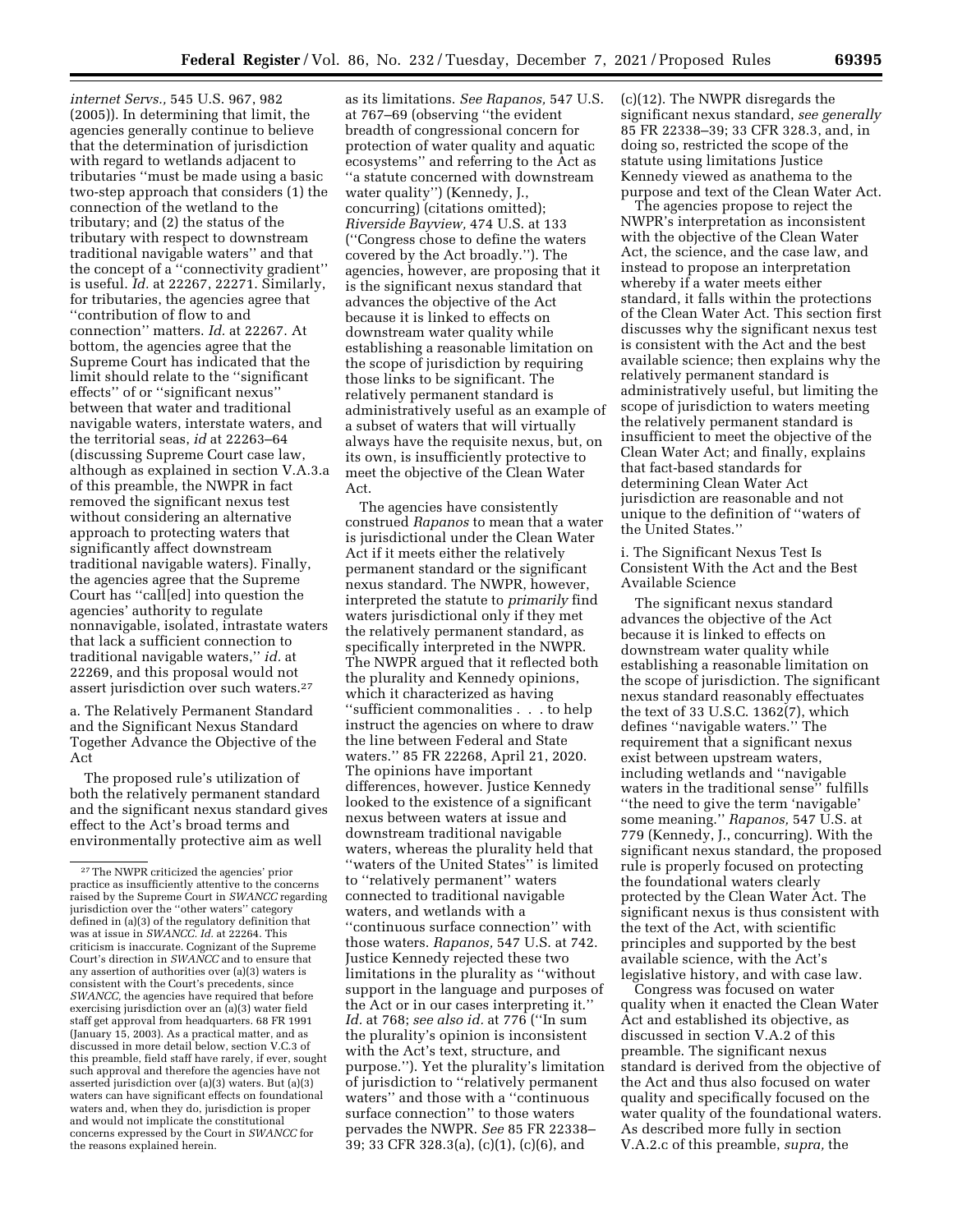*internet Servs.,* 545 U.S. 967, 982 (2005)). In determining that limit, the agencies generally continue to believe that the determination of jurisdiction with regard to wetlands adjacent to tributaries ''must be made using a basic two-step approach that considers (1) the connection of the wetland to the tributary; and (2) the status of the tributary with respect to downstream traditional navigable waters'' and that the concept of a ''connectivity gradient'' is useful. *Id.* at 22267, 22271. Similarly, for tributaries, the agencies agree that ''contribution of flow to and connection'' matters. *Id.* at 22267. At bottom, the agencies agree that the Supreme Court has indicated that the limit should relate to the ''significant effects'' of or ''significant nexus'' between that water and traditional navigable waters, interstate waters, and the territorial seas, *id* at 22263–64 (discussing Supreme Court case law, although as explained in section V.A.3.a of this preamble, the NWPR in fact removed the significant nexus test without considering an alternative approach to protecting waters that significantly affect downstream traditional navigable waters). Finally, the agencies agree that the Supreme Court has ''call[ed] into question the agencies' authority to regulate nonnavigable, isolated, intrastate waters that lack a sufficient connection to traditional navigable waters,'' *id.* at 22269, and this proposal would not assert jurisdiction over such waters.[27]

a. The Relatively Permanent Standard and the Significant Nexus Standard Together Advance the Objective of the Act

The proposed rule's utilization of both the relatively permanent standard and the significant nexus standard gives effect to the Act's broad terms and environmentally protective aim as well as its limitations. *See Rapanos,* 547 U.S. at 767–69 (observing ''the evident breadth of congressional concern for protection of water quality and aquatic ecosystems'' and referring to the Act as ''a statute concerned with downstream water quality'') (Kennedy, J., concurring) (citations omitted); *Riverside Bayview,* 474 U.S. at 133 (''Congress chose to define the waters covered by the Act broadly.''). The agencies, however, are proposing that it is the significant nexus standard that advances the objective of the Act because it is linked to effects on downstream water quality while establishing a reasonable limitation on the scope of jurisdiction by requiring those links to be significant. The relatively permanent standard is administratively useful as an example of a subset of waters that will virtually always have the requisite nexus, but, on its own, is insufficiently protective to meet the objective of the Clean Water Act.

The agencies have consistently construed *Rapanos* to mean that a water is jurisdictional under the Clean Water Act if it meets either the relatively permanent standard or the significant nexus standard. The NWPR, however, interpreted the statute to *primarily* find waters jurisdictional only if they met the relatively permanent standard, as specifically interpreted in the NWPR. The NWPR argued that it reflected both the plurality and Kennedy opinions, which it characterized as having ''sufficient commonalities . . . to help instruct the agencies on where to draw the line between Federal and State waters.'' 85 FR 22268, April 21, 2020. The opinions have important differences, however. Justice Kennedy looked to the existence of a significant nexus between waters at issue and downstream traditional navigable waters, whereas the plurality held that ''waters of the United States'' is limited to ''relatively permanent'' waters connected to traditional navigable waters, and wetlands with a ''continuous surface connection'' with those waters. *Rapanos,* 547 U.S. at 742. Justice Kennedy rejected these two limitations in the plurality as ''without support in the language and purposes of the Act or in our cases interpreting it.'' *Id.* at 768; *see also id.* at 776 (''In sum the plurality's opinion is inconsistent with the Act's text, structure, and purpose.''). Yet the plurality's limitation of jurisdiction to ''relatively permanent waters'' and those with a ''continuous surface connection'' to those waters pervades the NWPR. *See* 85 FR 22338–39; 33 CFR 328.3(a), (c)(1), (c)(6), and (c)(12). The NWPR disregards the significant nexus standard, *see generally* 85 FR 22338–39; 33 CFR 328.3, and, in doing so, restricted the scope of the statute using limitations Justice Kennedy viewed as anathema to the purpose and text of the Clean Water Act.

The agencies propose to reject the NWPR's interpretation as inconsistent with the objective of the Clean Water Act, the science, and the case law, and instead to propose an interpretation whereby if a water meets either standard, it falls within the protections of the Clean Water Act. This section first discusses why the significant nexus test is consistent with the Act and the best available science; then explains why the relatively permanent standard is administratively useful, but limiting the scope of jurisdiction to waters meeting the relatively permanent standard is insufficient to meet the objective of the Clean Water Act; and finally, explains that fact-based standards for determining Clean Water Act jurisdiction are reasonable and not unique to the definition of ''waters of the United States.''

i. The Significant Nexus Test Is Consistent With the Act and the Best Available Science

The significant nexus standard advances the objective of the Act because it is linked to effects on downstream water quality while establishing a reasonable limitation on the scope of jurisdiction. The significant nexus standard reasonably effectuates the text of 33 U.S.C. 1362(7), which defines ''navigable waters.'' The requirement that a significant nexus exist between upstream waters, including wetlands and ''navigable waters in the traditional sense'' fulfills ''the need to give the term 'navigable' some meaning.'' *Rapanos,* 547 U.S. at 779 (Kennedy, J., concurring). With the significant nexus standard, the proposed rule is properly focused on protecting the foundational waters clearly protected by the Clean Water Act. The significant nexus is thus consistent with the text of the Act, with scientific principles and supported by the best available science, with the Act's legislative history, and with case law.

Congress was focused on water quality when it enacted the Clean Water Act and established its objective, as discussed in section V.A.2 of this preamble. The significant nexus standard is derived from the objective of the Act and thus also focused on water quality and specifically focused on the water quality of the foundational waters. As described more fully in section V.A.2.c of this preamble, *supra,* the

[27] The NWPR criticized the agencies' prior practice as insufficiently attentive to the concerns raised by the Supreme Court in *SWANCC* regarding jurisdiction over the ''other waters'' category defined in (a)(3) of the regulatory definition that was at issue in *SWANCC. Id.* at 22264. This criticism is inaccurate. Cognizant of the Supreme Court's direction in *SWANCC* and to ensure that any assertion of authorities over (a)(3) waters is consistent with the Court's precedents, since *SWANCC,* the agencies have required that before exercising jurisdiction over an (a)(3) water field staff get approval from headquarters. 68 FR 1991 (January 15, 2003). As a practical matter, and as discussed in more detail below, section V.C.3 of this preamble, field staff have rarely, if ever, sought such approval and therefore the agencies have not asserted jurisdiction over (a)(3) waters. But (a)(3) waters can have significant effects on foundational waters and, when they do, jurisdiction is proper and would not implicate the constitutional concerns expressed by the Court in *SWANCC* for the reasons explained herein.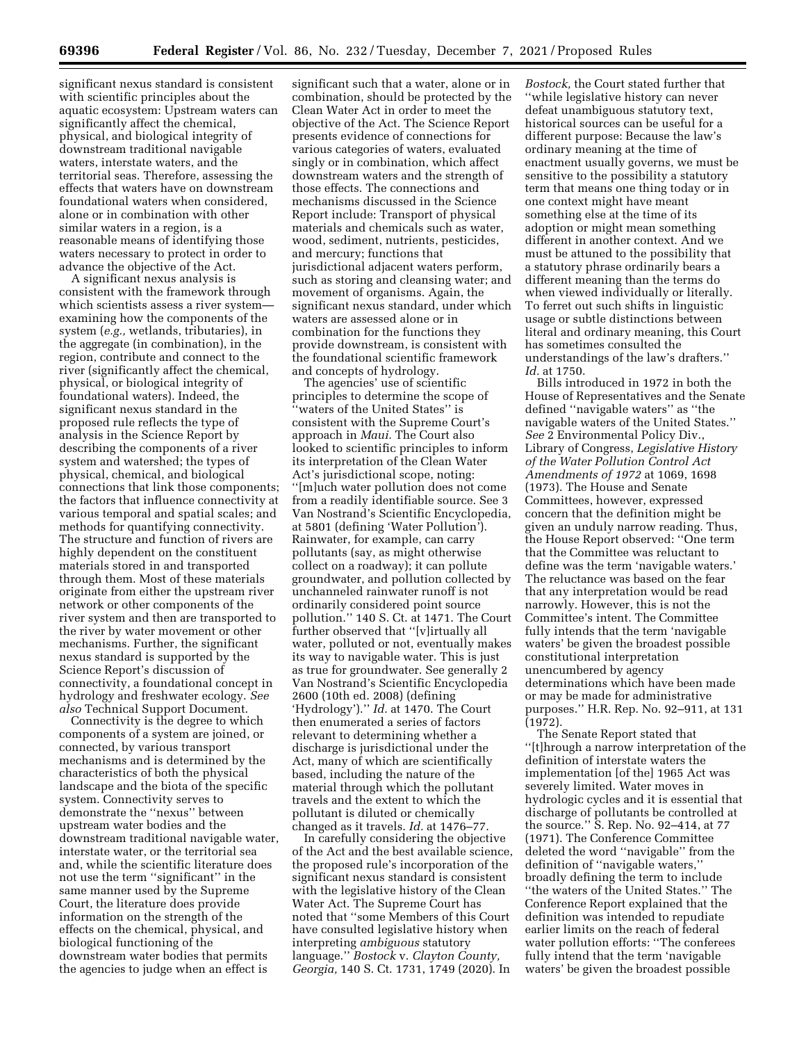significant nexus standard is consistent with scientific principles about the aquatic ecosystem: Upstream waters can significantly affect the chemical, physical, and biological integrity of downstream traditional navigable waters, interstate waters, and the territorial seas. Therefore, assessing the effects that waters have on downstream foundational waters when considered, alone or in combination with other similar waters in a region, is a reasonable means of identifying those waters necessary to protect in order to advance the objective of the Act.

A significant nexus analysis is consistent with the framework through which scientists assess a river system—examining how the components of the system (*e.g.,* wetlands, tributaries), in the aggregate (in combination), in the region, contribute and connect to the river (significantly affect the chemical, physical, or biological integrity of foundational waters). Indeed, the significant nexus standard in the proposed rule reflects the type of analysis in the Science Report by describing the components of a river system and watershed; the types of physical, chemical, and biological connections that link those components; the factors that influence connectivity at various temporal and spatial scales; and methods for quantifying connectivity. The structure and function of rivers are highly dependent on the constituent materials stored in and transported through them. Most of these materials originate from either the upstream river network or other components of the river system and then are transported to the river by water movement or other mechanisms. Further, the significant nexus standard is supported by the Science Report's discussion of connectivity, a foundational concept in hydrology and freshwater ecology. *See also* Technical Support Document.

Connectivity is the degree to which components of a system are joined, or connected, by various transport mechanisms and is determined by the characteristics of both the physical landscape and the biota of the specific system. Connectivity serves to demonstrate the "nexus" between upstream water bodies and the downstream traditional navigable water, interstate water, or the territorial sea and, while the scientific literature does not use the term "significant" in the same manner used by the Supreme Court, the literature does provide information on the strength of the effects on the chemical, physical, and biological functioning of the downstream water bodies that permits the agencies to judge when an effect is significant such that a water, alone or in combination, should be protected by the Clean Water Act in order to meet the objective of the Act. The Science Report presents evidence of connections for various categories of waters, evaluated singly or in combination, which affect downstream waters and the strength of those effects. The connections and mechanisms discussed in the Science Report include: Transport of physical materials and chemicals such as water, wood, sediment, nutrients, pesticides, and mercury; functions that jurisdictional adjacent waters perform, such as storing and cleansing water; and movement of organisms. Again, the significant nexus standard, under which waters are assessed alone or in combination for the functions they provide downstream, is consistent with the foundational scientific framework and concepts of hydrology.

The agencies' use of scientific principles to determine the scope of "waters of the United States" is consistent with the Supreme Court's approach in *Maui.* The Court also looked to scientific principles to inform its interpretation of the Clean Water Act's jurisdictional scope, noting: "[m]uch water pollution does not come from a readily identifiable source. See 3 Van Nostrand's Scientific Encyclopedia, at 5801 (defining 'Water Pollution'). Rainwater, for example, can carry pollutants (say, as might otherwise collect on a roadway); it can pollute groundwater, and pollution collected by unchanneled rainwater runoff is not ordinarily considered point source pollution." 140 S. Ct. at 1471. The Court further observed that "[v]irtually all water, polluted or not, eventually makes its way to navigable water. This is just as true for groundwater. See generally 2 Van Nostrand's Scientific Encyclopedia 2600 (10th ed. 2008) (defining 'Hydrology')." *Id.* at 1470. The Court then enumerated a series of factors relevant to determining whether a discharge is jurisdictional under the Act, many of which are scientifically based, including the nature of the material through which the pollutant travels and the extent to which the pollutant is diluted or chemically changed as it travels. *Id.* at 1476–77.

In carefully considering the objective of the Act and the best available science, the proposed rule's incorporation of the significant nexus standard is consistent with the legislative history of the Clean Water Act. The Supreme Court has noted that "some Members of this Court have consulted legislative history when interpreting *ambiguous* statutory language." *Bostock* v. *Clayton County, Georgia,* 140 S. Ct. 1731, 1749 (2020). In *Bostock,* the Court stated further that "while legislative history can never defeat unambiguous statutory text, historical sources can be useful for a different purpose: Because the law's ordinary meaning at the time of enactment usually governs, we must be sensitive to the possibility a statutory term that means one thing today or in one context might have meant something else at the time of its adoption or might mean something different in another context. And we must be attuned to the possibility that a statutory phrase ordinarily bears a different meaning than the terms do when viewed individually or literally. To ferret out such shifts in linguistic usage or subtle distinctions between literal and ordinary meaning, this Court has sometimes consulted the understandings of the law's drafters." *Id.* at 1750.

Bills introduced in 1972 in both the House of Representatives and the Senate defined "navigable waters" as "the navigable waters of the United States." *See* 2 Environmental Policy Div., Library of Congress, *Legislative History of the Water Pollution Control Act Amendments of 1972* at 1069, 1698 (1973). The House and Senate Committees, however, expressed concern that the definition might be given an unduly narrow reading. Thus, the House Report observed: "One term that the Committee was reluctant to define was the term 'navigable waters.' The reluctance was based on the fear that any interpretation would be read narrowly. However, this is not the Committee's intent. The Committee fully intends that the term 'navigable waters' be given the broadest possible constitutional interpretation unencumbered by agency determinations which have been made or may be made for administrative purposes." H.R. Rep. No. 92–911, at 131 (1972).

The Senate Report stated that "[t]hrough a narrow interpretation of the definition of interstate waters the implementation [of the] 1965 Act was severely limited. Water moves in hydrologic cycles and it is essential that discharge of pollutants be controlled at the source." S. Rep. No. 92–414, at 77 (1971). The Conference Committee deleted the word "navigable" from the definition of "navigable waters," broadly defining the term to include "the waters of the United States." The Conference Report explained that the definition was intended to repudiate earlier limits on the reach of federal water pollution efforts: "The conferees fully intend that the term 'navigable waters' be given the broadest possible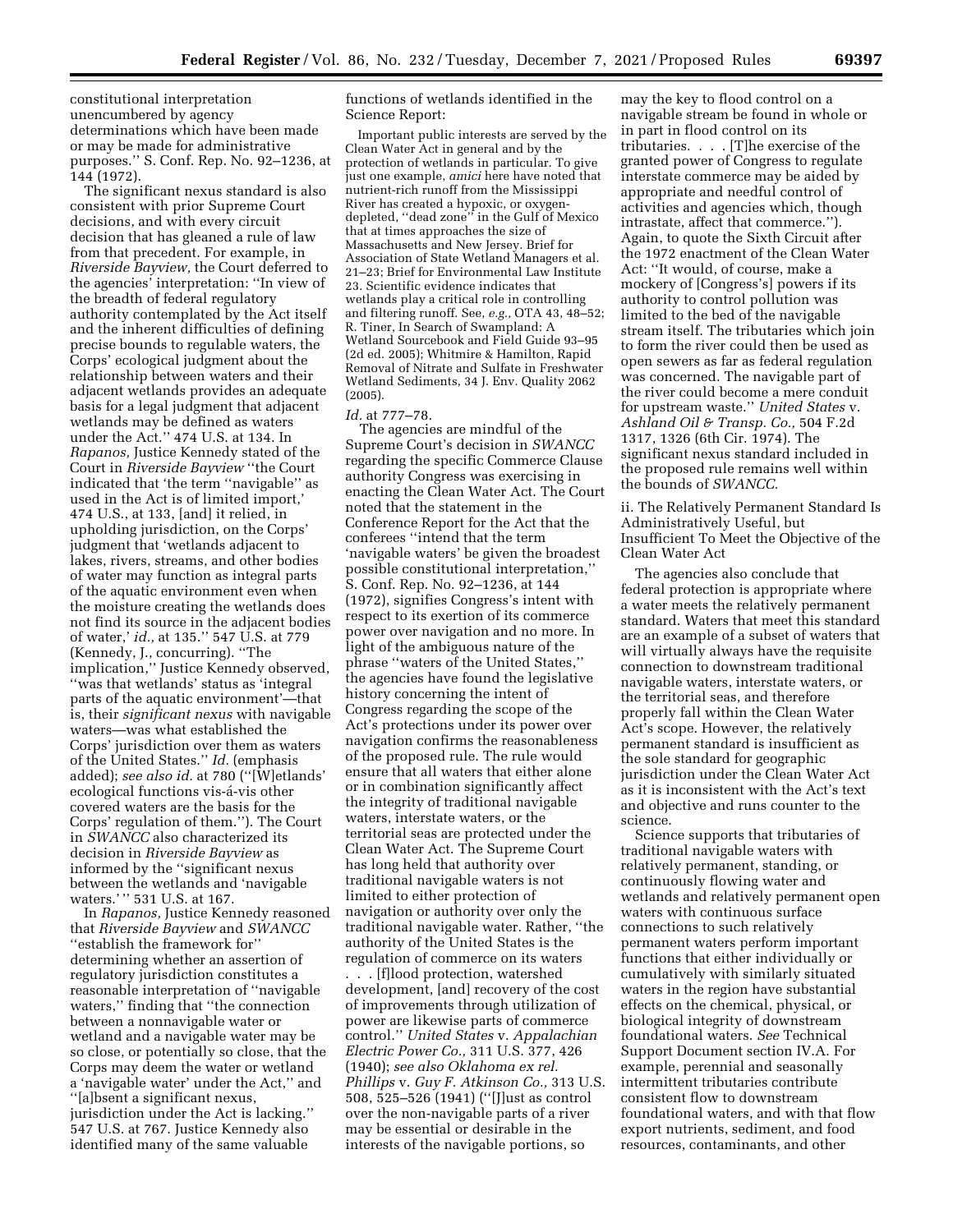constitutional interpretation unencumbered by agency determinations which have been made or may be made for administrative purposes.'' S. Conf. Rep. No. 92–1236, at 144 (1972).

The significant nexus standard is also consistent with prior Supreme Court decisions, and with every circuit decision that has gleaned a rule of law from that precedent. For example, in *Riverside Bayview,* the Court deferred to the agencies' interpretation: ''In view of the breadth of federal regulatory authority contemplated by the Act itself and the inherent difficulties of defining precise bounds to regulable waters, the Corps' ecological judgment about the relationship between waters and their adjacent wetlands provides an adequate basis for a legal judgment that adjacent wetlands may be defined as waters under the Act.'' 474 U.S. at 134. In *Rapanos,* Justice Kennedy stated of the Court in *Riverside Bayview* ''the Court indicated that 'the term ''navigable'' as used in the Act is of limited import,' 474 U.S., at 133, [and] it relied, in upholding jurisdiction, on the Corps' judgment that 'wetlands adjacent to lakes, rivers, streams, and other bodies of water may function as integral parts of the aquatic environment even when the moisture creating the wetlands does not find its source in the adjacent bodies of water,' *id.,* at 135.'' 547 U.S. at 779 (Kennedy, J., concurring). ''The implication,'' Justice Kennedy observed, ''was that wetlands' status as 'integral parts of the aquatic environment'—that is, their *significant nexus* with navigable waters—was what established the Corps' jurisdiction over them as waters of the United States.'' *Id.* (emphasis added); *see also id.* at 780 (''[W]etlands' ecological functions vis-á-vis other covered waters are the basis for the Corps' regulation of them.''). The Court in *SWANCC* also characterized its decision in *Riverside Bayview* as informed by the ''significant nexus between the wetlands and 'navigable waters.' '' 531 U.S. at 167.

In *Rapanos,* Justice Kennedy reasoned that *Riverside Bayview* and *SWANCC* ''establish the framework for'' determining whether an assertion of regulatory jurisdiction constitutes a reasonable interpretation of ''navigable waters,'' finding that ''the connection between a nonnavigable water or wetland and a navigable water may be so close, or potentially so close, that the Corps may deem the water or wetland a 'navigable water' under the Act,'' and ''[a]bsent a significant nexus, jurisdiction under the Act is lacking.'' 547 U.S. at 767. Justice Kennedy also identified many of the same valuable functions of wetlands identified in the Science Report:

> Important public interests are served by the Clean Water Act in general and by the protection of wetlands in particular. To give just one example, *amici* here have noted that nutrient-rich runoff from the Mississippi River has created a hypoxic, or oxygen-depleted, ''dead zone'' in the Gulf of Mexico that at times approaches the size of Massachusetts and New Jersey. Brief for Association of State Wetland Managers et al. 21–23; Brief for Environmental Law Institute 23. Scientific evidence indicates that wetlands play a critical role in controlling and filtering runoff. See, *e.g.,* OTA 43, 48–52; R. Tiner, In Search of Swampland: A Wetland Sourcebook and Field Guide 93–95 (2d ed. 2005); Whitmire & Hamilton, Rapid Removal of Nitrate and Sulfate in Freshwater Wetland Sediments, 34 J. Env. Quality 2062 (2005).

*Id.* at 777–78.

The agencies are mindful of the Supreme Court's decision in *SWANCC* regarding the specific Commerce Clause authority Congress was exercising in enacting the Clean Water Act. The Court noted that the statement in the Conference Report for the Act that the conferees ''intend that the term 'navigable waters' be given the broadest possible constitutional interpretation,'' S. Conf. Rep. No. 92–1236, at 144 (1972), signifies Congress's intent with respect to its exertion of its commerce power over navigation and no more. In light of the ambiguous nature of the phrase ''waters of the United States,'' the agencies have found the legislative history concerning the intent of Congress regarding the scope of the Act's protections under its power over navigation confirms the reasonableness of the proposed rule. The rule would ensure that all waters that either alone or in combination significantly affect the integrity of traditional navigable waters, interstate waters, or the territorial seas are protected under the Clean Water Act. The Supreme Court has long held that authority over traditional navigable waters is not limited to either protection of navigation or authority over only the traditional navigable water. Rather, ''the authority of the United States is the regulation of commerce on its waters . . . [f]lood protection, watershed development, [and] recovery of the cost of improvements through utilization of power are likewise parts of commerce control.'' *United States* v. *Appalachian Electric Power Co.,* 311 U.S. 377, 426 (1940); *see also Oklahoma ex rel. Phillips* v. *Guy F. Atkinson Co.,* 313 U.S. 508, 525–526 (1941) (''[J]ust as control over the non-navigable parts of a river may be essential or desirable in the interests of the navigable portions, so may the key to flood control on a navigable stream be found in whole or in part in flood control on its tributaries. . . . [T]he exercise of the granted power of Congress to regulate interstate commerce may be aided by appropriate and needful control of activities and agencies which, though intrastate, affect that commerce.''). Again, to quote the Sixth Circuit after the 1972 enactment of the Clean Water Act: ''It would, of course, make a mockery of [Congress's] powers if its authority to control pollution was limited to the bed of the navigable stream itself. The tributaries which join to form the river could then be used as open sewers as far as federal regulation was concerned. The navigable part of the river could become a mere conduit for upstream waste.'' *United States* v. *Ashland Oil & Transp. Co.,* 504 F.2d 1317, 1326 (6th Cir. 1974). The significant nexus standard included in the proposed rule remains well within the bounds of *SWANCC.*

ii. The Relatively Permanent Standard Is Administratively Useful, but Insufficient To Meet the Objective of the Clean Water Act

The agencies also conclude that federal protection is appropriate where a water meets the relatively permanent standard. Waters that meet this standard are an example of a subset of waters that will virtually always have the requisite connection to downstream traditional navigable waters, interstate waters, or the territorial seas, and therefore properly fall within the Clean Water Act's scope. However, the relatively permanent standard is insufficient as the sole standard for geographic jurisdiction under the Clean Water Act as it is inconsistent with the Act's text and objective and runs counter to the science.

Science supports that tributaries of traditional navigable waters with relatively permanent, standing, or continuously flowing water and wetlands and relatively permanent open waters with continuous surface connections to such relatively permanent waters perform important functions that either individually or cumulatively with similarly situated waters in the region have substantial effects on the chemical, physical, or biological integrity of downstream foundational waters. *See* Technical Support Document section IV.A. For example, perennial and seasonally intermittent tributaries contribute consistent flow to downstream foundational waters, and with that flow export nutrients, sediment, and food resources, contaminants, and other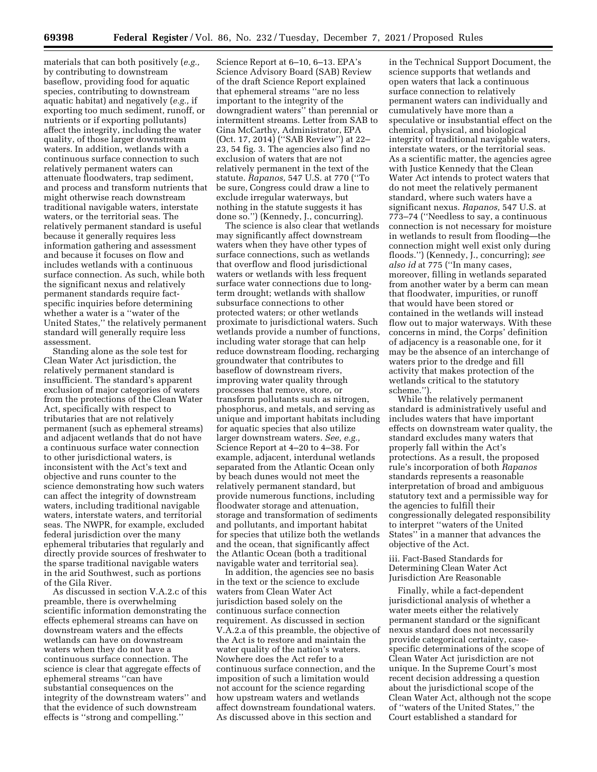materials that can both positively (*e.g.,* by contributing to downstream baseflow, providing food for aquatic species, contributing to downstream aquatic habitat) and negatively (*e.g.,* if exporting too much sediment, runoff, or nutrients or if exporting pollutants) affect the integrity, including the water quality, of those larger downstream waters. In addition, wetlands with a continuous surface connection to such relatively permanent waters can attenuate floodwaters, trap sediment, and process and transform nutrients that might otherwise reach downstream traditional navigable waters, interstate waters, or the territorial seas. The relatively permanent standard is useful because it generally requires less information gathering and assessment and because it focuses on flow and includes wetlands with a continuous surface connection. As such, while both the significant nexus and relatively permanent standards require fact-specific inquiries before determining whether a water is a ''water of the United States,'' the relatively permanent standard will generally require less assessment.

Standing alone as the sole test for Clean Water Act jurisdiction, the relatively permanent standard is insufficient. The standard's apparent exclusion of major categories of waters from the protections of the Clean Water Act, specifically with respect to tributaries that are not relatively permanent (such as ephemeral streams) and adjacent wetlands that do not have a continuous surface water connection to other jurisdictional waters, is inconsistent with the Act's text and objective and runs counter to the science demonstrating how such waters can affect the integrity of downstream waters, including traditional navigable waters, interstate waters, and territorial seas. The NWPR, for example, excluded federal jurisdiction over the many ephemeral tributaries that regularly and directly provide sources of freshwater to the sparse traditional navigable waters in the arid Southwest, such as portions of the Gila River.

As discussed in section V.A.2.c of this preamble, there is overwhelming scientific information demonstrating the effects ephemeral streams can have on downstream waters and the effects wetlands can have on downstream waters when they do not have a continuous surface connection. The science is clear that aggregate effects of ephemeral streams ''can have substantial consequences on the integrity of the downstream waters'' and that the evidence of such downstream effects is ''strong and compelling.'' Science Report at 6–10, 6–13. EPA's Science Advisory Board (SAB) Review of the draft Science Report explained that ephemeral streams ''are no less important to the integrity of the downgradient waters'' than perennial or intermittent streams. Letter from SAB to Gina McCarthy, Administrator, EPA (Oct. 17, 2014) (''SAB Review'') at 22–23, 54 fig. 3. The agencies also find no exclusion of waters that are not relatively permanent in the text of the statute. *Rapanos,* 547 U.S. at 770 (''To be sure, Congress could draw a line to exclude irregular waterways, but nothing in the statute suggests it has done so.'') (Kennedy, J., concurring).

The science is also clear that wetlands may significantly affect downstream waters when they have other types of surface connections, such as wetlands that overflow and flood jurisdictional waters or wetlands with less frequent surface water connections due to long-term drought; wetlands with shallow subsurface connections to other protected waters; or other wetlands proximate to jurisdictional waters. Such wetlands provide a number of functions, including water storage that can help reduce downstream flooding, recharging groundwater that contributes to baseflow of downstream rivers, improving water quality through processes that remove, store, or transform pollutants such as nitrogen, phosphorus, and metals, and serving as unique and important habitats including for aquatic species that also utilize larger downstream waters. *See, e.g.,* Science Report at 4–20 to 4–38. For example, adjacent, interdunal wetlands separated from the Atlantic Ocean only by beach dunes would not meet the relatively permanent standard, but provide numerous functions, including floodwater storage and attenuation, storage and transformation of sediments and pollutants, and important habitat for species that utilize both the wetlands and the ocean, that significantly affect the Atlantic Ocean (both a traditional navigable water and territorial sea).

In addition, the agencies see no basis in the text or the science to exclude waters from Clean Water Act jurisdiction based solely on the continuous surface connection requirement. As discussed in section V.A.2.a of this preamble, the objective of the Act is to restore and maintain the water quality of the nation's waters. Nowhere does the Act refer to a continuous surface connection, and the imposition of such a limitation would not account for the science regarding how upstream waters and wetlands affect downstream foundational waters. As discussed above in this section and in the Technical Support Document, the science supports that wetlands and open waters that lack a continuous surface connection to relatively permanent waters can individually and cumulatively have more than a speculative or insubstantial effect on the chemical, physical, and biological integrity of traditional navigable waters, interstate waters, or the territorial seas. As a scientific matter, the agencies agree with Justice Kennedy that the Clean Water Act intends to protect waters that do not meet the relatively permanent standard, where such waters have a significant nexus. *Rapanos,* 547 U.S. at 773–74 (''Needless to say, a continuous connection is not necessary for moisture in wetlands to result from flooding—the connection might well exist only during floods.'') (Kennedy, J., concurring); *see also id* at 775 (''In many cases, moreover, filling in wetlands separated from another water by a berm can mean that floodwater, impurities, or runoff that would have been stored or contained in the wetlands will instead flow out to major waterways. With these concerns in mind, the Corps' definition of adjacency is a reasonable one, for it may be the absence of an interchange of waters prior to the dredge and fill activity that makes protection of the wetlands critical to the statutory scheme.'').

While the relatively permanent standard is administratively useful and includes waters that have important effects on downstream water quality, the standard excludes many waters that properly fall within the Act's protections. As a result, the proposed rule's incorporation of both *Rapanos* standards represents a reasonable interpretation of broad and ambiguous statutory text and a permissible way for the agencies to fulfill their congressionally delegated responsibility to interpret ''waters of the United States'' in a manner that advances the objective of the Act.

iii. Fact-Based Standards for Determining Clean Water Act Jurisdiction Are Reasonable

Finally, while a fact-dependent jurisdictional analysis of whether a water meets either the relatively permanent standard or the significant nexus standard does not necessarily provide categorical certainty, case-specific determinations of the scope of Clean Water Act jurisdiction are not unique. In the Supreme Court's most recent decision addressing a question about the jurisdictional scope of the Clean Water Act, although not the scope of ''waters of the United States,'' the Court established a standard for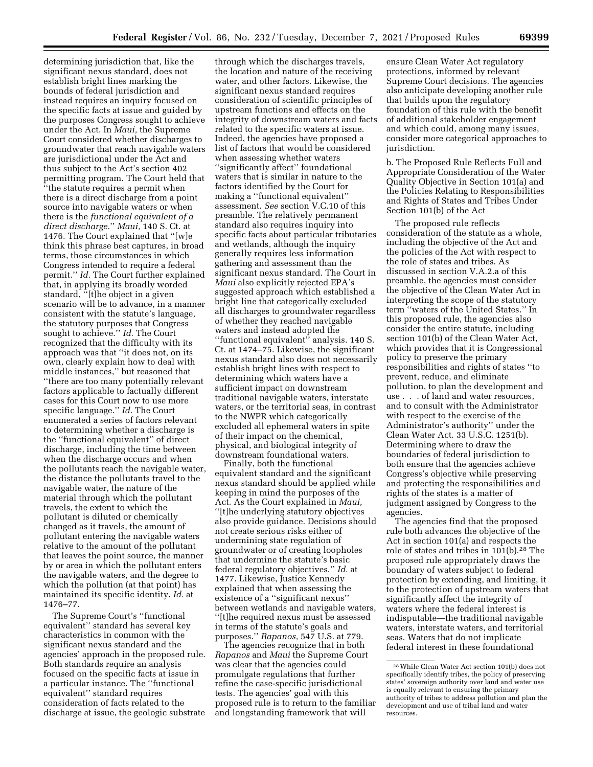determining jurisdiction that, like the significant nexus standard, does not establish bright lines marking the bounds of federal jurisdiction and instead requires an inquiry focused on the specific facts at issue and guided by the purposes Congress sought to achieve under the Act. In *Maui,* the Supreme Court considered whether discharges to groundwater that reach navigable waters are jurisdictional under the Act and thus subject to the Act's section 402 permitting program. The Court held that ''the statute requires a permit when there is a direct discharge from a point source into navigable waters or when there is the *functional equivalent of a direct discharge.*'' *Maui,* 140 S. Ct. at 1476. The Court explained that ''[w]e think this phrase best captures, in broad terms, those circumstances in which Congress intended to require a federal permit.'' *Id.* The Court further explained that, in applying its broadly worded standard, ''[t]he object in a given scenario will be to advance, in a manner consistent with the statute's language, the statutory purposes that Congress sought to achieve.'' *Id.* The Court recognized that the difficulty with its approach was that ''it does not, on its own, clearly explain how to deal with middle instances,'' but reasoned that ''there are too many potentially relevant factors applicable to factually different cases for this Court now to use more specific language.'' *Id.* The Court enumerated a series of factors relevant to determining whether a discharge is the ''functional equivalent'' of direct discharge, including the time between when the discharge occurs and when the pollutants reach the navigable water, the distance the pollutants travel to the navigable water, the nature of the material through which the pollutant travels, the extent to which the pollutant is diluted or chemically changed as it travels, the amount of pollutant entering the navigable waters relative to the amount of the pollutant that leaves the point source, the manner by or area in which the pollutant enters the navigable waters, and the degree to which the pollution (at that point) has maintained its specific identity. *Id.* at 1476–77.

The Supreme Court's ''functional equivalent'' standard has several key characteristics in common with the significant nexus standard and the agencies' approach in the proposed rule. Both standards require an analysis focused on the specific facts at issue in a particular instance. The ''functional equivalent'' standard requires consideration of facts related to the discharge at issue, the geologic substrate through which the discharges travels, the location and nature of the receiving water, and other factors. Likewise, the significant nexus standard requires consideration of scientific principles of upstream functions and effects on the integrity of downstream waters and facts related to the specific waters at issue. Indeed, the agencies have proposed a list of factors that would be considered when assessing whether waters ''significantly affect'' foundational waters that is similar in nature to the factors identified by the Court for making a ''functional equivalent'' assessment. *See* section V.C.10 of this preamble. The relatively permanent standard also requires inquiry into specific facts about particular tributaries and wetlands, although the inquiry generally requires less information gathering and assessment than the significant nexus standard. The Court in *Maui* also explicitly rejected EPA's suggested approach which established a bright line that categorically excluded all discharges to groundwater regardless of whether they reached navigable waters and instead adopted the ''functional equivalent'' analysis. 140 S. Ct. at 1474–75. Likewise, the significant nexus standard also does not necessarily establish bright lines with respect to determining which waters have a sufficient impact on downstream traditional navigable waters, interstate waters, or the territorial seas, in contrast to the NWPR which categorically excluded all ephemeral waters in spite of their impact on the chemical, physical, and biological integrity of downstream foundational waters.

Finally, both the functional equivalent standard and the significant nexus standard should be applied while keeping in mind the purposes of the Act. As the Court explained in *Maui,* ''[t]he underlying statutory objectives also provide guidance. Decisions should not create serious risks either of undermining state regulation of groundwater or of creating loopholes that undermine the statute's basic federal regulatory objectives.'' *Id.* at 1477. Likewise, Justice Kennedy explained that when assessing the existence of a ''significant nexus'' between wetlands and navigable waters, ''[t]he required nexus must be assessed in terms of the statute's goals and purposes.'' *Rapanos,* 547 U.S. at 779.

The agencies recognize that in both *Rapanos* and *Maui* the Supreme Court was clear that the agencies could promulgate regulations that further refine the case-specific jurisdictional tests. The agencies' goal with this proposed rule is to return to the familiar and longstanding framework that will ensure Clean Water Act regulatory protections, informed by relevant Supreme Court decisions. The agencies also anticipate developing another rule that builds upon the regulatory foundation of this rule with the benefit of additional stakeholder engagement and which could, among many issues, consider more categorical approaches to jurisdiction.

b. The Proposed Rule Reflects Full and Appropriate Consideration of the Water Quality Objective in Section 101(a) and the Policies Relating to Responsibilities and Rights of States and Tribes Under Section 101(b) of the Act

The proposed rule reflects consideration of the statute as a whole, including the objective of the Act and the policies of the Act with respect to the role of states and tribes. As discussed in section V.A.2.a of this preamble, the agencies must consider the objective of the Clean Water Act in interpreting the scope of the statutory term ''waters of the United States.'' In this proposed rule, the agencies also consider the entire statute, including section 101(b) of the Clean Water Act, which provides that it is Congressional policy to preserve the primary responsibilities and rights of states ''to prevent, reduce, and eliminate pollution, to plan the development and use . . . of land and water resources, and to consult with the Administrator with respect to the exercise of the Administrator's authority'' under the Clean Water Act. 33 U.S.C. 1251(b). Determining where to draw the boundaries of federal jurisdiction to both ensure that the agencies achieve Congress's objective while preserving and protecting the responsibilities and rights of the states is a matter of judgment assigned by Congress to the agencies.

The agencies find that the proposed rule both advances the objective of the Act in section 101(a) and respects the role of states and tribes in 101(b).[28] The proposed rule appropriately draws the boundary of waters subject to federal protection by extending, and limiting, it to the protection of upstream waters that significantly affect the integrity of waters where the federal interest is indisputable—the traditional navigable waters, interstate waters, and territorial seas. Waters that do not implicate federal interest in these foundational

[28] While Clean Water Act section 101(b) does not specifically identify tribes, the policy of preserving states' sovereign authority over land and water use is equally relevant to ensuring the primary authority of tribes to address pollution and plan the development and use of tribal land and water resources.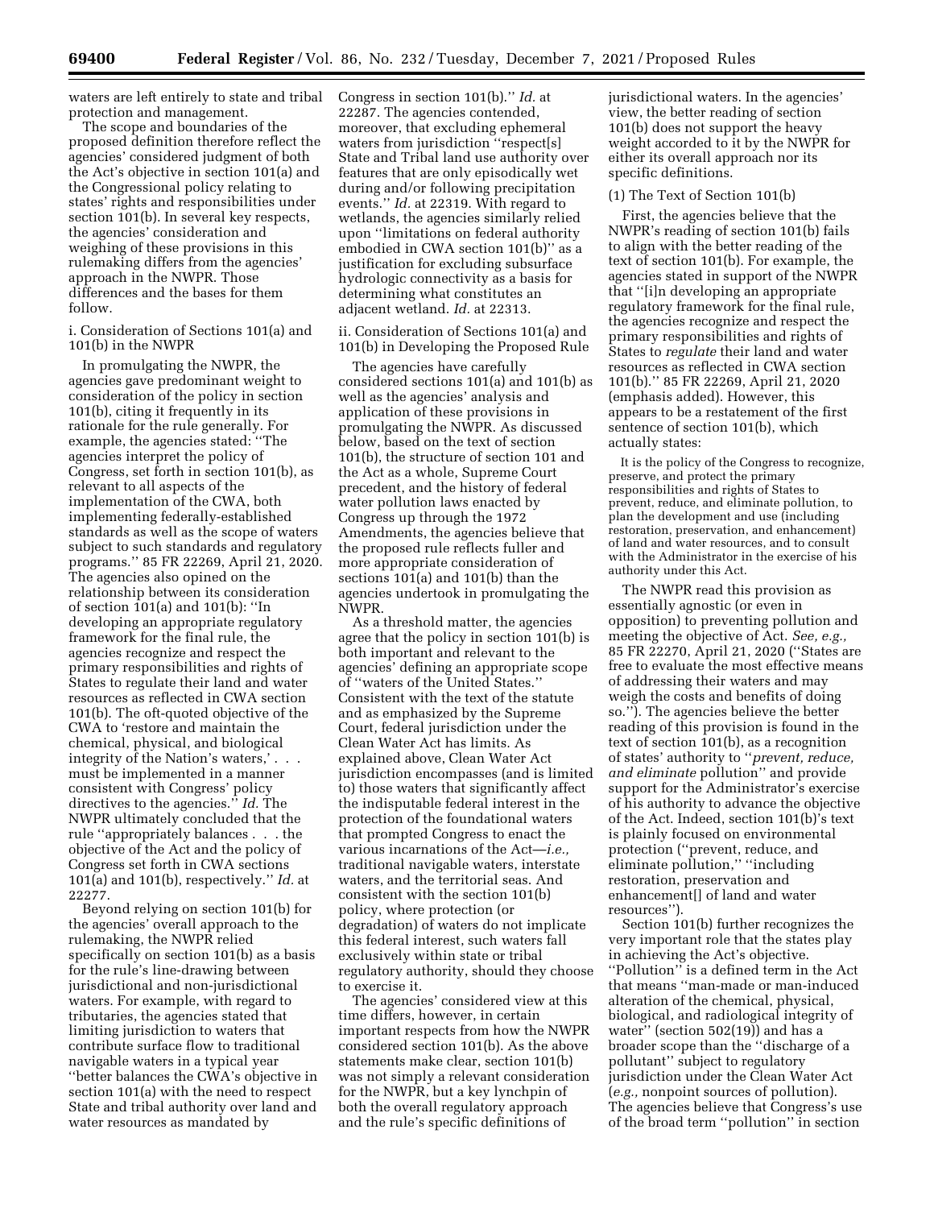waters are left entirely to state and tribal protection and management.

The scope and boundaries of the proposed definition therefore reflect the agencies' considered judgment of both the Act's objective in section 101(a) and the Congressional policy relating to states' rights and responsibilities under section 101(b). In several key respects, the agencies' consideration and weighing of these provisions in this rulemaking differs from the agencies' approach in the NWPR. Those differences and the bases for them follow.

i. Consideration of Sections 101(a) and 101(b) in the NWPR

In promulgating the NWPR, the agencies gave predominant weight to consideration of the policy in section 101(b), citing it frequently in its rationale for the rule generally. For example, the agencies stated: ''The agencies interpret the policy of Congress, set forth in section 101(b), as relevant to all aspects of the implementation of the CWA, both implementing federally-established standards as well as the scope of waters subject to such standards and regulatory programs.'' 85 FR 22269, April 21, 2020. The agencies also opined on the relationship between its consideration of section 101(a) and 101(b): ''In developing an appropriate regulatory framework for the final rule, the agencies recognize and respect the primary responsibilities and rights of States to regulate their land and water resources as reflected in CWA section 101(b). The oft-quoted objective of the CWA to 'restore and maintain the chemical, physical, and biological integrity of the Nation's waters,' . . . must be implemented in a manner consistent with Congress' policy directives to the agencies.'' *Id.* The NWPR ultimately concluded that the rule ''appropriately balances . . . the objective of the Act and the policy of Congress set forth in CWA sections 101(a) and 101(b), respectively.'' *Id.* at 22277.

Beyond relying on section 101(b) for the agencies' overall approach to the rulemaking, the NWPR relied specifically on section 101(b) as a basis for the rule's line-drawing between jurisdictional and non-jurisdictional waters. For example, with regard to tributaries, the agencies stated that limiting jurisdiction to waters that contribute surface flow to traditional navigable waters in a typical year ''better balances the CWA's objective in section 101(a) with the need to respect State and tribal authority over land and water resources as mandated by Congress in section 101(b).'' *Id.* at 22287. The agencies contended, moreover, that excluding ephemeral waters from jurisdiction ''respect[s] State and Tribal land use authority over features that are only episodically wet during and/or following precipitation events.'' *Id.* at 22319. With regard to wetlands, the agencies similarly relied upon ''limitations on federal authority embodied in CWA section 101(b)'' as a justification for excluding subsurface hydrologic connectivity as a basis for determining what constitutes an adjacent wetland. *Id.* at 22313.

ii. Consideration of Sections 101(a) and 101(b) in Developing the Proposed Rule

The agencies have carefully considered sections 101(a) and 101(b) as well as the agencies' analysis and application of these provisions in promulgating the NWPR. As discussed below, based on the text of section 101(b), the structure of section 101 and the Act as a whole, Supreme Court precedent, and the history of federal water pollution laws enacted by Congress up through the 1972 Amendments, the agencies believe that the proposed rule reflects fuller and more appropriate consideration of sections 101(a) and 101(b) than the agencies undertook in promulgating the NWPR.

As a threshold matter, the agencies agree that the policy in section 101(b) is both important and relevant to the agencies' defining an appropriate scope of ''waters of the United States.'' Consistent with the text of the statute and as emphasized by the Supreme Court, federal jurisdiction under the Clean Water Act has limits. As explained above, Clean Water Act jurisdiction encompasses (and is limited to) those waters that significantly affect the indisputable federal interest in the protection of the foundational waters that prompted Congress to enact the various incarnations of the Act—*i.e.,* traditional navigable waters, interstate waters, and the territorial seas. And consistent with the section 101(b) policy, where protection (or degradation) of waters do not implicate this federal interest, such waters fall exclusively within state or tribal regulatory authority, should they choose to exercise it.

The agencies' considered view at this time differs, however, in certain important respects from how the NWPR considered section 101(b). As the above statements make clear, section 101(b) was not simply a relevant consideration for the NWPR, but a key lynchpin of both the overall regulatory approach and the rule's specific definitions of jurisdictional waters. In the agencies' view, the better reading of section 101(b) does not support the heavy weight accorded to it by the NWPR for either its overall approach nor its specific definitions.

(1) The Text of Section 101(b)

First, the agencies believe that the NWPR's reading of section 101(b) fails to align with the better reading of the text of section 101(b). For example, the agencies stated in support of the NWPR that ''[i]n developing an appropriate regulatory framework for the final rule, the agencies recognize and respect the primary responsibilities and rights of States to *regulate* their land and water resources as reflected in CWA section 101(b).'' 85 FR 22269, April 21, 2020 (emphasis added). However, this appears to be a restatement of the first sentence of section 101(b), which actually states:

> It is the policy of the Congress to recognize, preserve, and protect the primary responsibilities and rights of States to prevent, reduce, and eliminate pollution, to plan the development and use (including restoration, preservation, and enhancement) of land and water resources, and to consult with the Administrator in the exercise of his authority under this Act.

The NWPR read this provision as essentially agnostic (or even in opposition) to preventing pollution and meeting the objective of Act. *See, e.g.,* 85 FR 22270, April 21, 2020 (''States are free to evaluate the most effective means of addressing their waters and may weigh the costs and benefits of doing so.''). The agencies believe the better reading of this provision is found in the text of section 101(b), as a recognition of states' authority to ''*prevent, reduce, and eliminate* pollution'' and provide support for the Administrator's exercise of his authority to advance the objective of the Act. Indeed, section 101(b)'s text is plainly focused on environmental protection (''prevent, reduce, and eliminate pollution,'' ''including restoration, preservation and enhancement[] of land and water resources'').

Section 101(b) further recognizes the very important role that the states play in achieving the Act's objective. ''Pollution'' is a defined term in the Act that means ''man-made or man-induced alteration of the chemical, physical, biological, and radiological integrity of water'' (section 502(19)) and has a broader scope than the ''discharge of a pollutant'' subject to regulatory jurisdiction under the Clean Water Act (*e.g.,* nonpoint sources of pollution). The agencies believe that Congress's use of the broad term ''pollution'' in section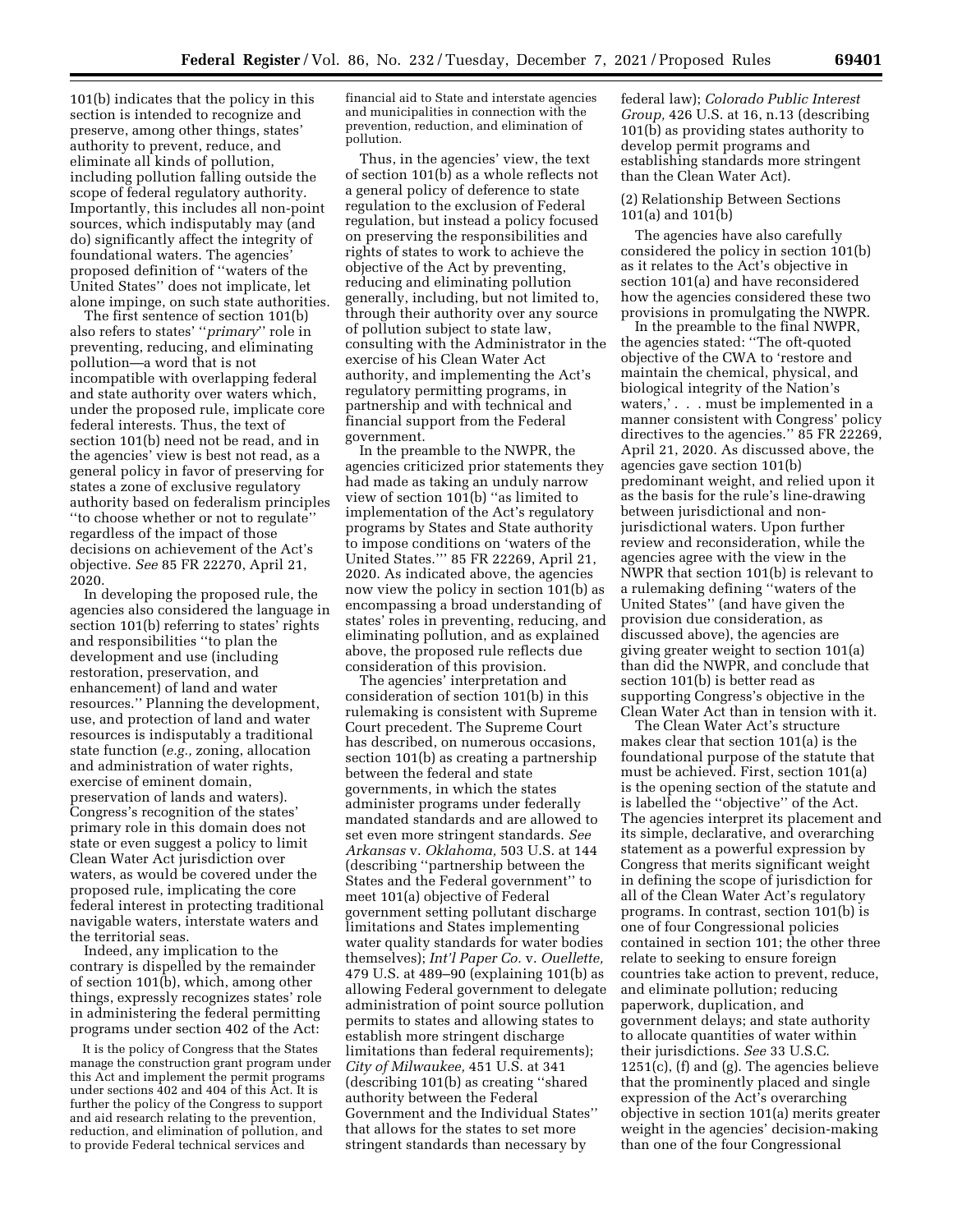101(b) indicates that the policy in this section is intended to recognize and preserve, among other things, states' authority to prevent, reduce, and eliminate all kinds of pollution, including pollution falling outside the scope of federal regulatory authority. Importantly, this includes all non-point sources, which indisputably may (and do) significantly affect the integrity of foundational waters. The agencies' proposed definition of ''waters of the United States'' does not implicate, let alone impinge, on such state authorities.

The first sentence of section 101(b) also refers to states' ''*primary*'' role in preventing, reducing, and eliminating pollution—a word that is not incompatible with overlapping federal and state authority over waters which, under the proposed rule, implicate core federal interests. Thus, the text of section 101(b) need not be read, and in the agencies' view is best not read, as a general policy in favor of preserving for states a zone of exclusive regulatory authority based on federalism principles ''to choose whether or not to regulate'' regardless of the impact of those decisions on achievement of the Act's objective. *See* 85 FR 22270, April 21, 2020.

In developing the proposed rule, the agencies also considered the language in section 101(b) referring to states' rights and responsibilities ''to plan the development and use (including restoration, preservation, and enhancement) of land and water resources.'' Planning the development, use, and protection of land and water resources is indisputably a traditional state function (*e.g.,* zoning, allocation and administration of water rights, exercise of eminent domain, preservation of lands and waters). Congress's recognition of the states' primary role in this domain does not state or even suggest a policy to limit Clean Water Act jurisdiction over waters, as would be covered under the proposed rule, implicating the core federal interest in protecting traditional navigable waters, interstate waters and the territorial seas.

Indeed, any implication to the contrary is dispelled by the remainder of section 101(b), which, among other things, expressly recognizes states' role in administering the federal permitting programs under section 402 of the Act:

> It is the policy of Congress that the States manage the construction grant program under this Act and implement the permit programs under sections 402 and 404 of this Act. It is further the policy of the Congress to support and aid research relating to the prevention, reduction, and elimination of pollution, and to provide Federal technical services and financial aid to State and interstate agencies and municipalities in connection with the prevention, reduction, and elimination of pollution.

Thus, in the agencies' view, the text of section 101(b) as a whole reflects not a general policy of deference to state regulation to the exclusion of Federal regulation, but instead a policy focused on preserving the responsibilities and rights of states to work to achieve the objective of the Act by preventing, reducing and eliminating pollution generally, including, but not limited to, through their authority over any source of pollution subject to state law, consulting with the Administrator in the exercise of his Clean Water Act authority, and implementing the Act's regulatory permitting programs, in partnership and with technical and financial support from the Federal government.

In the preamble to the NWPR, the agencies criticized prior statements they had made as taking an unduly narrow view of section 101(b) ''as limited to implementation of the Act's regulatory programs by States and State authority to impose conditions on 'waters of the United States.''' 85 FR 22269, April 21, 2020. As indicated above, the agencies now view the policy in section 101(b) as encompassing a broad understanding of states' roles in preventing, reducing, and eliminating pollution, and as explained above, the proposed rule reflects due consideration of this provision.

The agencies' interpretation and consideration of section 101(b) in this rulemaking is consistent with Supreme Court precedent. The Supreme Court has described, on numerous occasions, section 101(b) as creating a partnership between the federal and state governments, in which the states administer programs under federally mandated standards and are allowed to set even more stringent standards. *See Arkansas* v. *Oklahoma,* 503 U.S. at 144 (describing ''partnership between the States and the Federal government'' to meet 101(a) objective of Federal government setting pollutant discharge limitations and States implementing water quality standards for water bodies themselves); *Int'l Paper Co.* v. *Ouellette,* 479 U.S. at 489–90 (explaining 101(b) as allowing Federal government to delegate administration of point source pollution permits to states and allowing states to establish more stringent discharge limitations than federal requirements); *City of Milwaukee,* 451 U.S. at 341 (describing 101(b) as creating ''shared authority between the Federal Government and the Individual States'' that allows for the states to set more stringent standards than necessary by federal law); *Colorado Public Interest Group,* 426 U.S. at 16, n.13 (describing 101(b) as providing states authority to develop permit programs and establishing standards more stringent than the Clean Water Act).

(2) Relationship Between Sections 101(a) and 101(b)

The agencies have also carefully considered the policy in section 101(b) as it relates to the Act's objective in section 101(a) and have reconsidered how the agencies considered these two provisions in promulgating the NWPR.

In the preamble to the final NWPR, the agencies stated: ''The oft-quoted objective of the CWA to 'restore and maintain the chemical, physical, and biological integrity of the Nation's waters,' . . . must be implemented in a manner consistent with Congress' policy directives to the agencies.'' 85 FR 22269, April 21, 2020. As discussed above, the agencies gave section 101(b) predominant weight, and relied upon it as the basis for the rule's line-drawing between jurisdictional and non-jurisdictional waters. Upon further review and reconsideration, while the agencies agree with the view in the NWPR that section 101(b) is relevant to a rulemaking defining ''waters of the United States'' (and have given the provision due consideration, as discussed above), the agencies are giving greater weight to section 101(a) than did the NWPR, and conclude that section 101(b) is better read as supporting Congress's objective in the Clean Water Act than in tension with it.

The Clean Water Act's structure makes clear that section 101(a) is the foundational purpose of the statute that must be achieved. First, section 101(a) is the opening section of the statute and is labelled the ''objective'' of the Act. The agencies interpret its placement and its simple, declarative, and overarching statement as a powerful expression by Congress that merits significant weight in defining the scope of jurisdiction for all of the Clean Water Act's regulatory programs. In contrast, section 101(b) is one of four Congressional policies contained in section 101; the other three relate to seeking to ensure foreign countries take action to prevent, reduce, and eliminate pollution; reducing paperwork, duplication, and government delays; and state authority to allocate quantities of water within their jurisdictions. *See* 33 U.S.C. 1251(c), (f) and (g). The agencies believe that the prominently placed and single expression of the Act's overarching objective in section 101(a) merits greater weight in the agencies' decision-making than one of the four Congressional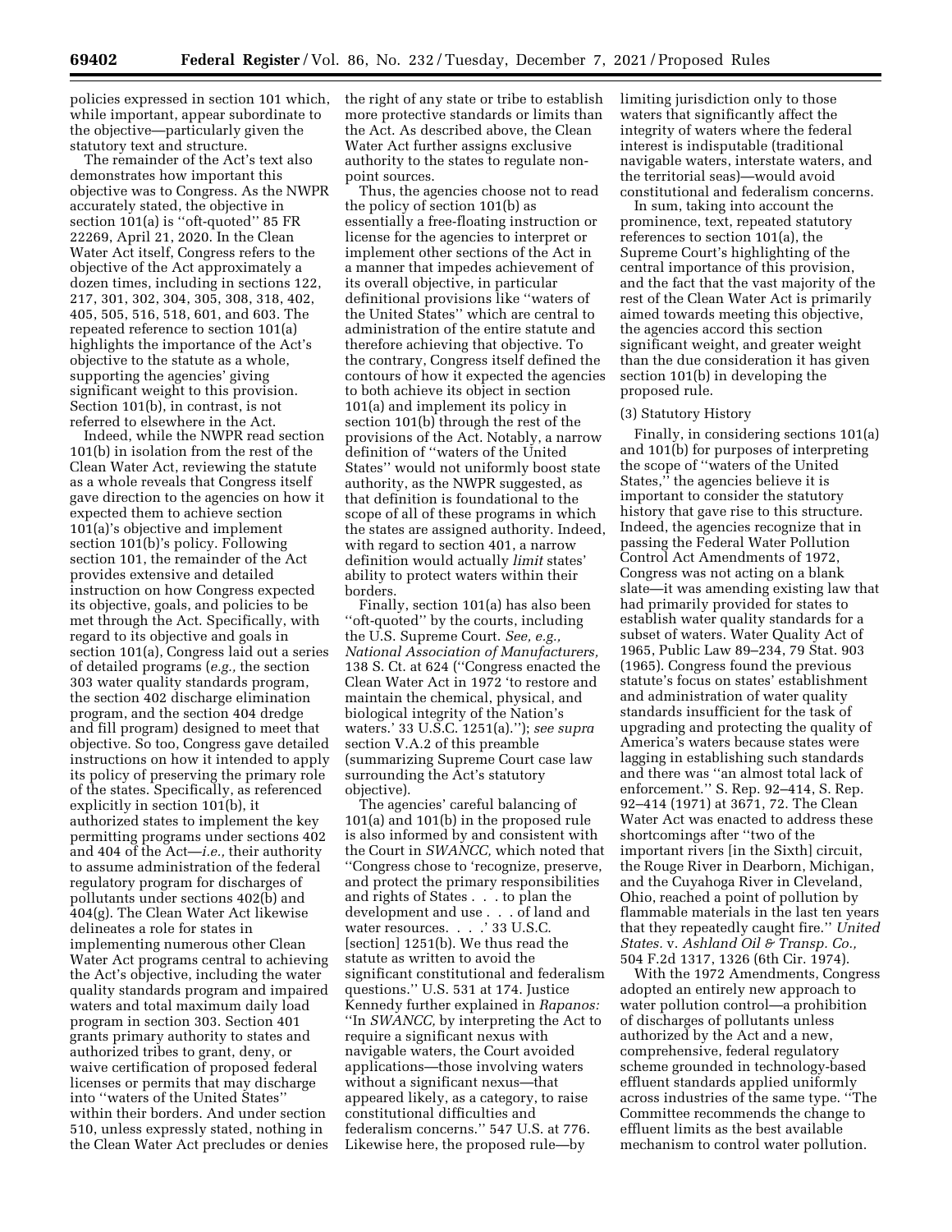policies expressed in section 101 which, while important, appear subordinate to the objective—particularly given the statutory text and structure.

The remainder of the Act's text also demonstrates how important this objective was to Congress. As the NWPR accurately stated, the objective in section 101(a) is ''oft-quoted'' 85 FR 22269, April 21, 2020. In the Clean Water Act itself, Congress refers to the objective of the Act approximately a dozen times, including in sections 122, 217, 301, 302, 304, 305, 308, 318, 402, 405, 505, 516, 518, 601, and 603. The repeated reference to section 101(a) highlights the importance of the Act's objective to the statute as a whole, supporting the agencies' giving significant weight to this provision. Section 101(b), in contrast, is not referred to elsewhere in the Act.

Indeed, while the NWPR read section 101(b) in isolation from the rest of the Clean Water Act, reviewing the statute as a whole reveals that Congress itself gave direction to the agencies on how it expected them to achieve section 101(a)'s objective and implement section 101(b)'s policy. Following section 101, the remainder of the Act provides extensive and detailed instruction on how Congress expected its objective, goals, and policies to be met through the Act. Specifically, with regard to its objective and goals in section 101(a), Congress laid out a series of detailed programs (*e.g.,* the section 303 water quality standards program, the section 402 discharge elimination program, and the section 404 dredge and fill program) designed to meet that objective. So too, Congress gave detailed instructions on how it intended to apply its policy of preserving the primary role of the states. Specifically, as referenced explicitly in section 101(b), it authorized states to implement the key permitting programs under sections 402 and 404 of the Act—*i.e.,* their authority to assume administration of the federal regulatory program for discharges of pollutants under sections 402(b) and 404(g). The Clean Water Act likewise delineates a role for states in implementing numerous other Clean Water Act programs central to achieving the Act's objective, including the water quality standards program and impaired waters and total maximum daily load program in section 303. Section 401 grants primary authority to states and authorized tribes to grant, deny, or waive certification of proposed federal licenses or permits that may discharge into ''waters of the United States'' within their borders. And under section 510, unless expressly stated, nothing in the Clean Water Act precludes or denies the right of any state or tribe to establish more protective standards or limits than the Act. As described above, the Clean Water Act further assigns exclusive authority to the states to regulate non-point sources.

Thus, the agencies choose not to read the policy of section 101(b) as essentially a free-floating instruction or license for the agencies to interpret or implement other sections of the Act in a manner that impedes achievement of its overall objective, in particular definitional provisions like ''waters of the United States'' which are central to administration of the entire statute and therefore achieving that objective. To the contrary, Congress itself defined the contours of how it expected the agencies to both achieve its object in section 101(a) and implement its policy in section 101(b) through the rest of the provisions of the Act. Notably, a narrow definition of ''waters of the United States'' would not uniformly boost state authority, as the NWPR suggested, as that definition is foundational to the scope of all of these programs in which the states are assigned authority. Indeed, with regard to section 401, a narrow definition would actually *limit* states' ability to protect waters within their borders.

Finally, section 101(a) has also been ''oft-quoted'' by the courts, including the U.S. Supreme Court. *See, e.g., National Association of Manufacturers,* 138 S. Ct. at 624 (''Congress enacted the Clean Water Act in 1972 'to restore and maintain the chemical, physical, and biological integrity of the Nation's waters.' 33 U.S.C. 1251(a).''); *see supra* section V.A.2 of this preamble (summarizing Supreme Court case law surrounding the Act's statutory objective).

The agencies' careful balancing of 101(a) and 101(b) in the proposed rule is also informed by and consistent with the Court in *SWANCC,* which noted that ''Congress chose to 'recognize, preserve, and protect the primary responsibilities and rights of States . . . to plan the development and use . . . of land and water resources. . . .' 33 U.S.C. [section] 1251(b). We thus read the statute as written to avoid the significant constitutional and federalism questions.'' U.S. 531 at 174. Justice Kennedy further explained in *Rapanos:* ''In *SWANCC,* by interpreting the Act to require a significant nexus with navigable waters, the Court avoided applications—those involving waters without a significant nexus—that appeared likely, as a category, to raise constitutional difficulties and federalism concerns.'' 547 U.S. at 776. Likewise here, the proposed rule—by limiting jurisdiction only to those waters that significantly affect the integrity of waters where the federal interest is indisputable (traditional navigable waters, interstate waters, and the territorial seas)—would avoid constitutional and federalism concerns.

In sum, taking into account the prominence, text, repeated statutory references to section 101(a), the Supreme Court's highlighting of the central importance of this provision, and the fact that the vast majority of the rest of the Clean Water Act is primarily aimed towards meeting this objective, the agencies accord this section significant weight, and greater weight than the due consideration it has given section 101(b) in developing the proposed rule.

(3) Statutory History

Finally, in considering sections 101(a) and 101(b) for purposes of interpreting the scope of ''waters of the United States,'' the agencies believe it is important to consider the statutory history that gave rise to this structure. Indeed, the agencies recognize that in passing the Federal Water Pollution Control Act Amendments of 1972, Congress was not acting on a blank slate—it was amending existing law that had primarily provided for states to establish water quality standards for a subset of waters. Water Quality Act of 1965, Public Law 89–234, 79 Stat. 903 (1965). Congress found the previous statute's focus on states' establishment and administration of water quality standards insufficient for the task of upgrading and protecting the quality of America's waters because states were lagging in establishing such standards and there was ''an almost total lack of enforcement.'' S. Rep. 92–414, S. Rep. 92–414 (1971) at 3671, 72. The Clean Water Act was enacted to address these shortcomings after ''two of the important rivers [in the Sixth] circuit, the Rouge River in Dearborn, Michigan, and the Cuyahoga River in Cleveland, Ohio, reached a point of pollution by flammable materials in the last ten years that they repeatedly caught fire.'' *United States.* v. *Ashland Oil & Transp. Co.,* 504 F.2d 1317, 1326 (6th Cir. 1974).

With the 1972 Amendments, Congress adopted an entirely new approach to water pollution control—a prohibition of discharges of pollutants unless authorized by the Act and a new, comprehensive, federal regulatory scheme grounded in technology-based effluent standards applied uniformly across industries of the same type. ''The Committee recommends the change to effluent limits as the best available mechanism to control water pollution.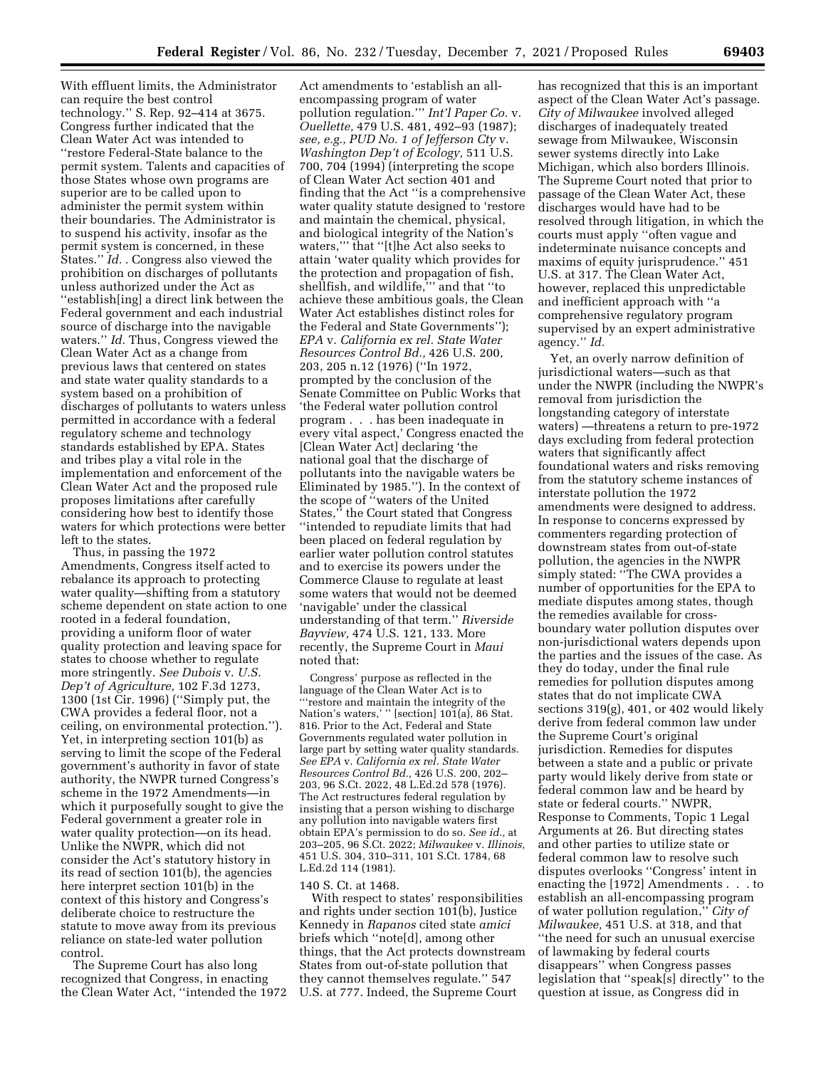With effluent limits, the Administrator can require the best control technology.'' S. Rep. 92–414 at 3675. Congress further indicated that the Clean Water Act was intended to ''restore Federal-State balance to the permit system. Talents and capacities of those States whose own programs are superior are to be called upon to administer the permit system within their boundaries. The Administrator is to suspend his activity, insofar as the permit system is concerned, in these States.'' *Id.* . Congress also viewed the prohibition on discharges of pollutants unless authorized under the Act as ''establish[ing] a direct link between the Federal government and each industrial source of discharge into the navigable waters.'' *Id.* Thus, Congress viewed the Clean Water Act as a change from previous laws that centered on states and state water quality standards to a system based on a prohibition of discharges of pollutants to waters unless permitted in accordance with a federal regulatory scheme and technology standards established by EPA. States and tribes play a vital role in the implementation and enforcement of the Clean Water Act and the proposed rule proposes limitations after carefully considering how best to identify those waters for which protections were better left to the states.

Thus, in passing the 1972 Amendments, Congress itself acted to rebalance its approach to protecting water quality—shifting from a statutory scheme dependent on state action to one rooted in a federal foundation, providing a uniform floor of water quality protection and leaving space for states to choose whether to regulate more stringently. *See Dubois* v. *U.S. Dep't of Agriculture,* 102 F.3d 1273, 1300 (1st Cir. 1996) (''Simply put, the CWA provides a federal floor, not a ceiling, on environmental protection.''). Yet, in interpreting section 101(b) as serving to limit the scope of the Federal government's authority in favor of state authority, the NWPR turned Congress's scheme in the 1972 Amendments—in which it purposefully sought to give the Federal government a greater role in water quality protection—on its head. Unlike the NWPR, which did not consider the Act's statutory history in its read of section 101(b), the agencies here interpret section 101(b) in the context of this history and Congress's deliberate choice to restructure the statute to move away from its previous reliance on state-led water pollution control.

The Supreme Court has also long recognized that Congress, in enacting the Clean Water Act, ''intended the 1972 Act amendments to 'establish an all-encompassing program of water pollution regulation.''' *Int'l Paper Co.* v. *Ouellette,* 479 U.S. 481, 492–93 (1987); *see, e.g., PUD No. 1 of Jefferson Cty* v. *Washington Dep't of Ecology,* 511 U.S. 700, 704 (1994) (interpreting the scope of Clean Water Act section 401 and finding that the Act ''is a comprehensive water quality statute designed to 'restore and maintain the chemical, physical, and biological integrity of the Nation's waters,''' that ''[t]he Act also seeks to attain 'water quality which provides for the protection and propagation of fish, shellfish, and wildlife,''' and that ''to achieve these ambitious goals, the Clean Water Act establishes distinct roles for the Federal and State Governments''); *EPA* v. *California ex rel. State Water Resources Control Bd.,* 426 U.S. 200, 203, 205 n.12 (1976) (''In 1972, prompted by the conclusion of the Senate Committee on Public Works that 'the Federal water pollution control program . . . has been inadequate in every vital aspect,' Congress enacted the [Clean Water Act] declaring 'the national goal that the discharge of pollutants into the navigable waters be Eliminated by 1985.''). In the context of the scope of ''waters of the United States,'' the Court stated that Congress ''intended to repudiate limits that had been placed on federal regulation by earlier water pollution control statutes and to exercise its powers under the Commerce Clause to regulate at least some waters that would not be deemed 'navigable' under the classical understanding of that term.'' *Riverside Bayview,* 474 U.S. 121, 133. More recently, the Supreme Court in *Maui* noted that:

> Congress' purpose as reflected in the language of the Clean Water Act is to '''restore and maintain the integrity of the Nation's waters,' '' [section] 101(a), 86 Stat. 816. Prior to the Act, Federal and State Governments regulated water pollution in large part by setting water quality standards. *See EPA* v. *California ex rel. State Water Resources Control Bd.,* 426 U.S. 200, 202–203, 96 S.Ct. 2022, 48 L.Ed.2d 578 (1976). The Act restructures federal regulation by insisting that a person wishing to discharge any pollution into navigable waters first obtain EPA's permission to do so. *See id.,* at 203–205, 96 S.Ct. 2022; *Milwaukee* v. *Illinois,* 451 U.S. 304, 310–311, 101 S.Ct. 1784, 68 L.Ed.2d 114 (1981).

140 S. Ct. at 1468.

With respect to states' responsibilities and rights under section 101(b), Justice Kennedy in *Rapanos* cited state *amici* briefs which ''note[d], among other things, that the Act protects downstream States from out-of-state pollution that they cannot themselves regulate.'' 547 U.S. at 777. Indeed, the Supreme Court has recognized that this is an important aspect of the Clean Water Act's passage. *City of Milwaukee* involved alleged discharges of inadequately treated sewage from Milwaukee, Wisconsin sewer systems directly into Lake Michigan, which also borders Illinois. The Supreme Court noted that prior to passage of the Clean Water Act, these discharges would have had to be resolved through litigation, in which the courts must apply ''often vague and indeterminate nuisance concepts and maxims of equity jurisprudence.'' 451 U.S. at 317. The Clean Water Act, however, replaced this unpredictable and inefficient approach with ''a comprehensive regulatory program supervised by an expert administrative agency.'' *Id.*

Yet, an overly narrow definition of jurisdictional waters—such as that under the NWPR (including the NWPR's removal from jurisdiction the longstanding category of interstate waters) —threatens a return to pre-1972 days excluding from federal protection waters that significantly affect foundational waters and risks removing from the statutory scheme instances of interstate pollution the 1972 amendments were designed to address. In response to concerns expressed by commenters regarding protection of downstream states from out-of-state pollution, the agencies in the NWPR simply stated: ''The CWA provides a number of opportunities for the EPA to mediate disputes among states, though the remedies available for cross-boundary water pollution disputes over non-jurisdictional waters depends upon the parties and the issues of the case. As they do today, under the final rule remedies for pollution disputes among states that do not implicate CWA sections 319(g), 401, or 402 would likely derive from federal common law under the Supreme Court's original jurisdiction. Remedies for disputes between a state and a public or private party would likely derive from state or federal common law and be heard by state or federal courts.'' NWPR, Response to Comments, Topic 1 Legal Arguments at 26. But directing states and other parties to utilize state or federal common law to resolve such disputes overlooks ''Congress' intent in enacting the [1972] Amendments . . . to establish an all-encompassing program of water pollution regulation,'' *City of Milwaukee,* 451 U.S. at 318, and that ''the need for such an unusual exercise of lawmaking by federal courts disappears'' when Congress passes legislation that ''speak[s] directly'' to the question at issue, as Congress did in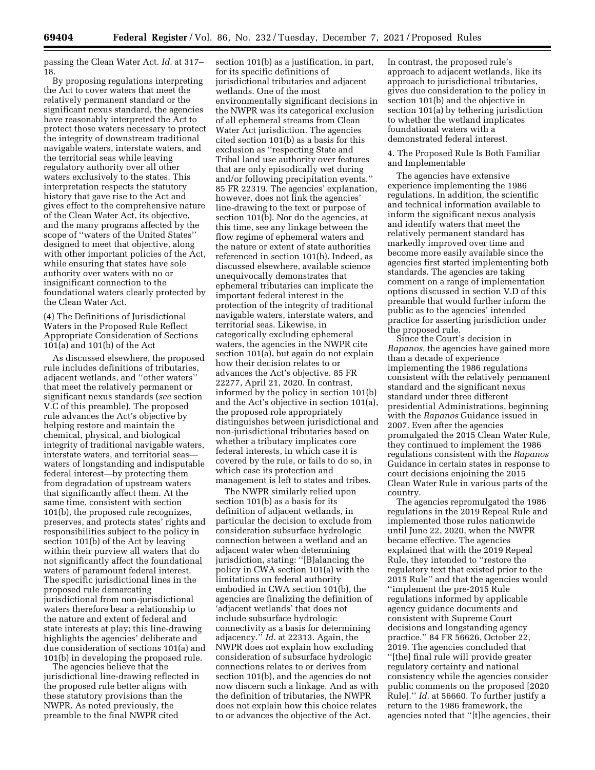passing the Clean Water Act. *Id.* at 317–18.

By proposing regulations interpreting the Act to cover waters that meet the relatively permanent standard or the significant nexus standard, the agencies have reasonably interpreted the Act to protect those waters necessary to protect the integrity of downstream traditional navigable waters, interstate waters, and the territorial seas while leaving regulatory authority over all other waters exclusively to the states. This interpretation respects the statutory history that gave rise to the Act and gives effect to the comprehensive nature of the Clean Water Act, its objective, and the many programs affected by the scope of ''waters of the United States'' designed to meet that objective, along with other important policies of the Act, while ensuring that states have sole authority over waters with no or insignificant connection to the foundational waters clearly protected by the Clean Water Act.

(4) The Definitions of Jurisdictional Waters in the Proposed Rule Reflect Appropriate Consideration of Sections 101(a) and 101(b) of the Act

As discussed elsewhere, the proposed rule includes definitions of tributaries, adjacent wetlands, and ''other waters'' that meet the relatively permanent or significant nexus standards (*see* section V.C of this preamble). The proposed rule advances the Act's objective by helping restore and maintain the chemical, physical, and biological integrity of traditional navigable waters, interstate waters, and territorial seas—waters of longstanding and indisputable federal interest—by protecting them from degradation of upstream waters that significantly affect them. At the same time, consistent with section 101(b), the proposed rule recognizes, preserves, and protects states' rights and responsibilities subject to the policy in section 101(b) of the Act by leaving within their purview all waters that do not significantly affect the foundational waters of paramount federal interest. The specific jurisdictional lines in the proposed rule demarcating jurisdictional from non-jurisdictional waters therefore bear a relationship to the nature and extent of federal and state interests at play; this line-drawing highlights the agencies' deliberate and due consideration of sections 101(a) and 101(b) in developing the proposed rule.

The agencies believe that the jurisdictional line-drawing reflected in the proposed rule better aligns with these statutory provisions than the NWPR. As noted previously, the preamble to the final NWPR cited section 101(b) as a justification, in part, for its specific definitions of jurisdictional tributaries and adjacent wetlands. One of the most environmentally significant decisions in the NWPR was its categorical exclusion of all ephemeral streams from Clean Water Act jurisdiction. The agencies cited section 101(b) as a basis for this exclusion as ''respecting State and Tribal land use authority over features that are only episodically wet during and/or following precipitation events.'' 85 FR 22319. The agencies' explanation, however, does not link the agencies' line-drawing to the text or purpose of section 101(b). Nor do the agencies, at this time, see any linkage between the flow regime of ephemeral waters and the nature or extent of state authorities referenced in section 101(b). Indeed, as discussed elsewhere, available science unequivocally demonstrates that ephemeral tributaries can implicate the important federal interest in the protection of the integrity of traditional navigable waters, interstate waters, and territorial seas. Likewise, in categorically excluding ephemeral waters, the agencies in the NWPR cite section 101(a), but again do not explain how their decision relates to or advances the Act's objective. 85 FR 22277, April 21, 2020. In contrast, informed by the policy in section 101(b) and the Act's objective in section 101(a), the proposed role appropriately distinguishes between jurisdictional and non-jurisdictional tributaries based on whether a tributary implicates core federal interests, in which case it is covered by the rule, or fails to do so, in which case its protection and management is left to states and tribes.

The NWPR similarly relied upon section 101(b) as a basis for its definition of adjacent wetlands, in particular the decision to exclude from consideration subsurface hydrologic connection between a wetland and an adjacent water when determining jurisdiction, stating: ''[B]alancing the policy in CWA section 101(a) with the limitations on federal authority embodied in CWA section 101(b), the agencies are finalizing the definition of 'adjacent wetlands' that does not include subsurface hydrologic connectivity as a basis for determining adjacency.'' *Id.* at 22313. Again, the NWPR does not explain how excluding consideration of subsurface hydrologic connections relates to or derives from section 101(b), and the agencies do not now discern such a linkage. And as with the definition of tributaries, the NWPR does not explain how this choice relates to or advances the objective of the Act. In contrast, the proposed rule's approach to adjacent wetlands, like its approach to jurisdictional tributaries, gives due consideration to the policy in section 101(b) and the objective in section 101(a) by tethering jurisdiction to whether the wetland implicates foundational waters with a demonstrated federal interest.

4. The Proposed Rule Is Both Familiar and Implementable

The agencies have extensive experience implementing the 1986 regulations. In addition, the scientific and technical information available to inform the significant nexus analysis and identify waters that meet the relatively permanent standard has markedly improved over time and become more easily available since the agencies first started implementing both standards. The agencies are taking comment on a range of implementation options discussed in section V.D of this preamble that would further inform the public as to the agencies' intended practice for asserting jurisdiction under the proposed rule.

Since the Court's decision in *Rapanos,* the agencies have gained more than a decade of experience implementing the 1986 regulations consistent with the relatively permanent standard and the significant nexus standard under three different presidential Administrations, beginning with the *Rapanos* Guidance issued in 2007. Even after the agencies promulgated the 2015 Clean Water Rule, they continued to implement the 1986 regulations consistent with the *Rapanos* Guidance in certain states in response to court decisions enjoining the 2015 Clean Water Rule in various parts of the country.

The agencies repromulgated the 1986 regulations in the 2019 Repeal Rule and implemented those rules nationwide until June 22, 2020, when the NWPR became effective. The agencies explained that with the 2019 Repeal Rule, they intended to ''restore the regulatory text that existed prior to the 2015 Rule'' and that the agencies would ''implement the pre-2015 Rule regulations informed by applicable agency guidance documents and consistent with Supreme Court decisions and longstanding agency practice.'' 84 FR 56626, October 22, 2019. The agencies concluded that ''[the] final rule will provide greater regulatory certainty and national consistency while the agencies consider public comments on the proposed [2020 Rule].'' *Id.* at 56660. To further justify a return to the 1986 framework, the agencies noted that ''[t]he agencies, their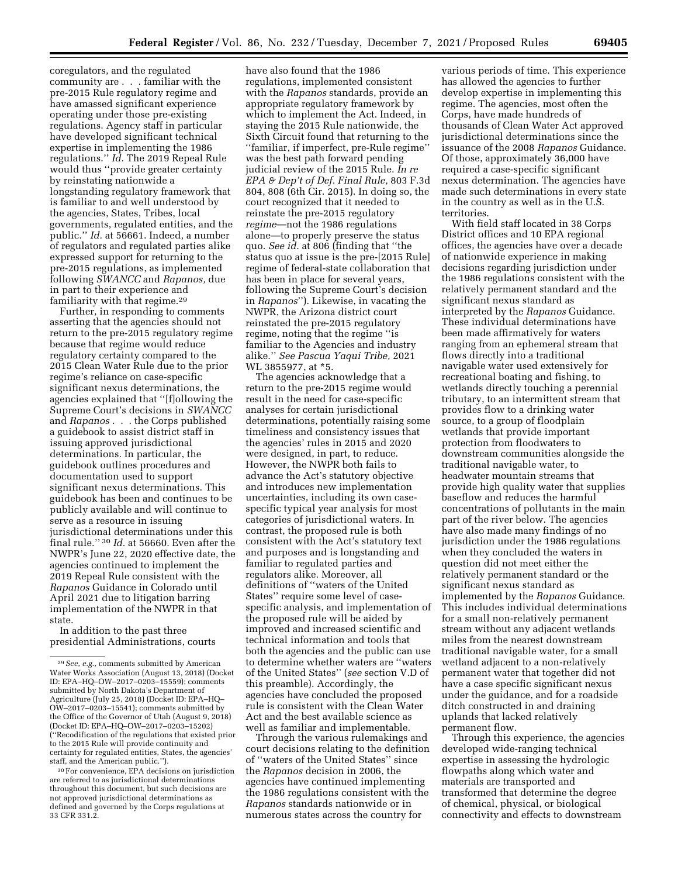coregulators, and the regulated community are . . . familiar with the pre-2015 Rule regulatory regime and have amassed significant experience operating under those pre-existing regulations. Agency staff in particular have developed significant technical expertise in implementing the 1986 regulations.'' *Id.* The 2019 Repeal Rule would thus ''provide greater certainty by reinstating nationwide a longstanding regulatory framework that is familiar to and well understood by the agencies, States, Tribes, local governments, regulated entities, and the public.'' *Id.* at 56661. Indeed, a number of regulators and regulated parties alike expressed support for returning to the pre-2015 regulations, as implemented following *SWANCC* and *Rapanos,* due in part to their experience and familiarity with that regime.[29]

Further, in responding to comments asserting that the agencies should not return to the pre-2015 regulatory regime because that regime would reduce regulatory certainty compared to the 2015 Clean Water Rule due to the prior regime's reliance on case-specific significant nexus determinations, the agencies explained that ''[f]ollowing the Supreme Court's decisions in *SWANCC* and *Rapanos* . . . the Corps published a guidebook to assist district staff in issuing approved jurisdictional determinations. In particular, the guidebook outlines procedures and documentation used to support significant nexus determinations. This guidebook has been and continues to be publicly available and will continue to serve as a resource in issuing jurisdictional determinations under this final rule.''[30] *Id.* at 56660. Even after the NWPR's June 22, 2020 effective date, the agencies continued to implement the 2019 Repeal Rule consistent with the *Rapanos* Guidance in Colorado until April 2021 due to litigation barring implementation of the NWPR in that state.

In addition to the past three presidential Administrations, courts have also found that the 1986 regulations, implemented consistent with the *Rapanos* standards, provide an appropriate regulatory framework by which to implement the Act. Indeed, in staying the 2015 Rule nationwide, the Sixth Circuit found that returning to the ''familiar, if imperfect, pre-Rule regime'' was the best path forward pending judicial review of the 2015 Rule. *In re EPA & Dep't of Def. Final Rule,* 803 F.3d 804, 808 (6th Cir. 2015). In doing so, the court recognized that it needed to reinstate the pre-2015 regulatory *regime*—not the 1986 regulations alone—to properly preserve the status quo. *See id.* at 806 (finding that ''the status quo at issue is the pre-[2015 Rule] regime of federal-state collaboration that has been in place for several years, following the Supreme Court's decision in *Rapanos*''). Likewise, in vacating the NWPR, the Arizona district court reinstated the pre-2015 regulatory regime, noting that the regime ''is familiar to the Agencies and industry alike.'' *See Pascua Yaqui Tribe,* 2021 WL 3855977, at *5.

The agencies acknowledge that a return to the pre-2015 regime would result in the need for case-specific analyses for certain jurisdictional determinations, potentially raising some timeliness and consistency issues that the agencies' rules in 2015 and 2020 were designed, in part, to reduce. However, the NWPR both fails to advance the Act's statutory objective and introduces new implementation uncertainties, including its own case-specific typical year analysis for most categories of jurisdictional waters. In contrast, the proposed rule is both consistent with the Act's statutory text and purposes and is longstanding and familiar to regulated parties and regulators alike. Moreover, all definitions of ''waters of the United States'' require some level of case-specific analysis, and implementation of the proposed rule will be aided by improved and increased scientific and technical information and tools that both the agencies and the public can use to determine whether waters are ''waters of the United States'' (*see* section V.D of this preamble). Accordingly, the agencies have concluded the proposed rule is consistent with the Clean Water Act and the best available science as well as familiar and implementable.

Through the various rulemakings and court decisions relating to the definition of ''waters of the United States'' since the *Rapanos* decision in 2006, the agencies have continued implementing the 1986 regulations consistent with the *Rapanos* standards nationwide or in numerous states across the country for various periods of time. This experience has allowed the agencies to further develop expertise in implementing this regime. The agencies, most often the Corps, have made hundreds of thousands of Clean Water Act approved jurisdictional determinations since the issuance of the 2008 *Rapanos* Guidance. Of those, approximately 36,000 have required a case-specific significant nexus determination. The agencies have made such determinations in every state in the country as well as in the U.S. territories.

With field staff located in 38 Corps District offices and 10 EPA regional offices, the agencies have over a decade of nationwide experience in making decisions regarding jurisdiction under the 1986 regulations consistent with the relatively permanent standard and the significant nexus standard as interpreted by the *Rapanos* Guidance. These individual determinations have been made affirmatively for waters ranging from an ephemeral stream that flows directly into a traditional navigable water used extensively for recreational boating and fishing, to wetlands directly touching a perennial tributary, to an intermittent stream that provides flow to a drinking water source, to a group of floodplain wetlands that provide important protection from floodwaters to downstream communities alongside the traditional navigable water, to headwater mountain streams that provide high quality water that supplies baseflow and reduces the harmful concentrations of pollutants in the main part of the river below. The agencies have also made many findings of no jurisdiction under the 1986 regulations when they concluded the waters in question did not meet either the relatively permanent standard or the significant nexus standard as implemented by the *Rapanos* Guidance. This includes individual determinations for a small non-relatively permanent stream without any adjacent wetlands miles from the nearest downstream traditional navigable water, for a small wetland adjacent to a non-relatively permanent water that together did not have a case specific significant nexus under the guidance, and for a roadside ditch constructed in and draining uplands that lacked relatively permanent flow.

Through this experience, the agencies developed wide-ranging technical expertise in assessing the hydrologic flowpaths along which water and materials are transported and transformed that determine the degree of chemical, physical, or biological connectivity and effects to downstream

---

[29] *See, e.g.,* comments submitted by American Water Works Association (August 13, 2018) (Docket ID: EPA–HQ–OW–2017–0203–15559); comments submitted by North Dakota's Department of Agriculture (July 25, 2018) (Docket ID: EPA–HQ–OW–2017–0203–15541); comments submitted by the Office of the Governor of Utah (August 9, 2018) (Docket ID: EPA–HQ–OW–2017–0203–15202) (''Recodification of the regulations that existed prior to the 2015 Rule will provide continuity and certainty for regulated entities, States, the agencies' staff, and the American public.'').

[30] For convenience, EPA decisions on jurisdiction are referred to as jurisdictional determinations throughout this document, but such decisions are not approved jurisdictional determinations as defined and governed by the Corps regulations at 33 CFR 331.2.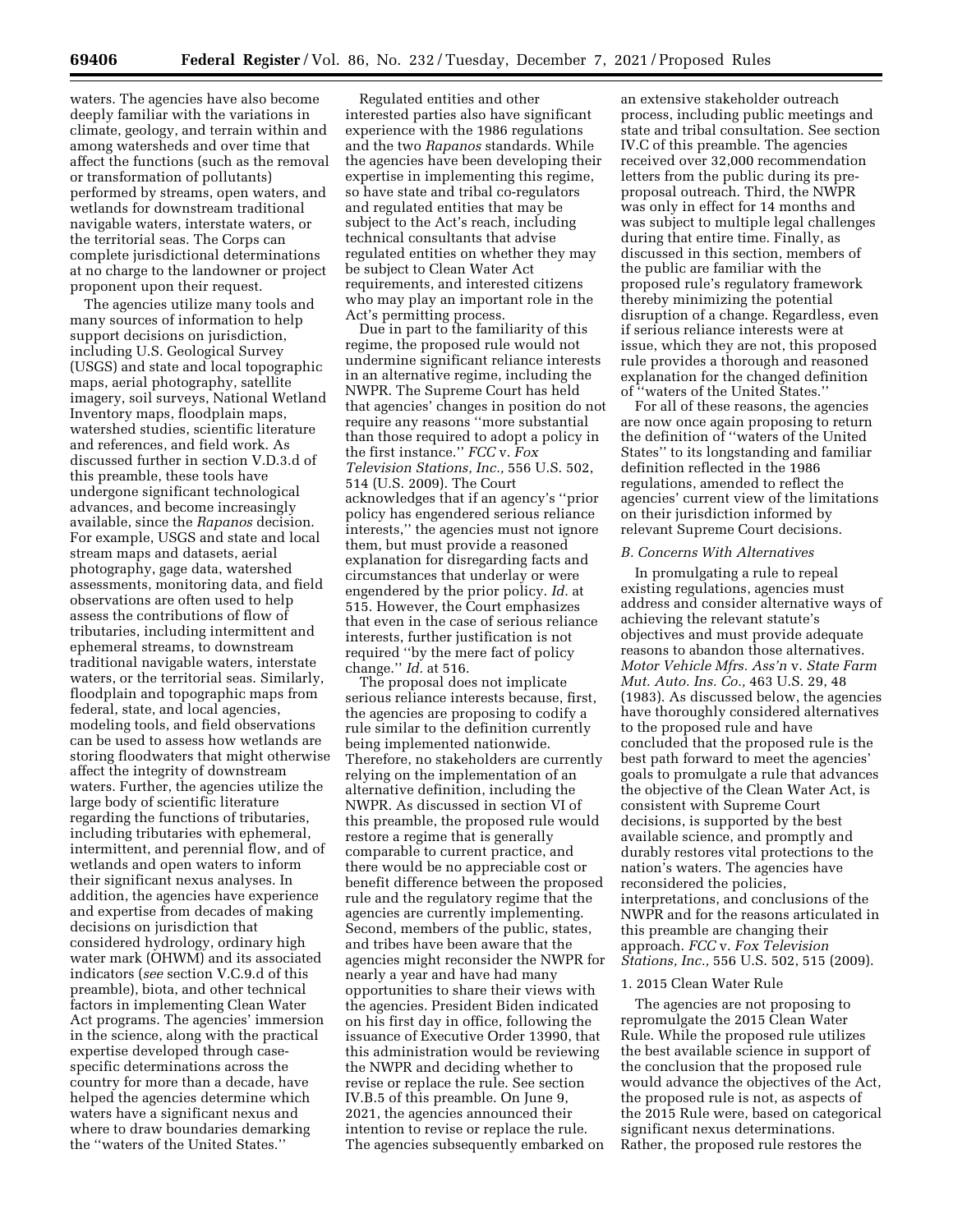waters. The agencies have also become deeply familiar with the variations in climate, geology, and terrain within and among watersheds and over time that affect the functions (such as the removal or transformation of pollutants) performed by streams, open waters, and wetlands for downstream traditional navigable waters, interstate waters, or the territorial seas. The Corps can complete jurisdictional determinations at no charge to the landowner or project proponent upon their request.

The agencies utilize many tools and many sources of information to help support decisions on jurisdiction, including U.S. Geological Survey (USGS) and state and local topographic maps, aerial photography, satellite imagery, soil surveys, National Wetland Inventory maps, floodplain maps, watershed studies, scientific literature and references, and field work. As discussed further in section V.D.3.d of this preamble, these tools have undergone significant technological advances, and become increasingly available, since the *Rapanos* decision. For example, USGS and state and local stream maps and datasets, aerial photography, gage data, watershed assessments, monitoring data, and field observations are often used to help assess the contributions of flow of tributaries, including intermittent and ephemeral streams, to downstream traditional navigable waters, interstate waters, or the territorial seas. Similarly, floodplain and topographic maps from federal, state, and local agencies, modeling tools, and field observations can be used to assess how wetlands are storing floodwaters that might otherwise affect the integrity of downstream waters. Further, the agencies utilize the large body of scientific literature regarding the functions of tributaries, including tributaries with ephemeral, intermittent, and perennial flow, and of wetlands and open waters to inform their significant nexus analyses. In addition, the agencies have experience and expertise from decades of making decisions on jurisdiction that considered hydrology, ordinary high water mark (OHWM) and its associated indicators (*see* section V.C.9.d of this preamble), biota, and other technical factors in implementing Clean Water Act programs. The agencies' immersion in the science, along with the practical expertise developed through case-specific determinations across the country for more than a decade, have helped the agencies determine which waters have a significant nexus and where to draw boundaries demarking the ''waters of the United States.''

Regulated entities and other interested parties also have significant experience with the 1986 regulations and the two *Rapanos* standards. While the agencies have been developing their expertise in implementing this regime, so have state and tribal co-regulators and regulated entities that may be subject to the Act's reach, including technical consultants that advise regulated entities on whether they may be subject to Clean Water Act requirements, and interested citizens who may play an important role in the Act's permitting process.

Due in part to the familiarity of this regime, the proposed rule would not undermine significant reliance interests in an alternative regime, including the NWPR. The Supreme Court has held that agencies' changes in position do not require any reasons ''more substantial than those required to adopt a policy in the first instance.'' *FCC* v. *Fox Television Stations, Inc.,* 556 U.S. 502, 514 (U.S. 2009). The Court acknowledges that if an agency's ''prior policy has engendered serious reliance interests,'' the agencies must not ignore them, but must provide a reasoned explanation for disregarding facts and circumstances that underlay or were engendered by the prior policy. *Id.* at 515. However, the Court emphasizes that even in the case of serious reliance interests, further justification is not required ''by the mere fact of policy change.'' *Id.* at 516.

The proposal does not implicate serious reliance interests because, first, the agencies are proposing to codify a rule similar to the definition currently being implemented nationwide. Therefore, no stakeholders are currently relying on the implementation of an alternative definition, including the NWPR. As discussed in section VI of this preamble, the proposed rule would restore a regime that is generally comparable to current practice, and there would be no appreciable cost or benefit difference between the proposed rule and the regulatory regime that the agencies are currently implementing. Second, members of the public, states, and tribes have been aware that the agencies might reconsider the NWPR for nearly a year and have had many opportunities to share their views with the agencies. President Biden indicated on his first day in office, following the issuance of Executive Order 13990, that this administration would be reviewing the NWPR and deciding whether to revise or replace the rule. See section IV.B.5 of this preamble. On June 9, 2021, the agencies announced their intention to revise or replace the rule. The agencies subsequently embarked on an extensive stakeholder outreach process, including public meetings and state and tribal consultation. See section IV.C of this preamble. The agencies received over 32,000 recommendation letters from the public during its pre-proposal outreach. Third, the NWPR was only in effect for 14 months and was subject to multiple legal challenges during that entire time. Finally, as discussed in this section, members of the public are familiar with the proposed rule's regulatory framework thereby minimizing the potential disruption of a change. Regardless, even if serious reliance interests were at issue, which they are not, this proposed rule provides a thorough and reasoned explanation for the changed definition of ''waters of the United States.''

For all of these reasons, the agencies are now once again proposing to return the definition of ''waters of the United States'' to its longstanding and familiar definition reflected in the 1986 regulations, amended to reflect the agencies' current view of the limitations on their jurisdiction informed by relevant Supreme Court decisions.

### *B. Concerns With Alternatives*

In promulgating a rule to repeal existing regulations, agencies must address and consider alternative ways of achieving the relevant statute's objectives and must provide adequate reasons to abandon those alternatives. *Motor Vehicle Mfrs. Ass'n* v. *State Farm Mut. Auto. Ins. Co.,* 463 U.S. 29, 48 (1983). As discussed below, the agencies have thoroughly considered alternatives to the proposed rule and have concluded that the proposed rule is the best path forward to meet the agencies' goals to promulgate a rule that advances the objective of the Clean Water Act, is consistent with Supreme Court decisions, is supported by the best available science, and promptly and durably restores vital protections to the nation's waters. The agencies have reconsidered the policies, interpretations, and conclusions of the NWPR and for the reasons articulated in this preamble are changing their approach. *FCC* v. *Fox Television Stations, Inc.,* 556 U.S. 502, 515 (2009).

#### 1. 2015 Clean Water Rule

The agencies are not proposing to repromulgate the 2015 Clean Water Rule. While the proposed rule utilizes the best available science in support of the conclusion that the proposed rule would advance the objectives of the Act, the proposed rule is not, as aspects of the 2015 Rule were, based on categorical significant nexus determinations. Rather, the proposed rule restores the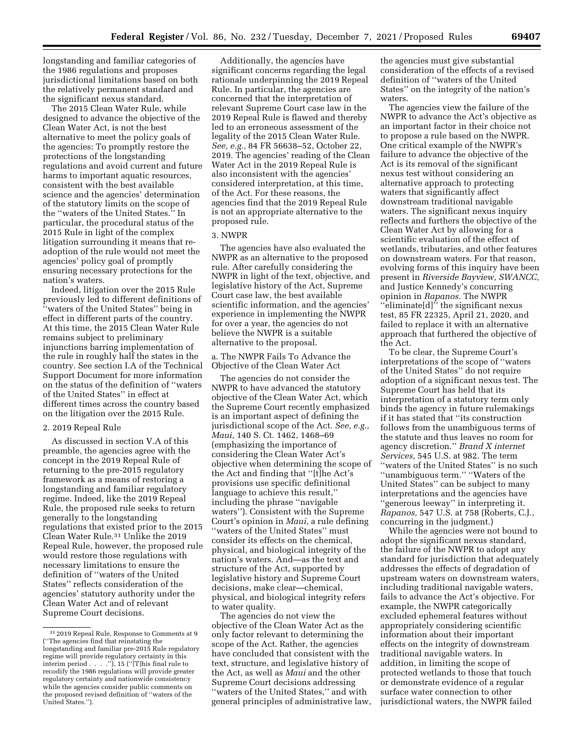longstanding and familiar categories of the 1986 regulations and proposes jurisdictional limitations based on both the relatively permanent standard and the significant nexus standard.

The 2015 Clean Water Rule, while designed to advance the objective of the Clean Water Act, is not the best alternative to meet the policy goals of the agencies: To promptly restore the protections of the longstanding regulations and avoid current and future harms to important aquatic resources, consistent with the best available science and the agencies' determination of the statutory limits on the scope of the "waters of the United States." In particular, the procedural status of the 2015 Rule in light of the complex litigation surrounding it means that re-adoption of the rule would not meet the agencies' policy goal of promptly ensuring necessary protections for the nation's waters.

Indeed, litigation over the 2015 Rule previously led to different definitions of "waters of the United States" being in effect in different parts of the country. At this time, the 2015 Clean Water Rule remains subject to preliminary injunctions barring implementation of the rule in roughly half the states in the country. See section I.A of the Technical Support Document for more information on the status of the definition of "waters of the United States" in effect at different times across the country based on the litigation over the 2015 Rule.

#### 2. 2019 Repeal Rule

As discussed in section V.A of this preamble, the agencies agree with the concept in the 2019 Repeal Rule of returning to the pre-2015 regulatory framework as a means of restoring a longstanding and familiar regulatory regime. Indeed, like the 2019 Repeal Rule, the proposed rule seeks to return generally to the longstanding regulations that existed prior to the 2015 Clean Water Rule.[31] Unlike the 2019 Repeal Rule, however, the proposed rule would restore those regulations with necessary limitations to ensure the definition of "waters of the United States" reflects consideration of the agencies' statutory authority under the Clean Water Act and of relevant Supreme Court decisions.

Additionally, the agencies have significant concerns regarding the legal rationale underpinning the 2019 Repeal Rule. In particular, the agencies are concerned that the interpretation of relevant Supreme Court case law in the 2019 Repeal Rule is flawed and thereby led to an erroneous assessment of the legality of the 2015 Clean Water Rule. *See, e.g.,* 84 FR 56638–52, October 22, 2019. The agencies' reading of the Clean Water Act in the 2019 Repeal Rule is also inconsistent with the agencies' considered interpretation, at this time, of the Act. For these reasons, the agencies find that the 2019 Repeal Rule is not an appropriate alternative to the proposed rule.

#### 3. NWPR

The agencies have also evaluated the NWPR as an alternative to the proposed rule. After carefully considering the NWPR in light of the text, objective, and legislative history of the Act, Supreme Court case law, the best available scientific information, and the agencies' experience in implementing the NWPR for over a year, the agencies do not believe the NWPR is a suitable alternative to the proposal.

##### a. The NWPR Fails To Advance the Objective of the Clean Water Act

The agencies do not consider the NWPR to have advanced the statutory objective of the Clean Water Act, which the Supreme Court recently emphasized is an important aspect of defining the jurisdictional scope of the Act. *See, e.g., Maui,* 140 S. Ct. 1462, 1468–69 (emphasizing the importance of considering the Clean Water Act's objective when determining the scope of the Act and finding that "[t]he Act's provisions use specific definitional language to achieve this result," including the phrase "navigable waters"). Consistent with the Supreme Court's opinion in *Maui,* a rule defining "waters of the United States" must consider its effects on the chemical, physical, and biological integrity of the nation's waters. And—as the text and structure of the Act, supported by legislative history and Supreme Court decisions, make clear—chemical, physical, and biological integrity refers to water quality.

The agencies do not view the objective of the Clean Water Act as the only factor relevant to determining the scope of the Act. Rather, the agencies have concluded that consistent with the text, structure, and legislative history of the Act, as well as *Maui* and the other Supreme Court decisions addressing "waters of the United States," and with general principles of administrative law, the agencies must give substantial consideration of the effects of a revised definition of "waters of the United States" on the integrity of the nation's waters.

The agencies view the failure of the NWPR to advance the Act's objective as an important factor in their choice not to propose a rule based on the NWPR. One critical example of the NWPR's failure to advance the objective of the Act is its removal of the significant nexus test without considering an alternative approach to protecting waters that significantly affect downstream traditional navigable waters. The significant nexus inquiry reflects and furthers the objective of the Clean Water Act by allowing for a scientific evaluation of the effect of wetlands, tributaries, and other features on downstream waters. For that reason, evolving forms of this inquiry have been present in *Riverside Bayview, SWANCC,* and Justice Kennedy's concurring opinion in *Rapanos.* The NWPR "eliminate[d]" the significant nexus test, 85 FR 22325, April 21, 2020, and failed to replace it with an alternative approach that furthered the objective of the Act.

To be clear, the Supreme Court's interpretations of the scope of "waters of the United States" do not require adoption of a significant nexus test. The Supreme Court has held that its interpretation of a statutory term only binds the agency in future rulemakings if it has stated that "its construction follows from the unambiguous terms of the statute and thus leaves no room for agency discretion." *Brand X internet Services,* 545 U.S. at 982. The term "waters of the United States" is no such "unambiguous term." "Waters of the United States" can be subject to many interpretations and the agencies have "generous leeway" in interpreting it. *Rapanos,* 547 U.S. at 758 (Roberts, C.J., concurring in the judgment.)

While the agencies were not bound to adopt the significant nexus standard, the failure of the NWPR to adopt any standard for jurisdiction that adequately addresses the effects of degradation of upstream waters on downstream waters, including traditional navigable waters, fails to advance the Act's objective. For example, the NWPR categorically excluded ephemeral features without appropriately considering scientific information about their important effects on the integrity of downstream traditional navigable waters. In addition, in limiting the scope of protected wetlands to those that touch or demonstrate evidence of a regular surface water connection to other jurisdictional waters, the NWPR failed

---

[31] 2019 Repeal Rule, Response to Comments at 9 ("The agencies find that reinstating the longstanding and familiar pre-2015 Rule regulatory regime will provide regulatory certainty in this interim period . . . ."), 15 ("[T]his final rule to recodify the 1986 regulations will provide greater regulatory certainty and nationwide consistency while the agencies consider public comments on the proposed revised definition of "waters of the United States.").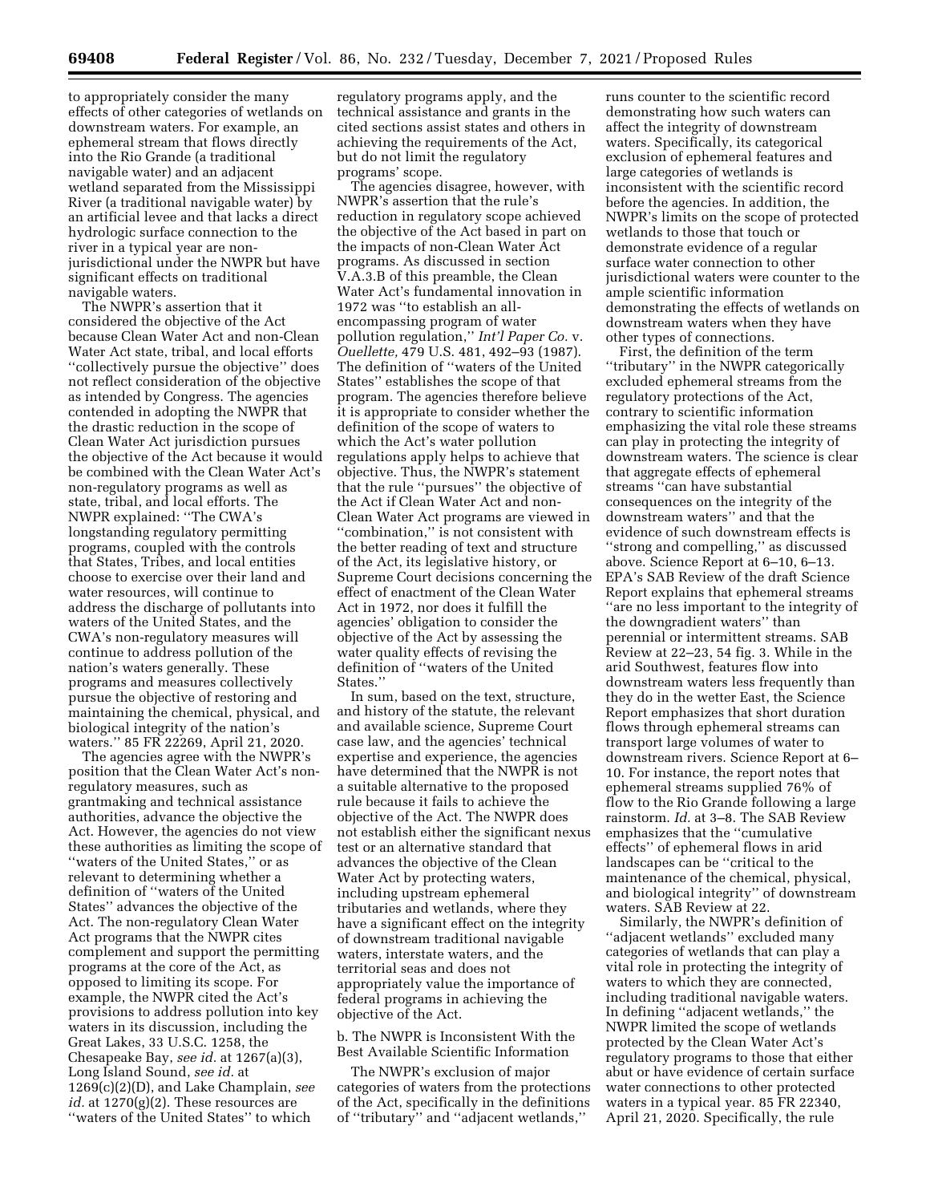to appropriately consider the many effects of other categories of wetlands on downstream waters. For example, an ephemeral stream that flows directly into the Rio Grande (a traditional navigable water) and an adjacent wetland separated from the Mississippi River (a traditional navigable water) by an artificial levee and that lacks a direct hydrologic surface connection to the river in a typical year are non-jurisdictional under the NWPR but have significant effects on traditional navigable waters.

The NWPR's assertion that it considered the objective of the Act because Clean Water Act and non-Clean Water Act state, tribal, and local efforts ''collectively pursue the objective'' does not reflect consideration of the objective as intended by Congress. The agencies contended in adopting the NWPR that the drastic reduction in the scope of Clean Water Act jurisdiction pursues the objective of the Act because it would be combined with the Clean Water Act's non-regulatory programs as well as state, tribal, and local efforts. The NWPR explained: ''The CWA's longstanding regulatory permitting programs, coupled with the controls that States, Tribes, and local entities choose to exercise over their land and water resources, will continue to address the discharge of pollutants into waters of the United States, and the CWA's non-regulatory measures will continue to address pollution of the nation's waters generally. These programs and measures collectively pursue the objective of restoring and maintaining the chemical, physical, and biological integrity of the nation's waters.'' 85 FR 22269, April 21, 2020.

The agencies agree with the NWPR's position that the Clean Water Act's non-regulatory measures, such as grantmaking and technical assistance authorities, advance the objective the Act. However, the agencies do not view these authorities as limiting the scope of ''waters of the United States,'' or as relevant to determining whether a definition of ''waters of the United States'' advances the objective of the Act. The non-regulatory Clean Water Act programs that the NWPR cites complement and support the permitting programs at the core of the Act, as opposed to limiting its scope. For example, the NWPR cited the Act's provisions to address pollution into key waters in its discussion, including the Great Lakes, 33 U.S.C. 1258, the Chesapeake Bay, *see id.* at 1267(a)(3), Long Island Sound, *see id.* at 1269(c)(2)(D), and Lake Champlain, *see id.* at 1270(g)(2). These resources are ''waters of the United States'' to which regulatory programs apply, and the technical assistance and grants in the cited sections assist states and others in achieving the requirements of the Act, but do not limit the regulatory programs' scope.

The agencies disagree, however, with NWPR's assertion that the rule's reduction in regulatory scope achieved the objective of the Act based in part on the impacts of non-Clean Water Act programs. As discussed in section V.A.3.B of this preamble, the Clean Water Act's fundamental innovation in 1972 was ''to establish an all-encompassing program of water pollution regulation,'' *Int'l Paper Co.* v. *Ouellette,* 479 U.S. 481, 492–93 (1987). The definition of ''waters of the United States'' establishes the scope of that program. The agencies therefore believe it is appropriate to consider whether the definition of the scope of waters to which the Act's water pollution regulations apply helps to achieve that objective. Thus, the NWPR's statement that the rule ''pursues'' the objective of the Act if Clean Water Act and non-Clean Water Act programs are viewed in ''combination,'' is not consistent with the better reading of text and structure of the Act, its legislative history, or Supreme Court decisions concerning the effect of enactment of the Clean Water Act in 1972, nor does it fulfill the agencies' obligation to consider the objective of the Act by assessing the water quality effects of revising the definition of ''waters of the United States.''

In sum, based on the text, structure, and history of the statute, the relevant and available science, Supreme Court case law, and the agencies' technical expertise and experience, the agencies have determined that the NWPR is not a suitable alternative to the proposed rule because it fails to achieve the objective of the Act. The NWPR does not establish either the significant nexus test or an alternative standard that advances the objective of the Clean Water Act by protecting waters, including upstream ephemeral tributaries and wetlands, where they have a significant effect on the integrity of downstream traditional navigable waters, interstate waters, and the territorial seas and does not appropriately value the importance of federal programs in achieving the objective of the Act.

b. The NWPR is Inconsistent With the Best Available Scientific Information

The NWPR's exclusion of major categories of waters from the protections of the Act, specifically in the definitions of ''tributary'' and ''adjacent wetlands,'' runs counter to the scientific record demonstrating how such waters can affect the integrity of downstream waters. Specifically, its categorical exclusion of ephemeral features and large categories of wetlands is inconsistent with the scientific record before the agencies. In addition, the NWPR's limits on the scope of protected wetlands to those that touch or demonstrate evidence of a regular surface water connection to other jurisdictional waters were counter to the ample scientific information demonstrating the effects of wetlands on downstream waters when they have other types of connections.

First, the definition of the term ''tributary'' in the NWPR categorically excluded ephemeral streams from the regulatory protections of the Act, contrary to scientific information emphasizing the vital role these streams can play in protecting the integrity of downstream waters. The science is clear that aggregate effects of ephemeral streams ''can have substantial consequences on the integrity of the downstream waters'' and that the evidence of such downstream effects is ''strong and compelling,'' as discussed above. Science Report at 6–10, 6–13. EPA's SAB Review of the draft Science Report explains that ephemeral streams ''are no less important to the integrity of the downgradient waters'' than perennial or intermittent streams. SAB Review at 22–23, 54 fig. 3. While in the arid Southwest, features flow into downstream waters less frequently than they do in the wetter East, the Science Report emphasizes that short duration flows through ephemeral streams can transport large volumes of water to downstream rivers. Science Report at 6–10. For instance, the report notes that ephemeral streams supplied 76% of flow to the Rio Grande following a large rainstorm. *Id.* at 3–8. The SAB Review emphasizes that the ''cumulative effects'' of ephemeral flows in arid landscapes can be ''critical to the maintenance of the chemical, physical, and biological integrity'' of downstream waters. SAB Review at 22.

Similarly, the NWPR's definition of ''adjacent wetlands'' excluded many categories of wetlands that can play a vital role in protecting the integrity of waters to which they are connected, including traditional navigable waters. In defining ''adjacent wetlands,'' the NWPR limited the scope of wetlands protected by the Clean Water Act's regulatory programs to those that either abut or have evidence of certain surface water connections to other protected waters in a typical year. 85 FR 22340, April 21, 2020. Specifically, the rule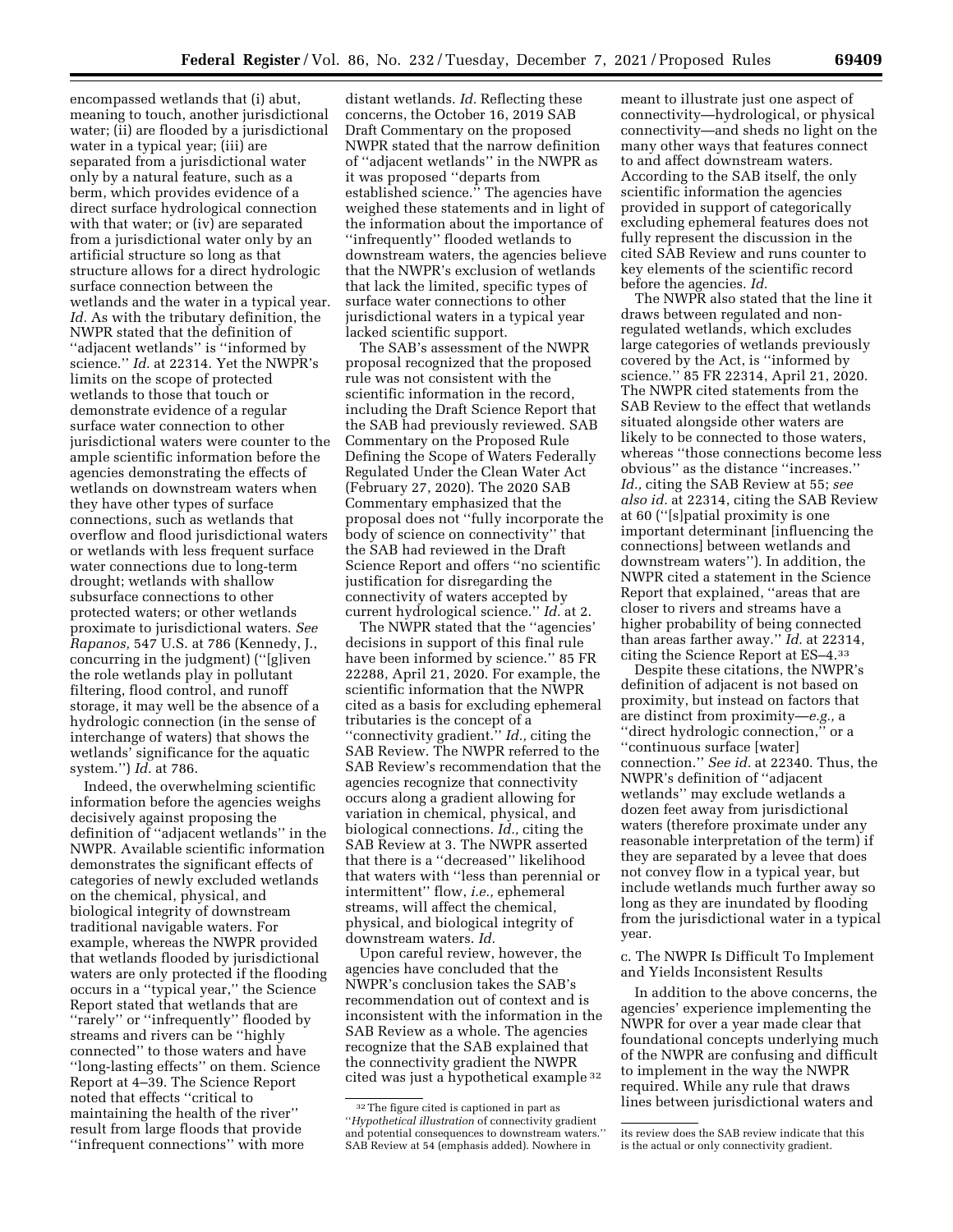encompassed wetlands that (i) abut, meaning to touch, another jurisdictional water; (ii) are flooded by a jurisdictional water in a typical year; (iii) are separated from a jurisdictional water only by a natural feature, such as a berm, which provides evidence of a direct surface hydrological connection with that water; or (iv) are separated from a jurisdictional water only by an artificial structure so long as that structure allows for a direct hydrologic surface connection between the wetlands and the water in a typical year. *Id.* As with the tributary definition, the NWPR stated that the definition of ''adjacent wetlands'' is ''informed by science.'' *Id.* at 22314. Yet the NWPR's limits on the scope of protected wetlands to those that touch or demonstrate evidence of a regular surface water connection to other jurisdictional waters were counter to the ample scientific information before the agencies demonstrating the effects of wetlands on downstream waters when they have other types of surface connections, such as wetlands that overflow and flood jurisdictional waters or wetlands with less frequent surface water connections due to long-term drought; wetlands with shallow subsurface connections to other protected waters; or other wetlands proximate to jurisdictional waters. *See Rapanos,* 547 U.S. at 786 (Kennedy, J., concurring in the judgment) (''[g]iven the role wetlands play in pollutant filtering, flood control, and runoff storage, it may well be the absence of a hydrologic connection (in the sense of interchange of waters) that shows the wetlands' significance for the aquatic system.'') *Id.* at 786.

Indeed, the overwhelming scientific information before the agencies weighs decisively against proposing the definition of ''adjacent wetlands'' in the NWPR. Available scientific information demonstrates the significant effects of categories of newly excluded wetlands on the chemical, physical, and biological integrity of downstream traditional navigable waters. For example, whereas the NWPR provided that wetlands flooded by jurisdictional waters are only protected if the flooding occurs in a ''typical year,'' the Science Report stated that wetlands that are ''rarely'' or ''infrequently'' flooded by streams and rivers can be ''highly connected'' to those waters and have ''long-lasting effects'' on them. Science Report at 4–39. The Science Report noted that effects ''critical to maintaining the health of the river'' result from large floods that provide ''infrequent connections'' with more distant wetlands. *Id.* Reflecting these concerns, the October 16, 2019 SAB Draft Commentary on the proposed NWPR stated that the narrow definition of ''adjacent wetlands'' in the NWPR as it was proposed ''departs from established science.'' The agencies have weighed these statements and in light of the information about the importance of ''infrequently'' flooded wetlands to downstream waters, the agencies believe that the NWPR's exclusion of wetlands that lack the limited, specific types of surface water connections to other jurisdictional waters in a typical year lacked scientific support.

The SAB's assessment of the NWPR proposal recognized that the proposed rule was not consistent with the scientific information in the record, including the Draft Science Report that the SAB had previously reviewed. SAB Commentary on the Proposed Rule Defining the Scope of Waters Federally Regulated Under the Clean Water Act (February 27, 2020). The 2020 SAB Commentary emphasized that the proposal does not ''fully incorporate the body of science on connectivity'' that the SAB had reviewed in the Draft Science Report and offers ''no scientific justification for disregarding the connectivity of waters accepted by current hydrological science.'' *Id.* at 2.

The NWPR stated that the ''agencies' decisions in support of this final rule have been informed by science.'' 85 FR 22288, April 21, 2020. For example, the scientific information that the NWPR cited as a basis for excluding ephemeral tributaries is the concept of a ''connectivity gradient.'' *Id.,* citing the SAB Review. The NWPR referred to the SAB Review's recommendation that the agencies recognize that connectivity occurs along a gradient allowing for variation in chemical, physical, and biological connections. *Id.,* citing the SAB Review at 3. The NWPR asserted that there is a ''decreased'' likelihood that waters with ''less than perennial or intermittent'' flow, *i.e.,* ephemeral streams, will affect the chemical, physical, and biological integrity of downstream waters. *Id.*

Upon careful review, however, the agencies have concluded that the NWPR's conclusion takes the SAB's recommendation out of context and is inconsistent with the information in the SAB Review as a whole. The agencies recognize that the SAB explained that the connectivity gradient the NWPR cited was just a hypothetical example[32] meant to illustrate just one aspect of connectivity—hydrological, or physical connectivity—and sheds no light on the many other ways that features connect to and affect downstream waters. According to the SAB itself, the only scientific information the agencies provided in support of categorically excluding ephemeral features does not fully represent the discussion in the cited SAB Review and runs counter to key elements of the scientific record before the agencies. *Id.*

The NWPR also stated that the line it draws between regulated and non-regulated wetlands, which excludes large categories of wetlands previously covered by the Act, is ''informed by science.'' 85 FR 22314, April 21, 2020. The NWPR cited statements from the SAB Review to the effect that wetlands situated alongside other waters are likely to be connected to those waters, whereas ''those connections become less obvious'' as the distance ''increases.'' *Id.,* citing the SAB Review at 55; *see also id.* at 22314, citing the SAB Review at 60 (''[s]patial proximity is one important determinant [influencing the connections] between wetlands and downstream waters''). In addition, the NWPR cited a statement in the Science Report that explained, ''areas that are closer to rivers and streams have a higher probability of being connected than areas farther away.'' *Id.* at 22314, citing the Science Report at ES–4.[33]

Despite these citations, the NWPR's definition of adjacent is not based on proximity, but instead on factors that are distinct from proximity—*e.g.,* a ''direct hydrologic connection,'' or a ''continuous surface [water] connection.'' *See id.* at 22340. Thus, the NWPR's definition of ''adjacent wetlands'' may exclude wetlands a dozen feet away from jurisdictional waters (therefore proximate under any reasonable interpretation of the term) if they are separated by a levee that does not convey flow in a typical year, but include wetlands much further away so long as they are inundated by flooding from the jurisdictional water in a typical year.

### c. The NWPR Is Difficult To Implement and Yields Inconsistent Results

In addition to the above concerns, the agencies' experience implementing the NWPR for over a year made clear that foundational concepts underlying much of the NWPR are confusing and difficult to implement in the way the NWPR required. While any rule that draws lines between jurisdictional waters and

---

[32] The figure cited is captioned in part as ''*Hypothetical illustration* of connectivity gradient and potential consequences to downstream waters.'' SAB Review at 54 (emphasis added). Nowhere in its review does the SAB review indicate that this is the actual or only connectivity gradient.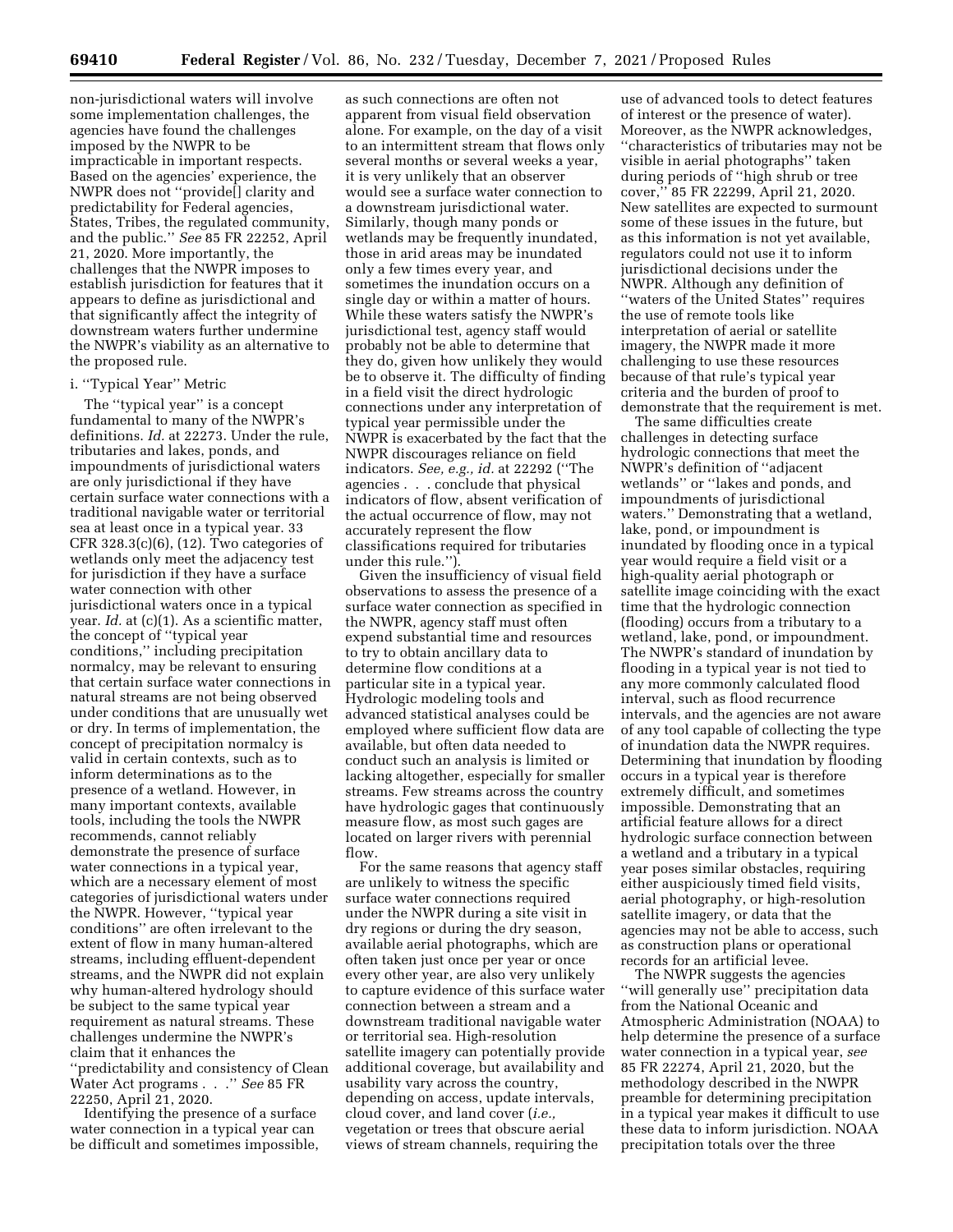non-jurisdictional waters will involve some implementation challenges, the agencies have found the challenges imposed by the NWPR to be impracticable in important respects. Based on the agencies' experience, the NWPR does not "provide[] clarity and predictability for Federal agencies, States, Tribes, the regulated community, and the public." *See* 85 FR 22252, April 21, 2020. More importantly, the challenges that the NWPR imposes to establish jurisdiction for features that it appears to define as jurisdictional and that significantly affect the integrity of downstream waters further undermine the NWPR's viability as an alternative to the proposed rule.

i. "Typical Year" Metric

The "typical year" is a concept fundamental to many of the NWPR's definitions. *Id.* at 22273. Under the rule, tributaries and lakes, ponds, and impoundments of jurisdictional waters are only jurisdictional if they have certain surface water connections with a traditional navigable water or territorial sea at least once in a typical year. 33 CFR 328.3(c)(6), (12). Two categories of wetlands only meet the adjacency test for jurisdiction if they have a surface water connection with other jurisdictional waters once in a typical year. *Id.* at (c)(1). As a scientific matter, the concept of "typical year conditions," including precipitation normalcy, may be relevant to ensuring that certain surface water connections in natural streams are not being observed under conditions that are unusually wet or dry. In terms of implementation, the concept of precipitation normalcy is valid in certain contexts, such as to inform determinations as to the presence of a wetland. However, in many important contexts, available tools, including the tools the NWPR recommends, cannot reliably demonstrate the presence of surface water connections in a typical year, which are a necessary element of most categories of jurisdictional waters under the NWPR. However, "typical year conditions" are often irrelevant to the extent of flow in many human-altered streams, including effluent-dependent streams, and the NWPR did not explain why human-altered hydrology should be subject to the same typical year requirement as natural streams. These challenges undermine the NWPR's claim that it enhances the "predictability and consistency of Clean Water Act programs . . ." *See* 85 FR 22250, April 21, 2020.

Identifying the presence of a surface water connection in a typical year can be difficult and sometimes impossible, as such connections are often not apparent from visual field observation alone. For example, on the day of a visit to an intermittent stream that flows only several months or several weeks a year, it is very unlikely that an observer would see a surface water connection to a downstream jurisdictional water. Similarly, though many ponds or wetlands may be frequently inundated, those in arid areas may be inundated only a few times every year, and sometimes the inundation occurs on a single day or within a matter of hours. While these waters satisfy the NWPR's jurisdictional test, agency staff would probably not be able to determine that they do, given how unlikely they would be to observe it. The difficulty of finding in a field visit the direct hydrologic connections under any interpretation of typical year permissible under the NWPR is exacerbated by the fact that the NWPR discourages reliance on field indicators. *See, e.g., id.* at 22292 ("The agencies . . . conclude that physical indicators of flow, absent verification of the actual occurrence of flow, may not accurately represent the flow classifications required for tributaries under this rule.").

Given the insufficiency of visual field observations to assess the presence of a surface water connection as specified in the NWPR, agency staff must often expend substantial time and resources to try to obtain ancillary data to determine flow conditions at a particular site in a typical year. Hydrologic modeling tools and advanced statistical analyses could be employed where sufficient flow data are available, but often data needed to conduct such an analysis is limited or lacking altogether, especially for smaller streams. Few streams across the country have hydrologic gages that continuously measure flow, as most such gages are located on larger rivers with perennial flow.

For the same reasons that agency staff are unlikely to witness the specific surface water connections required under the NWPR during a site visit in dry regions or during the dry season, available aerial photographs, which are often taken just once per year or once every other year, are also very unlikely to capture evidence of this surface water connection between a stream and a downstream traditional navigable water or territorial sea. High-resolution satellite imagery can potentially provide additional coverage, but availability and usability vary across the country, depending on access, update intervals, cloud cover, and land cover (*i.e.,* vegetation or trees that obscure aerial views of stream channels, requiring the use of advanced tools to detect features of interest or the presence of water). Moreover, as the NWPR acknowledges, "characteristics of tributaries may not be visible in aerial photographs" taken during periods of "high shrub or tree cover," 85 FR 22299, April 21, 2020. New satellites are expected to surmount some of these issues in the future, but as this information is not yet available, regulators could not use it to inform jurisdictional decisions under the NWPR. Although any definition of "waters of the United States" requires the use of remote tools like interpretation of aerial or satellite imagery, the NWPR made it more challenging to use these resources because of that rule's typical year criteria and the burden of proof to demonstrate that the requirement is met.

The same difficulties create challenges in detecting surface hydrologic connections that meet the NWPR's definition of "adjacent wetlands" or "lakes and ponds, and impoundments of jurisdictional waters." Demonstrating that a wetland, lake, pond, or impoundment is inundated by flooding once in a typical year would require a field visit or a high-quality aerial photograph or satellite image coinciding with the exact time that the hydrologic connection (flooding) occurs from a tributary to a wetland, lake, pond, or impoundment. The NWPR's standard of inundation by flooding in a typical year is not tied to any more commonly calculated flood interval, such as flood recurrence intervals, and the agencies are not aware of any tool capable of collecting the type of inundation data the NWPR requires. Determining that inundation by flooding occurs in a typical year is therefore extremely difficult, and sometimes impossible. Demonstrating that an artificial feature allows for a direct hydrologic surface connection between a wetland and a tributary in a typical year poses similar obstacles, requiring either auspiciously timed field visits, aerial photography, or high-resolution satellite imagery, or data that the agencies may not be able to access, such as construction plans or operational records for an artificial levee.

The NWPR suggests the agencies "will generally use" precipitation data from the National Oceanic and Atmospheric Administration (NOAA) to help determine the presence of a surface water connection in a typical year, *see* 85 FR 22274, April 21, 2020, but the methodology described in the NWPR preamble for determining precipitation in a typical year makes it difficult to use these data to inform jurisdiction. NOAA precipitation totals over the three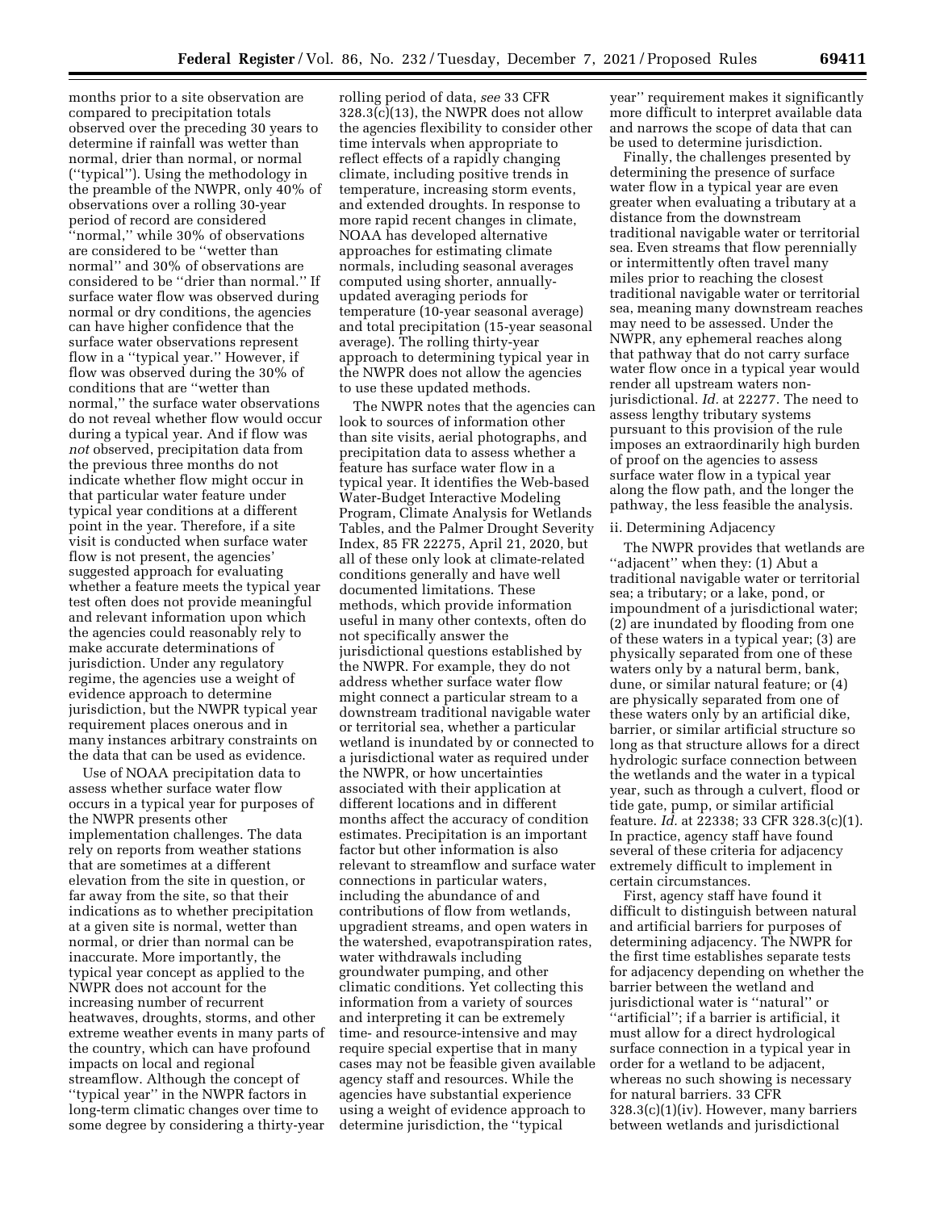months prior to a site observation are compared to precipitation totals observed over the preceding 30 years to determine if rainfall was wetter than normal, drier than normal, or normal (''typical''). Using the methodology in the preamble of the NWPR, only 40% of observations over a rolling 30-year period of record are considered ''normal,'' while 30% of observations are considered to be ''wetter than normal'' and 30% of observations are considered to be ''drier than normal.'' If surface water flow was observed during normal or dry conditions, the agencies can have higher confidence that the surface water observations represent flow in a ''typical year.'' However, if flow was observed during the 30% of conditions that are ''wetter than normal,'' the surface water observations do not reveal whether flow would occur during a typical year. And if flow was *not* observed, precipitation data from the previous three months do not indicate whether flow might occur in that particular water feature under typical year conditions at a different point in the year. Therefore, if a site visit is conducted when surface water flow is not present, the agencies' suggested approach for evaluating whether a feature meets the typical year test often does not provide meaningful and relevant information upon which the agencies could reasonably rely to make accurate determinations of jurisdiction. Under any regulatory regime, the agencies use a weight of evidence approach to determine jurisdiction, but the NWPR typical year requirement places onerous and in many instances arbitrary constraints on the data that can be used as evidence.

Use of NOAA precipitation data to assess whether surface water flow occurs in a typical year for purposes of the NWPR presents other implementation challenges. The data rely on reports from weather stations that are sometimes at a different elevation from the site in question, or far away from the site, so that their indications as to whether precipitation at a given site is normal, wetter than normal, or drier than normal can be inaccurate. More importantly, the typical year concept as applied to the NWPR does not account for the increasing number of recurrent heatwaves, droughts, storms, and other extreme weather events in many parts of the country, which can have profound impacts on local and regional streamflow. Although the concept of ''typical year'' in the NWPR factors in long-term climatic changes over time to some degree by considering a thirty-year rolling period of data, *see* 33 CFR 328.3(c)(13), the NWPR does not allow the agencies flexibility to consider other time intervals when appropriate to reflect effects of a rapidly changing climate, including positive trends in temperature, increasing storm events, and extended droughts. In response to more rapid recent changes in climate, NOAA has developed alternative approaches for estimating climate normals, including seasonal averages computed using shorter, annually-updated averaging periods for temperature (10-year seasonal average) and total precipitation (15-year seasonal average). The rolling thirty-year approach to determining typical year in the NWPR does not allow the agencies to use these updated methods.

The NWPR notes that the agencies can look to sources of information other than site visits, aerial photographs, and precipitation data to assess whether a feature has surface water flow in a typical year. It identifies the Web-based Water-Budget Interactive Modeling Program, Climate Analysis for Wetlands Tables, and the Palmer Drought Severity Index, 85 FR 22275, April 21, 2020, but all of these only look at climate-related conditions generally and have well documented limitations. These methods, which provide information useful in many other contexts, often do not specifically answer the jurisdictional questions established by the NWPR. For example, they do not address whether surface water flow might connect a particular stream to a downstream traditional navigable water or territorial sea, whether a particular wetland is inundated by or connected to a jurisdictional water as required under the NWPR, or how uncertainties associated with their application at different locations and in different months affect the accuracy of condition estimates. Precipitation is an important factor but other information is also relevant to streamflow and surface water connections in particular waters, including the abundance of and contributions of flow from wetlands, upgradient streams, and open waters in the watershed, evapotranspiration rates, water withdrawals including groundwater pumping, and other climatic conditions. Yet collecting this information from a variety of sources and interpreting it can be extremely time- and resource-intensive and may require special expertise that in many cases may not be feasible given available agency staff and resources. While the agencies have substantial experience using a weight of evidence approach to determine jurisdiction, the ''typical year'' requirement makes it significantly more difficult to interpret available data and narrows the scope of data that can be used to determine jurisdiction.

Finally, the challenges presented by determining the presence of surface water flow in a typical year are even greater when evaluating a tributary at a distance from the downstream traditional navigable water or territorial sea. Even streams that flow perennially or intermittently often travel many miles prior to reaching the closest traditional navigable water or territorial sea, meaning many downstream reaches may need to be assessed. Under the NWPR, any ephemeral reaches along that pathway that do not carry surface water flow once in a typical year would render all upstream waters non-jurisdictional. *Id.* at 22277. The need to assess lengthy tributary systems pursuant to this provision of the rule imposes an extraordinarily high burden of proof on the agencies to assess surface water flow in a typical year along the flow path, and the longer the pathway, the less feasible the analysis.

ii. Determining Adjacency

The NWPR provides that wetlands are ''adjacent'' when they: (1) Abut a traditional navigable water or territorial sea; a tributary; or a lake, pond, or impoundment of a jurisdictional water; (2) are inundated by flooding from one of these waters in a typical year; (3) are physically separated from one of these waters only by a natural berm, bank, dune, or similar natural feature; or (4) are physically separated from one of these waters only by an artificial dike, barrier, or similar artificial structure so long as that structure allows for a direct hydrologic surface connection between the wetlands and the water in a typical year, such as through a culvert, flood or tide gate, pump, or similar artificial feature. *Id.* at 22338; 33 CFR 328.3(c)(1). In practice, agency staff have found several of these criteria for adjacency extremely difficult to implement in certain circumstances.

First, agency staff have found it difficult to distinguish between natural and artificial barriers for purposes of determining adjacency. The NWPR for the first time establishes separate tests for adjacency depending on whether the barrier between the wetland and jurisdictional water is ''natural'' or ''artificial''; if a barrier is artificial, it must allow for a direct hydrological surface connection in a typical year in order for a wetland to be adjacent, whereas no such showing is necessary for natural barriers. 33 CFR 328.3(c)(1)(iv). However, many barriers between wetlands and jurisdictional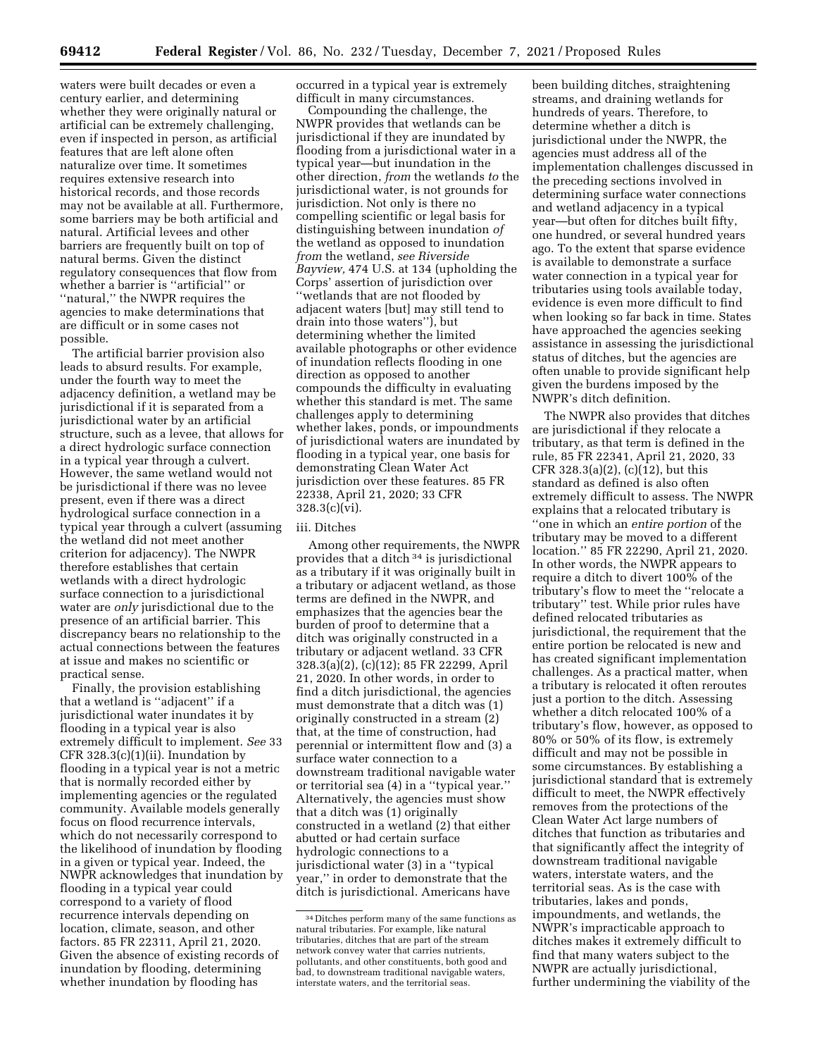waters were built decades or even a century earlier, and determining whether they were originally natural or artificial can be extremely challenging, even if inspected in person, as artificial features that are left alone often naturalize over time. It sometimes requires extensive research into historical records, and those records may not be available at all. Furthermore, some barriers may be both artificial and natural. Artificial levees and other barriers are frequently built on top of natural berms. Given the distinct regulatory consequences that flow from whether a barrier is ''artificial'' or ''natural,'' the NWPR requires the agencies to make determinations that are difficult or in some cases not possible.

The artificial barrier provision also leads to absurd results. For example, under the fourth way to meet the adjacency definition, a wetland may be jurisdictional if it is separated from a jurisdictional water by an artificial structure, such as a levee, that allows for a direct hydrologic surface connection in a typical year through a culvert. However, the same wetland would not be jurisdictional if there was no levee present, even if there was a direct hydrological surface connection in a typical year through a culvert (assuming the wetland did not meet another criterion for adjacency). The NWPR therefore establishes that certain wetlands with a direct hydrologic surface connection to a jurisdictional water are *only* jurisdictional due to the presence of an artificial barrier. This discrepancy bears no relationship to the actual connections between the features at issue and makes no scientific or practical sense.

Finally, the provision establishing that a wetland is ''adjacent'' if a jurisdictional water inundates it by flooding in a typical year is also extremely difficult to implement. *See* 33 CFR 328.3(c)(1)(ii). Inundation by flooding in a typical year is not a metric that is normally recorded either by implementing agencies or the regulated community. Available models generally focus on flood recurrence intervals, which do not necessarily correspond to the likelihood of inundation by flooding in a given or typical year. Indeed, the NWPR acknowledges that inundation by flooding in a typical year could correspond to a variety of flood recurrence intervals depending on location, climate, season, and other factors. 85 FR 22311, April 21, 2020. Given the absence of existing records of inundation by flooding, determining whether inundation by flooding has occurred in a typical year is extremely difficult in many circumstances.

Compounding the challenge, the NWPR provides that wetlands can be jurisdictional if they are inundated by flooding from a jurisdictional water in a typical year—but inundation in the other direction, *from* the wetlands *to* the jurisdictional water, is not grounds for jurisdiction. Not only is there no compelling scientific or legal basis for distinguishing between inundation *of* the wetland as opposed to inundation *from* the wetland, *see Riverside Bayview,* 474 U.S. at 134 (upholding the Corps' assertion of jurisdiction over ''wetlands that are not flooded by adjacent waters [but] may still tend to drain into those waters''), but determining whether the limited available photographs or other evidence of inundation reflects flooding in one direction as opposed to another compounds the difficulty in evaluating whether this standard is met. The same challenges apply to determining whether lakes, ponds, or impoundments of jurisdictional waters are inundated by flooding in a typical year, one basis for demonstrating Clean Water Act jurisdiction over these features. 85 FR 22338, April 21, 2020; 33 CFR 328.3(c)(vi).

iii. Ditches

Among other requirements, the NWPR provides that a ditch [34] is jurisdictional as a tributary if it was originally built in a tributary or adjacent wetland, as those terms are defined in the NWPR, and emphasizes that the agencies bear the burden of proof to determine that a ditch was originally constructed in a tributary or adjacent wetland. 33 CFR 328.3(a)(2), (c)(12); 85 FR 22299, April 21, 2020. In other words, in order to find a ditch jurisdictional, the agencies must demonstrate that a ditch was (1) originally constructed in a stream (2) that, at the time of construction, had perennial or intermittent flow and (3) a surface water connection to a downstream traditional navigable water or territorial sea (4) in a ''typical year.'' Alternatively, the agencies must show that a ditch was (1) originally constructed in a wetland (2) that either abutted or had certain surface hydrologic connections to a jurisdictional water (3) in a ''typical year,'' in order to demonstrate that the ditch is jurisdictional. Americans have been building ditches, straightening streams, and draining wetlands for hundreds of years. Therefore, to determine whether a ditch is jurisdictional under the NWPR, the agencies must address all of the implementation challenges discussed in the preceding sections involved in determining surface water connections and wetland adjacency in a typical year—but often for ditches built fifty, one hundred, or several hundred years ago. To the extent that sparse evidence is available to demonstrate a surface water connection in a typical year for tributaries using tools available today, evidence is even more difficult to find when looking so far back in time. States have approached the agencies seeking assistance in assessing the jurisdictional status of ditches, but the agencies are often unable to provide significant help given the burdens imposed by the NWPR's ditch definition.

The NWPR also provides that ditches are jurisdictional if they relocate a tributary, as that term is defined in the rule, 85 FR 22341, April 21, 2020, 33 CFR 328.3(a)(2), (c)(12), but this standard as defined is also often extremely difficult to assess. The NWPR explains that a relocated tributary is ''one in which an *entire portion* of the tributary may be moved to a different location.'' 85 FR 22290, April 21, 2020. In other words, the NWPR appears to require a ditch to divert 100% of the tributary's flow to meet the ''relocate a tributary'' test. While prior rules have defined relocated tributaries as jurisdictional, the requirement that the entire portion be relocated is new and has created significant implementation challenges. As a practical matter, when a tributary is relocated it often reroutes just a portion to the ditch. Assessing whether a ditch relocated 100% of a tributary's flow, however, as opposed to 80% or 50% of its flow, is extremely difficult and may not be possible in some circumstances. By establishing a jurisdictional standard that is extremely difficult to meet, the NWPR effectively removes from the protections of the Clean Water Act large numbers of ditches that function as tributaries and that significantly affect the integrity of downstream traditional navigable waters, interstate waters, and the territorial seas. As is the case with tributaries, lakes and ponds, impoundments, and wetlands, the NWPR's impracticable approach to ditches makes it extremely difficult to find that many waters subject to the NWPR are actually jurisdictional, further undermining the viability of the

[34] Ditches perform many of the same functions as natural tributaries. For example, like natural tributaries, ditches that are part of the stream network convey water that carries nutrients, pollutants, and other constituents, both good and bad, to downstream traditional navigable waters, interstate waters, and the territorial seas.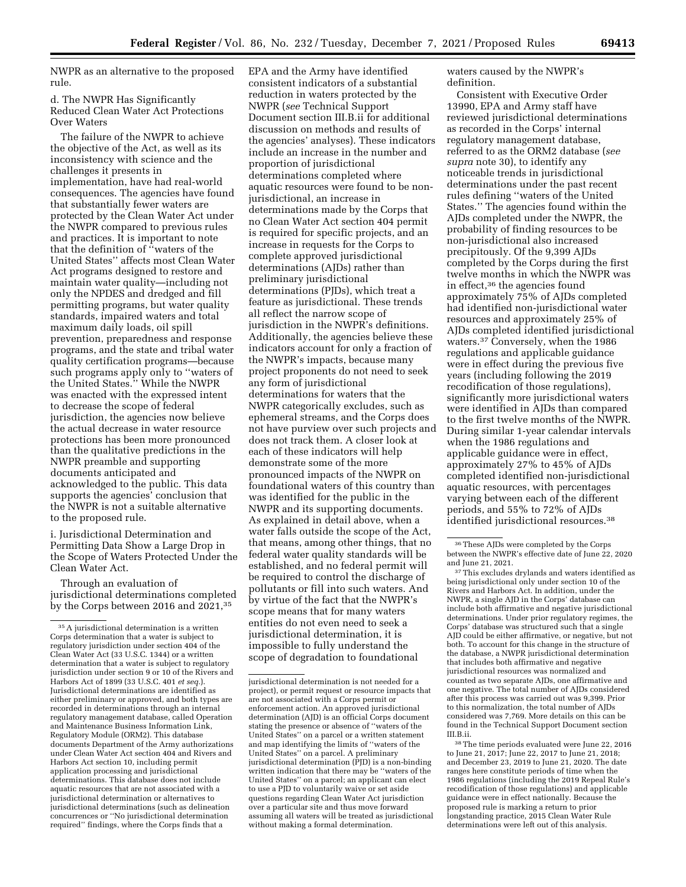NWPR as an alternative to the proposed rule.

d. The NWPR Has Significantly Reduced Clean Water Act Protections Over Waters

The failure of the NWPR to achieve the objective of the Act, as well as its inconsistency with science and the challenges it presents in implementation, have had real-world consequences. The agencies have found that substantially fewer waters are protected by the Clean Water Act under the NWPR compared to previous rules and practices. It is important to note that the definition of "waters of the United States" affects most Clean Water Act programs designed to restore and maintain water quality—including not only the NPDES and dredged and fill permitting programs, but water quality standards, impaired waters and total maximum daily loads, oil spill prevention, preparedness and response programs, and the state and tribal water quality certification programs—because such programs apply only to "waters of the United States." While the NWPR was enacted with the expressed intent to decrease the scope of federal jurisdiction, the agencies now believe the actual decrease in water resource protections has been more pronounced than the qualitative predictions in the NWPR preamble and supporting documents anticipated and acknowledged to the public. This data supports the agencies' conclusion that the NWPR is not a suitable alternative to the proposed rule.

i. Jurisdictional Determination and Permitting Data Show a Large Drop in the Scope of Waters Protected Under the Clean Water Act.

Through an evaluation of jurisdictional determinations completed by the Corps between 2016 and 2021,[35] EPA and the Army have identified consistent indicators of a substantial reduction in waters protected by the NWPR (*see* Technical Support Document section III.B.ii for additional discussion on methods and results of the agencies' analyses). These indicators include an increase in the number and proportion of jurisdictional determinations completed where aquatic resources were found to be non-jurisdictional, an increase in determinations made by the Corps that no Clean Water Act section 404 permit is required for specific projects, and an increase in requests for the Corps to complete approved jurisdictional determinations (AJDs) rather than preliminary jurisdictional determinations (PJDs), which treat a feature as jurisdictional. These trends all reflect the narrow scope of jurisdiction in the NWPR's definitions. Additionally, the agencies believe these indicators account for only a fraction of the NWPR's impacts, because many project proponents do not need to seek any form of jurisdictional determinations for waters that the NWPR categorically excludes, such as ephemeral streams, and the Corps does not have purview over such projects and does not track them. A closer look at each of these indicators will help demonstrate some of the more pronounced impacts of the NWPR on foundational waters of this country than was identified for the public in the NWPR and its supporting documents. As explained in detail above, when a water falls outside the scope of the Act, that means, among other things, that no federal water quality standards will be established, and no federal permit will be required to control the discharge of pollutants or fill into such waters. And by virtue of the fact that the NWPR's scope means that for many waters entities do not even need to seek a jurisdictional determination, it is impossible to fully understand the scope of degradation to foundational waters caused by the NWPR's definition.

Consistent with Executive Order 13990, EPA and Army staff have reviewed jurisdictional determinations as recorded in the Corps' internal regulatory management database, referred to as the ORM2 database (*see supra* note 30), to identify any noticeable trends in jurisdictional determinations under the past recent rules defining "waters of the United States." The agencies found within the AJDs completed under the NWPR, the probability of finding resources to be non-jurisdictional also increased precipitously. Of the 9,399 AJDs completed by the Corps during the first twelve months in which the NWPR was in effect,[36] the agencies found approximately 75% of AJDs completed had identified non-jurisdictional water resources and approximately 25% of AJDs completed identified jurisdictional waters.[37] Conversely, when the 1986 regulations and applicable guidance were in effect during the previous five years (including following the 2019 recodification of those regulations), significantly more jurisdictional waters were identified in AJDs than compared to the first twelve months of the NWPR. During similar 1-year calendar intervals when the 1986 regulations and applicable guidance were in effect, approximately 27% to 45% of AJDs completed identified non-jurisdictional aquatic resources, with percentages varying between each of the different periods, and 55% to 72% of AJDs identified jurisdictional resources.[38]

---

[35] A jurisdictional determination is a written Corps determination that a water is subject to regulatory jurisdiction under section 404 of the Clean Water Act (33 U.S.C. 1344) or a written determination that a water is subject to regulatory jurisdiction under section 9 or 10 of the Rivers and Harbors Act of 1899 (33 U.S.C. 401 *et seq.*). Jurisdictional determinations are identified as either preliminary or approved, and both types are recorded in determinations through an internal regulatory management database, called Operation and Maintenance Business Information Link, Regulatory Module (ORM2). This database documents Department of the Army authorizations under Clean Water Act section 404 and Rivers and Harbors Act section 10, including permit application processing and jurisdictional determinations. This database does not include aquatic resources that are not associated with a jurisdictional determination or alternatives to jurisdictional determinations (such as delineation concurrences or "No jurisdictional determination required" findings, where the Corps finds that a jurisdictional determination is not needed for a project), or permit request or resource impacts that are not associated with a Corps permit or enforcement action. An approved jurisdictional determination (AJD) is an official Corps document stating the presence or absence of "waters of the United States" on a parcel or a written statement and map identifying the limits of "waters of the United States" on a parcel. A preliminary jurisdictional determination (PJD) is a non-binding written indication that there may be "waters of the United States" on a parcel; an applicant can elect to use a PJD to voluntarily waive or set aside questions regarding Clean Water Act jurisdiction over a particular site and thus move forward assuming all waters will be treated as jurisdictional without making a formal determination.

[36] These AJDs were completed by the Corps between the NWPR's effective date of June 22, 2020 and June 21, 2021.

[37] This excludes drylands and waters identified as being jurisdictional only under section 10 of the Rivers and Harbors Act. In addition, under the NWPR, a single AJD in the Corps' database can include both affirmative and negative jurisdictional determinations. Under prior regulatory regimes, the Corps' database was structured such that a single AJD could be either affirmative, or negative, but not both. To account for this change in the structure of the database, a NWPR jurisdictional determination that includes both affirmative and negative jurisdictional resources was normalized and counted as two separate AJDs, one affirmative and one negative. The total number of AJDs considered after this process was carried out was 9,399. Prior to this normalization, the total number of AJDs considered was 7,769. More details on this can be found in the Technical Support Document section III.B.ii.

[38] The time periods evaluated were June 22, 2016 to June 21, 2017; June 22, 2017 to June 21, 2018; and December 23, 2019 to June 21, 2020. The date ranges here constitute periods of time when the 1986 regulations (including the 2019 Repeal Rule's recodification of those regulations) and applicable guidance were in effect nationally. Because the proposed rule is marking a return to prior longstanding practice, 2015 Clean Water Rule determinations were left out of this analysis.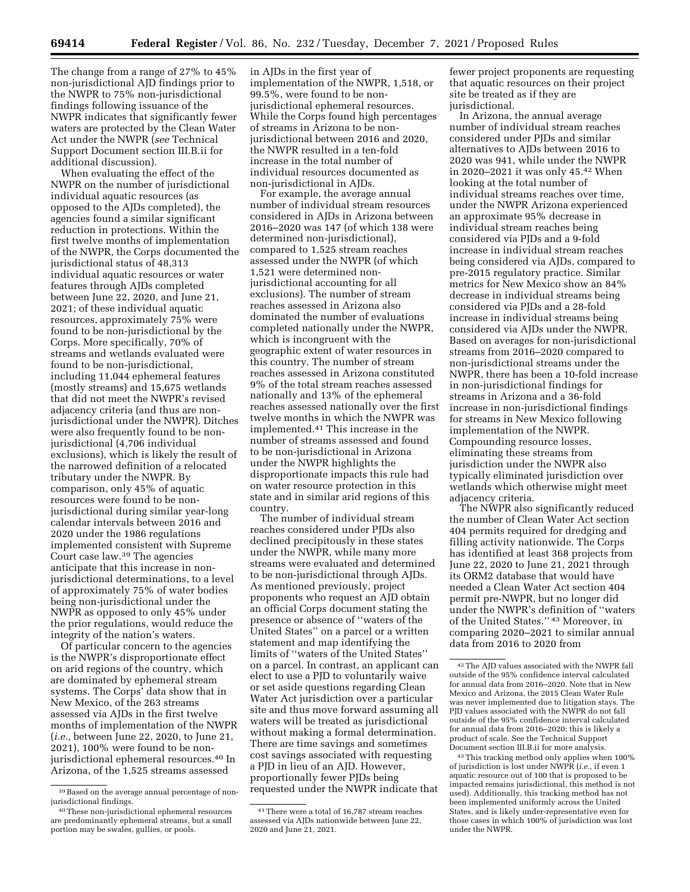The change from a range of 27% to 45% non-jurisdictional AJD findings prior to the NWPR to 75% non-jurisdictional findings following issuance of the NWPR indicates that significantly fewer waters are protected by the Clean Water Act under the NWPR (*see* Technical Support Document section III.B.ii for additional discussion).

When evaluating the effect of the NWPR on the number of jurisdictional individual aquatic resources (as opposed to the AJDs completed), the agencies found a similar significant reduction in protections. Within the first twelve months of implementation of the NWPR, the Corps documented the jurisdictional status of 48,313 individual aquatic resources or water features through AJDs completed between June 22, 2020, and June 21, 2021; of these individual aquatic resources, approximately 75% were found to be non-jurisdictional by the Corps. More specifically, 70% of streams and wetlands evaluated were found to be non-jurisdictional, including 11,044 ephemeral features (mostly streams) and 15,675 wetlands that did not meet the NWPR's revised adjacency criteria (and thus are non-jurisdictional under the NWPR). Ditches were also frequently found to be non-jurisdictional (4,706 individual exclusions), which is likely the result of the narrowed definition of a relocated tributary under the NWPR. By comparison, only 45% of aquatic resources were found to be non-jurisdictional during similar year-long calendar intervals between 2016 and 2020 under the 1986 regulations implemented consistent with Supreme Court case law.[39] The agencies anticipate that this increase in non-jurisdictional determinations, to a level of approximately 75% of water bodies being non-jurisdictional under the NWPR as opposed to only 45% under the prior regulations, would reduce the integrity of the nation's waters.

Of particular concern to the agencies is the NWPR's disproportionate effect on arid regions of the country, which are dominated by ephemeral stream systems. The Corps' data show that in New Mexico, of the 263 streams assessed via AJDs in the first twelve months of implementation of the NWPR (*i.e.,* between June 22, 2020, to June 21, 2021), 100% were found to be non-jurisdictional ephemeral resources.[40] In Arizona, of the 1,525 streams assessed in AJDs in the first year of implementation of the NWPR, 1,518, or 99.5%, were found to be non-jurisdictional ephemeral resources. While the Corps found high percentages of streams in Arizona to be non-jurisdictional between 2016 and 2020, the NWPR resulted in a ten-fold increase in the total number of individual resources documented as non-jurisdictional in AJDs.

For example, the average annual number of individual stream resources considered in AJDs in Arizona between 2016–2020 was 147 (of which 138 were determined non-jurisdictional), compared to 1,525 stream reaches assessed under the NWPR (of which 1,521 were determined non-jurisdictional accounting for all exclusions). The number of stream reaches assessed in Arizona also dominated the number of evaluations completed nationally under the NWPR, which is incongruent with the geographic extent of water resources in this country. The number of stream reaches assessed in Arizona constituted 9% of the total stream reaches assessed nationally and 13% of the ephemeral reaches assessed nationally over the first twelve months in which the NWPR was implemented.[41] This increase in the number of streams assessed and found to be non-jurisdictional in Arizona under the NWPR highlights the disproportionate impacts this rule had on water resource protection in this state and in similar arid regions of this country.

The number of individual stream reaches considered under PJDs also declined precipitously in these states under the NWPR, while many more streams were evaluated and determined to be non-jurisdictional through AJDs. As mentioned previously, project proponents who request an AJD obtain an official Corps document stating the presence or absence of ''waters of the United States'' on a parcel or a written statement and map identifying the limits of ''waters of the United States'' on a parcel. In contrast, an applicant can elect to use a PJD to voluntarily waive or set aside questions regarding Clean Water Act jurisdiction over a particular site and thus move forward assuming all waters will be treated as jurisdictional without making a formal determination. There are time savings and sometimes cost savings associated with requesting a PJD in lieu of an AJD. However, proportionally fewer PJDs being requested under the NWPR indicate that fewer project proponents are requesting that aquatic resources on their project site be treated as if they are jurisdictional.

In Arizona, the annual average number of individual stream reaches considered under PJDs and similar alternatives to AJDs between 2016 to 2020 was 941, while under the NWPR in 2020–2021 it was only 45.[42] When looking at the total number of individual streams reaches over time, under the NWPR Arizona experienced an approximate 95% decrease in individual stream reaches being considered via PJDs and a 9-fold increase in individual stream reaches being considered via AJDs, compared to pre-2015 regulatory practice. Similar metrics for New Mexico show an 84% decrease in individual streams being considered via PJDs and a 28-fold increase in individual streams being considered via AJDs under the NWPR. Based on averages for non-jurisdictional streams from 2016–2020 compared to non-jurisdictional streams under the NWPR, there has been a 10-fold increase in non-jurisdictional findings for streams in Arizona and a 36-fold increase in non-jurisdictional findings for streams in New Mexico following implementation of the NWPR. Compounding resource losses, eliminating these streams from jurisdiction under the NWPR also typically eliminated jurisdiction over wetlands which otherwise might meet adjacency criteria.

The NWPR also significantly reduced the number of Clean Water Act section 404 permits required for dredging and filling activity nationwide. The Corps has identified at least 368 projects from June 22, 2020 to June 21, 2021 through its ORM2 database that would have needed a Clean Water Act section 404 permit pre-NWPR, but no longer did under the NWPR's definition of ''waters of the United States.''[43] Moreover, in comparing 2020–2021 to similar annual data from 2016 to 2020 from

---

[39] Based on the average annual percentage of non-jurisdictional findings.

[40] These non-jurisdictional ephemeral resources are predominantly ephemeral streams, but a small portion may be swales, gullies, or pools.

[41] There were a total of 16,787 stream reaches assessed via AJDs nationwide between June 22, 2020 and June 21, 2021.

[42] The AJD values associated with the NWPR fall outside of the 95% confidence interval calculated for annual data from 2016–2020. Note that in New Mexico and Arizona, the 2015 Clean Water Rule was never implemented due to litigation stays. The PJD values associated with the NWPR do not fall outside of the 95% confidence interval calculated for annual data from 2016–2020; this is likely a product of scale. See the Technical Support Document section III.B.ii for more analysis.

[43] This tracking method only applies when 100% of jurisdiction is lost under NWPR (*i.e.,* if even 1 aquatic resource out of 100 that is proposed to be impacted remains jurisdictional, this method is not used). Additionally, this tracking method has not been implemented uniformly across the United States, and is likely under-representative even for those cases in which 100% of jurisdiction was lost under the NWPR.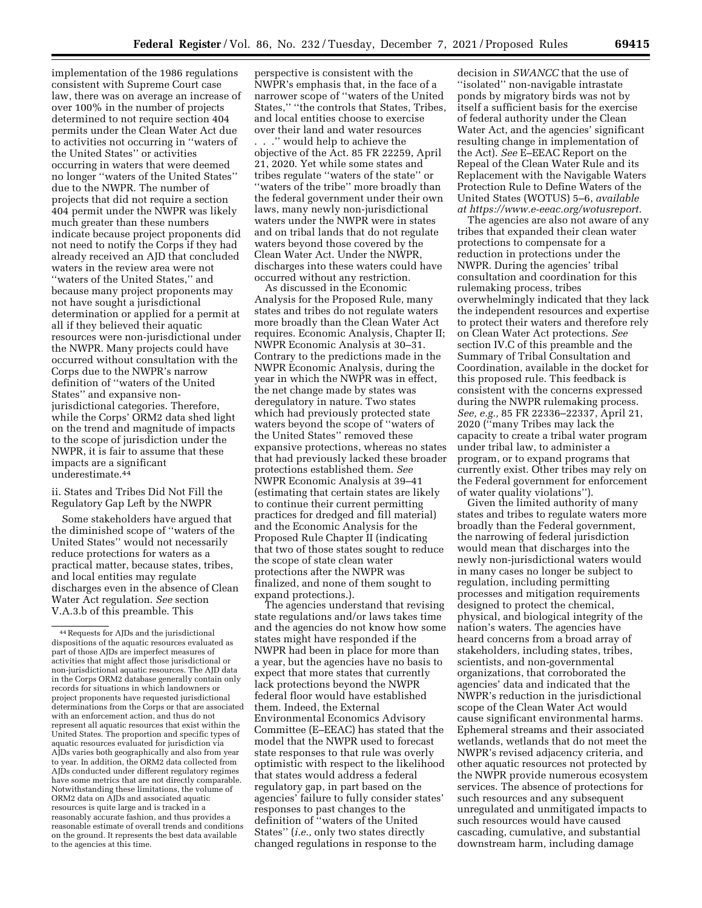implementation of the 1986 regulations consistent with Supreme Court case law, there was on average an increase of over 100% in the number of projects determined to not require section 404 permits under the Clean Water Act due to activities not occurring in ''waters of the United States'' or activities occurring in waters that were deemed no longer ''waters of the United States'' due to the NWPR. The number of projects that did not require a section 404 permit under the NWPR was likely much greater than these numbers indicate because project proponents did not need to notify the Corps if they had already received an AJD that concluded waters in the review area were not ''waters of the United States,'' and because many project proponents may not have sought a jurisdictional determination or applied for a permit at all if they believed their aquatic resources were non-jurisdictional under the NWPR. Many projects could have occurred without consultation with the Corps due to the NWPR's narrow definition of ''waters of the United States'' and expansive non-jurisdictional categories. Therefore, while the Corps' ORM2 data shed light on the trend and magnitude of impacts to the scope of jurisdiction under the NWPR, it is fair to assume that these impacts are a significant underestimate.[44]

ii. States and Tribes Did Not Fill the Regulatory Gap Left by the NWPR

Some stakeholders have argued that the diminished scope of ''waters of the United States'' would not necessarily reduce protections for waters as a practical matter, because states, tribes, and local entities may regulate discharges even in the absence of Clean Water Act regulation. *See* section V.A.3.b of this preamble. This perspective is consistent with the NWPR's emphasis that, in the face of a narrower scope of ''waters of the United States,'' ''the controls that States, Tribes, and local entities choose to exercise over their land and water resources . . .'' would help to achieve the objective of the Act. 85 FR 22259, April 21, 2020. Yet while some states and tribes regulate ''waters of the state'' or ''waters of the tribe'' more broadly than the federal government under their own laws, many newly non-jurisdictional waters under the NWPR were in states and on tribal lands that do not regulate waters beyond those covered by the Clean Water Act. Under the NWPR, discharges into these waters could have occurred without any restriction.

As discussed in the Economic Analysis for the Proposed Rule, many states and tribes do not regulate waters more broadly than the Clean Water Act requires. Economic Analysis, Chapter II; NWPR Economic Analysis at 30–31. Contrary to the predictions made in the NWPR Economic Analysis, during the year in which the NWPR was in effect, the net change made by states was deregulatory in nature. Two states which had previously protected state waters beyond the scope of ''waters of the United States'' removed these expansive protections, whereas no states that had previously lacked these broader protections established them. *See* NWPR Economic Analysis at 39–41 (estimating that certain states are likely to continue their current permitting practices for dredged and fill material) and the Economic Analysis for the Proposed Rule Chapter II (indicating that two of those states sought to reduce the scope of state clean water protections after the NWPR was finalized, and none of them sought to expand protections.).

The agencies understand that revising state regulations and/or laws takes time and the agencies do not know how some states might have responded if the NWPR had been in place for more than a year, but the agencies have no basis to expect that more states that currently lack protections beyond the NWPR federal floor would have established them. Indeed, the External Environmental Economics Advisory Committee (E–EEAC) has stated that the model that the NWPR used to forecast state responses to that rule was overly optimistic with respect to the likelihood that states would address a federal regulatory gap, in part based on the agencies' failure to fully consider states' responses to past changes to the definition of ''waters of the United States'' (*i.e.,* only two states directly changed regulations in response to the decision in *SWANCC* that the use of ''isolated'' non-navigable intrastate ponds by migratory birds was not by itself a sufficient basis for the exercise of federal authority under the Clean Water Act, and the agencies' significant resulting change in implementation of the Act). *See* E–EEAC Report on the Repeal of the Clean Water Rule and its Replacement with the Navigable Waters Protection Rule to Define Waters of the United States (WOTUS) 5–6, *available at https://www.e-eeac.org/wotusreport.*

The agencies are also not aware of any tribes that expanded their clean water protections to compensate for a reduction in protections under the NWPR. During the agencies' tribal consultation and coordination for this rulemaking process, tribes overwhelmingly indicated that they lack the independent resources and expertise to protect their waters and therefore rely on Clean Water Act protections. *See* section IV.C of this preamble and the Summary of Tribal Consultation and Coordination, available in the docket for this proposed rule. This feedback is consistent with the concerns expressed during the NWPR rulemaking process. *See, e.g.,* 85 FR 22336–22337, April 21, 2020 (''many Tribes may lack the capacity to create a tribal water program under tribal law, to administer a program, or to expand programs that currently exist. Other tribes may rely on the Federal government for enforcement of water quality violations'').

Given the limited authority of many states and tribes to regulate waters more broadly than the Federal government, the narrowing of federal jurisdiction would mean that discharges into the newly non-jurisdictional waters would in many cases no longer be subject to regulation, including permitting processes and mitigation requirements designed to protect the chemical, physical, and biological integrity of the nation's waters. The agencies have heard concerns from a broad array of stakeholders, including states, tribes, scientists, and non-governmental organizations, that corroborated the agencies' data and indicated that the NWPR's reduction in the jurisdictional scope of the Clean Water Act would cause significant environmental harms. Ephemeral streams and their associated wetlands, wetlands that do not meet the NWPR's revised adjacency criteria, and other aquatic resources not protected by the NWPR provide numerous ecosystem services. The absence of protections for such resources and any subsequent unregulated and unmitigated impacts to such resources would have caused cascading, cumulative, and substantial downstream harm, including damage

---

[44] Requests for AJDs and the jurisdictional dispositions of the aquatic resources evaluated as part of those AJDs are imperfect measures of activities that might affect those jurisdictional or non-jurisdictional aquatic resources. The AJD data in the Corps ORM2 database generally contain only records for situations in which landowners or project proponents have requested jurisdictional determinations from the Corps or that are associated with an enforcement action, and thus do not represent all aquatic resources that exist within the United States. The proportion and specific types of aquatic resources evaluated for jurisdiction via AJDs varies both geographically and also from year to year. In addition, the ORM2 data collected from AJDs conducted under different regulatory regimes have some metrics that are not directly comparable. Notwithstanding these limitations, the volume of ORM2 data on AJDs and associated aquatic resources is quite large and is tracked in a reasonably accurate fashion, and thus provides a reasonable estimate of overall trends and conditions on the ground. It represents the best data available to the agencies at this time.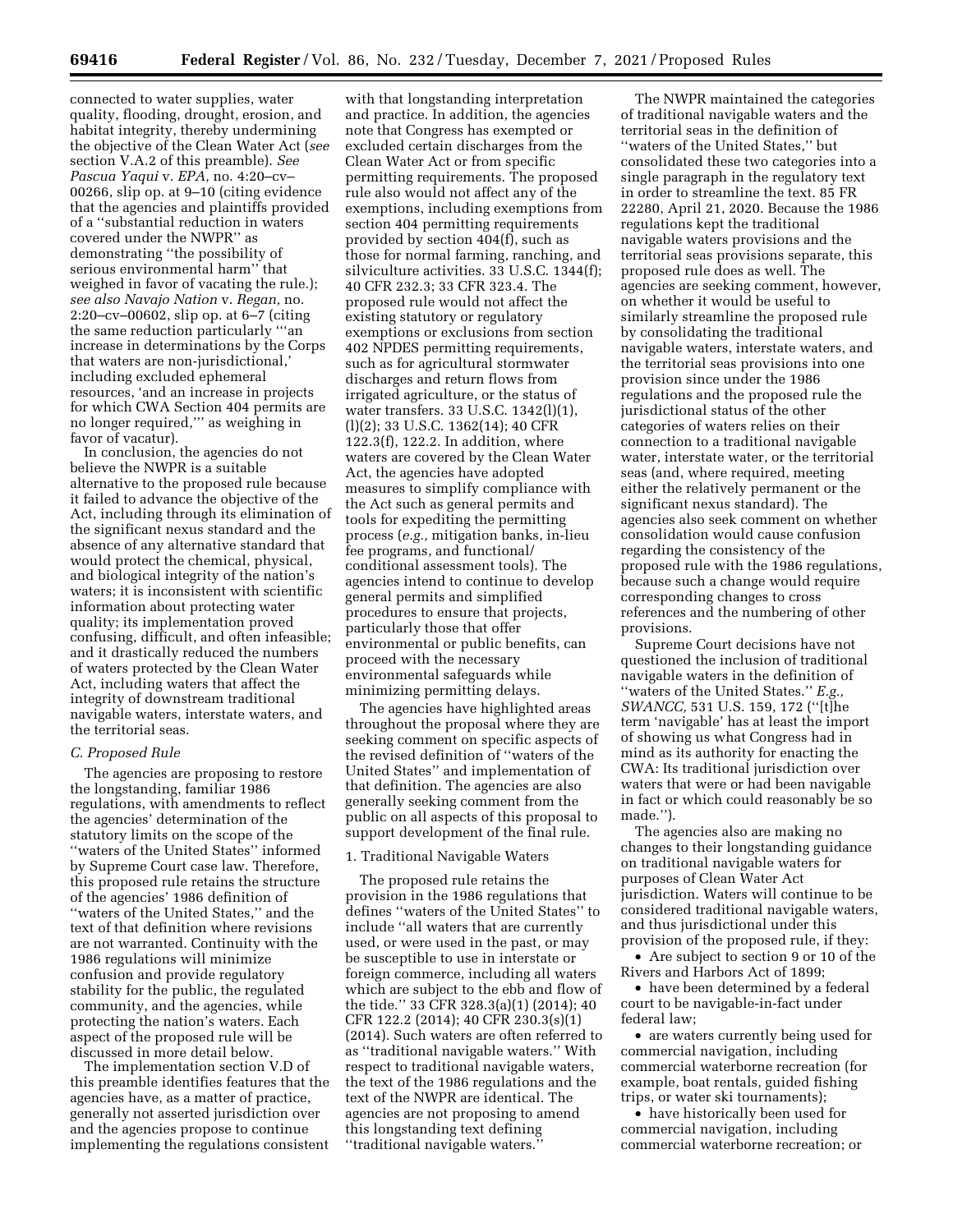connected to water supplies, water quality, flooding, drought, erosion, and habitat integrity, thereby undermining the objective of the Clean Water Act (*see* section V.A.2 of this preamble). *See Pascua Yaqui* v. *EPA,* no. 4:20–cv–00266, slip op. at 9–10 (citing evidence that the agencies and plaintiffs provided of a "substantial reduction in waters covered under the NWPR" as demonstrating "the possibility of serious environmental harm" that weighed in favor of vacating the rule.); *see also Navajo Nation* v. *Regan,* no. 2:20–cv–00602, slip op. at 6–7 (citing the same reduction particularly "'an increase in determinations by the Corps that waters are non-jurisdictional,' including excluded ephemeral resources, 'and an increase in projects for which CWA Section 404 permits are no longer required,'" as weighing in favor of vacatur).

In conclusion, the agencies do not believe the NWPR is a suitable alternative to the proposed rule because it failed to advance the objective of the Act, including through its elimination of the significant nexus standard and the absence of any alternative standard that would protect the chemical, physical, and biological integrity of the nation's waters; it is inconsistent with scientific information about protecting water quality; its implementation proved confusing, difficult, and often infeasible; and it drastically reduced the numbers of waters protected by the Clean Water Act, including waters that affect the integrity of downstream traditional navigable waters, interstate waters, and the territorial seas.

### *C. Proposed Rule*

The agencies are proposing to restore the longstanding, familiar 1986 regulations, with amendments to reflect the agencies' determination of the statutory limits on the scope of the "waters of the United States" informed by Supreme Court case law. Therefore, this proposed rule retains the structure of the agencies' 1986 definition of "waters of the United States," and the text of that definition where revisions are not warranted. Continuity with the 1986 regulations will minimize confusion and provide regulatory stability for the public, the regulated community, and the agencies, while protecting the nation's waters. Each aspect of the proposed rule will be discussed in more detail below.

The implementation section V.D of this preamble identifies features that the agencies have, as a matter of practice, generally not asserted jurisdiction over and the agencies propose to continue implementing the regulations consistent with that longstanding interpretation and practice. In addition, the agencies note that Congress has exempted or excluded certain discharges from the Clean Water Act or from specific permitting requirements. The proposed rule also would not affect any of the exemptions, including exemptions from section 404 permitting requirements provided by section 404(f), such as those for normal farming, ranching, and silviculture activities. 33 U.S.C. 1344(f); 40 CFR 232.3; 33 CFR 323.4. The proposed rule would not affect the existing statutory or regulatory exemptions or exclusions from section 402 NPDES permitting requirements, such as for agricultural stormwater discharges and return flows from irrigated agriculture, or the status of water transfers. 33 U.S.C. 1342(l)(1), (l)(2); 33 U.S.C. 1362(14); 40 CFR 122.3(f), 122.2. In addition, where waters are covered by the Clean Water Act, the agencies have adopted measures to simplify compliance with the Act such as general permits and tools for expediting the permitting process (*e.g.,* mitigation banks, in-lieu fee programs, and functional/conditional assessment tools). The agencies intend to continue to develop general permits and simplified procedures to ensure that projects, particularly those that offer environmental or public benefits, can proceed with the necessary environmental safeguards while minimizing permitting delays.

The agencies have highlighted areas throughout the proposal where they are seeking comment on specific aspects of the revised definition of "waters of the United States" and implementation of that definition. The agencies are also generally seeking comment from the public on all aspects of this proposal to support development of the final rule.

#### 1. Traditional Navigable Waters

The proposed rule retains the provision in the 1986 regulations that defines "waters of the United States" to include "all waters that are currently used, or were used in the past, or may be susceptible to use in interstate or foreign commerce, including all waters which are subject to the ebb and flow of the tide." 33 CFR 328.3(a)(1) (2014); 40 CFR 122.2 (2014); 40 CFR 230.3(s)(1) (2014). Such waters are often referred to as "traditional navigable waters." With respect to traditional navigable waters, the text of the 1986 regulations and the text of the NWPR are identical. The agencies are not proposing to amend this longstanding text defining "traditional navigable waters."

The NWPR maintained the categories of traditional navigable waters and the territorial seas in the definition of "waters of the United States," but consolidated these two categories into a single paragraph in the regulatory text in order to streamline the text. 85 FR 22280, April 21, 2020. Because the 1986 regulations kept the traditional navigable waters provisions and the territorial seas provisions separate, this proposed rule does as well. The agencies are seeking comment, however, on whether it would be useful to similarly streamline the proposed rule by consolidating the traditional navigable waters, interstate waters, and the territorial seas provisions into one provision since under the 1986 regulations and the proposed rule the jurisdictional status of the other categories of waters relies on their connection to a traditional navigable water, interstate water, or the territorial seas (and, where required, meeting either the relatively permanent or the significant nexus standard). The agencies also seek comment on whether consolidation would cause confusion regarding the consistency of the proposed rule with the 1986 regulations, because such a change would require corresponding changes to cross references and the numbering of other provisions.

Supreme Court decisions have not questioned the inclusion of traditional navigable waters in the definition of "waters of the United States." *E.g., SWANCC,* 531 U.S. 159, 172 ("[t]he term 'navigable' has at least the import of showing us what Congress had in mind as its authority for enacting the CWA: Its traditional jurisdiction over waters that were or had been navigable in fact or which could reasonably be so made.").

The agencies also are making no changes to their longstanding guidance on traditional navigable waters for purposes of Clean Water Act jurisdiction. Waters will continue to be considered traditional navigable waters, and thus jurisdictional under this provision of the proposed rule, if they:

- Are subject to section 9 or 10 of the Rivers and Harbors Act of 1899;
- have been determined by a federal court to be navigable-in-fact under federal law;
- are waters currently being used for commercial navigation, including commercial waterborne recreation (for example, boat rentals, guided fishing trips, or water ski tournaments);
- have historically been used for commercial navigation, including commercial waterborne recreation; or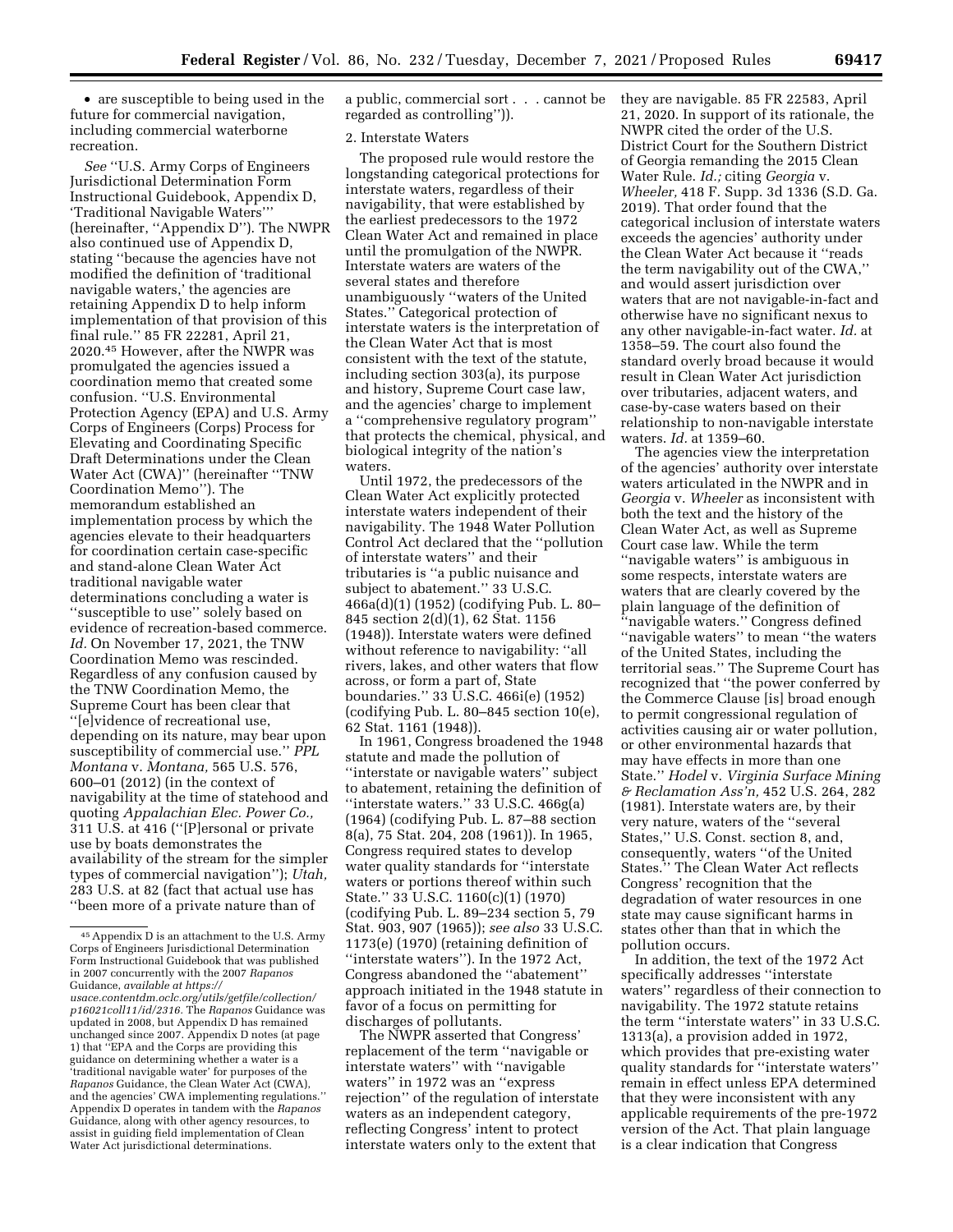• are susceptible to being used in the future for commercial navigation, including commercial waterborne recreation.

*See* ''U.S. Army Corps of Engineers Jurisdictional Determination Form Instructional Guidebook, Appendix D, 'Traditional Navigable Waters''' (hereinafter, ''Appendix D''). The NWPR also continued use of Appendix D, stating ''because the agencies have not modified the definition of 'traditional navigable waters,' the agencies are retaining Appendix D to help inform implementation of that provision of this final rule.'' 85 FR 22281, April 21, 2020.[45] However, after the NWPR was promulgated the agencies issued a coordination memo that created some confusion. ''U.S. Environmental Protection Agency (EPA) and U.S. Army Corps of Engineers (Corps) Process for Elevating and Coordinating Specific Draft Determinations under the Clean Water Act (CWA)'' (hereinafter ''TNW Coordination Memo''). The memorandum established an implementation process by which the agencies elevate to their headquarters for coordination certain case-specific and stand-alone Clean Water Act traditional navigable water determinations concluding a water is ''susceptible to use'' solely based on evidence of recreation-based commerce. *Id.* On November 17, 2021, the TNW Coordination Memo was rescinded. Regardless of any confusion caused by the TNW Coordination Memo, the Supreme Court has been clear that ''[e]vidence of recreational use, depending on its nature, may bear upon susceptibility of commercial use.'' *PPL Montana* v. *Montana,* 565 U.S. 576, 600–01 (2012) (in the context of navigability at the time of statehood and quoting *Appalachian Elec. Power Co.,* 311 U.S. at 416 (''[P]ersonal or private use by boats demonstrates the availability of the stream for the simpler types of commercial navigation''); *Utah,* 283 U.S. at 82 (fact that actual use has ''been more of a private nature than of a public, commercial sort . . . cannot be regarded as controlling'')).

2. Interstate Waters

The proposed rule would restore the longstanding categorical protections for interstate waters, regardless of their navigability, that were established by the earliest predecessors to the 1972 Clean Water Act and remained in place until the promulgation of the NWPR. Interstate waters are waters of the several states and therefore unambiguously ''waters of the United States.'' Categorical protection of interstate waters is the interpretation of the Clean Water Act that is most consistent with the text of the statute, including section 303(a), its purpose and history, Supreme Court case law, and the agencies' charge to implement a ''comprehensive regulatory program'' that protects the chemical, physical, and biological integrity of the nation's waters.

Until 1972, the predecessors of the Clean Water Act explicitly protected interstate waters independent of their navigability. The 1948 Water Pollution Control Act declared that the ''pollution of interstate waters'' and their tributaries is ''a public nuisance and subject to abatement.'' 33 U.S.C. 466a(d)(1) (1952) (codifying Pub. L. 80–845 section 2(d)(1), 62 Stat. 1156 (1948)). Interstate waters were defined without reference to navigability: ''all rivers, lakes, and other waters that flow across, or form a part of, State boundaries.'' 33 U.S.C. 466i(e) (1952) (codifying Pub. L. 80–845 section 10(e), 62 Stat. 1161 (1948)).

In 1961, Congress broadened the 1948 statute and made the pollution of ''interstate or navigable waters'' subject to abatement, retaining the definition of ''interstate waters.'' 33 U.S.C. 466g(a) (1964) (codifying Pub. L. 87–88 section 8(a), 75 Stat. 204, 208 (1961)). In 1965, Congress required states to develop water quality standards for ''interstate waters or portions thereof within such State.'' 33 U.S.C. 1160(c)(1) (1970) (codifying Pub. L. 89–234 section 5, 79 Stat. 903, 907 (1965)); *see also* 33 U.S.C. 1173(e) (1970) (retaining definition of ''interstate waters''). In the 1972 Act, Congress abandoned the ''abatement'' approach initiated in the 1948 statute in favor of a focus on permitting for discharges of pollutants.

The NWPR asserted that Congress' replacement of the term ''navigable or interstate waters'' with ''navigable waters'' in 1972 was an ''express rejection'' of the regulation of interstate waters as an independent category, reflecting Congress' intent to protect interstate waters only to the extent that they are navigable. 85 FR 22583, April 21, 2020. In support of its rationale, the NWPR cited the order of the U.S. District Court for the Southern District of Georgia remanding the 2015 Clean Water Rule. *Id.;* citing *Georgia* v. *Wheeler,* 418 F. Supp. 3d 1336 (S.D. Ga. 2019). That order found that the categorical inclusion of interstate waters exceeds the agencies' authority under the Clean Water Act because it ''reads the term navigability out of the CWA,'' and would assert jurisdiction over waters that are not navigable-in-fact and otherwise have no significant nexus to any other navigable-in-fact water. *Id.* at 1358–59. The court also found the standard overly broad because it would result in Clean Water Act jurisdiction over tributaries, adjacent waters, and case-by-case waters based on their relationship to non-navigable interstate waters. *Id.* at 1359–60.

The agencies view the interpretation of the agencies' authority over interstate waters articulated in the NWPR and in *Georgia* v. *Wheeler* as inconsistent with both the text and the history of the Clean Water Act, as well as Supreme Court case law. While the term ''navigable waters'' is ambiguous in some respects, interstate waters are waters that are clearly covered by the plain language of the definition of ''navigable waters.'' Congress defined ''navigable waters'' to mean ''the waters of the United States, including the territorial seas.'' The Supreme Court has recognized that ''the power conferred by the Commerce Clause [is] broad enough to permit congressional regulation of activities causing air or water pollution, or other environmental hazards that may have effects in more than one State.'' *Hodel* v. *Virginia Surface Mining & Reclamation Ass'n,* 452 U.S. 264, 282 (1981). Interstate waters are, by their very nature, waters of the ''several States,'' U.S. Const. section 8, and, consequently, waters ''of the United States.'' The Clean Water Act reflects Congress' recognition that the degradation of water resources in one state may cause significant harms in states other than that in which the pollution occurs.

In addition, the text of the 1972 Act specifically addresses ''interstate waters'' regardless of their connection to navigability. The 1972 statute retains the term ''interstate waters'' in 33 U.S.C. 1313(a), a provision added in 1972, which provides that pre-existing water quality standards for ''interstate waters'' remain in effect unless EPA determined that they were inconsistent with any applicable requirements of the pre-1972 version of the Act. That plain language is a clear indication that Congress

[45] Appendix D is an attachment to the U.S. Army Corps of Engineers Jurisdictional Determination Form Instructional Guidebook that was published in 2007 concurrently with the 2007 *Rapanos* Guidance, *available at https://usace.contentdm.oclc.org/utils/getfile/collection/p16021coll11/id/2316.* The *Rapanos* Guidance was updated in 2008, but Appendix D has remained unchanged since 2007. Appendix D notes (at page 1) that ''EPA and the Corps are providing this guidance on determining whether a water is a 'traditional navigable water' for purposes of the *Rapanos* Guidance, the Clean Water Act (CWA), and the agencies' CWA implementing regulations.'' Appendix D operates in tandem with the *Rapanos* Guidance, along with other agency resources, to assist in guiding field implementation of Clean Water Act jurisdictional determinations.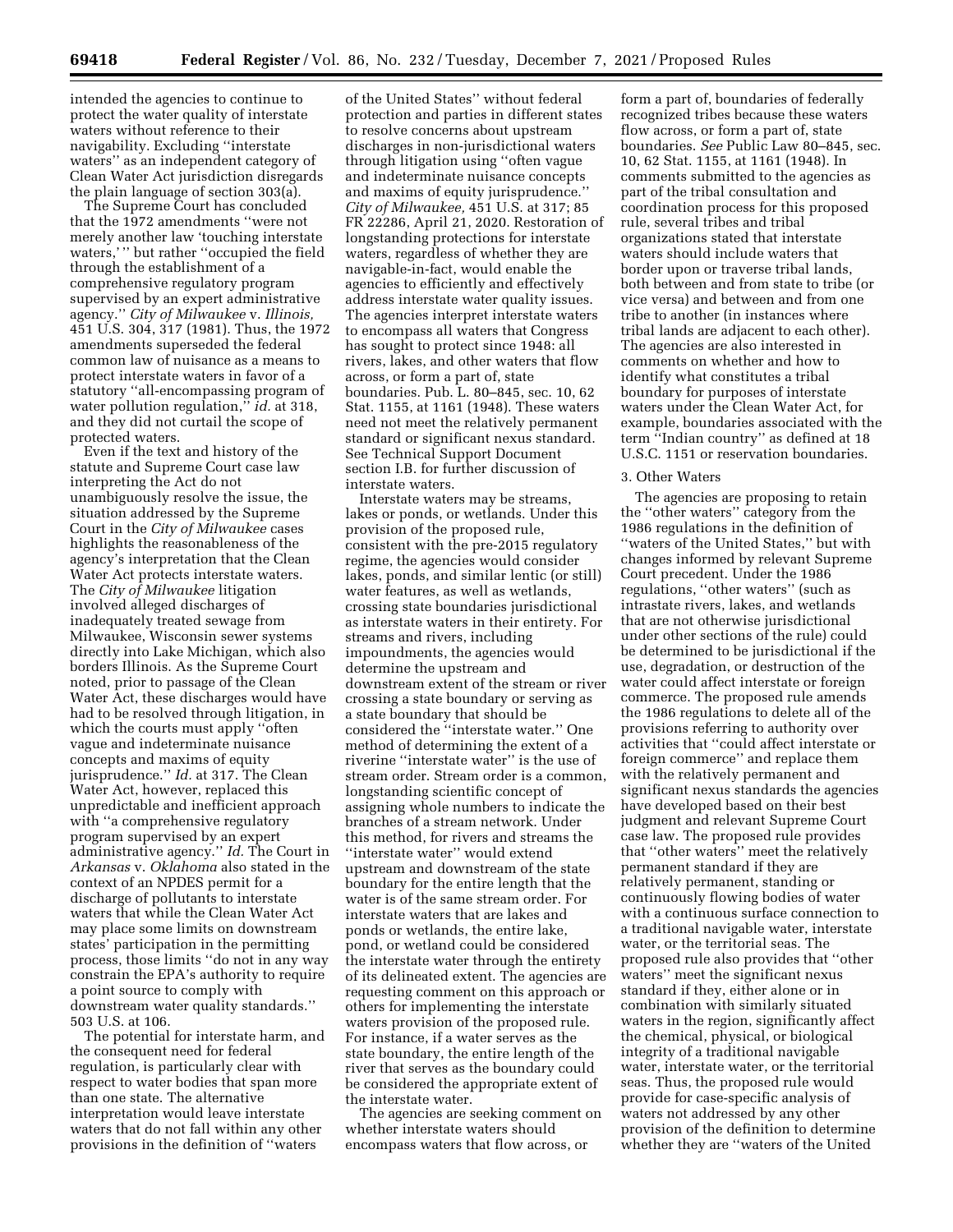intended the agencies to continue to protect the water quality of interstate waters without reference to their navigability. Excluding ''interstate waters'' as an independent category of Clean Water Act jurisdiction disregards the plain language of section 303(a).

The Supreme Court has concluded that the 1972 amendments ''were not merely another law 'touching interstate waters,' '' but rather ''occupied the field through the establishment of a comprehensive regulatory program supervised by an expert administrative agency.'' *City of Milwaukee* v. *Illinois,* 451 U.S. 304, 317 (1981). Thus, the 1972 amendments superseded the federal common law of nuisance as a means to protect interstate waters in favor of a statutory ''all-encompassing program of water pollution regulation,'' *id.* at 318, and they did not curtail the scope of protected waters.

Even if the text and history of the statute and Supreme Court case law interpreting the Act do not unambiguously resolve the issue, the situation addressed by the Supreme Court in the *City of Milwaukee* cases highlights the reasonableness of the agency's interpretation that the Clean Water Act protects interstate waters. The *City of Milwaukee* litigation involved alleged discharges of inadequately treated sewage from Milwaukee, Wisconsin sewer systems directly into Lake Michigan, which also borders Illinois. As the Supreme Court noted, prior to passage of the Clean Water Act, these discharges would have had to be resolved through litigation, in which the courts must apply ''often vague and indeterminate nuisance concepts and maxims of equity jurisprudence.'' *Id.* at 317. The Clean Water Act, however, replaced this unpredictable and inefficient approach with ''a comprehensive regulatory program supervised by an expert administrative agency.'' *Id.* The Court in *Arkansas* v. *Oklahoma* also stated in the context of an NPDES permit for a discharge of pollutants to interstate waters that while the Clean Water Act may place some limits on downstream states' participation in the permitting process, those limits ''do not in any way constrain the EPA's authority to require a point source to comply with downstream water quality standards.'' 503 U.S. at 106.

The potential for interstate harm, and the consequent need for federal regulation, is particularly clear with respect to water bodies that span more than one state. The alternative interpretation would leave interstate waters that do not fall within any other provisions in the definition of ''waters of the United States'' without federal protection and parties in different states to resolve concerns about upstream discharges in non-jurisdictional waters through litigation using ''often vague and indeterminate nuisance concepts and maxims of equity jurisprudence.'' *City of Milwaukee,* 451 U.S. at 317; 85 FR 22286, April 21, 2020. Restoration of longstanding protections for interstate waters, regardless of whether they are navigable-in-fact, would enable the agencies to efficiently and effectively address interstate water quality issues. The agencies interpret interstate waters to encompass all waters that Congress has sought to protect since 1948: all rivers, lakes, and other waters that flow across, or form a part of, state boundaries. Pub. L. 80–845, sec. 10, 62 Stat. 1155, at 1161 (1948). These waters need not meet the relatively permanent standard or significant nexus standard. See Technical Support Document section I.B. for further discussion of interstate waters.

Interstate waters may be streams, lakes or ponds, or wetlands. Under this provision of the proposed rule, consistent with the pre-2015 regulatory regime, the agencies would consider lakes, ponds, and similar lentic (or still) water features, as well as wetlands, crossing state boundaries jurisdictional as interstate waters in their entirety. For streams and rivers, including impoundments, the agencies would determine the upstream and downstream extent of the stream or river crossing a state boundary or serving as a state boundary that should be considered the ''interstate water.'' One method of determining the extent of a riverine ''interstate water'' is the use of stream order. Stream order is a common, longstanding scientific concept of assigning whole numbers to indicate the branches of a stream network. Under this method, for rivers and streams the ''interstate water'' would extend upstream and downstream of the state boundary for the entire length that the water is of the same stream order. For interstate waters that are lakes and ponds or wetlands, the entire lake, pond, or wetland could be considered the interstate water through the entirety of its delineated extent. The agencies are requesting comment on this approach or others for implementing the interstate waters provision of the proposed rule. For instance, if a water serves as the state boundary, the entire length of the river that serves as the boundary could be considered the appropriate extent of the interstate water.

The agencies are seeking comment on whether interstate waters should encompass waters that flow across, or form a part of, boundaries of federally recognized tribes because these waters flow across, or form a part of, state boundaries. *See* Public Law 80–845, sec. 10, 62 Stat. 1155, at 1161 (1948). In comments submitted to the agencies as part of the tribal consultation and coordination process for this proposed rule, several tribes and tribal organizations stated that interstate waters should include waters that border upon or traverse tribal lands, both between and from state to tribe (or vice versa) and between and from one tribe to another (in instances where tribal lands are adjacent to each other). The agencies are also interested in comments on whether and how to identify what constitutes a tribal boundary for purposes of interstate waters under the Clean Water Act, for example, boundaries associated with the term ''Indian country'' as defined at 18 U.S.C. 1151 or reservation boundaries.

3. Other Waters

The agencies are proposing to retain the ''other waters'' category from the 1986 regulations in the definition of ''waters of the United States,'' but with changes informed by relevant Supreme Court precedent. Under the 1986 regulations, ''other waters'' (such as intrastate rivers, lakes, and wetlands that are not otherwise jurisdictional under other sections of the rule) could be determined to be jurisdictional if the use, degradation, or destruction of the water could affect interstate or foreign commerce. The proposed rule amends the 1986 regulations to delete all of the provisions referring to authority over activities that ''could affect interstate or foreign commerce'' and replace them with the relatively permanent and significant nexus standards the agencies have developed based on their best judgment and relevant Supreme Court case law. The proposed rule provides that ''other waters'' meet the relatively permanent standard if they are relatively permanent, standing or continuously flowing bodies of water with a continuous surface connection to a traditional navigable water, interstate water, or the territorial seas. The proposed rule also provides that ''other waters'' meet the significant nexus standard if they, either alone or in combination with similarly situated waters in the region, significantly affect the chemical, physical, or biological integrity of a traditional navigable water, interstate water, or the territorial seas. Thus, the proposed rule would provide for case-specific analysis of waters not addressed by any other provision of the definition to determine whether they are ''waters of the United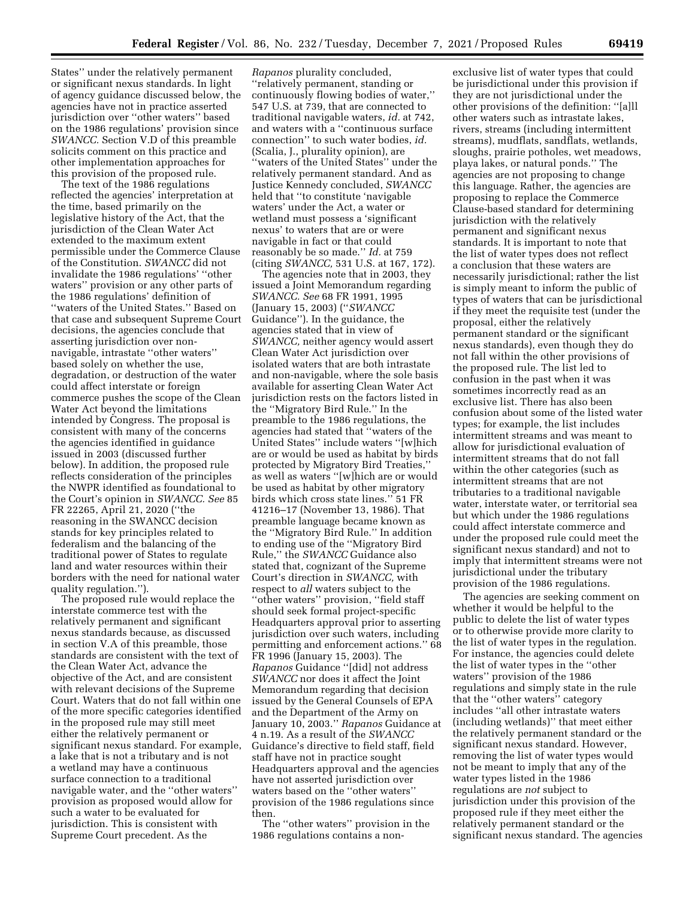States'' under the relatively permanent or significant nexus standards. In light of agency guidance discussed below, the agencies have not in practice asserted jurisdiction over ''other waters'' based on the 1986 regulations' provision since *SWANCC.* Section V.D of this preamble solicits comment on this practice and other implementation approaches for this provision of the proposed rule.

The text of the 1986 regulations reflected the agencies' interpretation at the time, based primarily on the legislative history of the Act, that the jurisdiction of the Clean Water Act extended to the maximum extent permissible under the Commerce Clause of the Constitution. *SWANCC* did not invalidate the 1986 regulations' ''other waters'' provision or any other parts of the 1986 regulations' definition of ''waters of the United States.'' Based on that case and subsequent Supreme Court decisions, the agencies conclude that asserting jurisdiction over non-navigable, intrastate ''other waters'' based solely on whether the use, degradation, or destruction of the water could affect interstate or foreign commerce pushes the scope of the Clean Water Act beyond the limitations intended by Congress. The proposal is consistent with many of the concerns the agencies identified in guidance issued in 2003 (discussed further below). In addition, the proposed rule reflects consideration of the principles the NWPR identified as foundational to the Court's opinion in *SWANCC. See* 85 FR 22265, April 21, 2020 (''the reasoning in the SWANCC decision stands for key principles related to federalism and the balancing of the traditional power of States to regulate land and water resources within their borders with the need for national water quality regulation.'').

The proposed rule would replace the interstate commerce test with the relatively permanent and significant nexus standards because, as discussed in section V.A of this preamble, those standards are consistent with the text of the Clean Water Act, advance the objective of the Act, and are consistent with relevant decisions of the Supreme Court. Waters that do not fall within one of the more specific categories identified in the proposed rule may still meet either the relatively permanent or significant nexus standard. For example, a lake that is not a tributary and is not a wetland may have a continuous surface connection to a traditional navigable water, and the ''other waters'' provision as proposed would allow for such a water to be evaluated for jurisdiction. This is consistent with Supreme Court precedent. As the *Rapanos* plurality concluded, ''relatively permanent, standing or continuously flowing bodies of water,'' 547 U.S. at 739, that are connected to traditional navigable waters, *id.* at 742, and waters with a ''continuous surface connection'' to such water bodies, *id.* (Scalia, J., plurality opinion), are ''waters of the United States'' under the relatively permanent standard. And as Justice Kennedy concluded, *SWANCC* held that ''to constitute 'navigable waters' under the Act, a water or wetland must possess a 'significant nexus' to waters that are or were navigable in fact or that could reasonably be so made.'' *Id.* at 759 (citing *SWANCC,* 531 U.S. at 167, 172).

The agencies note that in 2003, they issued a Joint Memorandum regarding *SWANCC. See* 68 FR 1991, 1995 (January 15, 2003) (''*SWANCC* Guidance''). In the guidance, the agencies stated that in view of *SWANCC,* neither agency would assert Clean Water Act jurisdiction over isolated waters that are both intrastate and non-navigable, where the sole basis available for asserting Clean Water Act jurisdiction rests on the factors listed in the ''Migratory Bird Rule.'' In the preamble to the 1986 regulations, the agencies had stated that ''waters of the United States'' include waters ''[w]hich are or would be used as habitat by birds protected by Migratory Bird Treaties,'' as well as waters ''[w]hich are or would be used as habitat by other migratory birds which cross state lines.'' 51 FR 41216–17 (November 13, 1986). That preamble language became known as the ''Migratory Bird Rule.'' In addition to ending use of the ''Migratory Bird Rule,'' the *SWANCC* Guidance also stated that, cognizant of the Supreme Court's direction in *SWANCC,* with respect to *all* waters subject to the ''other waters'' provision, ''field staff should seek formal project-specific Headquarters approval prior to asserting jurisdiction over such waters, including permitting and enforcement actions.'' 68 FR 1996 (January 15, 2003). The *Rapanos* Guidance ''[did] not address *SWANCC* nor does it affect the Joint Memorandum regarding that decision issued by the General Counsels of EPA and the Department of the Army on January 10, 2003.'' *Rapanos* Guidance at 4 n.19. As a result of the *SWANCC* Guidance's directive to field staff, field staff have not in practice sought Headquarters approval and the agencies have not asserted jurisdiction over waters based on the ''other waters'' provision of the 1986 regulations since then.

The ''other waters'' provision in the 1986 regulations contains a non-exclusive list of water types that could be jurisdictional under this provision if they are not jurisdictional under the other provisions of the definition: ''[a]ll other waters such as intrastate lakes, rivers, streams (including intermittent streams), mudflats, sandflats, wetlands, sloughs, prairie potholes, wet meadows, playa lakes, or natural ponds.'' The agencies are not proposing to change this language. Rather, the agencies are proposing to replace the Commerce Clause-based standard for determining jurisdiction with the relatively permanent and significant nexus standards. It is important to note that the list of water types does not reflect a conclusion that these waters are necessarily jurisdictional; rather the list is simply meant to inform the public of types of waters that can be jurisdictional if they meet the requisite test (under the proposal, either the relatively permanent standard or the significant nexus standards), even though they do not fall within the other provisions of the proposed rule. The list led to confusion in the past when it was sometimes incorrectly read as an exclusive list. There has also been confusion about some of the listed water types; for example, the list includes intermittent streams and was meant to allow for jurisdictional evaluation of intermittent streams that do not fall within the other categories (such as intermittent streams that are not tributaries to a traditional navigable water, interstate water, or territorial sea but which under the 1986 regulations could affect interstate commerce and under the proposed rule could meet the significant nexus standard) and not to imply that intermittent streams were not jurisdictional under the tributary provision of the 1986 regulations.

The agencies are seeking comment on whether it would be helpful to the public to delete the list of water types or to otherwise provide more clarity to the list of water types in the regulation. For instance, the agencies could delete the list of water types in the ''other waters'' provision of the 1986 regulations and simply state in the rule that the ''other waters'' category includes ''all other intrastate waters (including wetlands)'' that meet either the relatively permanent standard or the significant nexus standard. However, removing the list of water types would not be meant to imply that any of the water types listed in the 1986 regulations are *not* subject to jurisdiction under this provision of the proposed rule if they meet either the relatively permanent standard or the significant nexus standard. The agencies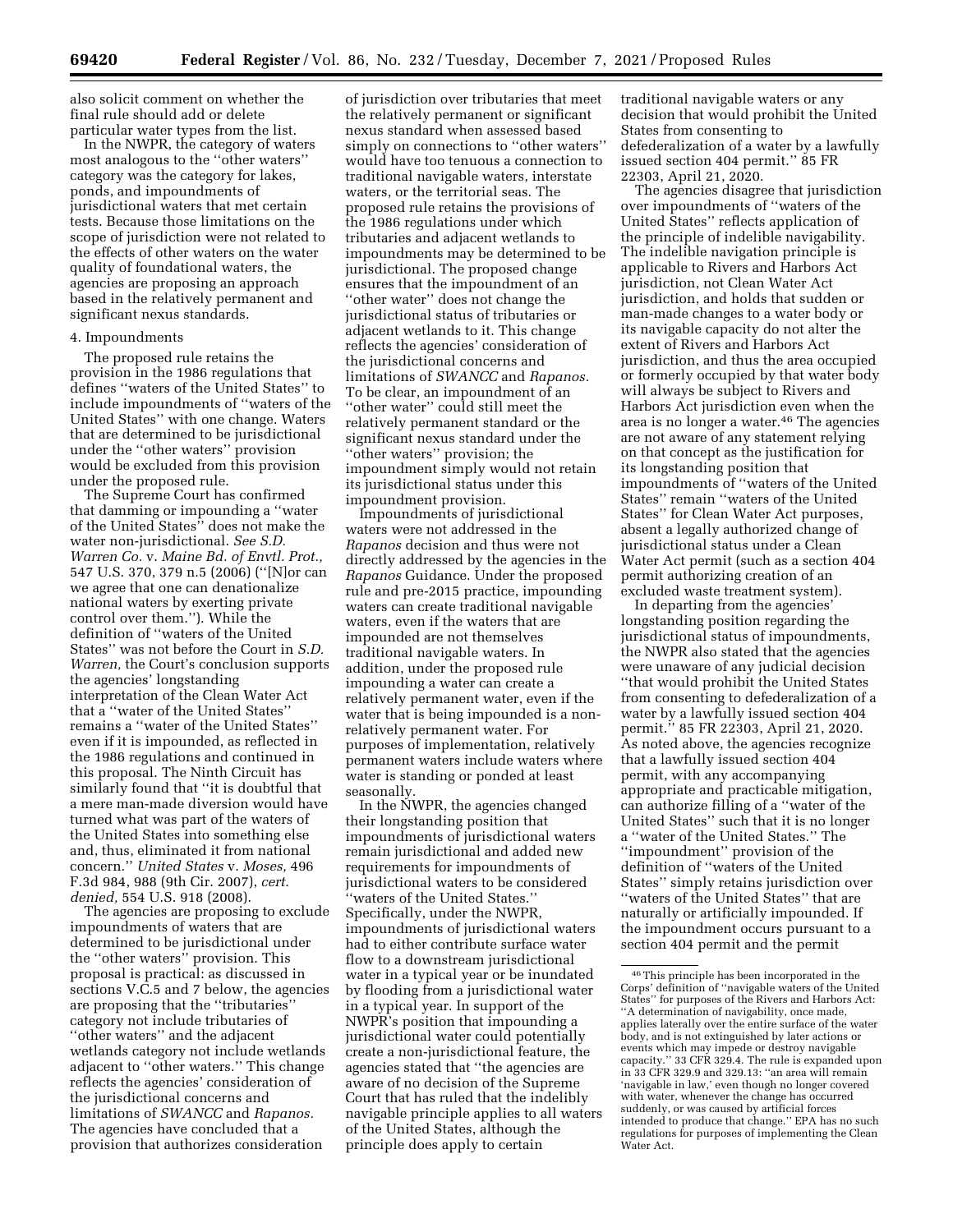also solicit comment on whether the final rule should add or delete particular water types from the list.

In the NWPR, the category of waters most analogous to the "other waters" category was the category for lakes, ponds, and impoundments of jurisdictional waters that met certain tests. Because those limitations on the scope of jurisdiction were not related to the effects of other waters on the water quality of foundational waters, the agencies are proposing an approach based in the relatively permanent and significant nexus standards.

### 4. Impoundments

The proposed rule retains the provision in the 1986 regulations that defines "waters of the United States" to include impoundments of "waters of the United States" with one change. Waters that are determined to be jurisdictional under the "other waters" provision would be excluded from this provision under the proposed rule.

The Supreme Court has confirmed that damming or impounding a "water of the United States" does not make the water non-jurisdictional. *See S.D. Warren Co.* v. *Maine Bd. of Envtl. Prot.,* 547 U.S. 370, 379 n.5 (2006) ("[N]or can we agree that one can denationalize national waters by exerting private control over them."). While the definition of "waters of the United States" was not before the Court in *S.D. Warren,* the Court's conclusion supports the agencies' longstanding interpretation of the Clean Water Act that a "water of the United States" remains a "water of the United States" even if it is impounded, as reflected in the 1986 regulations and continued in this proposal. The Ninth Circuit has similarly found that "it is doubtful that a mere man-made diversion would have turned what was part of the waters of the United States into something else and, thus, eliminated it from national concern." *United States* v. *Moses,* 496 F.3d 984, 988 (9th Cir. 2007), *cert. denied,* 554 U.S. 918 (2008).

The agencies are proposing to exclude impoundments of waters that are determined to be jurisdictional under the "other waters" provision. This proposal is practical: as discussed in sections V.C.5 and 7 below, the agencies are proposing that the "tributaries" category not include tributaries of "other waters" and the adjacent wetlands category not include wetlands adjacent to "other waters." This change reflects the agencies' consideration of the jurisdictional concerns and limitations of *SWANCC* and *Rapanos.* The agencies have concluded that a provision that authorizes consideration of jurisdiction over tributaries that meet the relatively permanent or significant nexus standard when assessed based simply on connections to "other waters" would have too tenuous a connection to traditional navigable waters, interstate waters, or the territorial seas. The proposed rule retains the provisions of the 1986 regulations under which tributaries and adjacent wetlands to impoundments may be determined to be jurisdictional. The proposed change ensures that the impoundment of an "other water" does not change the jurisdictional status of tributaries or adjacent wetlands to it. This change reflects the agencies' consideration of the jurisdictional concerns and limitations of *SWANCC* and *Rapanos.* To be clear, an impoundment of an "other water" could still meet the relatively permanent standard or the significant nexus standard under the "other waters" provision; the impoundment simply would not retain its jurisdictional status under this impoundment provision.

Impoundments of jurisdictional waters were not addressed in the *Rapanos* decision and thus were not directly addressed by the agencies in the *Rapanos* Guidance. Under the proposed rule and pre-2015 practice, impounding waters can create traditional navigable waters, even if the waters that are impounded are not themselves traditional navigable waters. In addition, under the proposed rule impounding a water can create a relatively permanent water, even if the water that is being impounded is a non-relatively permanent water. For purposes of implementation, relatively permanent waters include waters where water is standing or ponded at least seasonally.

In the NWPR, the agencies changed their longstanding position that impoundments of jurisdictional waters remain jurisdictional and added new requirements for impoundments of jurisdictional waters to be considered "waters of the United States." Specifically, under the NWPR, impoundments of jurisdictional waters had to either contribute surface water flow to a downstream jurisdictional water in a typical year or be inundated by flooding from a jurisdictional water in a typical year. In support of the NWPR's position that impounding a jurisdictional water could potentially create a non-jurisdictional feature, the agencies stated that "the agencies are aware of no decision of the Supreme Court that has ruled that the indelibly navigable principle applies to all waters of the United States, although the principle does apply to certain traditional navigable waters or any decision that would prohibit the United States from consenting to defederalization of a water by a lawfully issued section 404 permit." 85 FR 22303, April 21, 2020.

The agencies disagree that jurisdiction over impoundments of "waters of the United States" reflects application of the principle of indelible navigability. The indelible navigation principle is applicable to Rivers and Harbors Act jurisdiction, not Clean Water Act jurisdiction, and holds that sudden or man-made changes to a water body or its navigable capacity do not alter the extent of Rivers and Harbors Act jurisdiction, and thus the area occupied or formerly occupied by that water body will always be subject to Rivers and Harbors Act jurisdiction even when the area is no longer a water.[46] The agencies are not aware of any statement relying on that concept as the justification for its longstanding position that impoundments of "waters of the United States" remain "waters of the United States" for Clean Water Act purposes, absent a legally authorized change of jurisdictional status under a Clean Water Act permit (such as a section 404 permit authorizing creation of an excluded waste treatment system).

In departing from the agencies' longstanding position regarding the jurisdictional status of impoundments, the NWPR also stated that the agencies were unaware of any judicial decision "that would prohibit the United States from consenting to defederalization of a water by a lawfully issued section 404 permit." 85 FR 22303, April 21, 2020. As noted above, the agencies recognize that a lawfully issued section 404 permit, with any accompanying appropriate and practicable mitigation, can authorize filling of a "water of the United States" such that it is no longer a "water of the United States." The "impoundment" provision of the definition of "waters of the United States" simply retains jurisdiction over "waters of the United States" that are naturally or artificially impounded. If the impoundment occurs pursuant to a section 404 permit and the permit

[46] This principle has been incorporated in the Corps' definition of "navigable waters of the United States" for purposes of the Rivers and Harbors Act: "A determination of navigability, once made, applies laterally over the entire surface of the water body, and is not extinguished by later actions or events which may impede or destroy navigable capacity." 33 CFR 329.4. The rule is expanded upon in 33 CFR 329.9 and 329.13: "an area will remain 'navigable in law,' even though no longer covered with water, whenever the change has occurred suddenly, or was caused by artificial forces intended to produce that change." EPA has no such regulations for purposes of implementing the Clean Water Act.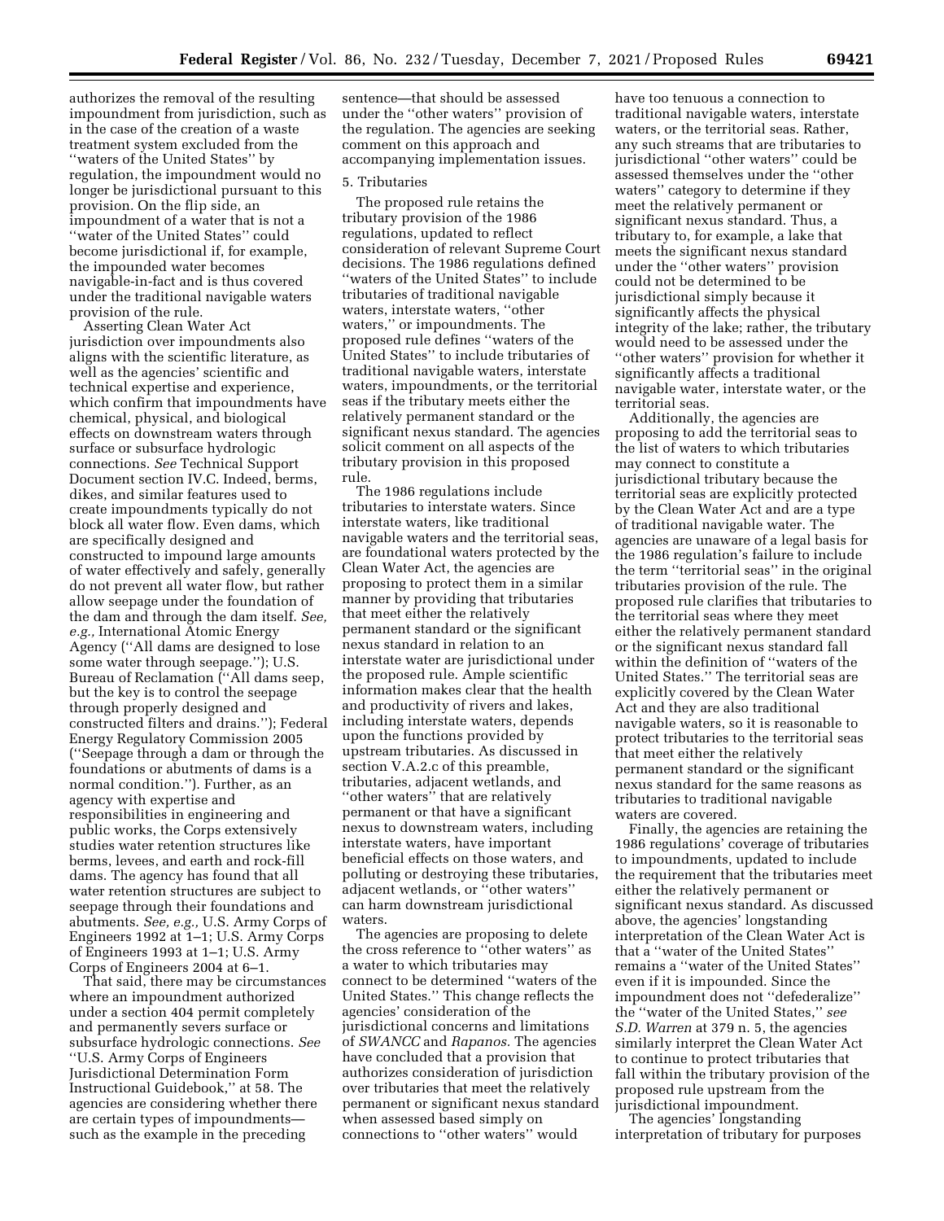authorizes the removal of the resulting impoundment from jurisdiction, such as in the case of the creation of a waste treatment system excluded from the ''waters of the United States'' by regulation, the impoundment would no longer be jurisdictional pursuant to this provision. On the flip side, an impoundment of a water that is not a ''water of the United States'' could become jurisdictional if, for example, the impounded water becomes navigable-in-fact and is thus covered under the traditional navigable waters provision of the rule.

Asserting Clean Water Act jurisdiction over impoundments also aligns with the scientific literature, as well as the agencies' scientific and technical expertise and experience, which confirm that impoundments have chemical, physical, and biological effects on downstream waters through surface or subsurface hydrologic connections. *See* Technical Support Document section IV.C. Indeed, berms, dikes, and similar features used to create impoundments typically do not block all water flow. Even dams, which are specifically designed and constructed to impound large amounts of water effectively and safely, generally do not prevent all water flow, but rather allow seepage under the foundation of the dam and through the dam itself. *See, e.g.,* International Atomic Energy Agency (''All dams are designed to lose some water through seepage.''); U.S. Bureau of Reclamation (''All dams seep, but the key is to control the seepage through properly designed and constructed filters and drains.''); Federal Energy Regulatory Commission 2005 (''Seepage through a dam or through the foundations or abutments of dams is a normal condition.''). Further, as an agency with expertise and responsibilities in engineering and public works, the Corps extensively studies water retention structures like berms, levees, and earth and rock-fill dams. The agency has found that all water retention structures are subject to seepage through their foundations and abutments. *See, e.g.,* U.S. Army Corps of Engineers 1992 at 1–1; U.S. Army Corps of Engineers 1993 at 1–1; U.S. Army Corps of Engineers 2004 at 6–1.

That said, there may be circumstances where an impoundment authorized under a section 404 permit completely and permanently severs surface or subsurface hydrologic connections. *See* ''U.S. Army Corps of Engineers Jurisdictional Determination Form Instructional Guidebook,'' at 58. The agencies are considering whether there are certain types of impoundments—such as the example in the preceding sentence—that should be assessed under the ''other waters'' provision of the regulation. The agencies are seeking comment on this approach and accompanying implementation issues.

5. Tributaries

The proposed rule retains the tributary provision of the 1986 regulations, updated to reflect consideration of relevant Supreme Court decisions. The 1986 regulations defined ''waters of the United States'' to include tributaries of traditional navigable waters, interstate waters, ''other waters,'' or impoundments. The proposed rule defines ''waters of the United States'' to include tributaries of traditional navigable waters, interstate waters, impoundments, or the territorial seas if the tributary meets either the relatively permanent standard or the significant nexus standard. The agencies solicit comment on all aspects of the tributary provision in this proposed rule.

The 1986 regulations include tributaries to interstate waters. Since interstate waters, like traditional navigable waters and the territorial seas, are foundational waters protected by the Clean Water Act, the agencies are proposing to protect them in a similar manner by providing that tributaries that meet either the relatively permanent standard or the significant nexus standard in relation to an interstate water are jurisdictional under the proposed rule. Ample scientific information makes clear that the health and productivity of rivers and lakes, including interstate waters, depends upon the functions provided by upstream tributaries. As discussed in section V.A.2.c of this preamble, tributaries, adjacent wetlands, and ''other waters'' that are relatively permanent or that have a significant nexus to downstream waters, including interstate waters, have important beneficial effects on those waters, and polluting or destroying these tributaries, adjacent wetlands, or ''other waters'' can harm downstream jurisdictional waters.

The agencies are proposing to delete the cross reference to ''other waters'' as a water to which tributaries may connect to be determined ''waters of the United States.'' This change reflects the agencies' consideration of the jurisdictional concerns and limitations of *SWANCC* and *Rapanos.* The agencies have concluded that a provision that authorizes consideration of jurisdiction over tributaries that meet the relatively permanent or significant nexus standard when assessed based simply on connections to ''other waters'' would have too tenuous a connection to traditional navigable waters, interstate waters, or the territorial seas. Rather, any such streams that are tributaries to jurisdictional ''other waters'' could be assessed themselves under the ''other waters'' category to determine if they meet the relatively permanent or significant nexus standard. Thus, a tributary to, for example, a lake that meets the significant nexus standard under the ''other waters'' provision could not be determined to be jurisdictional simply because it significantly affects the physical integrity of the lake; rather, the tributary would need to be assessed under the ''other waters'' provision for whether it significantly affects a traditional navigable water, interstate water, or the territorial seas.

Additionally, the agencies are proposing to add the territorial seas to the list of waters to which tributaries may connect to constitute a jurisdictional tributary because the territorial seas are explicitly protected by the Clean Water Act and are a type of traditional navigable water. The agencies are unaware of a legal basis for the 1986 regulation's failure to include the term ''territorial seas'' in the original tributaries provision of the rule. The proposed rule clarifies that tributaries to the territorial seas where they meet either the relatively permanent standard or the significant nexus standard fall within the definition of ''waters of the United States.'' The territorial seas are explicitly covered by the Clean Water Act and they are also traditional navigable waters, so it is reasonable to protect tributaries to the territorial seas that meet either the relatively permanent standard or the significant nexus standard for the same reasons as tributaries to traditional navigable waters are covered.

Finally, the agencies are retaining the 1986 regulations' coverage of tributaries to impoundments, updated to include the requirement that the tributaries meet either the relatively permanent or significant nexus standard. As discussed above, the agencies' longstanding interpretation of the Clean Water Act is that a ''water of the United States'' remains a ''water of the United States'' even if it is impounded. Since the impoundment does not ''defederalize'' the ''water of the United States,'' *see S.D. Warren* at 379 n. 5, the agencies similarly interpret the Clean Water Act to continue to protect tributaries that fall within the tributary provision of the proposed rule upstream from the jurisdictional impoundment.

The agencies' longstanding interpretation of tributary for purposes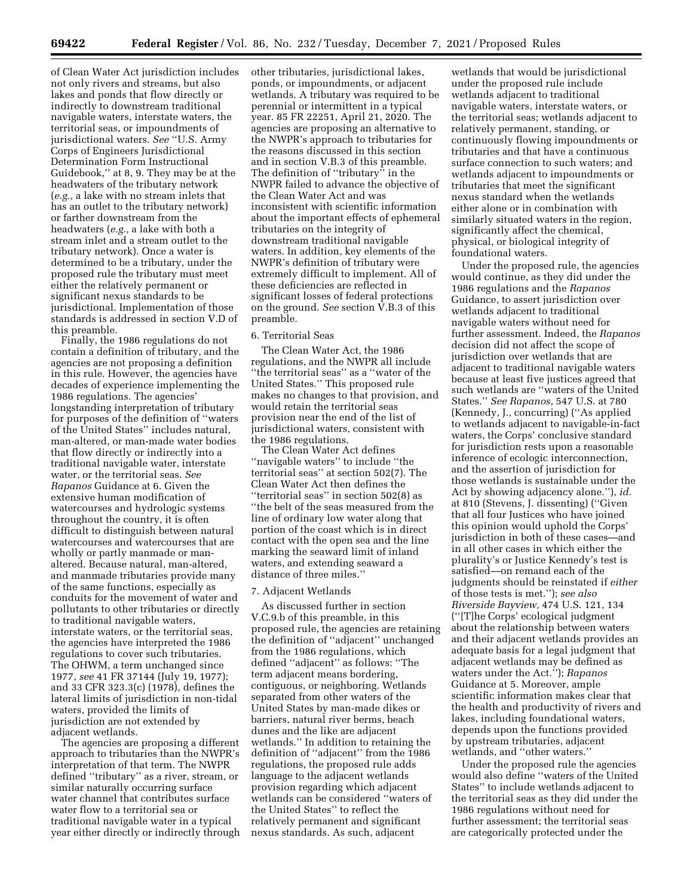of Clean Water Act jurisdiction includes not only rivers and streams, but also lakes and ponds that flow directly or indirectly to downstream traditional navigable waters, interstate waters, the territorial seas, or impoundments of jurisdictional waters. *See* ''U.S. Army Corps of Engineers Jurisdictional Determination Form Instructional Guidebook,'' at 8, 9. They may be at the headwaters of the tributary network (*e.g.,* a lake with no stream inlets that has an outlet to the tributary network) or farther downstream from the headwaters (*e.g.,* a lake with both a stream inlet and a stream outlet to the tributary network). Once a water is determined to be a tributary, under the proposed rule the tributary must meet either the relatively permanent or significant nexus standards to be jurisdictional. Implementation of those standards is addressed in section V.D of this preamble.

Finally, the 1986 regulations do not contain a definition of tributary, and the agencies are not proposing a definition in this rule. However, the agencies have decades of experience implementing the 1986 regulations. The agencies' longstanding interpretation of tributary for purposes of the definition of ''waters of the United States'' includes natural, man-altered, or man-made water bodies that flow directly or indirectly into a traditional navigable water, interstate water, or the territorial seas. *See Rapanos* Guidance at 6. Given the extensive human modification of watercourses and hydrologic systems throughout the country, it is often difficult to distinguish between natural watercourses and watercourses that are wholly or partly manmade or man-altered. Because natural, man-altered, and manmade tributaries provide many of the same functions, especially as conduits for the movement of water and pollutants to other tributaries or directly to traditional navigable waters, interstate waters, or the territorial seas, the agencies have interpreted the 1986 regulations to cover such tributaries. The OHWM, a term unchanged since 1977, *see* 41 FR 37144 (July 19, 1977); and 33 CFR 323.3(c) (1978), defines the lateral limits of jurisdiction in non-tidal waters, provided the limits of jurisdiction are not extended by adjacent wetlands.

The agencies are proposing a different approach to tributaries than the NWPR's interpretation of that term. The NWPR defined ''tributary'' as a river, stream, or similar naturally occurring surface water channel that contributes surface water flow to a territorial sea or traditional navigable water in a typical year either directly or indirectly through other tributaries, jurisdictional lakes, ponds, or impoundments, or adjacent wetlands. A tributary was required to be perennial or intermittent in a typical year. 85 FR 22251, April 21, 2020. The agencies are proposing an alternative to the NWPR's approach to tributaries for the reasons discussed in this section and in section V.B.3 of this preamble. The definition of ''tributary'' in the NWPR failed to advance the objective of the Clean Water Act and was inconsistent with scientific information about the important effects of ephemeral tributaries on the integrity of downstream traditional navigable waters. In addition, key elements of the NWPR's definition of tributary were extremely difficult to implement. All of these deficiencies are reflected in significant losses of federal protections on the ground. *See* section V.B.3 of this preamble.

6. Territorial Seas

The Clean Water Act, the 1986 regulations, and the NWPR all include ''the territorial seas'' as a ''water of the United States.'' This proposed rule makes no changes to that provision, and would retain the territorial seas provision near the end of the list of jurisdictional waters, consistent with the 1986 regulations.

The Clean Water Act defines ''navigable waters'' to include ''the territorial seas'' at section 502(7). The Clean Water Act then defines the ''territorial seas'' in section 502(8) as ''the belt of the seas measured from the line of ordinary low water along that portion of the coast which is in direct contact with the open sea and the line marking the seaward limit of inland waters, and extending seaward a distance of three miles.''

7. Adjacent Wetlands

As discussed further in section V.C.9.b of this preamble, in this proposed rule, the agencies are retaining the definition of ''adjacent'' unchanged from the 1986 regulations, which defined ''adjacent'' as follows: ''The term adjacent means bordering, contiguous, or neighboring. Wetlands separated from other waters of the United States by man-made dikes or barriers, natural river berms, beach dunes and the like are adjacent wetlands.'' In addition to retaining the definition of ''adjacent'' from the 1986 regulations, the proposed rule adds language to the adjacent wetlands provision regarding which adjacent wetlands can be considered ''waters of the United States'' to reflect the relatively permanent and significant nexus standards. As such, adjacent wetlands that would be jurisdictional under the proposed rule include wetlands adjacent to traditional navigable waters, interstate waters, or the territorial seas; wetlands adjacent to relatively permanent, standing, or continuously flowing impoundments or tributaries and that have a continuous surface connection to such waters; and wetlands adjacent to impoundments or tributaries that meet the significant nexus standard when the wetlands either alone or in combination with similarly situated waters in the region, significantly affect the chemical, physical, or biological integrity of foundational waters.

Under the proposed rule, the agencies would continue, as they did under the 1986 regulations and the *Rapanos* Guidance, to assert jurisdiction over wetlands adjacent to traditional navigable waters without need for further assessment. Indeed, the *Rapanos* decision did not affect the scope of jurisdiction over wetlands that are adjacent to traditional navigable waters because at least five justices agreed that such wetlands are ''waters of the United States.'' *See Rapanos,* 547 U.S. at 780 (Kennedy, J., concurring) (''As applied to wetlands adjacent to navigable-in-fact waters, the Corps' conclusive standard for jurisdiction rests upon a reasonable inference of ecologic interconnection, and the assertion of jurisdiction for those wetlands is sustainable under the Act by showing adjacency alone.''), *id.* at 810 (Stevens, J. dissenting) (''Given that all four Justices who have joined this opinion would uphold the Corps' jurisdiction in both of these cases—and in all other cases in which either the plurality's or Justice Kennedy's test is satisfied—on remand each of the judgments should be reinstated if *either* of those tests is met.''); *see also Riverside Bayview,* 474 U.S. 121, 134 (''[T]he Corps' ecological judgment about the relationship between waters and their adjacent wetlands provides an adequate basis for a legal judgment that adjacent wetlands may be defined as waters under the Act.''); *Rapanos* Guidance at 5. Moreover, ample scientific information makes clear that the health and productivity of rivers and lakes, including foundational waters, depends upon the functions provided by upstream tributaries, adjacent wetlands, and ''other waters.''

Under the proposed rule the agencies would also define ''waters of the United States'' to include wetlands adjacent to the territorial seas as they did under the 1986 regulations without need for further assessment; the territorial seas are categorically protected under the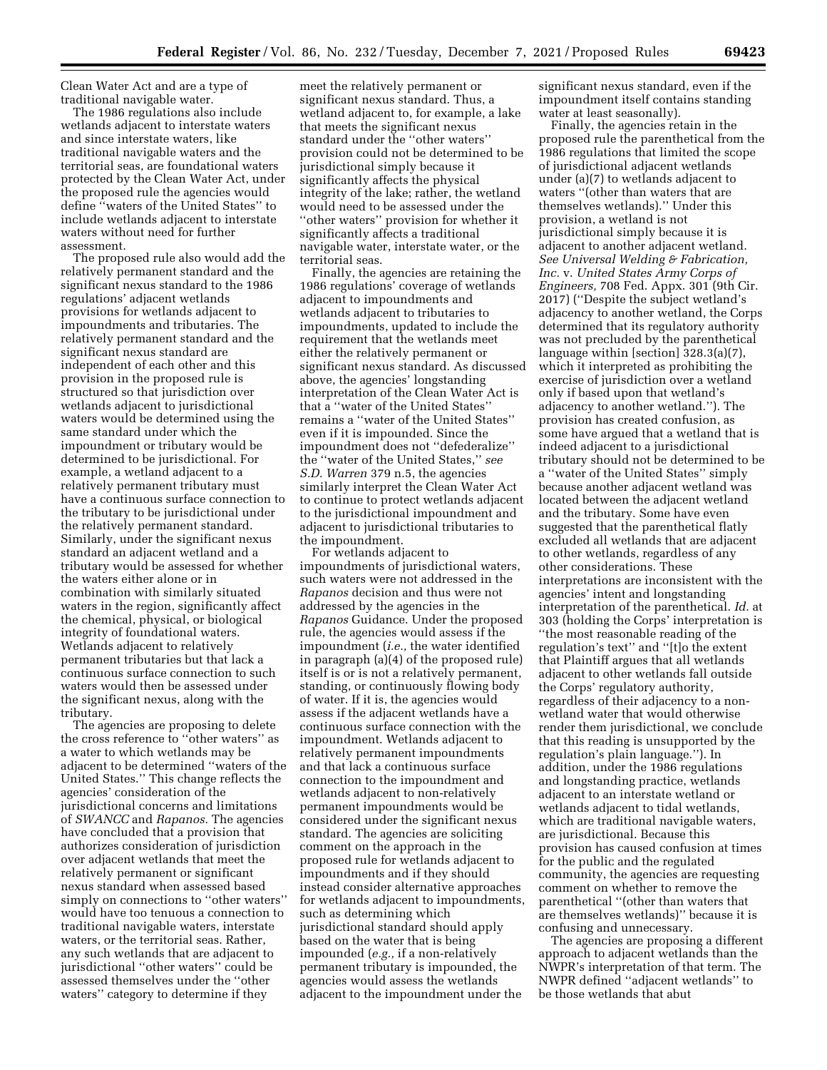Clean Water Act and are a type of traditional navigable water.

The 1986 regulations also include wetlands adjacent to interstate waters and since interstate waters, like traditional navigable waters and the territorial seas, are foundational waters protected by the Clean Water Act, under the proposed rule the agencies would define ''waters of the United States'' to include wetlands adjacent to interstate waters without need for further assessment.

The proposed rule also would add the relatively permanent standard and the significant nexus standard to the 1986 regulations' adjacent wetlands provisions for wetlands adjacent to impoundments and tributaries. The relatively permanent standard and the significant nexus standard are independent of each other and this provision in the proposed rule is structured so that jurisdiction over wetlands adjacent to jurisdictional waters would be determined using the same standard under which the impoundment or tributary would be determined to be jurisdictional. For example, a wetland adjacent to a relatively permanent tributary must have a continuous surface connection to the tributary to be jurisdictional under the relatively permanent standard. Similarly, under the significant nexus standard an adjacent wetland and a tributary would be assessed for whether the waters either alone or in combination with similarly situated waters in the region, significantly affect the chemical, physical, or biological integrity of foundational waters. Wetlands adjacent to relatively permanent tributaries but that lack a continuous surface connection to such waters would then be assessed under the significant nexus, along with the tributary.

The agencies are proposing to delete the cross reference to ''other waters'' as a water to which wetlands may be adjacent to be determined ''waters of the United States.'' This change reflects the agencies' consideration of the jurisdictional concerns and limitations of *SWANCC* and *Rapanos.* The agencies have concluded that a provision that authorizes consideration of jurisdiction over adjacent wetlands that meet the relatively permanent or significant nexus standard when assessed based simply on connections to ''other waters'' would have too tenuous a connection to traditional navigable waters, interstate waters, or the territorial seas. Rather, any such wetlands that are adjacent to jurisdictional ''other waters'' could be assessed themselves under the ''other waters'' category to determine if they meet the relatively permanent or significant nexus standard. Thus, a wetland adjacent to, for example, a lake that meets the significant nexus standard under the ''other waters'' provision could not be determined to be jurisdictional simply because it significantly affects the physical integrity of the lake; rather, the wetland would need to be assessed under the ''other waters'' provision for whether it significantly affects a traditional navigable water, interstate water, or the territorial seas.

Finally, the agencies are retaining the 1986 regulations' coverage of wetlands adjacent to impoundments and wetlands adjacent to tributaries to impoundments, updated to include the requirement that the wetlands meet either the relatively permanent or significant nexus standard. As discussed above, the agencies' longstanding interpretation of the Clean Water Act is that a ''water of the United States'' remains a ''water of the United States'' even if it is impounded. Since the impoundment does not ''defederalize'' the ''water of the United States,'' *see S.D. Warren* 379 n.5, the agencies similarly interpret the Clean Water Act to continue to protect wetlands adjacent to the jurisdictional impoundment and adjacent to jurisdictional tributaries to the impoundment.

For wetlands adjacent to impoundments of jurisdictional waters, such waters were not addressed in the *Rapanos* decision and thus were not addressed by the agencies in the *Rapanos* Guidance. Under the proposed rule, the agencies would assess if the impoundment (*i.e.,* the water identified in paragraph (a)(4) of the proposed rule) itself is or is not a relatively permanent, standing, or continuously flowing body of water. If it is, the agencies would assess if the adjacent wetlands have a continuous surface connection with the impoundment. Wetlands adjacent to relatively permanent impoundments and that lack a continuous surface connection to the impoundment and wetlands adjacent to non-relatively permanent impoundments would be considered under the significant nexus standard. The agencies are soliciting comment on the approach in the proposed rule for wetlands adjacent to impoundments and if they should instead consider alternative approaches for wetlands adjacent to impoundments, such as determining which jurisdictional standard should apply based on the water that is being impounded (*e.g.,* if a non-relatively permanent tributary is impounded, the agencies would assess the wetlands adjacent to the impoundment under the significant nexus standard, even if the impoundment itself contains standing water at least seasonally).

Finally, the agencies retain in the proposed rule the parenthetical from the 1986 regulations that limited the scope of jurisdictional adjacent wetlands under (a)(7) to wetlands adjacent to waters ''(other than waters that are themselves wetlands).'' Under this provision, a wetland is not jurisdictional simply because it is adjacent to another adjacent wetland. *See Universal Welding & Fabrication, Inc.* v. *United States Army Corps of Engineers,* 708 Fed. Appx. 301 (9th Cir. 2017) (''Despite the subject wetland's adjacency to another wetland, the Corps determined that its regulatory authority was not precluded by the parenthetical language within [section] 328.3(a)(7), which it interpreted as prohibiting the exercise of jurisdiction over a wetland only if based upon that wetland's adjacency to another wetland.''). The provision has created confusion, as some have argued that a wetland that is indeed adjacent to a jurisdictional tributary should not be determined to be a ''water of the United States'' simply because another adjacent wetland was located between the adjacent wetland and the tributary. Some have even suggested that the parenthetical flatly excluded all wetlands that are adjacent to other wetlands, regardless of any other considerations. These interpretations are inconsistent with the agencies' intent and longstanding interpretation of the parenthetical. *Id.* at 303 (holding the Corps' interpretation is ''the most reasonable reading of the regulation's text'' and ''[t]o the extent that Plaintiff argues that all wetlands adjacent to other wetlands fall outside the Corps' regulatory authority, regardless of their adjacency to a non-wetland water that would otherwise render them jurisdictional, we conclude that this reading is unsupported by the regulation's plain language.''). In addition, under the 1986 regulations and longstanding practice, wetlands adjacent to an interstate wetland or wetlands adjacent to tidal wetlands, which are traditional navigable waters, are jurisdictional. Because this provision has caused confusion at times for the public and the regulated community, the agencies are requesting comment on whether to remove the parenthetical ''(other than waters that are themselves wetlands)'' because it is confusing and unnecessary.

The agencies are proposing a different approach to adjacent wetlands than the NWPR's interpretation of that term. The NWPR defined ''adjacent wetlands'' to be those wetlands that abut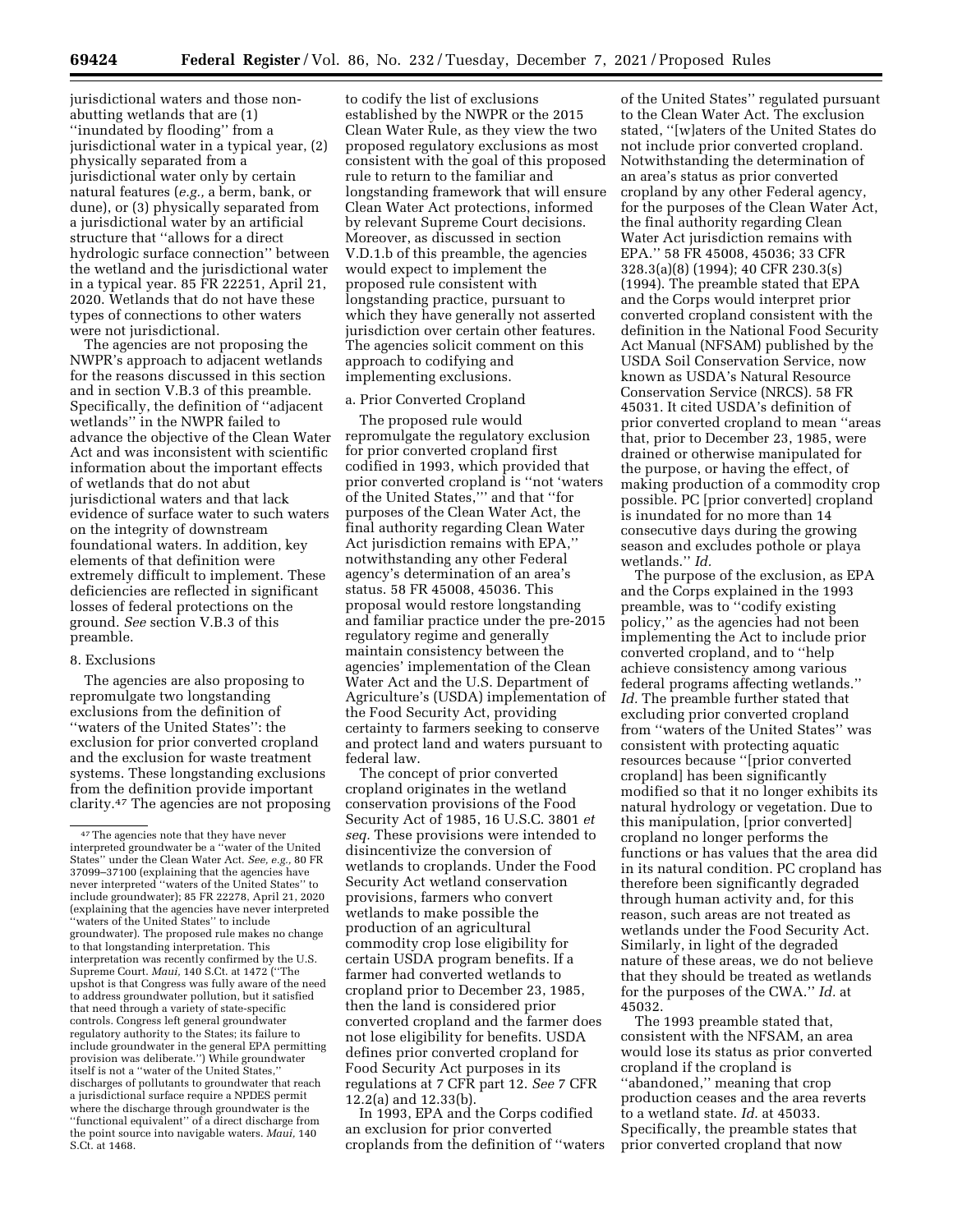jurisdictional waters and those non-abutting wetlands that are (1) ''inundated by flooding'' from a jurisdictional water in a typical year, (2) physically separated from a jurisdictional water only by certain natural features (*e.g.,* a berm, bank, or dune), or (3) physically separated from a jurisdictional water by an artificial structure that ''allows for a direct hydrologic surface connection'' between the wetland and the jurisdictional water in a typical year. 85 FR 22251, April 21, 2020. Wetlands that do not have these types of connections to other waters were not jurisdictional.

The agencies are not proposing the NWPR's approach to adjacent wetlands for the reasons discussed in this section and in section V.B.3 of this preamble. Specifically, the definition of ''adjacent wetlands'' in the NWPR failed to advance the objective of the Clean Water Act and was inconsistent with scientific information about the important effects of wetlands that do not abut jurisdictional waters and that lack evidence of surface water to such waters on the integrity of downstream foundational waters. In addition, key elements of that definition were extremely difficult to implement. These deficiencies are reflected in significant losses of federal protections on the ground. *See* section V.B.3 of this preamble.

8. Exclusions

The agencies are also proposing to repromulgate two longstanding exclusions from the definition of ''waters of the United States'': the exclusion for prior converted cropland and the exclusion for waste treatment systems. These longstanding exclusions from the definition provide important clarity.[47] The agencies are not proposing to codify the list of exclusions established by the NWPR or the 2015 Clean Water Rule, as they view the two proposed regulatory exclusions as most consistent with the goal of this proposed rule to return to the familiar and longstanding framework that will ensure Clean Water Act protections, informed by relevant Supreme Court decisions. Moreover, as discussed in section V.D.1.b of this preamble, the agencies would expect to implement the proposed rule consistent with longstanding practice, pursuant to which they have generally not asserted jurisdiction over certain other features. The agencies solicit comment on this approach to codifying and implementing exclusions.

a. Prior Converted Cropland

The proposed rule would repromulgate the regulatory exclusion for prior converted cropland first codified in 1993, which provided that prior converted cropland is ''not 'waters of the United States,''' and that ''for purposes of the Clean Water Act, the final authority regarding Clean Water Act jurisdiction remains with EPA,'' notwithstanding any other Federal agency's determination of an area's status. 58 FR 45008, 45036. This proposal would restore longstanding and familiar practice under the pre-2015 regulatory regime and generally maintain consistency between the agencies' implementation of the Clean Water Act and the U.S. Department of Agriculture's (USDA) implementation of the Food Security Act, providing certainty to farmers seeking to conserve and protect land and waters pursuant to federal law.

The concept of prior converted cropland originates in the wetland conservation provisions of the Food Security Act of 1985, 16 U.S.C. 3801 *et seq.* These provisions were intended to disincentivize the conversion of wetlands to croplands. Under the Food Security Act wetland conservation provisions, farmers who convert wetlands to make possible the production of an agricultural commodity crop lose eligibility for certain USDA program benefits. If a farmer had converted wetlands to cropland prior to December 23, 1985, then the land is considered prior converted cropland and the farmer does not lose eligibility for benefits. USDA defines prior converted cropland for Food Security Act purposes in its regulations at 7 CFR part 12. *See* 7 CFR 12.2(a) and 12.33(b).

In 1993, EPA and the Corps codified an exclusion for prior converted croplands from the definition of ''waters of the United States'' regulated pursuant to the Clean Water Act. The exclusion stated, ''[w]aters of the United States do not include prior converted cropland. Notwithstanding the determination of an area's status as prior converted cropland by any other Federal agency, for the purposes of the Clean Water Act, the final authority regarding Clean Water Act jurisdiction remains with EPA.'' 58 FR 45008, 45036; 33 CFR 328.3(a)(8) (1994); 40 CFR 230.3(s) (1994). The preamble stated that EPA and the Corps would interpret prior converted cropland consistent with the definition in the National Food Security Act Manual (NFSAM) published by the USDA Soil Conservation Service, now known as USDA's Natural Resource Conservation Service (NRCS). 58 FR 45031. It cited USDA's definition of prior converted cropland to mean ''areas that, prior to December 23, 1985, were drained or otherwise manipulated for the purpose, or having the effect, of making production of a commodity crop possible. PC [prior converted] cropland is inundated for no more than 14 consecutive days during the growing season and excludes pothole or playa wetlands.'' *Id.*

The purpose of the exclusion, as EPA and the Corps explained in the 1993 preamble, was to ''codify existing policy,'' as the agencies had not been implementing the Act to include prior converted cropland, and to ''help achieve consistency among various federal programs affecting wetlands.'' *Id.* The preamble further stated that excluding prior converted cropland from ''waters of the United States'' was consistent with protecting aquatic resources because ''[prior converted cropland] has been significantly modified so that it no longer exhibits its natural hydrology or vegetation. Due to this manipulation, [prior converted] cropland no longer performs the functions or has values that the area did in its natural condition. PC cropland has therefore been significantly degraded through human activity and, for this reason, such areas are not treated as wetlands under the Food Security Act. Similarly, in light of the degraded nature of these areas, we do not believe that they should be treated as wetlands for the purposes of the CWA.'' *Id.* at 45032.

The 1993 preamble stated that, consistent with the NFSAM, an area would lose its status as prior converted cropland if the cropland is ''abandoned,'' meaning that crop production ceases and the area reverts to a wetland state. *Id.* at 45033. Specifically, the preamble states that prior converted cropland that now

[47] The agencies note that they have never interpreted groundwater be a ''water of the United States'' under the Clean Water Act. *See, e.g.,* 80 FR 37099–37100 (explaining that the agencies have never interpreted ''waters of the United States'' to include groundwater); 85 FR 22278, April 21, 2020 (explaining that the agencies have never interpreted ''waters of the United States'' to include groundwater). The proposed rule makes no change to that longstanding interpretation. This interpretation was recently confirmed by the U.S. Supreme Court. *Maui,* 140 S.Ct. at 1472 (''The upshot is that Congress was fully aware of the need to address groundwater pollution, but it satisfied that need through a variety of state-specific controls. Congress left general groundwater regulatory authority to the States; its failure to include groundwater in the general EPA permitting provision was deliberate.'') While groundwater itself is not a ''water of the United States,'' discharges of pollutants to groundwater that reach a jurisdictional surface require a NPDES permit where the discharge through groundwater is the ''functional equivalent'' of a direct discharge from the point source into navigable waters. *Maui,* 140 S.Ct. at 1468.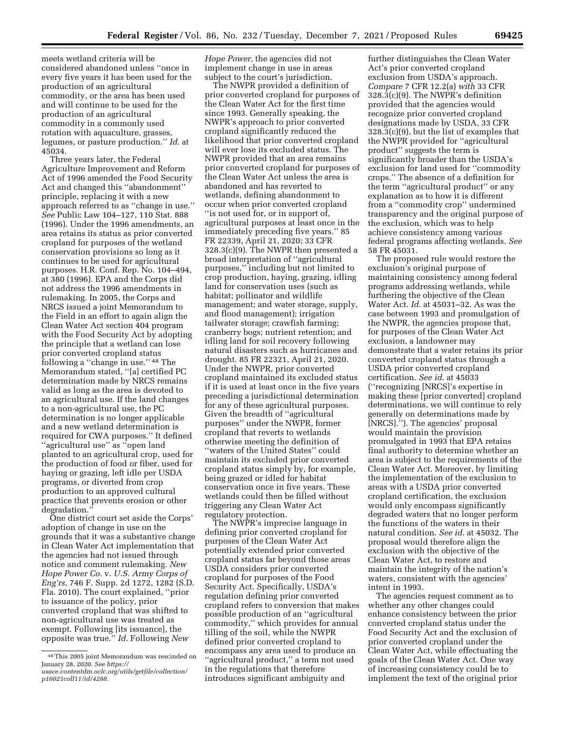meets wetland criteria will be considered abandoned unless ''once in every five years it has been used for the production of an agricultural commodity, or the area has been used and will continue to be used for the production of an agricultural commodity in a commonly used rotation with aquaculture, grasses, legumes, or pasture production.'' *Id.* at 45034.

Three years later, the Federal Agriculture Improvement and Reform Act of 1996 amended the Food Security Act and changed this ''abandonment'' principle, replacing it with a new approach referred to as ''change in use.'' *See* Public Law 104–127, 110 Stat. 888 (1996). Under the 1996 amendments, an area retains its status as prior converted cropland for purposes of the wetland conservation provisions so long as it continues to be used for agricultural purposes. H.R. Conf. Rep. No. 104–494, at 380 (1996). EPA and the Corps did not address the 1996 amendments in rulemaking. In 2005, the Corps and NRCS issued a joint Memorandum to the Field in an effort to again align the Clean Water Act section 404 program with the Food Security Act by adopting the principle that a wetland can lose prior converted cropland status following a ''change in use.'' [48] The Memorandum stated, ''[a] certified PC determination made by NRCS remains valid as long as the area is devoted to an agricultural use. If the land changes to a non-agricultural use, the PC determination is no longer applicable and a new wetland determination is required for CWA purposes.'' It defined ''agricultural use'' as ''open land planted to an agricultural crop, used for the production of food or fiber, used for haying or grazing, left idle per USDA programs, or diverted from crop production to an approved cultural practice that prevents erosion or other degradation.''

One district court set aside the Corps' adoption of change in use on the grounds that it was a substantive change in Clean Water Act implementation that the agencies had not issued through notice and comment rulemaking. *New Hope Power Co.* v. *U.S. Army Corps of Eng'rs,* 746 F. Supp. 2d 1272, 1282 (S.D. Fla. 2010). The court explained, ''prior to issuance of the policy, prior converted cropland that was shifted to non-agricultural use was treated as exempt. Following [its issuance], the opposite was true.'' *Id.* Following *New Hope Power,* the agencies did not implement change in use in areas subject to the court's jurisdiction.

The NWPR provided a definition of prior converted cropland for purposes of the Clean Water Act for the first time since 1993. Generally speaking, the NWPR's approach to prior converted cropland significantly reduced the likelihood that prior converted cropland will ever lose its excluded status. The NWPR provided that an area remains prior converted cropland for purposes of the Clean Water Act unless the area is abandoned and has reverted to wetlands, defining abandonment to occur when prior converted cropland ''is not used for, or in support of, agricultural purposes at least once in the immediately preceding five years.'' 85 FR 22339, April 21, 2020; 33 CFR 328.3(c)(9). The NWPR then presented a broad interpretation of ''agricultural purposes,'' including but not limited to crop production, haying, grazing, idling land for conservation uses (such as habitat; pollinator and wildlife management; and water storage, supply, and flood management); irrigation tailwater storage; crawfish farming; cranberry bogs; nutrient retention; and idling land for soil recovery following natural disasters such as hurricanes and drought. 85 FR 22321, April 21, 2020. Under the NWPR, prior converted cropland maintained its excluded status if it is used at least once in the five years preceding a jurisdictional determination for any of these agricultural purposes. Given the breadth of ''agricultural purposes'' under the NWPR, former cropland that reverts to wetlands otherwise meeting the definition of ''waters of the United States'' could maintain its excluded prior converted cropland status simply by, for example, being grazed or idled for habitat conservation once in five years. These wetlands could then be filled without triggering any Clean Water Act regulatory protection.

The NWPR's imprecise language in defining prior converted cropland for purposes of the Clean Water Act potentially extended prior converted cropland status far beyond those areas USDA considers prior converted cropland for purposes of the Food Security Act. Specifically, USDA's regulation defining prior converted cropland refers to conversion that makes possible production of an ''agricultural commodity,'' which provides for annual tilling of the soil, while the NWPR defined prior converted cropland to encompass any area used to produce an ''agricultural product,'' a term not used in the regulations that therefore introduces significant ambiguity and further distinguishes the Clean Water Act's prior converted cropland exclusion from USDA's approach. *Compare* 7 CFR 12.2(a) *with* 33 CFR 328.3(c)(9). The NWPR's definition provided that the agencies would recognize prior converted cropland designations made by USDA, 33 CFR 328.3(c)(9), but the list of examples that the NWPR provided for ''agricultural product'' suggests the term is significantly broader than the USDA's exclusion for land used for ''commodity crops.'' The absence of a definition for the term ''agricultural product'' or any explanation as to how it is different from a ''commodity crop'' undermined transparency and the original purpose of the exclusion, which was to help achieve consistency among various federal programs affecting wetlands. *See* 58 FR 45031.

The proposed rule would restore the exclusion's original purpose of maintaining consistency among federal programs addressing wetlands, while furthering the objective of the Clean Water Act. *Id.* at 45031–32. As was the case between 1993 and promulgation of the NWPR, the agencies propose that, for purposes of the Clean Water Act exclusion, a landowner may demonstrate that a water retains its prior converted cropland status through a USDA prior converted cropland certification. *See id.* at 45033 (''recognizing [NRCS]'s expertise in making these [prior converted] cropland determinations, we will continue to rely generally on determinations made by [NRCS].''). The agencies' proposal would maintain the provision promulgated in 1993 that EPA retains final authority to determine whether an area is subject to the requirements of the Clean Water Act. Moreover, by limiting the implementation of the exclusion to areas with a USDA prior converted cropland certification, the exclusion would only encompass significantly degraded waters that no longer perform the functions of the waters in their natural condition. *See id.* at 45032. The proposal would therefore align the exclusion with the objective of the Clean Water Act, to restore and maintain the integrity of the nation's waters, consistent with the agencies' intent in 1993.

The agencies request comment as to whether any other changes could enhance consistency between the prior converted cropland status under the Food Security Act and the exclusion of prior converted cropland under the Clean Water Act, while effectuating the goals of the Clean Water Act. One way of increasing consistency could be to implement the text of the original prior

[48] This 2005 joint Memorandum was rescinded on January 28, 2020. *See https://usace.contentdm.oclc.org/utils/getfile/collection/p16021coll11/id/4288.*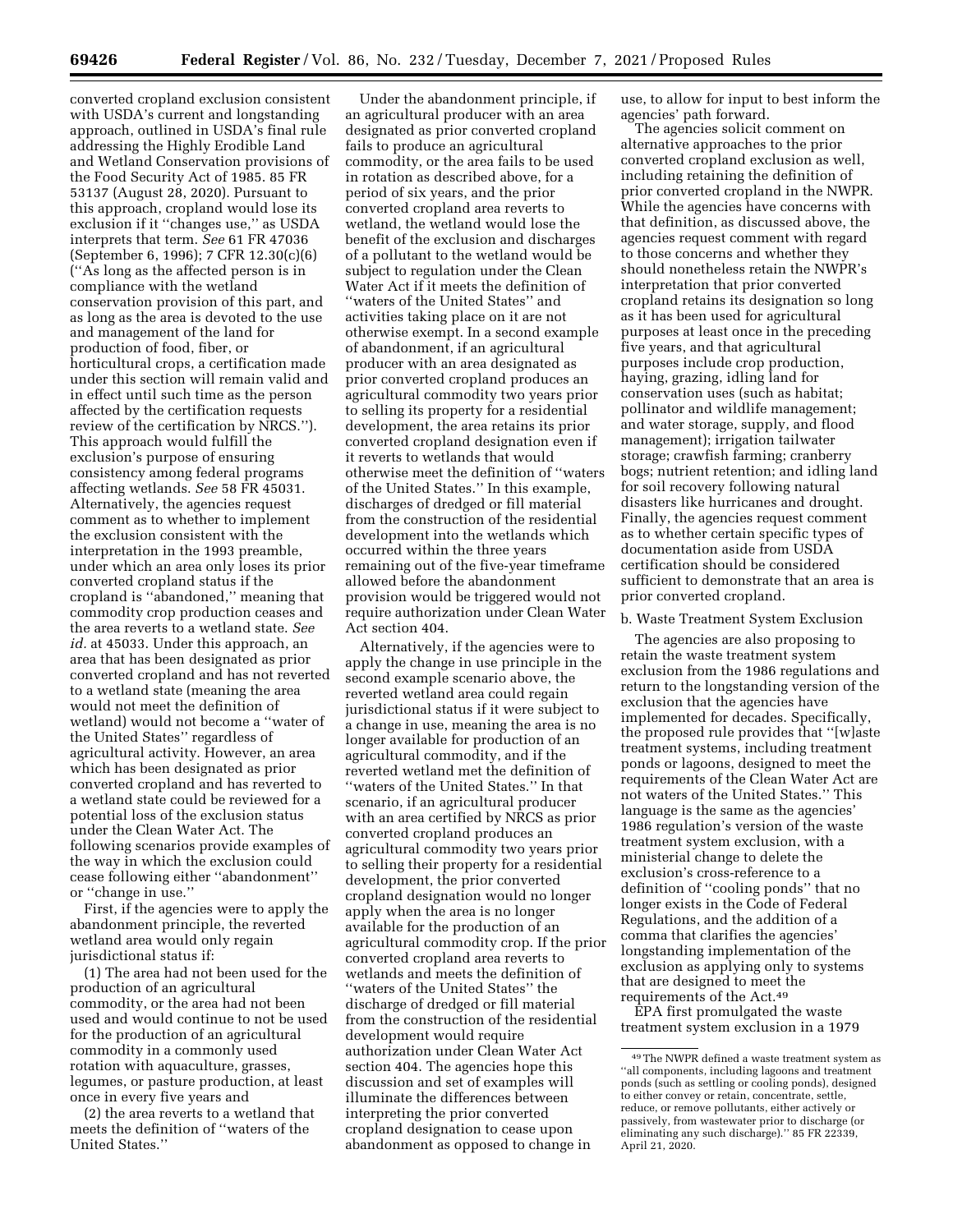converted cropland exclusion consistent with USDA's current and longstanding approach, outlined in USDA's final rule addressing the Highly Erodible Land and Wetland Conservation provisions of the Food Security Act of 1985. 85 FR 53137 (August 28, 2020). Pursuant to this approach, cropland would lose its exclusion if it "changes use," as USDA interprets that term. *See* 61 FR 47036 (September 6, 1996); 7 CFR 12.30(c)(6) ("As long as the affected person is in compliance with the wetland conservation provision of this part, and as long as the area is devoted to the use and management of the land for production of food, fiber, or horticultural crops, a certification made under this section will remain valid and in effect until such time as the person affected by the certification requests review of the certification by NRCS."). This approach would fulfill the exclusion's purpose of ensuring consistency among federal programs affecting wetlands. *See* 58 FR 45031. Alternatively, the agencies request comment as to whether to implement the exclusion consistent with the interpretation in the 1993 preamble, under which an area only loses its prior converted cropland status if the cropland is "abandoned," meaning that commodity crop production ceases and the area reverts to a wetland state. *See id.* at 45033. Under this approach, an area that has been designated as prior converted cropland and has not reverted to a wetland state (meaning the area would not meet the definition of wetland) would not become a "water of the United States" regardless of agricultural activity. However, an area which has been designated as prior converted cropland and has reverted to a wetland state could be reviewed for a potential loss of the exclusion status under the Clean Water Act. The following scenarios provide examples of the way in which the exclusion could cease following either "abandonment" or "change in use."

First, if the agencies were to apply the abandonment principle, the reverted wetland area would only regain jurisdictional status if:

(1) The area had not been used for the production of an agricultural commodity, or the area had not been used and would continue to not be used for the production of an agricultural commodity in a commonly used rotation with aquaculture, grasses, legumes, or pasture production, at least once in every five years and

(2) the area reverts to a wetland that meets the definition of "waters of the United States."

Under the abandonment principle, if an agricultural producer with an area designated as prior converted cropland fails to produce an agricultural commodity, or the area fails to be used in rotation as described above, for a period of six years, and the prior converted cropland area reverts to wetland, the wetland would lose the benefit of the exclusion and discharges of a pollutant to the wetland would be subject to regulation under the Clean Water Act if it meets the definition of "waters of the United States" and activities taking place on it are not otherwise exempt. In a second example of abandonment, if an agricultural producer with an area designated as prior converted cropland produces an agricultural commodity two years prior to selling its property for a residential development, the area retains its prior converted cropland designation even if it reverts to wetlands that would otherwise meet the definition of "waters of the United States." In this example, discharges of dredged or fill material from the construction of the residential development into the wetlands which occurred within the three years remaining out of the five-year timeframe allowed before the abandonment provision would be triggered would not require authorization under Clean Water Act section 404.

Alternatively, if the agencies were to apply the change in use principle in the second example scenario above, the reverted wetland area could regain jurisdictional status if it were subject to a change in use, meaning the area is no longer available for production of an agricultural commodity, and if the reverted wetland met the definition of "waters of the United States." In that scenario, if an agricultural producer with an area certified by NRCS as prior converted cropland produces an agricultural commodity two years prior to selling their property for a residential development, the prior converted cropland designation would no longer apply when the area is no longer available for the production of an agricultural commodity crop. If the prior converted cropland area reverts to wetlands and meets the definition of "waters of the United States" the discharge of dredged or fill material from the construction of the residential development would require authorization under Clean Water Act section 404. The agencies hope this discussion and set of examples will illuminate the differences between interpreting the prior converted cropland designation to cease upon abandonment as opposed to change in use, to allow for input to best inform the agencies' path forward.

The agencies solicit comment on alternative approaches to the prior converted cropland exclusion as well, including retaining the definition of prior converted cropland in the NWPR. While the agencies have concerns with that definition, as discussed above, the agencies request comment with regard to those concerns and whether they should nonetheless retain the NWPR's interpretation that prior converted cropland retains its designation so long as it has been used for agricultural purposes at least once in the preceding five years, and that agricultural purposes include crop production, haying, grazing, idling land for conservation uses (such as habitat; pollinator and wildlife management; and water storage, supply, and flood management); irrigation tailwater storage; crawfish farming; cranberry bogs; nutrient retention; and idling land for soil recovery following natural disasters like hurricanes and drought. Finally, the agencies request comment as to whether certain specific types of documentation aside from USDA certification should be considered sufficient to demonstrate that an area is prior converted cropland.

b. Waste Treatment System Exclusion

The agencies are also proposing to retain the waste treatment system exclusion from the 1986 regulations and return to the longstanding version of the exclusion that the agencies have implemented for decades. Specifically, the proposed rule provides that "[w]aste treatment systems, including treatment ponds or lagoons, designed to meet the requirements of the Clean Water Act are not waters of the United States." This language is the same as the agencies' 1986 regulation's version of the waste treatment system exclusion, with a ministerial change to delete the exclusion's cross-reference to a definition of "cooling ponds" that no longer exists in the Code of Federal Regulations, and the addition of a comma that clarifies the agencies' longstanding implementation of the exclusion as applying only to systems that are designed to meet the requirements of the Act.[49]

EPA first promulgated the waste treatment system exclusion in a 1979

[49] The NWPR defined a waste treatment system as "all components, including lagoons and treatment ponds (such as settling or cooling ponds), designed to either convey or retain, concentrate, settle, reduce, or remove pollutants, either actively or passively, from wastewater prior to discharge (or eliminating any such discharge)." 85 FR 22339, April 21, 2020.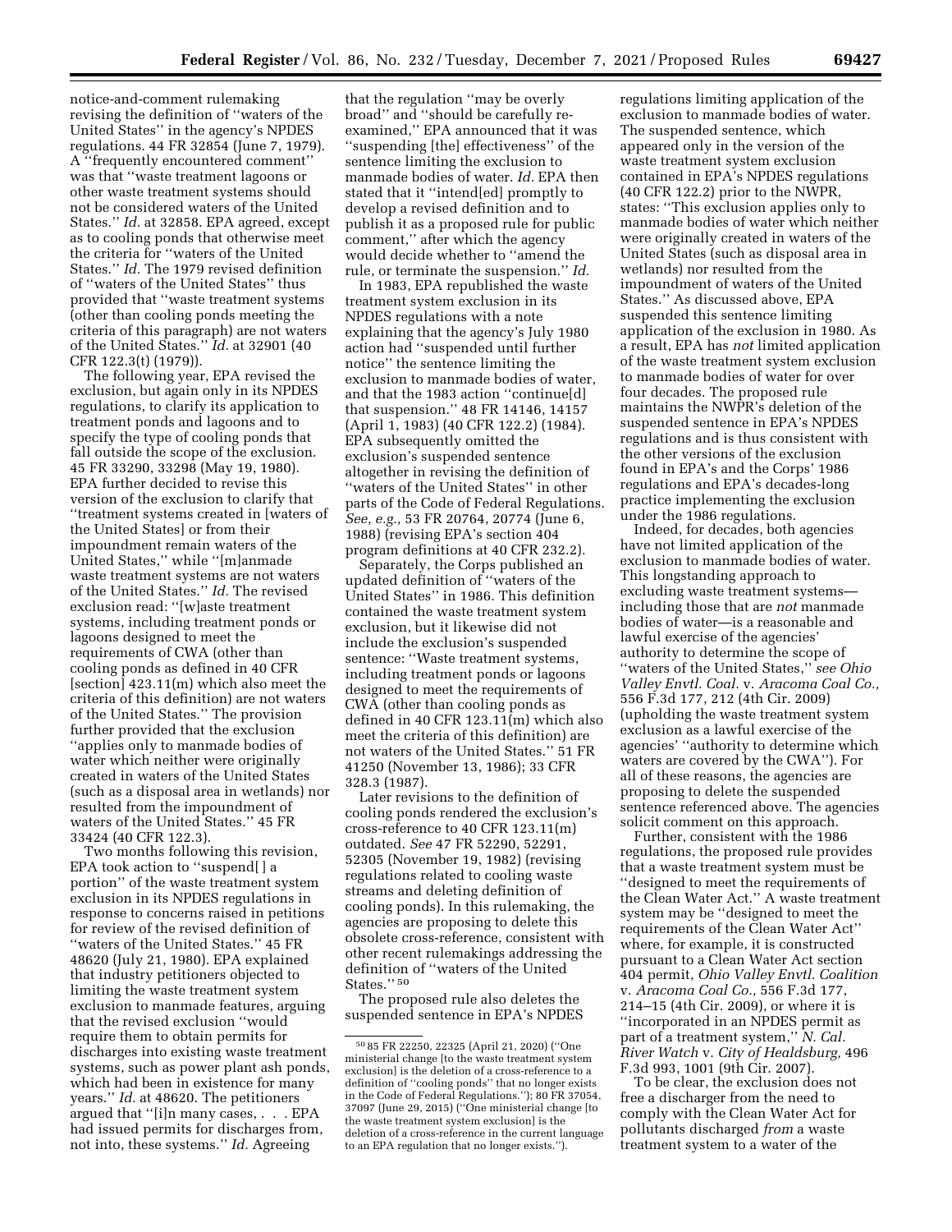notice-and-comment rulemaking revising the definition of "waters of the United States" in the agency's NPDES regulations. 44 FR 32854 (June 7, 1979). A "frequently encountered comment" was that "waste treatment lagoons or other waste treatment systems should not be considered waters of the United States." *Id.* at 32858. EPA agreed, except as to cooling ponds that otherwise meet the criteria for "waters of the United States." *Id.* The 1979 revised definition of "waters of the United States" thus provided that "waste treatment systems (other than cooling ponds meeting the criteria of this paragraph) are not waters of the United States." *Id.* at 32901 (40 CFR 122.3(t) (1979)).

The following year, EPA revised the exclusion, but again only in its NPDES regulations, to clarify its application to treatment ponds and lagoons and to specify the type of cooling ponds that fall outside the scope of the exclusion. 45 FR 33290, 33298 (May 19, 1980). EPA further decided to revise this version of the exclusion to clarify that "treatment systems created in [waters of the United States] or from their impoundment remain waters of the United States," while "[m]anmade waste treatment systems are not waters of the United States." *Id.* The revised exclusion read: "[w]aste treatment systems, including treatment ponds or lagoons designed to meet the requirements of CWA (other than cooling ponds as defined in 40 CFR [section] 423.11(m) which also meet the criteria of this definition) are not waters of the United States." The provision further provided that the exclusion "applies only to manmade bodies of water which neither were originally created in waters of the United States (such as a disposal area in wetlands) nor resulted from the impoundment of waters of the United States." 45 FR 33424 (40 CFR 122.3).

Two months following this revision, EPA took action to "suspend[ ] a portion" of the waste treatment system exclusion in its NPDES regulations in response to concerns raised in petitions for review of the revised definition of "waters of the United States." 45 FR 48620 (July 21, 1980). EPA explained that industry petitioners objected to limiting the waste treatment system exclusion to manmade features, arguing that the revised exclusion "would require them to obtain permits for discharges into existing waste treatment systems, such as power plant ash ponds, which had been in existence for many years." *Id.* at 48620. The petitioners argued that "[i]n many cases, . . . EPA had issued permits for discharges from, not into, these systems." *Id.* Agreeing that the regulation "may be overly broad" and "should be carefully re-examined," EPA announced that it was "suspending [the] effectiveness" of the sentence limiting the exclusion to manmade bodies of water. *Id.* EPA then stated that it "intend[ed] promptly to develop a revised definition and to publish it as a proposed rule for public comment," after which the agency would decide whether to "amend the rule, or terminate the suspension." *Id.*

In 1983, EPA republished the waste treatment system exclusion in its NPDES regulations with a note explaining that the agency's July 1980 action had "suspended until further notice" the sentence limiting the exclusion to manmade bodies of water, and that the 1983 action "continue[d] that suspension." 48 FR 14146, 14157 (April 1, 1983) (40 CFR 122.2) (1984). EPA subsequently omitted the exclusion's suspended sentence altogether in revising the definition of "waters of the United States" in other parts of the Code of Federal Regulations. *See, e.g.,* 53 FR 20764, 20774 (June 6, 1988) (revising EPA's section 404 program definitions at 40 CFR 232.2).

Separately, the Corps published an updated definition of "waters of the United States" in 1986. This definition contained the waste treatment system exclusion, but it likewise did not include the exclusion's suspended sentence: "Waste treatment systems, including treatment ponds or lagoons designed to meet the requirements of CWA (other than cooling ponds as defined in 40 CFR 123.11(m) which also meet the criteria of this definition) are not waters of the United States." 51 FR 41250 (November 13, 1986); 33 CFR 328.3 (1987).

Later revisions to the definition of cooling ponds rendered the exclusion's cross-reference to 40 CFR 123.11(m) outdated. *See* 47 FR 52290, 52291, 52305 (November 19, 1982) (revising regulations related to cooling waste streams and deleting definition of cooling ponds). In this rulemaking, the agencies are proposing to delete this obsolete cross-reference, consistent with other recent rulemakings addressing the definition of "waters of the United States." [50]

The proposed rule also deletes the suspended sentence in EPA's NPDES regulations limiting application of the exclusion to manmade bodies of water. The suspended sentence, which appeared only in the version of the waste treatment system exclusion contained in EPA's NPDES regulations (40 CFR 122.2) prior to the NWPR, states: "This exclusion applies only to manmade bodies of water which neither were originally created in waters of the United States (such as disposal area in wetlands) nor resulted from the impoundment of waters of the United States." As discussed above, EPA suspended this sentence limiting application of the exclusion in 1980. As a result, EPA has *not* limited application of the waste treatment system exclusion to manmade bodies of water for over four decades. The proposed rule maintains the NWPR's deletion of the suspended sentence in EPA's NPDES regulations and is thus consistent with the other versions of the exclusion found in EPA's and the Corps' 1986 regulations and EPA's decades-long practice implementing the exclusion under the 1986 regulations.

Indeed, for decades, both agencies have not limited application of the exclusion to manmade bodies of water. This longstanding approach to excluding waste treatment systems—including those that are *not* manmade bodies of water—is a reasonable and lawful exercise of the agencies' authority to determine the scope of "waters of the United States," *see Ohio Valley Envtl. Coal.* v. *Aracoma Coal Co.,* 556 F.3d 177, 212 (4th Cir. 2009) (upholding the waste treatment system exclusion as a lawful exercise of the agencies' "authority to determine which waters are covered by the CWA"). For all of these reasons, the agencies are proposing to delete the suspended sentence referenced above. The agencies solicit comment on this approach.

Further, consistent with the 1986 regulations, the proposed rule provides that a waste treatment system must be "designed to meet the requirements of the Clean Water Act." A waste treatment system may be "designed to meet the requirements of the Clean Water Act" where, for example, it is constructed pursuant to a Clean Water Act section 404 permit, *Ohio Valley Envtl. Coalition* v. *Aracoma Coal Co.,* 556 F.3d 177, 214–15 (4th Cir. 2009), or where it is "incorporated in an NPDES permit as part of a treatment system," *N. Cal. River Watch* v. *City of Healdsburg,* 496 F.3d 993, 1001 (9th Cir. 2007).

To be clear, the exclusion does not free a discharger from the need to comply with the Clean Water Act for pollutants discharged *from* a waste treatment system to a water of the

---

[50] 85 FR 22250, 22325 (April 21, 2020) ("One ministerial change [to the waste treatment system exclusion] is the deletion of a cross-reference to a definition of "cooling ponds" that no longer exists in the Code of Federal Regulations."); 80 FR 37054, 37097 (June 29, 2015) ("One ministerial change [to the waste treatment system exclusion] is the deletion of a cross-reference in the current language to an EPA regulation that no longer exists.").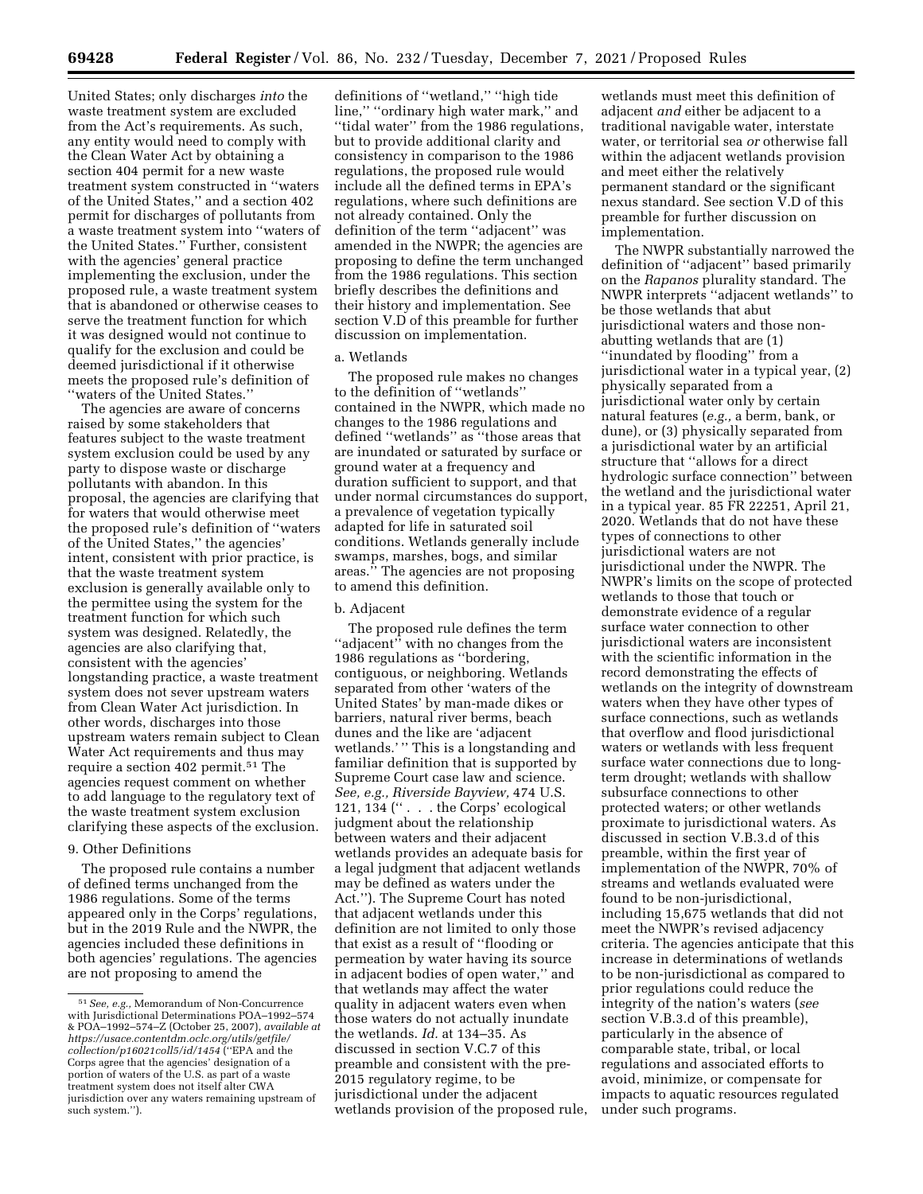United States; only discharges *into* the waste treatment system are excluded from the Act's requirements. As such, any entity would need to comply with the Clean Water Act by obtaining a section 404 permit for a new waste treatment system constructed in ''waters of the United States,'' and a section 402 permit for discharges of pollutants from a waste treatment system into ''waters of the United States.'' Further, consistent with the agencies' general practice implementing the exclusion, under the proposed rule, a waste treatment system that is abandoned or otherwise ceases to serve the treatment function for which it was designed would not continue to qualify for the exclusion and could be deemed jurisdictional if it otherwise meets the proposed rule's definition of ''waters of the United States.''

The agencies are aware of concerns raised by some stakeholders that features subject to the waste treatment system exclusion could be used by any party to dispose waste or discharge pollutants with abandon. In this proposal, the agencies are clarifying that for waters that would otherwise meet the proposed rule's definition of ''waters of the United States,'' the agencies' intent, consistent with prior practice, is that the waste treatment system exclusion is generally available only to the permittee using the system for the treatment function for which such system was designed. Relatedly, the agencies are also clarifying that, consistent with the agencies' longstanding practice, a waste treatment system does not sever upstream waters from Clean Water Act jurisdiction. In other words, discharges into those upstream waters remain subject to Clean Water Act requirements and thus may require a section 402 permit.[51] The agencies request comment on whether to add language to the regulatory text of the waste treatment system exclusion clarifying these aspects of the exclusion.

### 9. Other Definitions

The proposed rule contains a number of defined terms unchanged from the 1986 regulations. Some of the terms appeared only in the Corps' regulations, but in the 2019 Rule and the NWPR, the agencies included these definitions in both agencies' regulations. The agencies are not proposing to amend the definitions of ''wetland,'' ''high tide line,'' ''ordinary high water mark,'' and ''tidal water'' from the 1986 regulations, but to provide additional clarity and consistency in comparison to the 1986 regulations, the proposed rule would include all the defined terms in EPA's regulations, where such definitions are not already contained. Only the definition of the term ''adjacent'' was amended in the NWPR; the agencies are proposing to define the term unchanged from the 1986 regulations. This section briefly describes the definitions and their history and implementation. See section V.D of this preamble for further discussion on implementation.

#### a. Wetlands

The proposed rule makes no changes to the definition of ''wetlands'' contained in the NWPR, which made no changes to the 1986 regulations and defined ''wetlands'' as ''those areas that are inundated or saturated by surface or ground water at a frequency and duration sufficient to support, and that under normal circumstances do support, a prevalence of vegetation typically adapted for life in saturated soil conditions. Wetlands generally include swamps, marshes, bogs, and similar areas.'' The agencies are not proposing to amend this definition.

#### b. Adjacent

The proposed rule defines the term ''adjacent'' with no changes from the 1986 regulations as ''bordering, contiguous, or neighboring. Wetlands separated from other 'waters of the United States' by man-made dikes or barriers, natural river berms, beach dunes and the like are 'adjacent wetlands.' '' This is a longstanding and familiar definition that is supported by Supreme Court case law and science. *See, e.g., Riverside Bayview,* 474 U.S. 121, 134 ('' . . . the Corps' ecological judgment about the relationship between waters and their adjacent wetlands provides an adequate basis for a legal judgment that adjacent wetlands may be defined as waters under the Act.''). The Supreme Court has noted that adjacent wetlands under this definition are not limited to only those that exist as a result of ''flooding or permeation by water having its source in adjacent bodies of open water,'' and that wetlands may affect the water quality in adjacent waters even when those waters do not actually inundate the wetlands. *Id.* at 134–35. As discussed in section V.C.7 of this preamble and consistent with the pre-2015 regulatory regime, to be jurisdictional under the adjacent wetlands provision of the proposed rule, wetlands must meet this definition of adjacent *and* either be adjacent to a traditional navigable water, interstate water, or territorial sea *or* otherwise fall within the adjacent wetlands provision and meet either the relatively permanent standard or the significant nexus standard. See section V.D of this preamble for further discussion on implementation.

The NWPR substantially narrowed the definition of ''adjacent'' based primarily on the *Rapanos* plurality standard. The NWPR interprets ''adjacent wetlands'' to be those wetlands that abut jurisdictional waters and those non-abutting wetlands that are (1) ''inundated by flooding'' from a jurisdictional water in a typical year, (2) physically separated from a jurisdictional water only by certain natural features (*e.g.,* a berm, bank, or dune), or (3) physically separated from a jurisdictional water by an artificial structure that ''allows for a direct hydrologic surface connection'' between the wetland and the jurisdictional water in a typical year. 85 FR 22251, April 21, 2020. Wetlands that do not have these types of connections to other jurisdictional waters are not jurisdictional under the NWPR. The NWPR's limits on the scope of protected wetlands to those that touch or demonstrate evidence of a regular surface water connection to other jurisdictional waters are inconsistent with the scientific information in the record demonstrating the effects of wetlands on the integrity of downstream waters when they have other types of surface connections, such as wetlands that overflow and flood jurisdictional waters or wetlands with less frequent surface water connections due to long-term drought; wetlands with shallow subsurface connections to other protected waters; or other wetlands proximate to jurisdictional waters. As discussed in section V.B.3.d of this preamble, within the first year of implementation of the NWPR, 70% of streams and wetlands evaluated were found to be non-jurisdictional, including 15,675 wetlands that did not meet the NWPR's revised adjacency criteria. The agencies anticipate that this increase in determinations of wetlands to be non-jurisdictional as compared to prior regulations could reduce the integrity of the nation's waters (*see* section V.B.3.d of this preamble), particularly in the absence of comparable state, tribal, or local regulations and associated efforts to avoid, minimize, or compensate for impacts to aquatic resources regulated under such programs.

---

[51] *See, e.g.,* Memorandum of Non-Concurrence with Jurisdictional Determinations POA–1992–574 & POA–1992–574–Z (October 25, 2007), *available at https://usace.contentdm.oclc.org/utils/getfile/collection/p16021coll5/id/1454* (''EPA and the Corps agree that the agencies' designation of a portion of waters of the U.S. as part of a waste treatment system does not itself alter CWA jurisdiction over any waters remaining upstream of such system.'').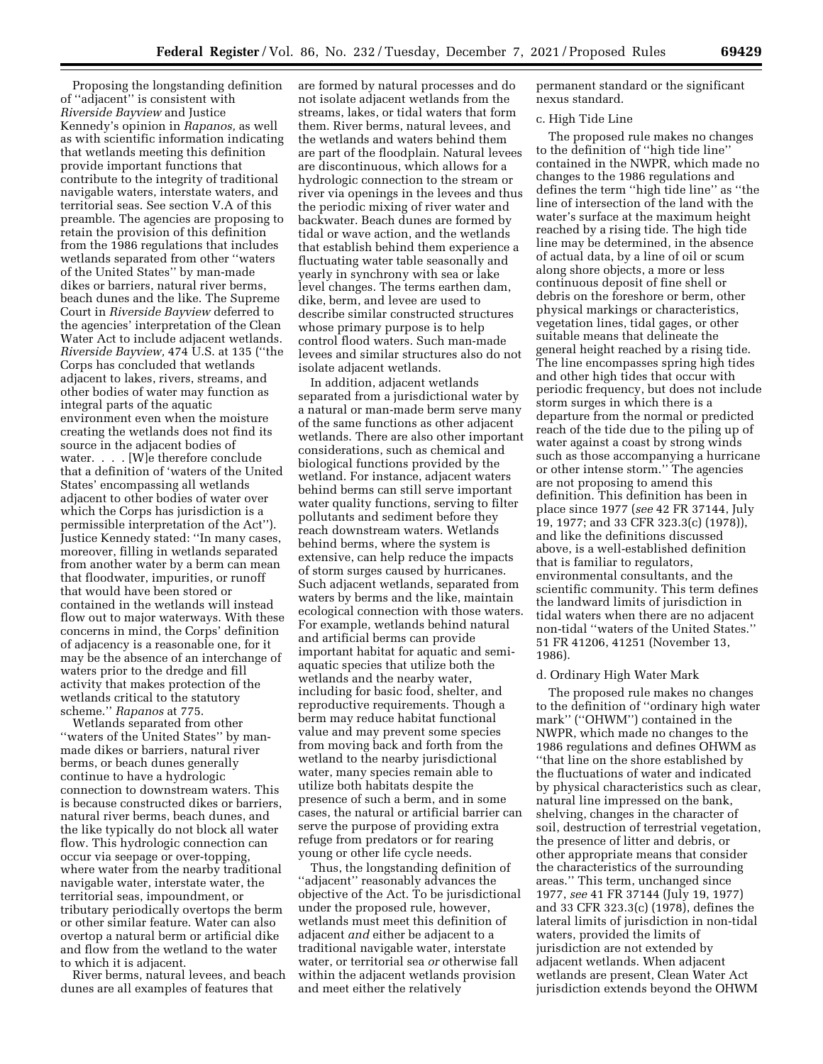Proposing the longstanding definition of "adjacent" is consistent with *Riverside Bayview* and Justice Kennedy's opinion in *Rapanos,* as well as with scientific information indicating that wetlands meeting this definition provide important functions that contribute to the integrity of traditional navigable waters, interstate waters, and territorial seas. See section V.A of this preamble. The agencies are proposing to retain the provision of this definition from the 1986 regulations that includes wetlands separated from other "waters of the United States" by man-made dikes or barriers, natural river berms, beach dunes and the like. The Supreme Court in *Riverside Bayview* deferred to the agencies' interpretation of the Clean Water Act to include adjacent wetlands. *Riverside Bayview,* 474 U.S. at 135 ("the Corps has concluded that wetlands adjacent to lakes, rivers, streams, and other bodies of water may function as integral parts of the aquatic environment even when the moisture creating the wetlands does not find its source in the adjacent bodies of water. . . . [W]e therefore conclude that a definition of 'waters of the United States' encompassing all wetlands adjacent to other bodies of water over which the Corps has jurisdiction is a permissible interpretation of the Act"). Justice Kennedy stated: "In many cases, moreover, filling in wetlands separated from another water by a berm can mean that floodwater, impurities, or runoff that would have been stored or contained in the wetlands will instead flow out to major waterways. With these concerns in mind, the Corps' definition of adjacency is a reasonable one, for it may be the absence of an interchange of waters prior to the dredge and fill activity that makes protection of the wetlands critical to the statutory scheme." *Rapanos* at 775.

Wetlands separated from other "waters of the United States" by man-made dikes or barriers, natural river berms, or beach dunes generally continue to have a hydrologic connection to downstream waters. This is because constructed dikes or barriers, natural river berms, beach dunes, and the like typically do not block all water flow. This hydrologic connection can occur via seepage or over-topping, where water from the nearby traditional navigable water, interstate water, the territorial seas, impoundment, or tributary periodically overtops the berm or other similar feature. Water can also overtop a natural berm or artificial dike and flow from the wetland to the water to which it is adjacent.

River berms, natural levees, and beach dunes are all examples of features that are formed by natural processes and do not isolate adjacent wetlands from the streams, lakes, or tidal waters that form them. River berms, natural levees, and the wetlands and waters behind them are part of the floodplain. Natural levees are discontinuous, which allows for a hydrologic connection to the stream or river via openings in the levees and thus the periodic mixing of river water and backwater. Beach dunes are formed by tidal or wave action, and the wetlands that establish behind them experience a fluctuating water table seasonally and yearly in synchrony with sea or lake level changes. The terms earthen dam, dike, berm, and levee are used to describe similar constructed structures whose primary purpose is to help control flood waters. Such man-made levees and similar structures also do not isolate adjacent wetlands.

In addition, adjacent wetlands separated from a jurisdictional water by a natural or man-made berm serve many of the same functions as other adjacent wetlands. There are also other important considerations, such as chemical and biological functions provided by the wetland. For instance, adjacent waters behind berms can still serve important water quality functions, serving to filter pollutants and sediment before they reach downstream waters. Wetlands behind berms, where the system is extensive, can help reduce the impacts of storm surges caused by hurricanes. Such adjacent wetlands, separated from waters by berms and the like, maintain ecological connection with those waters. For example, wetlands behind natural and artificial berms can provide important habitat for aquatic and semi-aquatic species that utilize both the wetlands and the nearby water, including for basic food, shelter, and reproductive requirements. Though a berm may reduce habitat functional value and may prevent some species from moving back and forth from the wetland to the nearby jurisdictional water, many species remain able to utilize both habitats despite the presence of such a berm, and in some cases, the natural or artificial barrier can serve the purpose of providing extra refuge from predators or for rearing young or other life cycle needs.

Thus, the longstanding definition of "adjacent" reasonably advances the objective of the Act. To be jurisdictional under the proposed rule, however, wetlands must meet this definition of adjacent *and* either be adjacent to a traditional navigable water, interstate water, or territorial sea *or* otherwise fall within the adjacent wetlands provision and meet either the relatively permanent standard or the significant nexus standard.

c. High Tide Line

The proposed rule makes no changes to the definition of "high tide line" contained in the NWPR, which made no changes to the 1986 regulations and defines the term "high tide line" as "the line of intersection of the land with the water's surface at the maximum height reached by a rising tide. The high tide line may be determined, in the absence of actual data, by a line of oil or scum along shore objects, a more or less continuous deposit of fine shell or debris on the foreshore or berm, other physical markings or characteristics, vegetation lines, tidal gages, or other suitable means that delineate the general height reached by a rising tide. The line encompasses spring high tides and other high tides that occur with periodic frequency, but does not include storm surges in which there is a departure from the normal or predicted reach of the tide due to the piling up of water against a coast by strong winds such as those accompanying a hurricane or other intense storm." The agencies are not proposing to amend this definition. This definition has been in place since 1977 (*see* 42 FR 37144, July 19, 1977; and 33 CFR 323.3(c) (1978)), and like the definitions discussed above, is a well-established definition that is familiar to regulators, environmental consultants, and the scientific community. This term defines the landward limits of jurisdiction in tidal waters when there are no adjacent non-tidal "waters of the United States." 51 FR 41206, 41251 (November 13, 1986).

d. Ordinary High Water Mark

The proposed rule makes no changes to the definition of "ordinary high water mark" ("OHWM") contained in the NWPR, which made no changes to the 1986 regulations and defines OHWM as "that line on the shore established by the fluctuations of water and indicated by physical characteristics such as clear, natural line impressed on the bank, shelving, changes in the character of soil, destruction of terrestrial vegetation, the presence of litter and debris, or other appropriate means that consider the characteristics of the surrounding areas." This term, unchanged since 1977, *see* 41 FR 37144 (July 19, 1977) and 33 CFR 323.3(c) (1978), defines the lateral limits of jurisdiction in non-tidal waters, provided the limits of jurisdiction are not extended by adjacent wetlands. When adjacent wetlands are present, Clean Water Act jurisdiction extends beyond the OHWM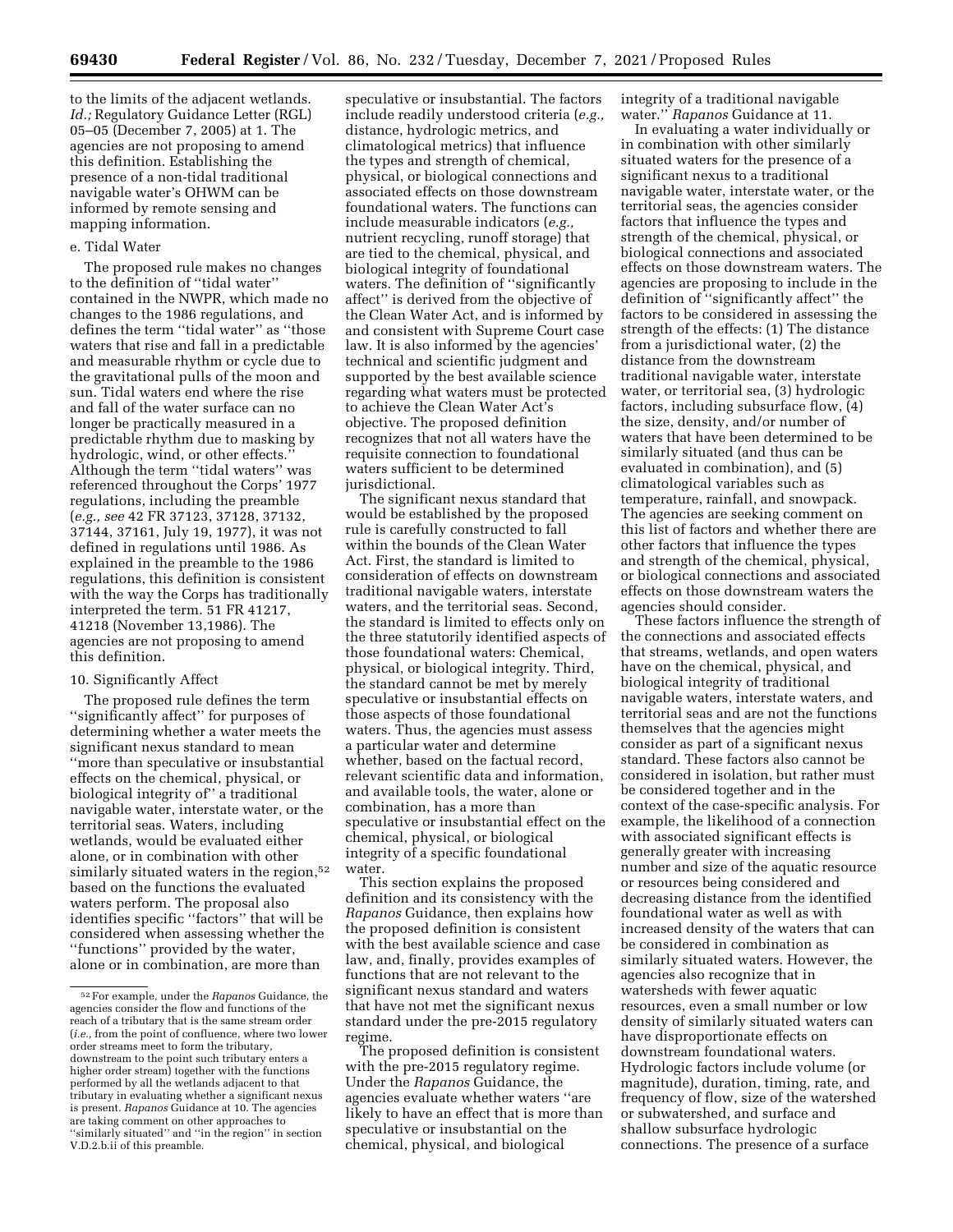to the limits of the adjacent wetlands. *Id.;* Regulatory Guidance Letter (RGL) 05–05 (December 7, 2005) at 1. The agencies are not proposing to amend this definition. Establishing the presence of a non-tidal traditional navigable water's OHWM can be informed by remote sensing and mapping information.

#### e. Tidal Water

The proposed rule makes no changes to the definition of ''tidal water'' contained in the NWPR, which made no changes to the 1986 regulations, and defines the term ''tidal water'' as ''those waters that rise and fall in a predictable and measurable rhythm or cycle due to the gravitational pulls of the moon and sun. Tidal waters end where the rise and fall of the water surface can no longer be practically measured in a predictable rhythm due to masking by hydrologic, wind, or other effects.'' Although the term ''tidal waters'' was referenced throughout the Corps' 1977 regulations, including the preamble (*e.g., see* 42 FR 37123, 37128, 37132, 37144, 37161, July 19, 1977), it was not defined in regulations until 1986. As explained in the preamble to the 1986 regulations, this definition is consistent with the way the Corps has traditionally interpreted the term. 51 FR 41217, 41218 (November 13,1986). The agencies are not proposing to amend this definition.

### 10. Significantly Affect

The proposed rule defines the term ''significantly affect'' for purposes of determining whether a water meets the significant nexus standard to mean ''more than speculative or insubstantial effects on the chemical, physical, or biological integrity of'' a traditional navigable water, interstate water, or the territorial seas. Waters, including wetlands, would be evaluated either alone, or in combination with other similarly situated waters in the region,[52] based on the functions the evaluated waters perform. The proposal also identifies specific ''factors'' that will be considered when assessing whether the ''functions'' provided by the water, alone or in combination, are more than speculative or insubstantial. The factors include readily understood criteria (*e.g.,* distance, hydrologic metrics, and climatological metrics) that influence the types and strength of chemical, physical, or biological connections and associated effects on those downstream foundational waters. The functions can include measurable indicators (*e.g.,* nutrient recycling, runoff storage) that are tied to the chemical, physical, and biological integrity of foundational waters. The definition of ''significantly affect'' is derived from the objective of the Clean Water Act, and is informed by and consistent with Supreme Court case law. It is also informed by the agencies' technical and scientific judgment and supported by the best available science regarding what waters must be protected to achieve the Clean Water Act's objective. The proposed definition recognizes that not all waters have the requisite connection to foundational waters sufficient to be determined jurisdictional.

The significant nexus standard that would be established by the proposed rule is carefully constructed to fall within the bounds of the Clean Water Act. First, the standard is limited to consideration of effects on downstream traditional navigable waters, interstate waters, and the territorial seas. Second, the standard is limited to effects only on the three statutorily identified aspects of those foundational waters: Chemical, physical, or biological integrity. Third, the standard cannot be met by merely speculative or insubstantial effects on those aspects of those foundational waters. Thus, the agencies must assess a particular water and determine whether, based on the factual record, relevant scientific data and information, and available tools, the water, alone or combination, has a more than speculative or insubstantial effect on the chemical, physical, or biological integrity of a specific foundational water.

This section explains the proposed definition and its consistency with the *Rapanos* Guidance, then explains how the proposed definition is consistent with the best available science and case law, and, finally, provides examples of functions that are not relevant to the significant nexus standard and waters that have not met the significant nexus standard under the pre-2015 regulatory regime.

The proposed definition is consistent with the pre-2015 regulatory regime. Under the *Rapanos* Guidance, the agencies evaluate whether waters ''are likely to have an effect that is more than speculative or insubstantial on the chemical, physical, and biological integrity of a traditional navigable water.'' *Rapanos* Guidance at 11.

In evaluating a water individually or in combination with other similarly situated waters for the presence of a significant nexus to a traditional navigable water, interstate water, or the territorial seas, the agencies consider factors that influence the types and strength of the chemical, physical, or biological connections and associated effects on those downstream waters. The agencies are proposing to include in the definition of ''significantly affect'' the factors to be considered in assessing the strength of the effects: (1) The distance from a jurisdictional water, (2) the distance from the downstream traditional navigable water, interstate water, or territorial sea, (3) hydrologic factors, including subsurface flow, (4) the size, density, and/or number of waters that have been determined to be similarly situated (and thus can be evaluated in combination), and (5) climatological variables such as temperature, rainfall, and snowpack. The agencies are seeking comment on this list of factors and whether there are other factors that influence the types and strength of the chemical, physical, or biological connections and associated effects on those downstream waters the agencies should consider.

These factors influence the strength of the connections and associated effects that streams, wetlands, and open waters have on the chemical, physical, and biological integrity of traditional navigable waters, interstate waters, and territorial seas and are not the functions themselves that the agencies might consider as part of a significant nexus standard. These factors also cannot be considered in isolation, but rather must be considered together and in the context of the case-specific analysis. For example, the likelihood of a connection with associated significant effects is generally greater with increasing number and size of the aquatic resource or resources being considered and decreasing distance from the identified foundational water as well as with increased density of the waters that can be considered in combination as similarly situated waters. However, the agencies also recognize that in watersheds with fewer aquatic resources, even a small number or low density of similarly situated waters can have disproportionate effects on downstream foundational waters. Hydrologic factors include volume (or magnitude), duration, timing, rate, and frequency of flow, size of the watershed or subwatershed, and surface and shallow subsurface hydrologic connections. The presence of a surface

[52] For example, under the *Rapanos* Guidance, the agencies consider the flow and functions of the reach of a tributary that is the same stream order (*i.e.,* from the point of confluence, where two lower order streams meet to form the tributary, downstream to the point such tributary enters a higher order stream) together with the functions performed by all the wetlands adjacent to that tributary in evaluating whether a significant nexus is present. *Rapanos* Guidance at 10. The agencies are taking comment on other approaches to ''similarly situated'' and ''in the region'' in section V.D.2.b.ii of this preamble.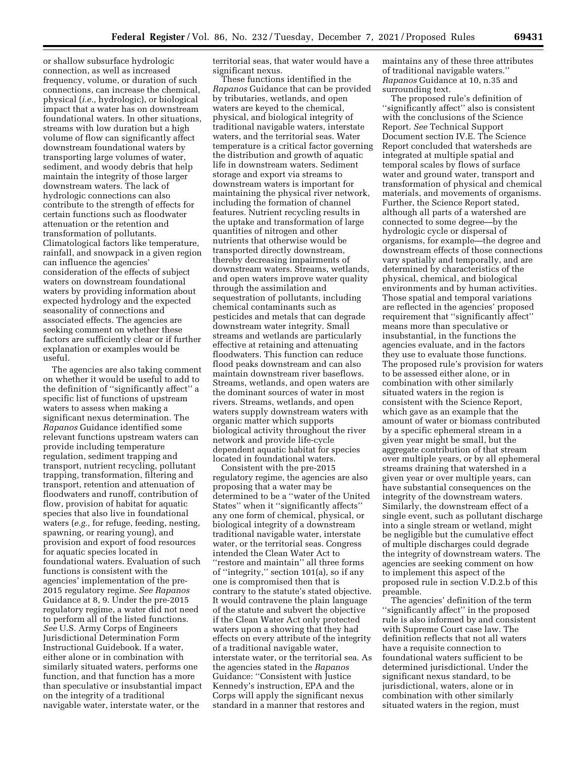or shallow subsurface hydrologic connection, as well as increased frequency, volume, or duration of such connections, can increase the chemical, physical (*i.e.,* hydrologic), or biological impact that a water has on downstream foundational waters. In other situations, streams with low duration but a high volume of flow can significantly affect downstream foundational waters by transporting large volumes of water, sediment, and woody debris that help maintain the integrity of those larger downstream waters. The lack of hydrologic connections can also contribute to the strength of effects for certain functions such as floodwater attenuation or the retention and transformation of pollutants. Climatological factors like temperature, rainfall, and snowpack in a given region can influence the agencies' consideration of the effects of subject waters on downstream foundational waters by providing information about expected hydrology and the expected seasonality of connections and associated effects. The agencies are seeking comment on whether these factors are sufficiently clear or if further explanation or examples would be useful.

The agencies are also taking comment on whether it would be useful to add to the definition of "significantly affect" a specific list of functions of upstream waters to assess when making a significant nexus determination. The *Rapanos* Guidance identified some relevant functions upstream waters can provide including temperature regulation, sediment trapping and transport, nutrient recycling, pollutant trapping, transformation, filtering and transport, retention and attenuation of floodwaters and runoff, contribution of flow, provision of habitat for aquatic species that also live in foundational waters (*e.g.,* for refuge, feeding, nesting, spawning, or rearing young), and provision and export of food resources for aquatic species located in foundational waters. Evaluation of such functions is consistent with the agencies' implementation of the pre-2015 regulatory regime. *See Rapanos* Guidance at 8, 9. Under the pre-2015 regulatory regime, a water did not need to perform all of the listed functions. *See* U.S. Army Corps of Engineers Jurisdictional Determination Form Instructional Guidebook. If a water, either alone or in combination with similarly situated waters, performs one function, and that function has a more than speculative or insubstantial impact on the integrity of a traditional navigable water, interstate water, or the territorial seas, that water would have a significant nexus.

These functions identified in the *Rapanos* Guidance that can be provided by tributaries, wetlands, and open waters are keyed to the chemical, physical, and biological integrity of traditional navigable waters, interstate waters, and the territorial seas. Water temperature is a critical factor governing the distribution and growth of aquatic life in downstream waters. Sediment storage and export via streams to downstream waters is important for maintaining the physical river network, including the formation of channel features. Nutrient recycling results in the uptake and transformation of large quantities of nitrogen and other nutrients that otherwise would be transported directly downstream, thereby decreasing impairments of downstream waters. Streams, wetlands, and open waters improve water quality through the assimilation and sequestration of pollutants, including chemical contaminants such as pesticides and metals that can degrade downstream water integrity. Small streams and wetlands are particularly effective at retaining and attenuating floodwaters. This function can reduce flood peaks downstream and can also maintain downstream river baseflows. Streams, wetlands, and open waters are the dominant sources of water in most rivers. Streams, wetlands, and open waters supply downstream waters with organic matter which supports biological activity throughout the river network and provide life-cycle dependent aquatic habitat for species located in foundational waters.

Consistent with the pre-2015 regulatory regime, the agencies are also proposing that a water may be determined to be a "water of the United States" when it "significantly affects" any one form of chemical, physical, or biological integrity of a downstream traditional navigable water, interstate water, or the territorial seas. Congress intended the Clean Water Act to "restore and maintain" all three forms of "integrity," section 101(a), so if any one is compromised then that is contrary to the statute's stated objective. It would contravene the plain language of the statute and subvert the objective if the Clean Water Act only protected waters upon a showing that they had effects on every attribute of the integrity of a traditional navigable water, interstate water, or the territorial sea. As the agencies stated in the *Rapanos* Guidance: "Consistent with Justice Kennedy's instruction, EPA and the Corps will apply the significant nexus standard in a manner that restores and maintains any of these three attributes of traditional navigable waters." *Rapanos* Guidance at 10, n.35 and surrounding text.

The proposed rule's definition of "significantly affect" also is consistent with the conclusions of the Science Report. *See* Technical Support Document section IV.E. The Science Report concluded that watersheds are integrated at multiple spatial and temporal scales by flows of surface water and ground water, transport and transformation of physical and chemical materials, and movements of organisms. Further, the Science Report stated, although all parts of a watershed are connected to some degree—by the hydrologic cycle or dispersal of organisms, for example—the degree and downstream effects of those connections vary spatially and temporally, and are determined by characteristics of the physical, chemical, and biological environments and by human activities. Those spatial and temporal variations are reflected in the agencies' proposed requirement that "significantly affect" means more than speculative or insubstantial, in the functions the agencies evaluate, and in the factors they use to evaluate those functions. The proposed rule's provision for waters to be assessed either alone, or in combination with other similarly situated waters in the region is consistent with the Science Report, which gave as an example that the amount of water or biomass contributed by a specific ephemeral stream in a given year might be small, but the aggregate contribution of that stream over multiple years, or by all ephemeral streams draining that watershed in a given year or over multiple years, can have substantial consequences on the integrity of the downstream waters. Similarly, the downstream effect of a single event, such as pollutant discharge into a single stream or wetland, might be negligible but the cumulative effect of multiple discharges could degrade the integrity of downstream waters. The agencies are seeking comment on how to implement this aspect of the proposed rule in section V.D.2.b of this preamble.

The agencies' definition of the term "significantly affect" in the proposed rule is also informed by and consistent with Supreme Court case law. The definition reflects that not all waters have a requisite connection to foundational waters sufficient to be determined jurisdictional. Under the significant nexus standard, to be jurisdictional, waters, alone or in combination with other similarly situated waters in the region, must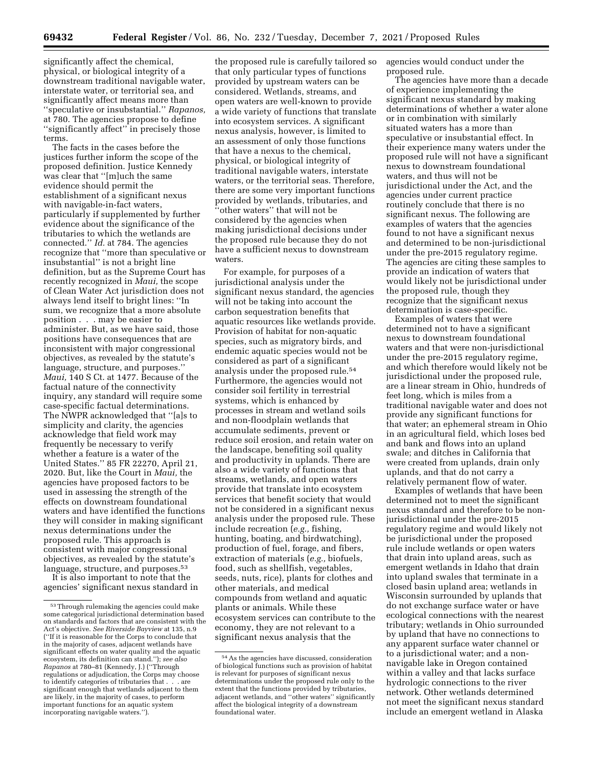significantly affect the chemical, physical, or biological integrity of a downstream traditional navigable water, interstate water, or territorial sea, and significantly affect means more than ''speculative or insubstantial.'' *Rapanos,* at 780. The agencies propose to define ''significantly affect'' in precisely those terms.

The facts in the cases before the justices further inform the scope of the proposed definition. Justice Kennedy was clear that ''[m]uch the same evidence should permit the establishment of a significant nexus with navigable-in-fact waters, particularly if supplemented by further evidence about the significance of the tributaries to which the wetlands are connected.'' *Id.* at 784. The agencies recognize that ''more than speculative or insubstantial'' is not a bright line definition, but as the Supreme Court has recently recognized in *Maui,* the scope of Clean Water Act jurisdiction does not always lend itself to bright lines: ''In sum, we recognize that a more absolute position . . . may be easier to administer. But, as we have said, those positions have consequences that are inconsistent with major congressional objectives, as revealed by the statute's language, structure, and purposes.'' *Maui,* 140 S Ct. at 1477. Because of the factual nature of the connectivity inquiry, any standard will require some case-specific factual determinations. The NWPR acknowledged that ''[a]s to simplicity and clarity, the agencies acknowledge that field work may frequently be necessary to verify whether a feature is a water of the United States.'' 85 FR 22270, April 21, 2020. But, like the Court in *Maui,* the agencies have proposed factors to be used in assessing the strength of the effects on downstream foundational waters and have identified the functions they will consider in making significant nexus determinations under the proposed rule. This approach is consistent with major congressional objectives, as revealed by the statute's language, structure, and purposes.[53]

It is also important to note that the agencies' significant nexus standard in the proposed rule is carefully tailored so that only particular types of functions provided by upstream waters can be considered. Wetlands, streams, and open waters are well-known to provide a wide variety of functions that translate into ecosystem services. A significant nexus analysis, however, is limited to an assessment of only those functions that have a nexus to the chemical, physical, or biological integrity of traditional navigable waters, interstate waters, or the territorial seas. Therefore, there are some very important functions provided by wetlands, tributaries, and ''other waters'' that will not be considered by the agencies when making jurisdictional decisions under the proposed rule because they do not have a sufficient nexus to downstream waters.

For example, for purposes of a jurisdictional analysis under the significant nexus standard, the agencies will not be taking into account the carbon sequestration benefits that aquatic resources like wetlands provide. Provision of habitat for non-aquatic species, such as migratory birds, and endemic aquatic species would not be considered as part of a significant analysis under the proposed rule.[54] Furthermore, the agencies would not consider soil fertility in terrestrial systems, which is enhanced by processes in stream and wetland soils and non-floodplain wetlands that accumulate sediments, prevent or reduce soil erosion, and retain water on the landscape, benefiting soil quality and productivity in uplands. There are also a wide variety of functions that streams, wetlands, and open waters provide that translate into ecosystem services that benefit society that would not be considered in a significant nexus analysis under the proposed rule. These include recreation (*e.g.,* fishing, hunting, boating, and birdwatching), production of fuel, forage, and fibers, extraction of materials (*e.g.,* biofuels, food, such as shellfish, vegetables, seeds, nuts, rice), plants for clothes and other materials, and medical compounds from wetland and aquatic plants or animals. While these ecosystem services can contribute to the economy, they are not relevant to a significant nexus analysis that the agencies would conduct under the proposed rule.

The agencies have more than a decade of experience implementing the significant nexus standard by making determinations of whether a water alone or in combination with similarly situated waters has a more than speculative or insubstantial effect. In their experience many waters under the proposed rule will not have a significant nexus to downstream foundational waters, and thus will not be jurisdictional under the Act, and the agencies under current practice routinely conclude that there is no significant nexus. The following are examples of waters that the agencies found to not have a significant nexus and determined to be non-jurisdictional under the pre-2015 regulatory regime. The agencies are citing these samples to provide an indication of waters that would likely not be jurisdictional under the proposed rule, though they recognize that the significant nexus determination is case-specific.

Examples of waters that were determined not to have a significant nexus to downstream foundational waters and that were non-jurisdictional under the pre-2015 regulatory regime, and which therefore would likely not be jurisdictional under the proposed rule, are a linear stream in Ohio, hundreds of feet long, which is miles from a traditional navigable water and does not provide any significant functions for that water; an ephemeral stream in Ohio in an agricultural field, which loses bed and bank and flows into an upland swale; and ditches in California that were created from uplands, drain only uplands, and that do not carry a relatively permanent flow of water.

Examples of wetlands that have been determined not to meet the significant nexus standard and therefore to be non-jurisdictional under the pre-2015 regulatory regime and would likely not be jurisdictional under the proposed rule include wetlands or open waters that drain into upland areas, such as emergent wetlands in Idaho that drain into upland swales that terminate in a closed basin upland area; wetlands in Wisconsin surrounded by uplands that do not exchange surface water or have ecological connections with the nearest tributary; wetlands in Ohio surrounded by upland that have no connections to any apparent surface water channel or to a jurisdictional water; and a non-navigable lake in Oregon contained within a valley and that lacks surface hydrologic connections to the river network. Other wetlands determined not meet the significant nexus standard include an emergent wetland in Alaska

---

[53] Through rulemaking the agencies could make some categorical jurisdictional determination based on standards and factors that are consistent with the Act's objective. *See Riverside Bayview* at 135, n.9 (''If it is reasonable for the Corps to conclude that in the majority of cases, adjacent wetlands have significant effects on water quality and the aquatic ecosystem, its definition can stand.''); *see also Rapanos* at 780–81 (Kennedy, J.) (''Through regulations or adjudication, the Corps may choose to identify categories of tributaries that . . . are significant enough that wetlands adjacent to them are likely, in the majority of cases, to perform important functions for an aquatic system incorporating navigable waters.'').

[54] As the agencies have discussed, consideration of biological functions such as provision of habitat is relevant for purposes of significant nexus determinations under the proposed rule only to the extent that the functions provided by tributaries, adjacent wetlands, and ''other waters'' significantly affect the biological integrity of a downstream foundational water.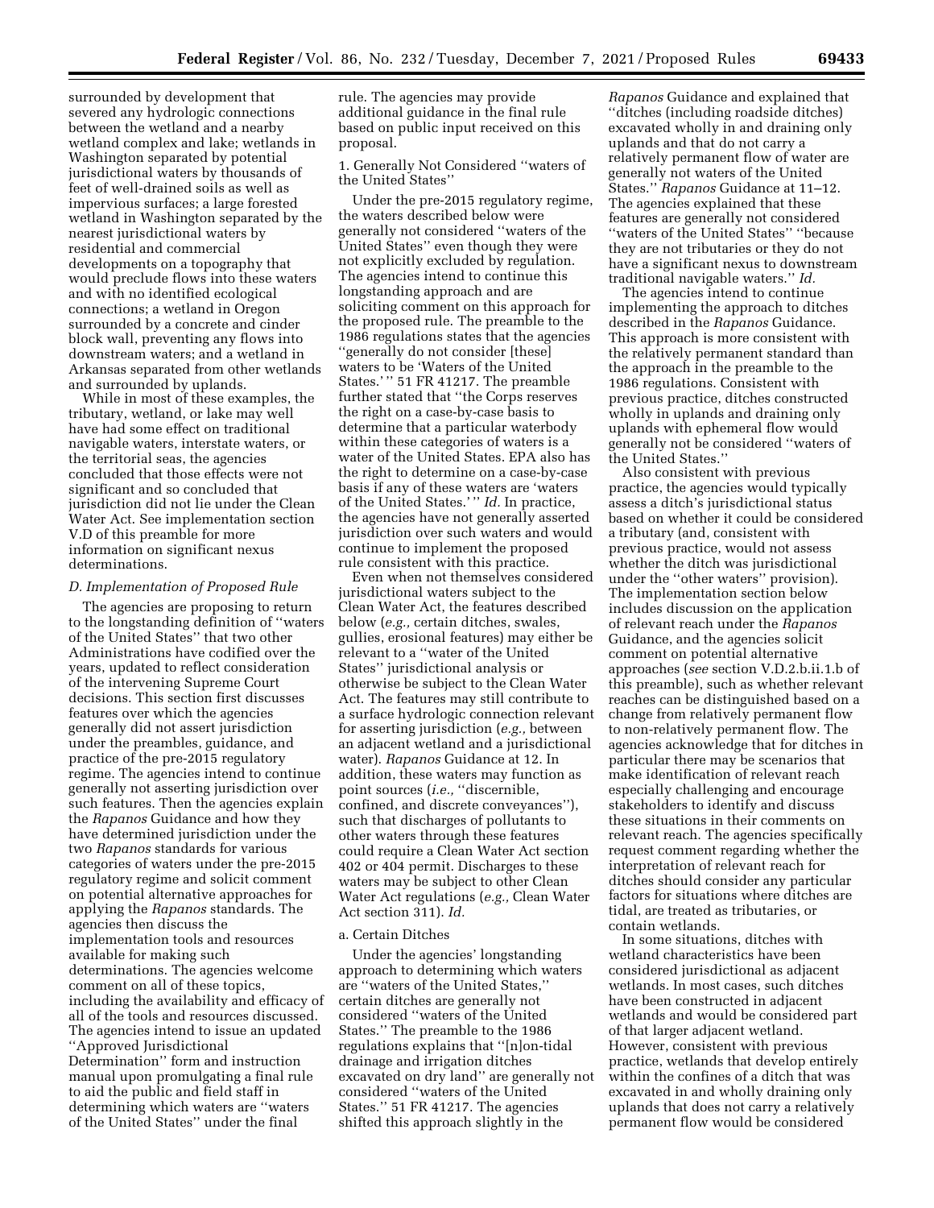surrounded by development that severed any hydrologic connections between the wetland and a nearby wetland complex and lake; wetlands in Washington separated by potential jurisdictional waters by thousands of feet of well-drained soils as well as impervious surfaces; a large forested wetland in Washington separated by the nearest jurisdictional waters by residential and commercial developments on a topography that would preclude flows into these waters and with no identified ecological connections; a wetland in Oregon surrounded by a concrete and cinder block wall, preventing any flows into downstream waters; and a wetland in Arkansas separated from other wetlands and surrounded by uplands.

While in most of these examples, the tributary, wetland, or lake may well have had some effect on traditional navigable waters, interstate waters, or the territorial seas, the agencies concluded that those effects were not significant and so concluded that jurisdiction did not lie under the Clean Water Act. See implementation section V.D of this preamble for more information on significant nexus determinations.

### D. Implementation of Proposed Rule

The agencies are proposing to return to the longstanding definition of ''waters of the United States'' that two other Administrations have codified over the years, updated to reflect consideration of the intervening Supreme Court decisions. This section first discusses features over which the agencies generally did not assert jurisdiction under the preambles, guidance, and practice of the pre-2015 regulatory regime. The agencies intend to continue generally not asserting jurisdiction over such features. Then the agencies explain the *Rapanos* Guidance and how they have determined jurisdiction under the two *Rapanos* standards for various categories of waters under the pre-2015 regulatory regime and solicit comment on potential alternative approaches for applying the *Rapanos* standards. The agencies then discuss the implementation tools and resources available for making such determinations. The agencies welcome comment on all of these topics, including the availability and efficacy of all of the tools and resources discussed. The agencies intend to issue an updated ''Approved Jurisdictional Determination'' form and instruction manual upon promulgating a final rule to aid the public and field staff in determining which waters are ''waters of the United States'' under the final rule. The agencies may provide additional guidance in the final rule based on public input received on this proposal.

#### 1. Generally Not Considered ''waters of the United States''

Under the pre-2015 regulatory regime, the waters described below were generally not considered ''waters of the United States'' even though they were not explicitly excluded by regulation. The agencies intend to continue this longstanding approach and are soliciting comment on this approach for the proposed rule. The preamble to the 1986 regulations states that the agencies ''generally do not consider [these] waters to be 'Waters of the United States.' '' 51 FR 41217. The preamble further stated that ''the Corps reserves the right on a case-by-case basis to determine that a particular waterbody within these categories of waters is a water of the United States. EPA also has the right to determine on a case-by-case basis if any of these waters are 'waters of the United States.' '' *Id.* In practice, the agencies have not generally asserted jurisdiction over such waters and would continue to implement the proposed rule consistent with this practice.

Even when not themselves considered jurisdictional waters subject to the Clean Water Act, the features described below (*e.g.,* certain ditches, swales, gullies, erosional features) may either be relevant to a ''water of the United States'' jurisdictional analysis or otherwise be subject to the Clean Water Act. The features may still contribute to a surface hydrologic connection relevant for asserting jurisdiction (*e.g.,* between an adjacent wetland and a jurisdictional water). *Rapanos* Guidance at 12. In addition, these waters may function as point sources (*i.e.,* ''discernible, confined, and discrete conveyances''), such that discharges of pollutants to other waters through these features could require a Clean Water Act section 402 or 404 permit. Discharges to these waters may be subject to other Clean Water Act regulations (*e.g.,* Clean Water Act section 311). *Id.*

##### a. Certain Ditches

Under the agencies' longstanding approach to determining which waters are ''waters of the United States,'' certain ditches are generally not considered ''waters of the United States.'' The preamble to the 1986 regulations explains that ''[n]on-tidal drainage and irrigation ditches excavated on dry land'' are generally not considered ''waters of the United States.'' 51 FR 41217. The agencies shifted this approach slightly in the *Rapanos* Guidance and explained that ''ditches (including roadside ditches) excavated wholly in and draining only uplands and that do not carry a relatively permanent flow of water are generally not waters of the United States.'' *Rapanos* Guidance at 11–12. The agencies explained that these features are generally not considered ''waters of the United States'' ''because they are not tributaries or they do not have a significant nexus to downstream traditional navigable waters.'' *Id.*

The agencies intend to continue implementing the approach to ditches described in the *Rapanos* Guidance. This approach is more consistent with the relatively permanent standard than the approach in the preamble to the 1986 regulations. Consistent with previous practice, ditches constructed wholly in uplands and draining only uplands with ephemeral flow would generally not be considered ''waters of the United States.''

Also consistent with previous practice, the agencies would typically assess a ditch's jurisdictional status based on whether it could be considered a tributary (and, consistent with previous practice, would not assess whether the ditch was jurisdictional under the ''other waters'' provision). The implementation section below includes discussion on the application of relevant reach under the *Rapanos* Guidance, and the agencies solicit comment on potential alternative approaches (*see* section V.D.2.b.ii.1.b of this preamble), such as whether relevant reaches can be distinguished based on a change from relatively permanent flow to non-relatively permanent flow. The agencies acknowledge that for ditches in particular there may be scenarios that make identification of relevant reach especially challenging and encourage stakeholders to identify and discuss these situations in their comments on relevant reach. The agencies specifically request comment regarding whether the interpretation of relevant reach for ditches should consider any particular factors for situations where ditches are tidal, are treated as tributaries, or contain wetlands.

In some situations, ditches with wetland characteristics have been considered jurisdictional as adjacent wetlands. In most cases, such ditches have been constructed in adjacent wetlands and would be considered part of that larger adjacent wetland. However, consistent with previous practice, wetlands that develop entirely within the confines of a ditch that was excavated in and wholly draining only uplands that does not carry a relatively permanent flow would be considered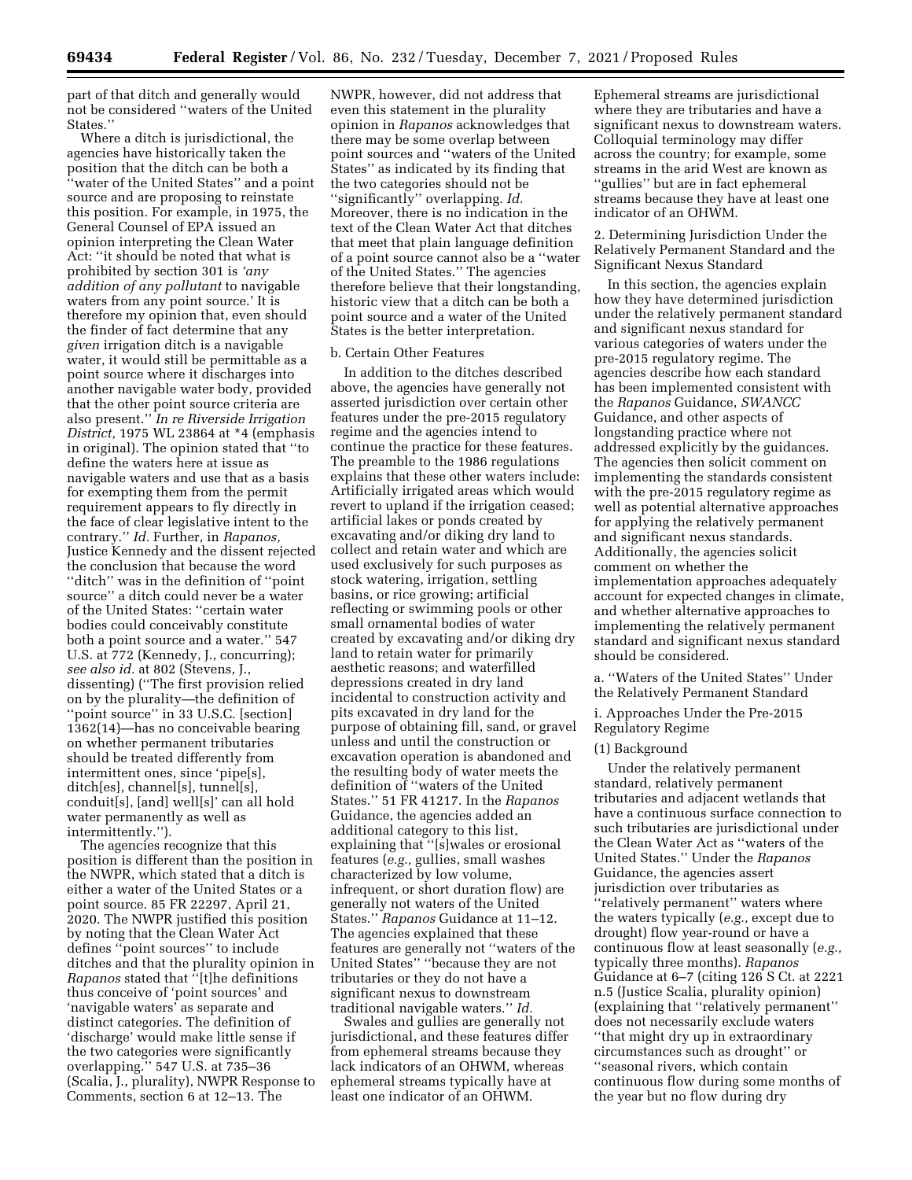part of that ditch and generally would not be considered "waters of the United States."

Where a ditch is jurisdictional, the agencies have historically taken the position that the ditch can be both a "water of the United States" and a point source and are proposing to reinstate this position. For example, in 1975, the General Counsel of EPA issued an opinion interpreting the Clean Water Act: "it should be noted that what is prohibited by section 301 is *'any addition of any pollutant* to navigable waters from any point source.' It is therefore my opinion that, even should the finder of fact determine that any *given* irrigation ditch is a navigable water, it would still be permittable as a point source where it discharges into another navigable water body, provided that the other point source criteria are also present." *In re Riverside Irrigation District,* 1975 WL 23864 at *4 (emphasis in original). The opinion stated that "to define the waters here at issue as navigable waters and use that as a basis for exempting them from the permit requirement appears to fly directly in the face of clear legislative intent to the contrary." *Id.* Further, in *Rapanos,* Justice Kennedy and the dissent rejected the conclusion that because the word "ditch" was in the definition of "point source" a ditch could never be a water of the United States: "certain water bodies could conceivably constitute both a point source and a water." 547 U.S. at 772 (Kennedy, J., concurring); *see also id.* at 802 (Stevens, J., dissenting) ("The first provision relied on by the plurality—the definition of "point source" in 33 U.S.C. [section] 1362(14)—has no conceivable bearing on whether permanent tributaries should be treated differently from intermittent ones, since 'pipe[s], ditch[es], channel[s], tunnel[s], conduit[s], [and] well[s]' can all hold water permanently as well as intermittently.").

The agencies recognize that this position is different than the position in the NWPR, which stated that a ditch is either a water of the United States or a point source. 85 FR 22297, April 21, 2020. The NWPR justified this position by noting that the Clean Water Act defines "point sources" to include ditches and that the plurality opinion in *Rapanos* stated that "[t]he definitions thus conceive of 'point sources' and 'navigable waters' as separate and distinct categories. The definition of 'discharge' would make little sense if the two categories were significantly overlapping." 547 U.S. at 735–36 (Scalia, J., plurality), NWPR Response to Comments, section 6 at 12–13. The NWPR, however, did not address that even this statement in the plurality opinion in *Rapanos* acknowledges that there may be some overlap between point sources and "waters of the United States" as indicated by its finding that the two categories should not be "significantly" overlapping. *Id.* Moreover, there is no indication in the text of the Clean Water Act that ditches that meet that plain language definition of a point source cannot also be a "water of the United States." The agencies therefore believe that their longstanding, historic view that a ditch can be both a point source and a water of the United States is the better interpretation.

b. Certain Other Features

In addition to the ditches described above, the agencies have generally not asserted jurisdiction over certain other features under the pre-2015 regulatory regime and the agencies intend to continue the practice for these features. The preamble to the 1986 regulations explains that these other waters include: Artificially irrigated areas which would revert to upland if the irrigation ceased; artificial lakes or ponds created by excavating and/or diking dry land to collect and retain water and which are used exclusively for such purposes as stock watering, irrigation, settling basins, or rice growing; artificial reflecting or swimming pools or other small ornamental bodies of water created by excavating and/or diking dry land to retain water for primarily aesthetic reasons; and waterfilled depressions created in dry land incidental to construction activity and pits excavated in dry land for the purpose of obtaining fill, sand, or gravel unless and until the construction or excavation operation is abandoned and the resulting body of water meets the definition of "waters of the United States." 51 FR 41217. In the *Rapanos* Guidance, the agencies added an additional category to this list, explaining that "[s]wales or erosional features (*e.g.,* gullies, small washes characterized by low volume, infrequent, or short duration flow) are generally not waters of the United States." *Rapanos* Guidance at 11–12. The agencies explained that these features are generally not "waters of the United States" "because they are not tributaries or they do not have a significant nexus to downstream traditional navigable waters." *Id.*

Swales and gullies are generally not jurisdictional, and these features differ from ephemeral streams because they lack indicators of an OHWM, whereas ephemeral streams typically have at least one indicator of an OHWM. Ephemeral streams are jurisdictional where they are tributaries and have a significant nexus to downstream waters. Colloquial terminology may differ across the country; for example, some streams in the arid West are known as "gullies" but are in fact ephemeral streams because they have at least one indicator of an OHWM.

2. Determining Jurisdiction Under the Relatively Permanent Standard and the Significant Nexus Standard

In this section, the agencies explain how they have determined jurisdiction under the relatively permanent standard and significant nexus standard for various categories of waters under the pre-2015 regulatory regime. The agencies describe how each standard has been implemented consistent with the *Rapanos* Guidance, *SWANCC* Guidance, and other aspects of longstanding practice where not addressed explicitly by the guidances. The agencies then solicit comment on implementing the standards consistent with the pre-2015 regulatory regime as well as potential alternative approaches for applying the relatively permanent and significant nexus standards. Additionally, the agencies solicit comment on whether the implementation approaches adequately account for expected changes in climate, and whether alternative approaches to implementing the relatively permanent standard and significant nexus standard should be considered.

a. "Waters of the United States" Under the Relatively Permanent Standard

i. Approaches Under the Pre-2015 Regulatory Regime

(1) Background

Under the relatively permanent standard, relatively permanent tributaries and adjacent wetlands that have a continuous surface connection to such tributaries are jurisdictional under the Clean Water Act as "waters of the United States." Under the *Rapanos* Guidance, the agencies assert jurisdiction over tributaries as "relatively permanent" waters where the waters typically (*e.g.,* except due to drought) flow year-round or have a continuous flow at least seasonally (*e.g.,* typically three months). *Rapanos* Guidance at 6–7 (citing 126 S Ct. at 2221 n.5 (Justice Scalia, plurality opinion) (explaining that "relatively permanent" does not necessarily exclude waters "that might dry up in extraordinary circumstances such as drought" or "seasonal rivers, which contain continuous flow during some months of the year but no flow during dry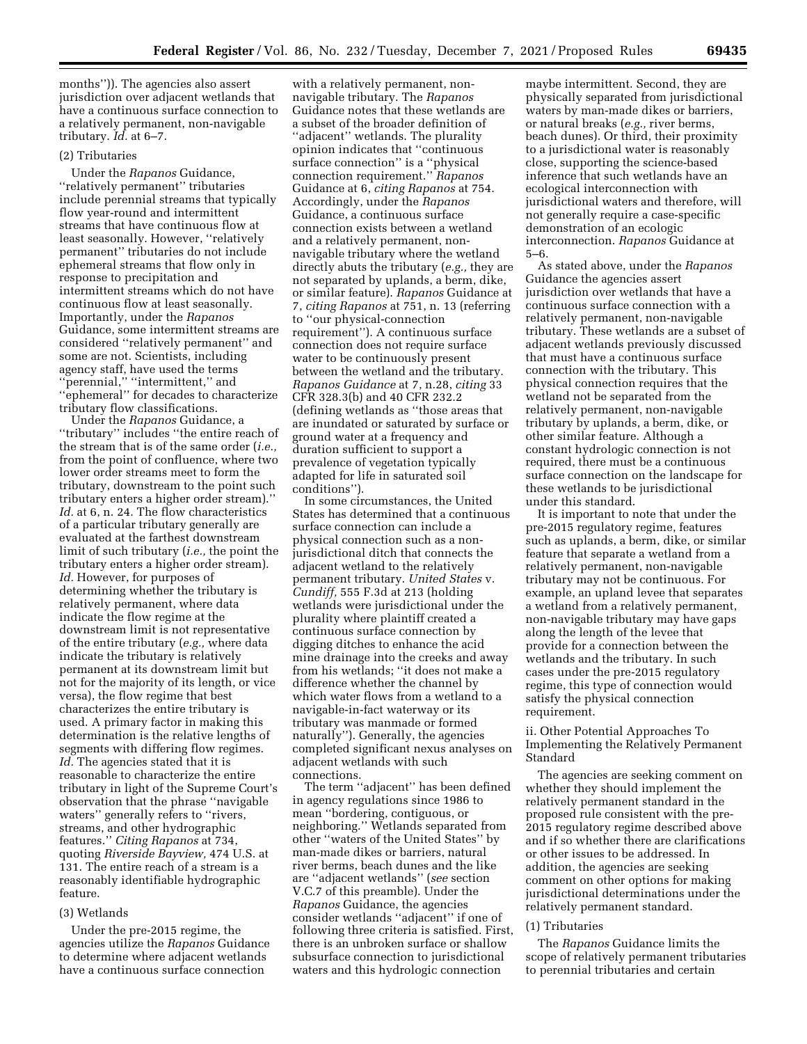months'')). The agencies also assert jurisdiction over adjacent wetlands that have a continuous surface connection to a relatively permanent, non-navigable tributary. *Id.* at 6–7.

(2) Tributaries

Under the *Rapanos* Guidance, ''relatively permanent'' tributaries include perennial streams that typically flow year-round and intermittent streams that have continuous flow at least seasonally. However, ''relatively permanent'' tributaries do not include ephemeral streams that flow only in response to precipitation and intermittent streams which do not have continuous flow at least seasonally. Importantly, under the *Rapanos* Guidance, some intermittent streams are considered ''relatively permanent'' and some are not. Scientists, including agency staff, have used the terms ''perennial,'' ''intermittent,'' and ''ephemeral'' for decades to characterize tributary flow classifications.

Under the *Rapanos* Guidance, a ''tributary'' includes ''the entire reach of the stream that is of the same order (*i.e.,* from the point of confluence, where two lower order streams meet to form the tributary, downstream to the point such tributary enters a higher order stream).'' *Id.* at 6, n. 24. The flow characteristics of a particular tributary generally are evaluated at the farthest downstream limit of such tributary (*i.e.,* the point the tributary enters a higher order stream). *Id.* However, for purposes of determining whether the tributary is relatively permanent, where data indicate the flow regime at the downstream limit is not representative of the entire tributary (*e.g.,* where data indicate the tributary is relatively permanent at its downstream limit but not for the majority of its length, or vice versa), the flow regime that best characterizes the entire tributary is used. A primary factor in making this determination is the relative lengths of segments with differing flow regimes. *Id.* The agencies stated that it is reasonable to characterize the entire tributary in light of the Supreme Court's observation that the phrase ''navigable waters'' generally refers to ''rivers, streams, and other hydrographic features.'' *Citing Rapanos* at 734, quoting *Riverside Bayview,* 474 U.S. at 131. The entire reach of a stream is a reasonably identifiable hydrographic feature.

(3) Wetlands

Under the pre-2015 regime, the agencies utilize the *Rapanos* Guidance to determine where adjacent wetlands have a continuous surface connection with a relatively permanent, non-navigable tributary. The *Rapanos* Guidance notes that these wetlands are a subset of the broader definition of ''adjacent'' wetlands. The plurality opinion indicates that ''continuous surface connection'' is a ''physical connection requirement.'' *Rapanos* Guidance at 6, *citing Rapanos* at 754. Accordingly, under the *Rapanos* Guidance, a continuous surface connection exists between a wetland and a relatively permanent, non-navigable tributary where the wetland directly abuts the tributary (*e.g.,* they are not separated by uplands, a berm, dike, or similar feature). *Rapanos* Guidance at 7, *citing Rapanos* at 751, n. 13 (referring to ''our physical-connection requirement''). A continuous surface connection does not require surface water to be continuously present between the wetland and the tributary. *Rapanos Guidance* at 7, n.28, *citing* 33 CFR 328.3(b) and 40 CFR 232.2 (defining wetlands as ''those areas that are inundated or saturated by surface or ground water at a frequency and duration sufficient to support a prevalence of vegetation typically adapted for life in saturated soil conditions'').

In some circumstances, the United States has determined that a continuous surface connection can include a physical connection such as a non-jurisdictional ditch that connects the adjacent wetland to the relatively permanent tributary. *United States* v. *Cundiff,* 555 F.3d at 213 (holding wetlands were jurisdictional under the plurality where plaintiff created a continuous surface connection by digging ditches to enhance the acid mine drainage into the creeks and away from his wetlands; ''it does not make a difference whether the channel by which water flows from a wetland to a navigable-in-fact waterway or its tributary was manmade or formed naturally''). Generally, the agencies completed significant nexus analyses on adjacent wetlands with such connections.

The term ''adjacent'' has been defined in agency regulations since 1986 to mean ''bordering, contiguous, or neighboring.'' Wetlands separated from other ''waters of the United States'' by man-made dikes or barriers, natural river berms, beach dunes and the like are ''adjacent wetlands'' (*see* section V.C.7 of this preamble). Under the *Rapanos* Guidance, the agencies consider wetlands ''adjacent'' if one of following three criteria is satisfied. First, there is an unbroken surface or shallow subsurface connection to jurisdictional waters and this hydrologic connection maybe intermittent. Second, they are physically separated from jurisdictional waters by man-made dikes or barriers, or natural breaks (*e.g.,* river berms, beach dunes). Or third, their proximity to a jurisdictional water is reasonably close, supporting the science-based inference that such wetlands have an ecological interconnection with jurisdictional waters and therefore, will not generally require a case-specific demonstration of an ecologic interconnection. *Rapanos* Guidance at 5–6.

As stated above, under the *Rapanos* Guidance the agencies assert jurisdiction over wetlands that have a continuous surface connection with a relatively permanent, non-navigable tributary. These wetlands are a subset of adjacent wetlands previously discussed that must have a continuous surface connection with the tributary. This physical connection requires that the wetland not be separated from the relatively permanent, non-navigable tributary by uplands, a berm, dike, or other similar feature. Although a constant hydrologic connection is not required, there must be a continuous surface connection on the landscape for these wetlands to be jurisdictional under this standard.

It is important to note that under the pre-2015 regulatory regime, features such as uplands, a berm, dike, or similar feature that separate a wetland from a relatively permanent, non-navigable tributary may not be continuous. For example, an upland levee that separates a wetland from a relatively permanent, non-navigable tributary may have gaps along the length of the levee that provide for a connection between the wetlands and the tributary. In such cases under the pre-2015 regulatory regime, this type of connection would satisfy the physical connection requirement.

ii. Other Potential Approaches To Implementing the Relatively Permanent Standard

The agencies are seeking comment on whether they should implement the relatively permanent standard in the proposed rule consistent with the pre-2015 regulatory regime described above and if so whether there are clarifications or other issues to be addressed. In addition, the agencies are seeking comment on other options for making jurisdictional determinations under the relatively permanent standard.

(1) Tributaries

The *Rapanos* Guidance limits the scope of relatively permanent tributaries to perennial tributaries and certain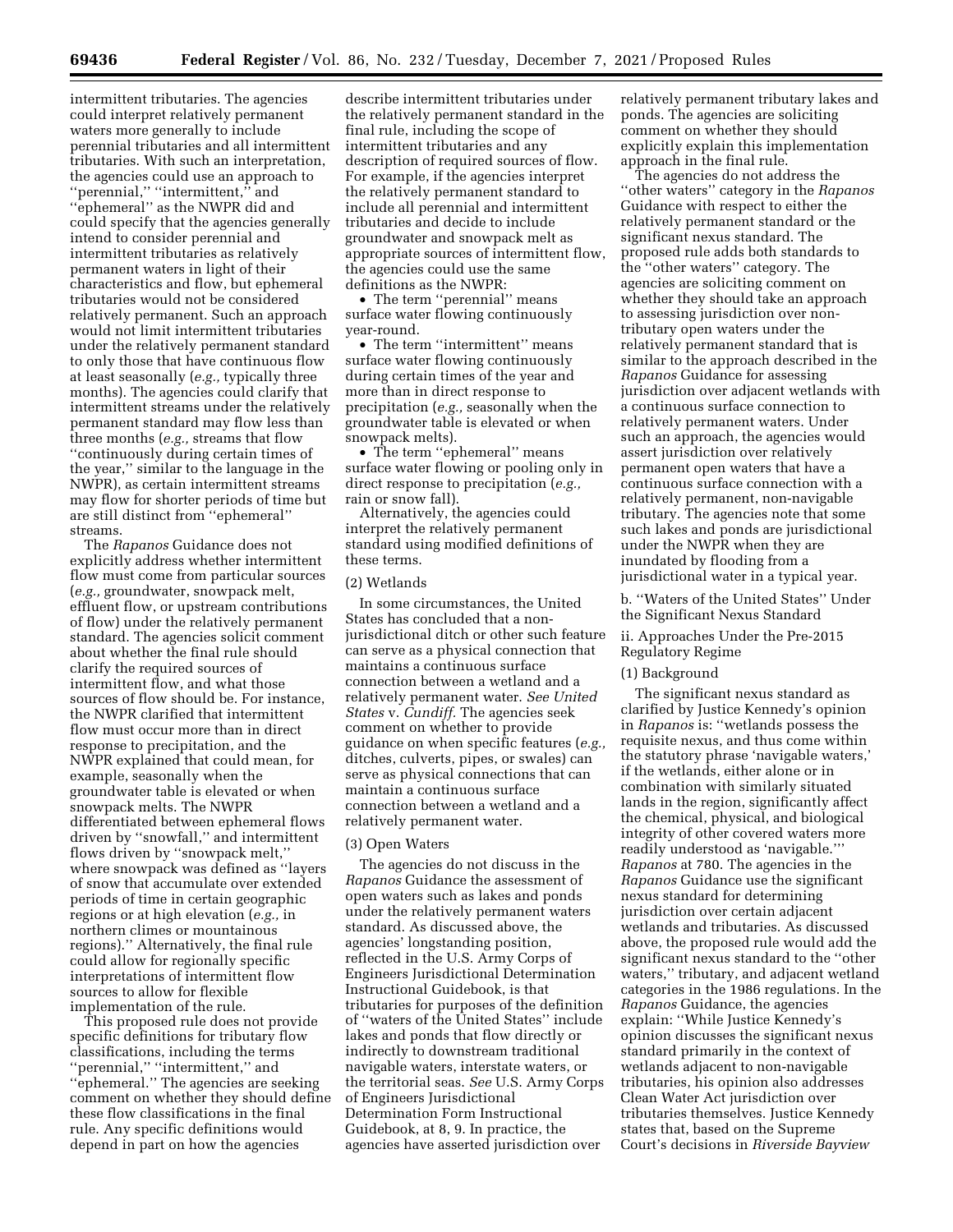intermittent tributaries. The agencies could interpret relatively permanent waters more generally to include perennial tributaries and all intermittent tributaries. With such an interpretation, the agencies could use an approach to ''perennial,'' ''intermittent,'' and ''ephemeral'' as the NWPR did and could specify that the agencies generally intend to consider perennial and intermittent tributaries as relatively permanent waters in light of their characteristics and flow, but ephemeral tributaries would not be considered relatively permanent. Such an approach would not limit intermittent tributaries under the relatively permanent standard to only those that have continuous flow at least seasonally (*e.g.,* typically three months). The agencies could clarify that intermittent streams under the relatively permanent standard may flow less than three months (*e.g.,* streams that flow ''continuously during certain times of the year,'' similar to the language in the NWPR), as certain intermittent streams may flow for shorter periods of time but are still distinct from ''ephemeral'' streams.

The *Rapanos* Guidance does not explicitly address whether intermittent flow must come from particular sources (*e.g.,* groundwater, snowpack melt, effluent flow, or upstream contributions of flow) under the relatively permanent standard. The agencies solicit comment about whether the final rule should clarify the required sources of intermittent flow, and what those sources of flow should be. For instance, the NWPR clarified that intermittent flow must occur more than in direct response to precipitation, and the NWPR explained that could mean, for example, seasonally when the groundwater table is elevated or when snowpack melts. The NWPR differentiated between ephemeral flows driven by ''snowfall,'' and intermittent flows driven by ''snowpack melt,'' where snowpack was defined as ''layers of snow that accumulate over extended periods of time in certain geographic regions or at high elevation (*e.g.,* in northern climes or mountainous regions).'' Alternatively, the final rule could allow for regionally specific interpretations of intermittent flow sources to allow for flexible implementation of the rule.

This proposed rule does not provide specific definitions for tributary flow classifications, including the terms ''perennial,'' ''intermittent,'' and ''ephemeral.'' The agencies are seeking comment on whether they should define these flow classifications in the final rule. Any specific definitions would depend in part on how the agencies describe intermittent tributaries under the relatively permanent standard in the final rule, including the scope of intermittent tributaries and any description of required sources of flow. For example, if the agencies interpret the relatively permanent standard to include all perennial and intermittent tributaries and decide to include groundwater and snowpack melt as appropriate sources of intermittent flow, the agencies could use the same definitions as the NWPR:

- The term ''perennial'' means surface water flowing continuously year-round.
- The term ''intermittent'' means surface water flowing continuously during certain times of the year and more than in direct response to precipitation (*e.g.,* seasonally when the groundwater table is elevated or when snowpack melts).
- The term ''ephemeral'' means surface water flowing or pooling only in direct response to precipitation (*e.g.,* rain or snow fall).

Alternatively, the agencies could interpret the relatively permanent standard using modified definitions of these terms.

(2) Wetlands

In some circumstances, the United States has concluded that a non-jurisdictional ditch or other such feature can serve as a physical connection that maintains a continuous surface connection between a wetland and a relatively permanent water. *See United States* v. *Cundiff.* The agencies seek comment on whether to provide guidance on when specific features (*e.g.,* ditches, culverts, pipes, or swales) can serve as physical connections that can maintain a continuous surface connection between a wetland and a relatively permanent water.

(3) Open Waters

The agencies do not discuss in the *Rapanos* Guidance the assessment of open waters such as lakes and ponds under the relatively permanent waters standard. As discussed above, the agencies' longstanding position, reflected in the U.S. Army Corps of Engineers Jurisdictional Determination Instructional Guidebook, is that tributaries for purposes of the definition of ''waters of the United States'' include lakes and ponds that flow directly or indirectly to downstream traditional navigable waters, interstate waters, or the territorial seas. *See* U.S. Army Corps of Engineers Jurisdictional Determination Form Instructional Guidebook, at 8, 9. In practice, the agencies have asserted jurisdiction over relatively permanent tributary lakes and ponds. The agencies are soliciting comment on whether they should explicitly explain this implementation approach in the final rule.

The agencies do not address the ''other waters'' category in the *Rapanos* Guidance with respect to either the relatively permanent standard or the significant nexus standard. The proposed rule adds both standards to the ''other waters'' category. The agencies are soliciting comment on whether they should take an approach to assessing jurisdiction over non-tributary open waters under the relatively permanent standard that is similar to the approach described in the *Rapanos* Guidance for assessing jurisdiction over adjacent wetlands with a continuous surface connection to relatively permanent waters. Under such an approach, the agencies would assert jurisdiction over relatively permanent open waters that have a continuous surface connection with a relatively permanent, non-navigable tributary. The agencies note that some such lakes and ponds are jurisdictional under the NWPR when they are inundated by flooding from a jurisdictional water in a typical year.

b. ''Waters of the United States'' Under the Significant Nexus Standard

ii. Approaches Under the Pre-2015 Regulatory Regime

(1) Background

The significant nexus standard as clarified by Justice Kennedy's opinion in *Rapanos* is: ''wetlands possess the requisite nexus, and thus come within the statutory phrase 'navigable waters,' if the wetlands, either alone or in combination with similarly situated lands in the region, significantly affect the chemical, physical, and biological integrity of other covered waters more readily understood as 'navigable.''' *Rapanos* at 780. The agencies in the *Rapanos* Guidance use the significant nexus standard for determining jurisdiction over certain adjacent wetlands and tributaries. As discussed above, the proposed rule would add the significant nexus standard to the ''other waters,'' tributary, and adjacent wetland categories in the 1986 regulations. In the *Rapanos* Guidance, the agencies explain: ''While Justice Kennedy's opinion discusses the significant nexus standard primarily in the context of wetlands adjacent to non-navigable tributaries, his opinion also addresses Clean Water Act jurisdiction over tributaries themselves. Justice Kennedy states that, based on the Supreme Court's decisions in *Riverside Bayview*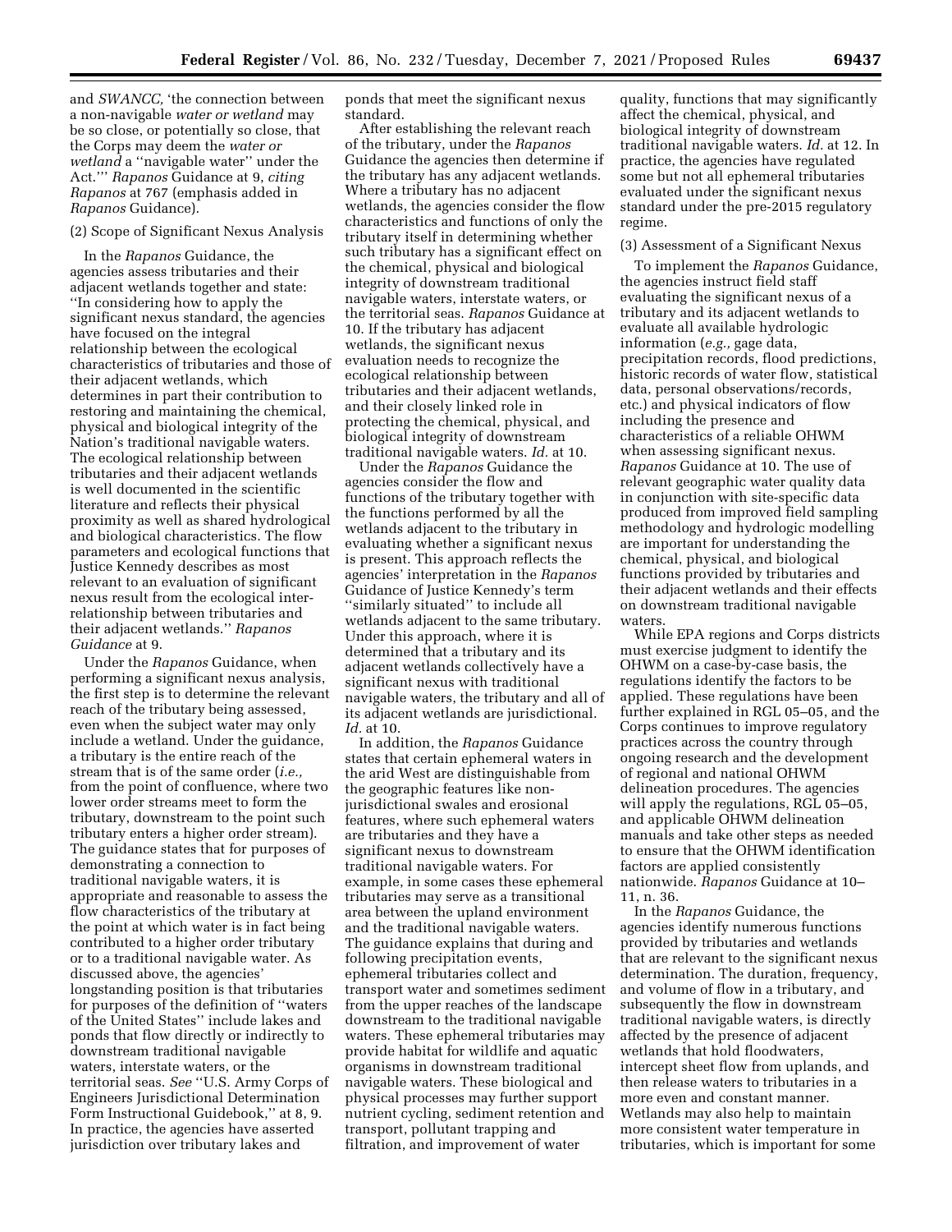and *SWANCC,* 'the connection between a non-navigable *water or wetland* may be so close, or potentially so close, that the Corps may deem the *water or wetland* a "navigable water" under the Act.'" *Rapanos* Guidance at 9, *citing Rapanos* at 767 (emphasis added in *Rapanos* Guidance).

(2) Scope of Significant Nexus Analysis

In the *Rapanos* Guidance, the agencies assess tributaries and their adjacent wetlands together and state: "In considering how to apply the significant nexus standard, the agencies have focused on the integral relationship between the ecological characteristics of tributaries and those of their adjacent wetlands, which determines in part their contribution to restoring and maintaining the chemical, physical and biological integrity of the Nation's traditional navigable waters. The ecological relationship between tributaries and their adjacent wetlands is well documented in the scientific literature and reflects their physical proximity as well as shared hydrological and biological characteristics. The flow parameters and ecological functions that Justice Kennedy describes as most relevant to an evaluation of significant nexus result from the ecological inter-relationship between tributaries and their adjacent wetlands." *Rapanos Guidance* at 9.

Under the *Rapanos* Guidance, when performing a significant nexus analysis, the first step is to determine the relevant reach of the tributary being assessed, even when the subject water may only include a wetland. Under the guidance, a tributary is the entire reach of the stream that is of the same order (*i.e.,* from the point of confluence, where two lower order streams meet to form the tributary, downstream to the point such tributary enters a higher order stream). The guidance states that for purposes of demonstrating a connection to traditional navigable waters, it is appropriate and reasonable to assess the flow characteristics of the tributary at the point at which water is in fact being contributed to a higher order tributary or to a traditional navigable water. As discussed above, the agencies' longstanding position is that tributaries for purposes of the definition of "waters of the United States" include lakes and ponds that flow directly or indirectly to downstream traditional navigable waters, interstate waters, or the territorial seas. *See* "U.S. Army Corps of Engineers Jurisdictional Determination Form Instructional Guidebook," at 8, 9. In practice, the agencies have asserted jurisdiction over tributary lakes and ponds that meet the significant nexus standard.

After establishing the relevant reach of the tributary, under the *Rapanos* Guidance the agencies then determine if the tributary has any adjacent wetlands. Where a tributary has no adjacent wetlands, the agencies consider the flow characteristics and functions of only the tributary itself in determining whether such tributary has a significant effect on the chemical, physical and biological integrity of downstream traditional navigable waters, interstate waters, or the territorial seas. *Rapanos* Guidance at 10. If the tributary has adjacent wetlands, the significant nexus evaluation needs to recognize the ecological relationship between tributaries and their adjacent wetlands, and their closely linked role in protecting the chemical, physical, and biological integrity of downstream traditional navigable waters. *Id.* at 10.

Under the *Rapanos* Guidance the agencies consider the flow and functions of the tributary together with the functions performed by all the wetlands adjacent to the tributary in evaluating whether a significant nexus is present. This approach reflects the agencies' interpretation in the *Rapanos* Guidance of Justice Kennedy's term "similarly situated" to include all wetlands adjacent to the same tributary. Under this approach, where it is determined that a tributary and its adjacent wetlands collectively have a significant nexus with traditional navigable waters, the tributary and all of its adjacent wetlands are jurisdictional. *Id.* at 10.

In addition, the *Rapanos* Guidance states that certain ephemeral waters in the arid West are distinguishable from the geographic features like non-jurisdictional swales and erosional features, where such ephemeral waters are tributaries and they have a significant nexus to downstream traditional navigable waters. For example, in some cases these ephemeral tributaries may serve as a transitional area between the upland environment and the traditional navigable waters. The guidance explains that during and following precipitation events, ephemeral tributaries collect and transport water and sometimes sediment from the upper reaches of the landscape downstream to the traditional navigable waters. These ephemeral tributaries may provide habitat for wildlife and aquatic organisms in downstream traditional navigable waters. These biological and physical processes may further support nutrient cycling, sediment retention and transport, pollutant trapping and filtration, and improvement of water quality, functions that may significantly affect the chemical, physical, and biological integrity of downstream traditional navigable waters. *Id.* at 12. In practice, the agencies have regulated some but not all ephemeral tributaries evaluated under the significant nexus standard under the pre-2015 regulatory regime.

(3) Assessment of a Significant Nexus

To implement the *Rapanos* Guidance, the agencies instruct field staff evaluating the significant nexus of a tributary and its adjacent wetlands to evaluate all available hydrologic information (*e.g.,* gage data, precipitation records, flood predictions, historic records of water flow, statistical data, personal observations/records, etc.) and physical indicators of flow including the presence and characteristics of a reliable OHWM when assessing significant nexus. *Rapanos* Guidance at 10. The use of relevant geographic water quality data in conjunction with site-specific data produced from improved field sampling methodology and hydrologic modelling are important for understanding the chemical, physical, and biological functions provided by tributaries and their adjacent wetlands and their effects on downstream traditional navigable waters.

While EPA regions and Corps districts must exercise judgment to identify the OHWM on a case-by-case basis, the regulations identify the factors to be applied. These regulations have been further explained in RGL 05–05, and the Corps continues to improve regulatory practices across the country through ongoing research and the development of regional and national OHWM delineation procedures. The agencies will apply the regulations, RGL 05–05, and applicable OHWM delineation manuals and take other steps as needed to ensure that the OHWM identification factors are applied consistently nationwide. *Rapanos* Guidance at 10–11, n. 36.

In the *Rapanos* Guidance, the agencies identify numerous functions provided by tributaries and wetlands that are relevant to the significant nexus determination. The duration, frequency, and volume of flow in a tributary, and subsequently the flow in downstream traditional navigable waters, is directly affected by the presence of adjacent wetlands that hold floodwaters, intercept sheet flow from uplands, and then release waters to tributaries in a more even and constant manner. Wetlands may also help to maintain more consistent water temperature in tributaries, which is important for some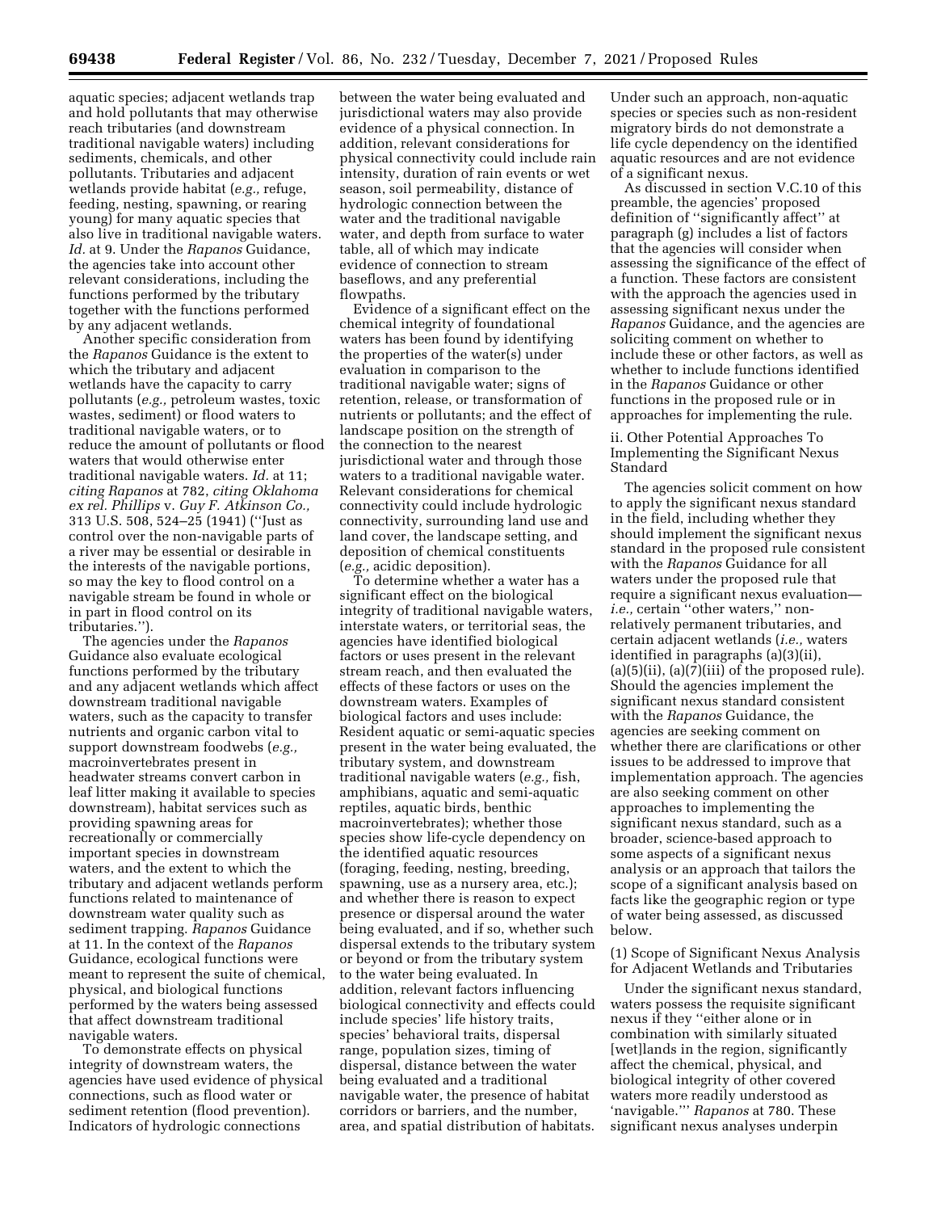aquatic species; adjacent wetlands trap and hold pollutants that may otherwise reach tributaries (and downstream traditional navigable waters) including sediments, chemicals, and other pollutants. Tributaries and adjacent wetlands provide habitat (*e.g.,* refuge, feeding, nesting, spawning, or rearing young) for many aquatic species that also live in traditional navigable waters. *Id.* at 9. Under the *Rapanos* Guidance, the agencies take into account other relevant considerations, including the functions performed by the tributary together with the functions performed by any adjacent wetlands.

Another specific consideration from the *Rapanos* Guidance is the extent to which the tributary and adjacent wetlands have the capacity to carry pollutants (*e.g.,* petroleum wastes, toxic wastes, sediment) or flood waters to traditional navigable waters, or to reduce the amount of pollutants or flood waters that would otherwise enter traditional navigable waters. *Id.* at 11; *citing Rapanos* at 782, *citing Oklahoma ex rel. Phillips* v. *Guy F. Atkinson Co.,* 313 U.S. 508, 524–25 (1941) (''Just as control over the non-navigable parts of a river may be essential or desirable in the interests of the navigable portions, so may the key to flood control on a navigable stream be found in whole or in part in flood control on its tributaries.'').

The agencies under the *Rapanos* Guidance also evaluate ecological functions performed by the tributary and any adjacent wetlands which affect downstream traditional navigable waters, such as the capacity to transfer nutrients and organic carbon vital to support downstream foodwebs (*e.g.,* macroinvertebrates present in headwater streams convert carbon in leaf litter making it available to species downstream), habitat services such as providing spawning areas for recreationally or commercially important species in downstream waters, and the extent to which the tributary and adjacent wetlands perform functions related to maintenance of downstream water quality such as sediment trapping. *Rapanos* Guidance at 11. In the context of the *Rapanos* Guidance, ecological functions were meant to represent the suite of chemical, physical, and biological functions performed by the waters being assessed that affect downstream traditional navigable waters.

To demonstrate effects on physical integrity of downstream waters, the agencies have used evidence of physical connections, such as flood water or sediment retention (flood prevention). Indicators of hydrologic connections between the water being evaluated and jurisdictional waters may also provide evidence of a physical connection. In addition, relevant considerations for physical connectivity could include rain intensity, duration of rain events or wet season, soil permeability, distance of hydrologic connection between the water and the traditional navigable water, and depth from surface to water table, all of which may indicate evidence of connection to stream baseflows, and any preferential flowpaths.

Evidence of a significant effect on the chemical integrity of foundational waters has been found by identifying the properties of the water(s) under evaluation in comparison to the traditional navigable water; signs of retention, release, or transformation of nutrients or pollutants; and the effect of landscape position on the strength of the connection to the nearest jurisdictional water and through those waters to a traditional navigable water. Relevant considerations for chemical connectivity could include hydrologic connectivity, surrounding land use and land cover, the landscape setting, and deposition of chemical constituents (*e.g.,* acidic deposition).

To determine whether a water has a significant effect on the biological integrity of traditional navigable waters, interstate waters, or territorial seas, the agencies have identified biological factors or uses present in the relevant stream reach, and then evaluated the effects of these factors or uses on the downstream waters. Examples of biological factors and uses include: Resident aquatic or semi-aquatic species present in the water being evaluated, the tributary system, and downstream traditional navigable waters (*e.g.,* fish, amphibians, aquatic and semi-aquatic reptiles, aquatic birds, benthic macroinvertebrates); whether those species show life-cycle dependency on the identified aquatic resources (foraging, feeding, nesting, breeding, spawning, use as a nursery area, etc.); and whether there is reason to expect presence or dispersal around the water being evaluated, and if so, whether such dispersal extends to the tributary system or beyond or from the tributary system to the water being evaluated. In addition, relevant factors influencing biological connectivity and effects could include species' life history traits, species' behavioral traits, dispersal range, population sizes, timing of dispersal, distance between the water being evaluated and a traditional navigable water, the presence of habitat corridors or barriers, and the number, area, and spatial distribution of habitats. Under such an approach, non-aquatic species or species such as non-resident migratory birds do not demonstrate a life cycle dependency on the identified aquatic resources and are not evidence of a significant nexus.

As discussed in section V.C.10 of this preamble, the agencies' proposed definition of ''significantly affect'' at paragraph (g) includes a list of factors that the agencies will consider when assessing the significance of the effect of a function. These factors are consistent with the approach the agencies used in assessing significant nexus under the *Rapanos* Guidance, and the agencies are soliciting comment on whether to include these or other factors, as well as whether to include functions identified in the *Rapanos* Guidance or other functions in the proposed rule or in approaches for implementing the rule.

ii. Other Potential Approaches To Implementing the Significant Nexus Standard

The agencies solicit comment on how to apply the significant nexus standard in the field, including whether they should implement the significant nexus standard in the proposed rule consistent with the *Rapanos* Guidance for all waters under the proposed rule that require a significant nexus evaluation—*i.e.,* certain ''other waters,'' non-relatively permanent tributaries, and certain adjacent wetlands (*i.e.,* waters identified in paragraphs (a)(3)(ii), (a)(5)(ii), (a)(7)(iii) of the proposed rule). Should the agencies implement the significant nexus standard consistent with the *Rapanos* Guidance, the agencies are seeking comment on whether there are clarifications or other issues to be addressed to improve that implementation approach. The agencies are also seeking comment on other approaches to implementing the significant nexus standard, such as a broader, science-based approach to some aspects of a significant nexus analysis or an approach that tailors the scope of a significant analysis based on facts like the geographic region or type of water being assessed, as discussed below.

(1) Scope of Significant Nexus Analysis for Adjacent Wetlands and Tributaries

Under the significant nexus standard, waters possess the requisite significant nexus if they ''either alone or in combination with similarly situated [wet]lands in the region, significantly affect the chemical, physical, and biological integrity of other covered waters more readily understood as 'navigable.''' *Rapanos* at 780. These significant nexus analyses underpin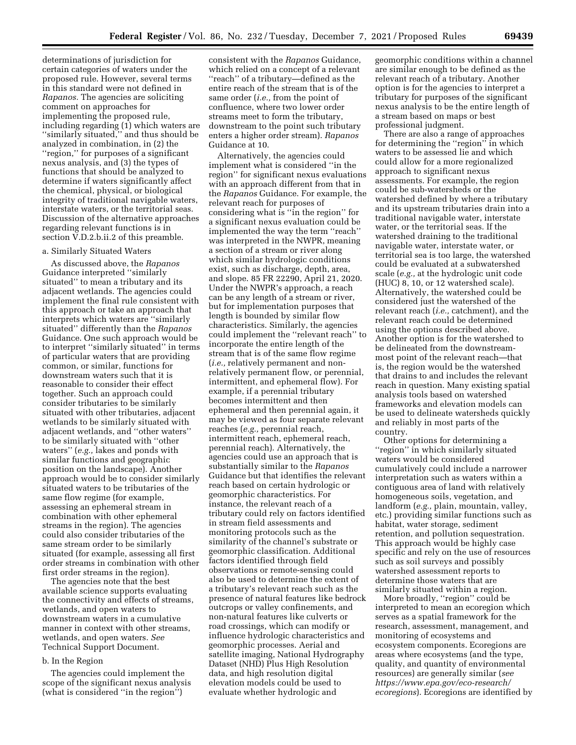determinations of jurisdiction for certain categories of waters under the proposed rule. However, several terms in this standard were not defined in *Rapanos.* The agencies are soliciting comment on approaches for implementing the proposed rule, including regarding (1) which waters are ''similarly situated,'' and thus should be analyzed in combination, in (2) the ''region,'' for purposes of a significant nexus analysis, and (3) the types of functions that should be analyzed to determine if waters significantly affect the chemical, physical, or biological integrity of traditional navigable waters, interstate waters, or the territorial seas. Discussion of the alternative approaches regarding relevant functions is in section V.D.2.b.ii.2 of this preamble.

#### a. Similarly Situated Waters

As discussed above, the *Rapanos* Guidance interpreted ''similarly situated'' to mean a tributary and its adjacent wetlands. The agencies could implement the final rule consistent with this approach or take an approach that interprets which waters are ''similarly situated'' differently than the *Rapanos* Guidance. One such approach would be to interpret ''similarly situated'' in terms of particular waters that are providing common, or similar, functions for downstream waters such that it is reasonable to consider their effect together. Such an approach could consider tributaries to be similarly situated with other tributaries, adjacent wetlands to be similarly situated with adjacent wetlands, and ''other waters'' to be similarly situated with ''other waters'' (*e.g.,* lakes and ponds with similar functions and geographic position on the landscape). Another approach would be to consider similarly situated waters to be tributaries of the same flow regime (for example, assessing an ephemeral stream in combination with other ephemeral streams in the region). The agencies could also consider tributaries of the same stream order to be similarly situated (for example, assessing all first order streams in combination with other first order streams in the region).

The agencies note that the best available science supports evaluating the connectivity and effects of streams, wetlands, and open waters to downstream waters in a cumulative manner in context with other streams, wetlands, and open waters. *See* Technical Support Document.

#### b. In the Region

The agencies could implement the scope of the significant nexus analysis (what is considered ''in the region'') consistent with the *Rapanos* Guidance, which relied on a concept of a relevant ''reach'' of a tributary—defined as the entire reach of the stream that is of the same order (*i.e.,* from the point of confluence, where two lower order streams meet to form the tributary, downstream to the point such tributary enters a higher order stream). *Rapanos* Guidance at 10.

Alternatively, the agencies could implement what is considered ''in the region'' for significant nexus evaluations with an approach different from that in the *Rapanos* Guidance. For example, the relevant reach for purposes of considering what is ''in the region'' for a significant nexus evaluation could be implemented the way the term ''reach'' was interpreted in the NWPR, meaning a section of a stream or river along which similar hydrologic conditions exist, such as discharge, depth, area, and slope. 85 FR 22290, April 21, 2020. Under the NWPR's approach, a reach can be any length of a stream or river, but for implementation purposes that length is bounded by similar flow characteristics. Similarly, the agencies could implement the ''relevant reach'' to incorporate the entire length of the stream that is of the same flow regime (*i.e.,* relatively permanent and non-relatively permanent flow, or perennial, intermittent, and ephemeral flow). For example, if a perennial tributary becomes intermittent and then ephemeral and then perennial again, it may be viewed as four separate relevant reaches (*e.g.,* perennial reach, intermittent reach, ephemeral reach, perennial reach). Alternatively, the agencies could use an approach that is substantially similar to the *Rapanos* Guidance but that identifies the relevant reach based on certain hydrologic or geomorphic characteristics. For instance, the relevant reach of a tributary could rely on factors identified in stream field assessments and monitoring protocols such as the similarity of the channel's substrate or geomorphic classification. Additional factors identified through field observations or remote-sensing could also be used to determine the extent of a tributary's relevant reach such as the presence of natural features like bedrock outcrops or valley confinements, and non-natural features like culverts or road crossings, which can modify or influence hydrologic characteristics and geomorphic processes. Aerial and satellite imaging, National Hydrography Dataset (NHD) Plus High Resolution data, and high resolution digital elevation models could be used to evaluate whether hydrologic and geomorphic conditions within a channel are similar enough to be defined as the relevant reach of a tributary. Another option is for the agencies to interpret a tributary for purposes of the significant nexus analysis to be the entire length of a stream based on maps or best professional judgment.

There are also a range of approaches for determining the ''region'' in which waters to be assessed lie and which could allow for a more regionalized approach to significant nexus assessments. For example, the region could be sub-watersheds or the watershed defined by where a tributary and its upstream tributaries drain into a traditional navigable water, interstate water, or the territorial seas. If the watershed draining to the traditional navigable water, interstate water, or territorial sea is too large, the watershed could be evaluated at a subwatershed scale (*e.g.,* at the hydrologic unit code (HUC) 8, 10, or 12 watershed scale). Alternatively, the watershed could be considered just the watershed of the relevant reach (*i.e.,* catchment), and the relevant reach could be determined using the options described above. Another option is for the watershed to be delineated from the downstream-most point of the relevant reach—that is, the region would be the watershed that drains to and includes the relevant reach in question. Many existing spatial analysis tools based on watershed frameworks and elevation models can be used to delineate watersheds quickly and reliably in most parts of the country.

Other options for determining a ''region'' in which similarly situated waters would be considered cumulatively could include a narrower interpretation such as waters within a contiguous area of land with relatively homogeneous soils, vegetation, and landform (*e.g.,* plain, mountain, valley, etc.) providing similar functions such as habitat, water storage, sediment retention, and pollution sequestration. This approach would be highly case specific and rely on the use of resources such as soil surveys and possibly watershed assessment reports to determine those waters that are similarly situated within a region.

More broadly, ''region'' could be interpreted to mean an ecoregion which serves as a spatial framework for the research, assessment, management, and monitoring of ecosystems and ecosystem components. Ecoregions are areas where ecosystems (and the type, quality, and quantity of environmental resources) are generally similar (*see https://www.epa.gov/eco-research/ecoregions*). Ecoregions are identified by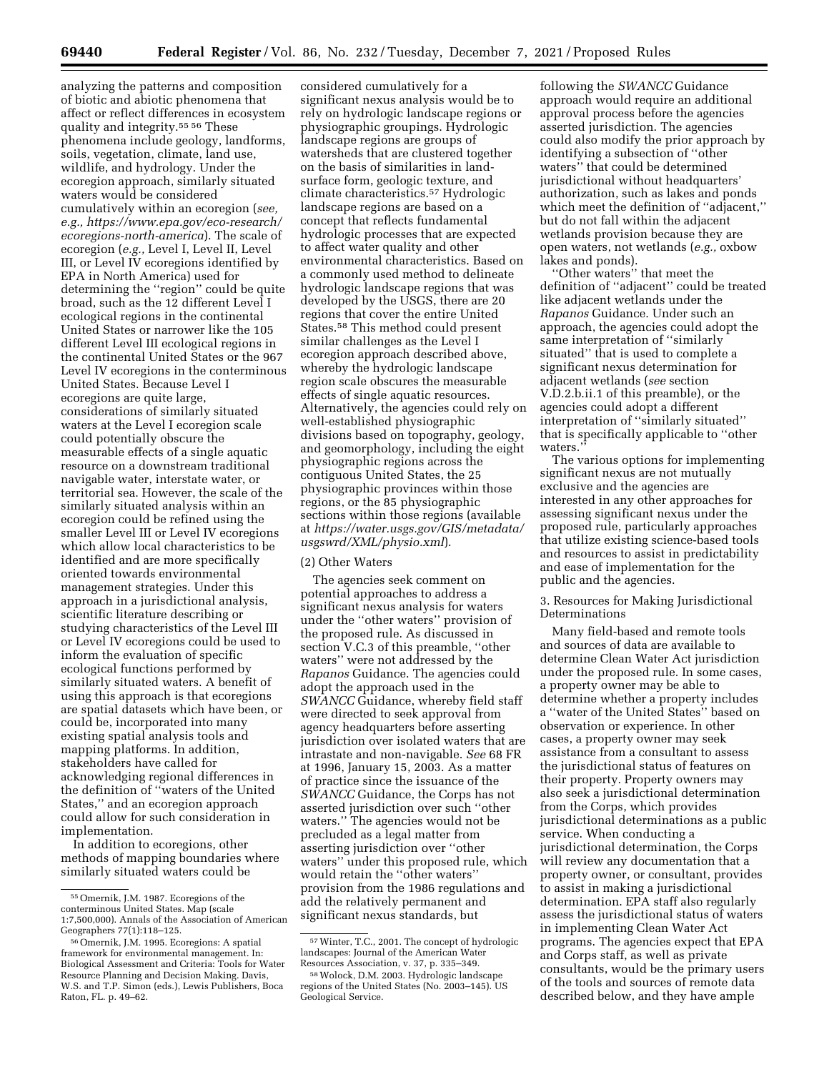analyzing the patterns and composition of biotic and abiotic phenomena that affect or reflect differences in ecosystem quality and integrity.[55 56] These phenomena include geology, landforms, soils, vegetation, climate, land use, wildlife, and hydrology. Under the ecoregion approach, similarly situated waters would be considered cumulatively within an ecoregion (*see, e.g., https://www.epa.gov/eco-research/ecoregions-north-america*). The scale of ecoregion (*e.g.,* Level I, Level II, Level III, or Level IV ecoregions identified by EPA in North America) used for determining the ''region'' could be quite broad, such as the 12 different Level I ecological regions in the continental United States or narrower like the 105 different Level III ecological regions in the continental United States or the 967 Level IV ecoregions in the conterminous United States. Because Level I ecoregions are quite large, considerations of similarly situated waters at the Level I ecoregion scale could potentially obscure the measurable effects of a single aquatic resource on a downstream traditional navigable water, interstate water, or territorial sea. However, the scale of the similarly situated analysis within an ecoregion could be refined using the smaller Level III or Level IV ecoregions which allow local characteristics to be identified and are more specifically oriented towards environmental management strategies. Under this approach in a jurisdictional analysis, scientific literature describing or studying characteristics of the Level III or Level IV ecoregions could be used to inform the evaluation of specific ecological functions performed by similarly situated waters. A benefit of using this approach is that ecoregions are spatial datasets which have been, or could be, incorporated into many existing spatial analysis tools and mapping platforms. In addition, stakeholders have called for acknowledging regional differences in the definition of ''waters of the United States,'' and an ecoregion approach could allow for such consideration in implementation.

In addition to ecoregions, other methods of mapping boundaries where similarly situated waters could be considered cumulatively for a significant nexus analysis would be to rely on hydrologic landscape regions or physiographic groupings. Hydrologic landscape regions are groups of watersheds that are clustered together on the basis of similarities in land-surface form, geologic texture, and climate characteristics.[57] Hydrologic landscape regions are based on a concept that reflects fundamental hydrologic processes that are expected to affect water quality and other environmental characteristics. Based on a commonly used method to delineate hydrologic landscape regions that was developed by the USGS, there are 20 regions that cover the entire United States.[58] This method could present similar challenges as the Level I ecoregion approach described above, whereby the hydrologic landscape region scale obscures the measurable effects of single aquatic resources. Alternatively, the agencies could rely on well-established physiographic divisions based on topography, geology, and geomorphology, including the eight physiographic regions across the contiguous United States, the 25 physiographic provinces within those regions, or the 85 physiographic sections within those regions (available at *https://water.usgs.gov/GIS/metadata/usgswrd/XML/physio.xml*).

(2) Other Waters

The agencies seek comment on potential approaches to address a significant nexus analysis for waters under the ''other waters'' provision of the proposed rule. As discussed in section V.C.3 of this preamble, ''other waters'' were not addressed by the *Rapanos* Guidance. The agencies could adopt the approach used in the *SWANCC* Guidance, whereby field staff were directed to seek approval from agency headquarters before asserting jurisdiction over isolated waters that are intrastate and non-navigable. *See* 68 FR at 1996, January 15, 2003. As a matter of practice since the issuance of the *SWANCC* Guidance, the Corps has not asserted jurisdiction over such ''other waters.'' The agencies would not be precluded as a legal matter from asserting jurisdiction over ''other waters'' under this proposed rule, which would retain the ''other waters'' provision from the 1986 regulations and add the relatively permanent and significant nexus standards, but following the *SWANCC* Guidance approach would require an additional approval process before the agencies asserted jurisdiction. The agencies could also modify the prior approach by identifying a subsection of ''other waters'' that could be determined jurisdictional without headquarters' authorization, such as lakes and ponds which meet the definition of ''adjacent,'' but do not fall within the adjacent wetlands provision because they are open waters, not wetlands (*e.g.,* oxbow lakes and ponds).

''Other waters'' that meet the definition of ''adjacent'' could be treated like adjacent wetlands under the *Rapanos* Guidance. Under such an approach, the agencies could adopt the same interpretation of ''similarly situated'' that is used to complete a significant nexus determination for adjacent wetlands (*see* section V.D.2.b.ii.1 of this preamble), or the agencies could adopt a different interpretation of ''similarly situated'' that is specifically applicable to ''other waters.''

The various options for implementing significant nexus are not mutually exclusive and the agencies are interested in any other approaches for assessing significant nexus under the proposed rule, particularly approaches that utilize existing science-based tools and resources to assist in predictability and ease of implementation for the public and the agencies.

3. Resources for Making Jurisdictional Determinations

Many field-based and remote tools and sources of data are available to determine Clean Water Act jurisdiction under the proposed rule. In some cases, a property owner may be able to determine whether a property includes a ''water of the United States'' based on observation or experience. In other cases, a property owner may seek assistance from a consultant to assess the jurisdictional status of features on their property. Property owners may also seek a jurisdictional determination from the Corps, which provides jurisdictional determinations as a public service. When conducting a jurisdictional determination, the Corps will review any documentation that a property owner, or consultant, provides to assist in making a jurisdictional determination. EPA staff also regularly assess the jurisdictional status of waters in implementing Clean Water Act programs. The agencies expect that EPA and Corps staff, as well as private consultants, would be the primary users of the tools and sources of remote data described below, and they have ample

---

[55] Omernik, J.M. 1987. Ecoregions of the conterminous United States. Map (scale 1:7,500,000). Annals of the Association of American Geographers 77(1):118–125.

[56] Omernik, J.M. 1995. Ecoregions: A spatial framework for environmental management. In: Biological Assessment and Criteria: Tools for Water Resource Planning and Decision Making. Davis, W.S. and T.P. Simon (eds.), Lewis Publishers, Boca Raton, FL. p. 49–62.

[57] Winter, T.C., 2001. The concept of hydrologic landscapes: Journal of the American Water Resources Association, v. 37, p. 335–349.

[58] Wolock, D.M. 2003. Hydrologic landscape regions of the United States (No. 2003–145). US Geological Service.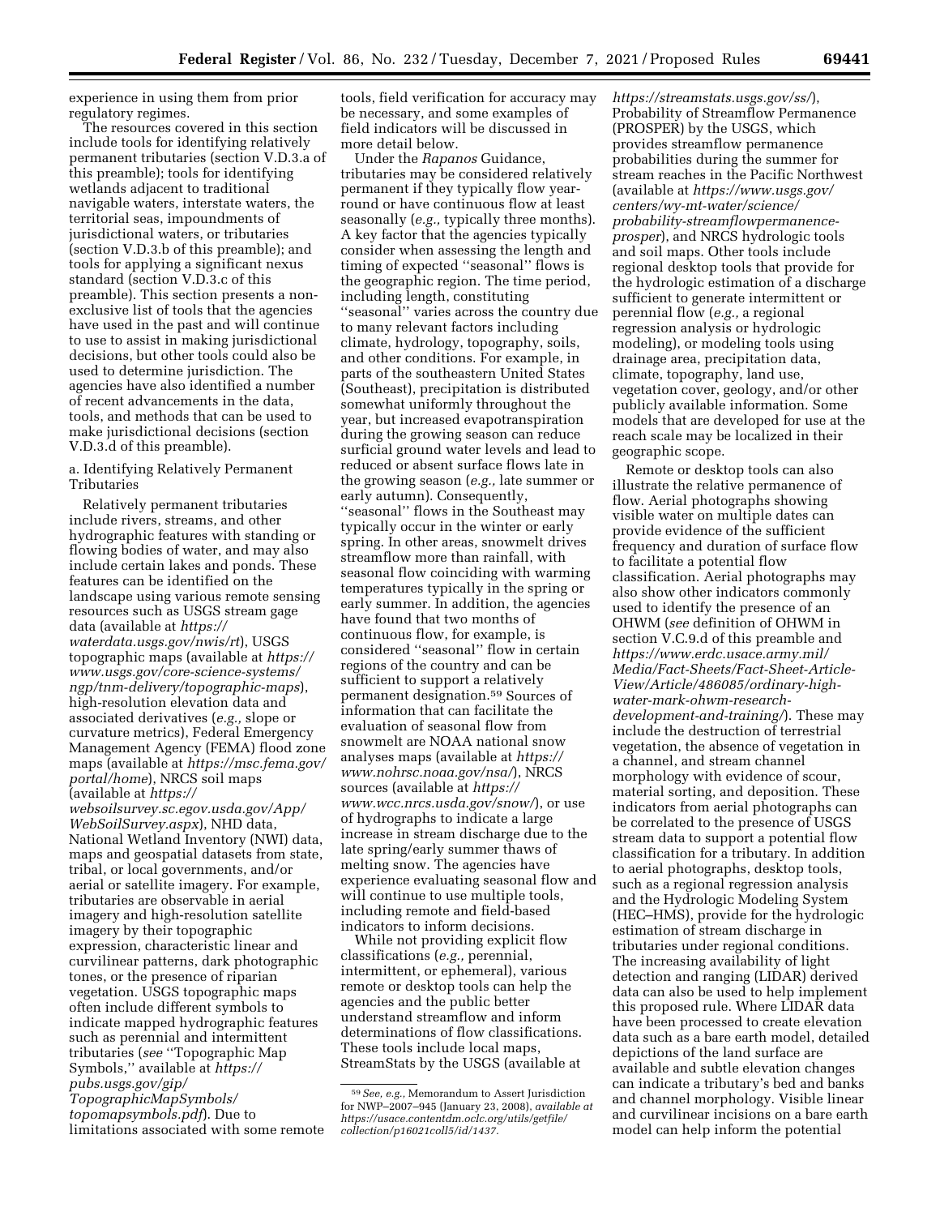experience in using them from prior regulatory regimes.

The resources covered in this section include tools for identifying relatively permanent tributaries (section V.D.3.a of this preamble); tools for identifying wetlands adjacent to traditional navigable waters, interstate waters, the territorial seas, impoundments of jurisdictional waters, or tributaries (section V.D.3.b of this preamble); and tools for applying a significant nexus standard (section V.D.3.c of this preamble). This section presents a non-exclusive list of tools that the agencies have used in the past and will continue to use to assist in making jurisdictional decisions, but other tools could also be used to determine jurisdiction. The agencies have also identified a number of recent advancements in the data, tools, and methods that can be used to make jurisdictional decisions (section V.D.3.d of this preamble).

a. Identifying Relatively Permanent Tributaries

Relatively permanent tributaries include rivers, streams, and other hydrographic features with standing or flowing bodies of water, and may also include certain lakes and ponds. These features can be identified on the landscape using various remote sensing resources such as USGS stream gage data (available at *https://waterdata.usgs.gov/nwis/rt*), USGS topographic maps (available at *https://www.usgs.gov/core-science-systems/ngp/tnm-delivery/topographic-maps*), high-resolution elevation data and associated derivatives (*e.g.,* slope or curvature metrics), Federal Emergency Management Agency (FEMA) flood zone maps (available at *https://msc.fema.gov/portal/home*), NRCS soil maps (available at *https://websoilsurvey.sc.egov.usda.gov/App/WebSoilSurvey.aspx*), NHD data, National Wetland Inventory (NWI) data, maps and geospatial datasets from state, tribal, or local governments, and/or aerial or satellite imagery. For example, tributaries are observable in aerial imagery and high-resolution satellite imagery by their topographic expression, characteristic linear and curvilinear patterns, dark photographic tones, or the presence of riparian vegetation. USGS topographic maps often include different symbols to indicate mapped hydrographic features such as perennial and intermittent tributaries (*see* ''Topographic Map Symbols,'' available at *https://pubs.usgs.gov/gip/TopographicMapSymbols/topomapsymbols.pdf*). Due to limitations associated with some remote tools, field verification for accuracy may be necessary, and some examples of field indicators will be discussed in more detail below.

Under the *Rapanos* Guidance, tributaries may be considered relatively permanent if they typically flow year-round or have continuous flow at least seasonally (*e.g.,* typically three months). A key factor that the agencies typically consider when assessing the length and timing of expected ''seasonal'' flows is the geographic region. The time period, including length, constituting ''seasonal'' varies across the country due to many relevant factors including climate, hydrology, topography, soils, and other conditions. For example, in parts of the southeastern United States (Southeast), precipitation is distributed somewhat uniformly throughout the year, but increased evapotranspiration during the growing season can reduce surficial ground water levels and lead to reduced or absent surface flows late in the growing season (*e.g.,* late summer or early autumn). Consequently, ''seasonal'' flows in the Southeast may typically occur in the winter or early spring. In other areas, snowmelt drives streamflow more than rainfall, with seasonal flow coinciding with warming temperatures typically in the spring or early summer. In addition, the agencies have found that two months of continuous flow, for example, is considered ''seasonal'' flow in certain regions of the country and can be sufficient to support a relatively permanent designation.[59] Sources of information that can facilitate the evaluation of seasonal flow from snowmelt are NOAA national snow analyses maps (available at *https://www.nohrsc.noaa.gov/nsa/*), NRCS sources (available at *https://www.wcc.nrcs.usda.gov/snow/*), or use of hydrographs to indicate a large increase in stream discharge due to the late spring/early summer thaws of melting snow. The agencies have experience evaluating seasonal flow and will continue to use multiple tools, including remote and field-based indicators to inform decisions.

While not providing explicit flow classifications (*e.g.,* perennial, intermittent, or ephemeral), various remote or desktop tools can help the agencies and the public better understand streamflow and inform determinations of flow classifications. These tools include local maps, StreamStats by the USGS (available at *https://streamstats.usgs.gov/ss/*), Probability of Streamflow Permanence (PROSPER) by the USGS, which provides streamflow permanence probabilities during the summer for stream reaches in the Pacific Northwest (available at *https://www.usgs.gov/centers/wy-mt-water/science/probability-streamflowpermanence-prosper*), and NRCS hydrologic tools and soil maps. Other tools include regional desktop tools that provide for the hydrologic estimation of a discharge sufficient to generate intermittent or perennial flow (*e.g.,* a regional regression analysis or hydrologic modeling), or modeling tools using drainage area, precipitation data, climate, topography, land use, vegetation cover, geology, and/or other publicly available information. Some models that are developed for use at the reach scale may be localized in their geographic scope.

Remote or desktop tools can also illustrate the relative permanence of flow. Aerial photographs showing visible water on multiple dates can provide evidence of the sufficient frequency and duration of surface flow to facilitate a potential flow classification. Aerial photographs may also show other indicators commonly used to identify the presence of an OHWM (*see* definition of OHWM in section V.C.9.d of this preamble and *https://www.erdc.usace.army.mil/Media/Fact-Sheets/Fact-Sheet-Article-View/Article/486085/ordinary-high-water-mark-ohwm-research-development-and-training/*). These may include the destruction of terrestrial vegetation, the absence of vegetation in a channel, and stream channel morphology with evidence of scour, material sorting, and deposition. These indicators from aerial photographs can be correlated to the presence of USGS stream data to support a potential flow classification for a tributary. In addition to aerial photographs, desktop tools, such as a regional regression analysis and the Hydrologic Modeling System (HEC–HMS), provide for the hydrologic estimation of stream discharge in tributaries under regional conditions. The increasing availability of light detection and ranging (LIDAR) derived data can also be used to help implement this proposed rule. Where LIDAR data have been processed to create elevation data such as a bare earth model, detailed depictions of the land surface are available and subtle elevation changes can indicate a tributary's bed and banks and channel morphology. Visible linear and curvilinear incisions on a bare earth model can help inform the potential

[59] *See, e.g.,* Memorandum to Assert Jurisdiction for NWP–2007–945 (January 23, 2008), *available at https://usace.contentdm.oclc.org/utils/getfile/collection/p16021coll5/id/1437.*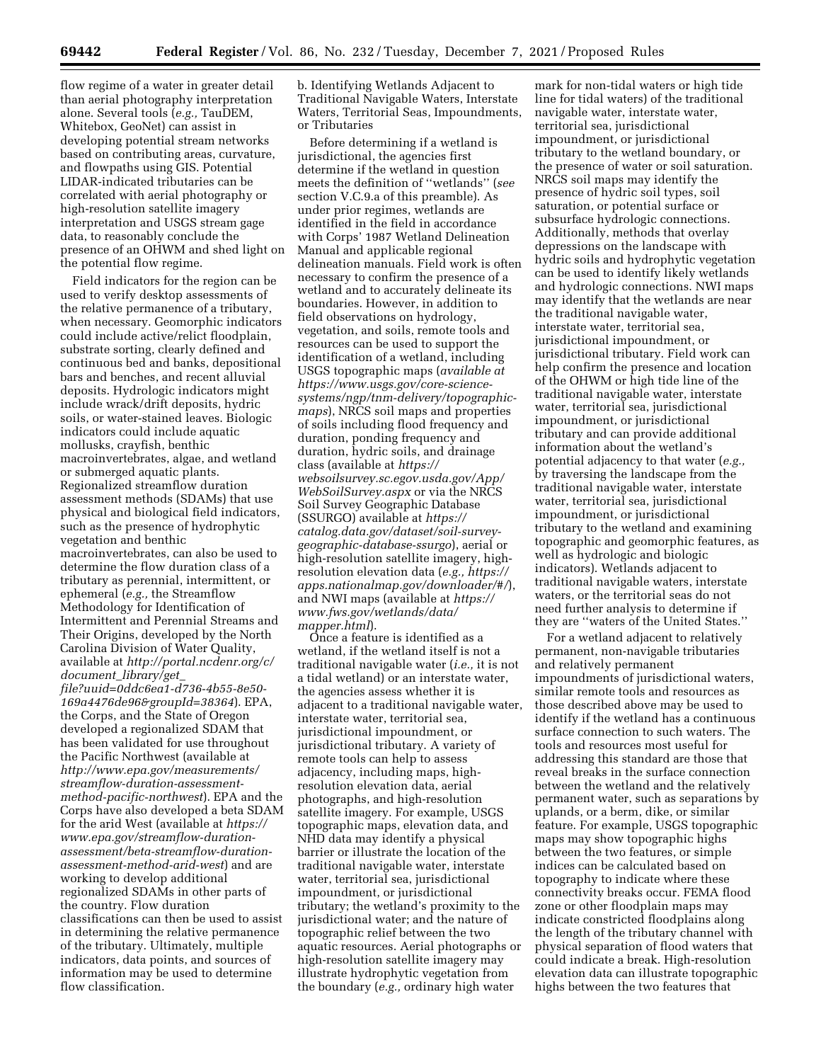flow regime of a water in greater detail than aerial photography interpretation alone. Several tools (*e.g.,* TauDEM, Whitebox, GeoNet) can assist in developing potential stream networks based on contributing areas, curvature, and flowpaths using GIS. Potential LIDAR-indicated tributaries can be correlated with aerial photography or high-resolution satellite imagery interpretation and USGS stream gage data, to reasonably conclude the presence of an OHWM and shed light on the potential flow regime.

Field indicators for the region can be used to verify desktop assessments of the relative permanence of a tributary, when necessary. Geomorphic indicators could include active/relict floodplain, substrate sorting, clearly defined and continuous bed and banks, depositional bars and benches, and recent alluvial deposits. Hydrologic indicators might include wrack/drift deposits, hydric soils, or water-stained leaves. Biologic indicators could include aquatic mollusks, crayfish, benthic macroinvertebrates, algae, and wetland or submerged aquatic plants. Regionalized streamflow duration assessment methods (SDAMs) that use physical and biological field indicators, such as the presence of hydrophytic vegetation and benthic macroinvertebrates, can also be used to determine the flow duration class of a tributary as perennial, intermittent, or ephemeral (*e.g.,* the Streamflow Methodology for Identification of Intermittent and Perennial Streams and Their Origins, developed by the North Carolina Division of Water Quality, available at *http://portal.ncdenr.org/c/document_library/get_file?uuid=0ddc6ea1-d736-4b55-8e50-169a4476de96&groupId=38364*). EPA, the Corps, and the State of Oregon developed a regionalized SDAM that has been validated for use throughout the Pacific Northwest (available at *http://www.epa.gov/measurements/streamflow-duration-assessment-method-pacific-northwest*). EPA and the Corps have also developed a beta SDAM for the arid West (available at *https://www.epa.gov/streamflow-duration-assessment/beta-streamflow-duration-assessment-method-arid-west*) and are working to develop additional regionalized SDAMs in other parts of the country. Flow duration classifications can then be used to assist in determining the relative permanence of the tributary. Ultimately, multiple indicators, data points, and sources of information may be used to determine flow classification.

b. Identifying Wetlands Adjacent to Traditional Navigable Waters, Interstate Waters, Territorial Seas, Impoundments, or Tributaries

Before determining if a wetland is jurisdictional, the agencies first determine if the wetland in question meets the definition of "wetlands" (*see* section V.C.9.a of this preamble). As under prior regimes, wetlands are identified in the field in accordance with Corps' 1987 Wetland Delineation Manual and applicable regional delineation manuals. Field work is often necessary to confirm the presence of a wetland and to accurately delineate its boundaries. However, in addition to field observations on hydrology, vegetation, and soils, remote tools and resources can be used to support the identification of a wetland, including USGS topographic maps (*available at https://www.usgs.gov/core-science-systems/ngp/tnm-delivery/topographic-maps*), NRCS soil maps and properties of soils including flood frequency and duration, ponding frequency and duration, hydric soils, and drainage class (available at *https://websoilsurvey.sc.egov.usda.gov/App/WebSoilSurvey.aspx* or via the NRCS Soil Survey Geographic Database (SSURGO) available at *https://catalog.data.gov/dataset/soil-survey-geographic-database-ssurgo*), aerial or high-resolution satellite imagery, high-resolution elevation data (*e.g., https://apps.nationalmap.gov/downloader/#/*), and NWI maps (available at *https://www.fws.gov/wetlands/data/mapper.html*).

Once a feature is identified as a wetland, if the wetland itself is not a traditional navigable water (*i.e.,* it is not a tidal wetland) or an interstate water, the agencies assess whether it is adjacent to a traditional navigable water, interstate water, territorial sea, jurisdictional impoundment, or jurisdictional tributary. A variety of remote tools can help to assess adjacency, including maps, high-resolution elevation data, aerial photographs, and high-resolution satellite imagery. For example, USGS topographic maps, elevation data, and NHD data may identify a physical barrier or illustrate the location of the traditional navigable water, interstate water, territorial sea, jurisdictional impoundment, or jurisdictional tributary; the wetland's proximity to the jurisdictional water; and the nature of topographic relief between the two aquatic resources. Aerial photographs or high-resolution satellite imagery may illustrate hydrophytic vegetation from the boundary (*e.g.,* ordinary high water mark for non-tidal waters or high tide line for tidal waters) of the traditional navigable water, interstate water, territorial sea, jurisdictional impoundment, or jurisdictional tributary to the wetland boundary, or the presence of water or soil saturation. NRCS soil maps may identify the presence of hydric soil types, soil saturation, or potential surface or subsurface hydrologic connections. Additionally, methods that overlay depressions on the landscape with hydric soils and hydrophytic vegetation can be used to identify likely wetlands and hydrologic connections. NWI maps may identify that the wetlands are near the traditional navigable water, interstate water, territorial sea, jurisdictional impoundment, or jurisdictional tributary. Field work can help confirm the presence and location of the OHWM or high tide line of the traditional navigable water, interstate water, territorial sea, jurisdictional impoundment, or jurisdictional tributary and can provide additional information about the wetland's potential adjacency to that water (*e.g.,* by traversing the landscape from the traditional navigable water, interstate water, territorial sea, jurisdictional impoundment, or jurisdictional tributary to the wetland and examining topographic and geomorphic features, as well as hydrologic and biologic indicators). Wetlands adjacent to traditional navigable waters, interstate waters, or the territorial seas do not need further analysis to determine if they are "waters of the United States."

For a wetland adjacent to relatively permanent, non-navigable tributaries and relatively permanent impoundments of jurisdictional waters, similar remote tools and resources as those described above may be used to identify if the wetland has a continuous surface connection to such waters. The tools and resources most useful for addressing this standard are those that reveal breaks in the surface connection between the wetland and the relatively permanent water, such as separations by uplands, or a berm, dike, or similar feature. For example, USGS topographic maps may show topographic highs between the two features, or simple indices can be calculated based on topography to indicate where these connectivity breaks occur. FEMA flood zone or other floodplain maps may indicate constricted floodplains along the length of the tributary channel with physical separation of flood waters that could indicate a break. High-resolution elevation data can illustrate topographic highs between the two features that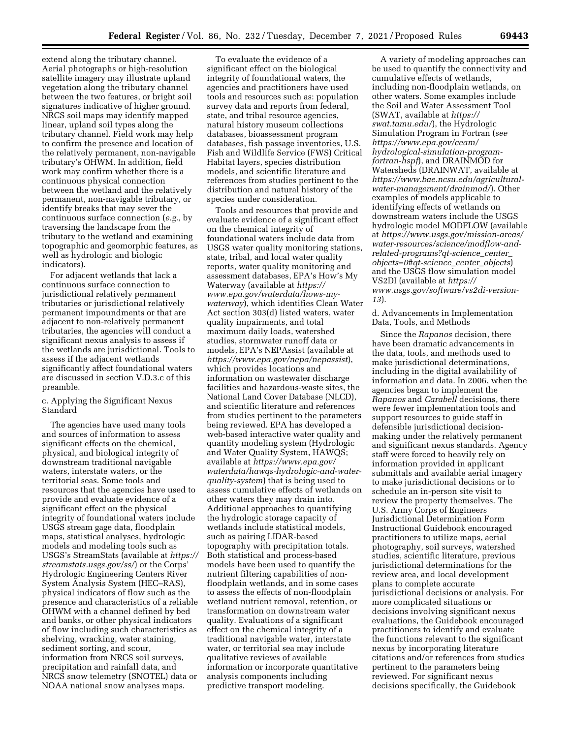extend along the tributary channel. Aerial photographs or high-resolution satellite imagery may illustrate upland vegetation along the tributary channel between the two features, or bright soil signatures indicative of higher ground. NRCS soil maps may identify mapped linear, upland soil types along the tributary channel. Field work may help to confirm the presence and location of the relatively permanent, non-navigable tributary's OHWM. In addition, field work may confirm whether there is a continuous physical connection between the wetland and the relatively permanent, non-navigable tributary, or identify breaks that may sever the continuous surface connection (*e.g.,* by traversing the landscape from the tributary to the wetland and examining topographic and geomorphic features, as well as hydrologic and biologic indicators).

For adjacent wetlands that lack a continuous surface connection to jurisdictional relatively permanent tributaries or jurisdictional relatively permanent impoundments or that are adjacent to non-relatively permanent tributaries, the agencies will conduct a significant nexus analysis to assess if the wetlands are jurisdictional. Tools to assess if the adjacent wetlands significantly affect foundational waters are discussed in section V.D.3.c of this preamble.

c. Applying the Significant Nexus Standard

The agencies have used many tools and sources of information to assess significant effects on the chemical, physical, and biological integrity of downstream traditional navigable waters, interstate waters, or the territorial seas. Some tools and resources that the agencies have used to provide and evaluate evidence of a significant effect on the physical integrity of foundational waters include USGS stream gage data, floodplain maps, statistical analyses, hydrologic models and modeling tools such as USGS's StreamStats (available at *https://streamstats.usgs.gov/ss/*) or the Corps' Hydrologic Engineering Centers River System Analysis System (HEC–RAS), physical indicators of flow such as the presence and characteristics of a reliable OHWM with a channel defined by bed and banks, or other physical indicators of flow including such characteristics as shelving, wracking, water staining, sediment sorting, and scour, information from NRCS soil surveys, precipitation and rainfall data, and NRCS snow telemetry (SNOTEL) data or NOAA national snow analyses maps.

To evaluate the evidence of a significant effect on the biological integrity of foundational waters, the agencies and practitioners have used tools and resources such as: population survey data and reports from federal, state, and tribal resource agencies, natural history museum collections databases, bioassessment program databases, fish passage inventories, U.S. Fish and Wildlife Service (FWS) Critical Habitat layers, species distribution models, and scientific literature and references from studies pertinent to the distribution and natural history of the species under consideration.

Tools and resources that provide and evaluate evidence of a significant effect on the chemical integrity of foundational waters include data from USGS water quality monitoring stations, state, tribal, and local water quality reports, water quality monitoring and assessment databases, EPA's How's My Waterway (available at *https://www.epa.gov/waterdata/hows-my-waterway*), which identifies Clean Water Act section 303(d) listed waters, water quality impairments, and total maximum daily loads, watershed studies, stormwater runoff data or models, EPA's NEPAssist (available at *https://www.epa.gov/nepa/nepassist*), which provides locations and information on wastewater discharge facilities and hazardous-waste sites, the National Land Cover Database (NLCD), and scientific literature and references from studies pertinent to the parameters being reviewed. EPA has developed a web-based interactive water quality and quantity modeling system (Hydrologic and Water Quality System, HAWQS; available at *https://www.epa.gov/waterdata/hawqs-hydrologic-and-water-quality-system*) that is being used to assess cumulative effects of wetlands on other waters they may drain into. Additional approaches to quantifying the hydrologic storage capacity of wetlands include statistical models, such as pairing LIDAR-based topography with precipitation totals. Both statistical and process-based models have been used to quantify the nutrient filtering capabilities of non-floodplain wetlands, and in some cases to assess the effects of non-floodplain wetland nutrient removal, retention, or transformation on downstream water quality. Evaluations of a significant effect on the chemical integrity of a traditional navigable water, interstate water, or territorial sea may include qualitative reviews of available information or incorporate quantitative analysis components including predictive transport modeling.

A variety of modeling approaches can be used to quantify the connectivity and cumulative effects of wetlands, including non-floodplain wetlands, on other waters. Some examples include the Soil and Water Assessment Tool (SWAT, available at *https://swat.tamu.edu/*), the Hydrologic Simulation Program in Fortran (*see https://www.epa.gov/ceam/hydrological-simulation-program-fortran-hspf*), and DRAINMOD for Watersheds (DRAINWAT, available at *https://www.bae.ncsu.edu/agricultural-water-management/drainmod/*). Other examples of models applicable to identifying effects of wetlands on downstream waters include the USGS hydrologic model MODFLOW (available at *https://www.usgs.gov/mission-areas/water-resources/science/modflow-and-related-programs?qt-science_center_objects=0#qt-science_center_objects*) and the USGS flow simulation model VS2DI (available at *https://www.usgs.gov/software/vs2di-version-13*).

d. Advancements in Implementation Data, Tools, and Methods

Since the *Rapanos* decision, there have been dramatic advancements in the data, tools, and methods used to make jurisdictional determinations, including in the digital availability of information and data. In 2006, when the agencies began to implement the *Rapanos* and *Carabell* decisions, there were fewer implementation tools and support resources to guide staff in defensible jurisdictional decision-making under the relatively permanent and significant nexus standards. Agency staff were forced to heavily rely on information provided in applicant submittals and available aerial imagery to make jurisdictional decisions or to schedule an in-person site visit to review the property themselves. The U.S. Army Corps of Engineers Jurisdictional Determination Form Instructional Guidebook encouraged practitioners to utilize maps, aerial photography, soil surveys, watershed studies, scientific literature, previous jurisdictional determinations for the review area, and local development plans to complete accurate jurisdictional decisions or analysis. For more complicated situations or decisions involving significant nexus evaluations, the Guidebook encouraged practitioners to identify and evaluate the functions relevant to the significant nexus by incorporating literature citations and/or references from studies pertinent to the parameters being reviewed. For significant nexus decisions specifically, the Guidebook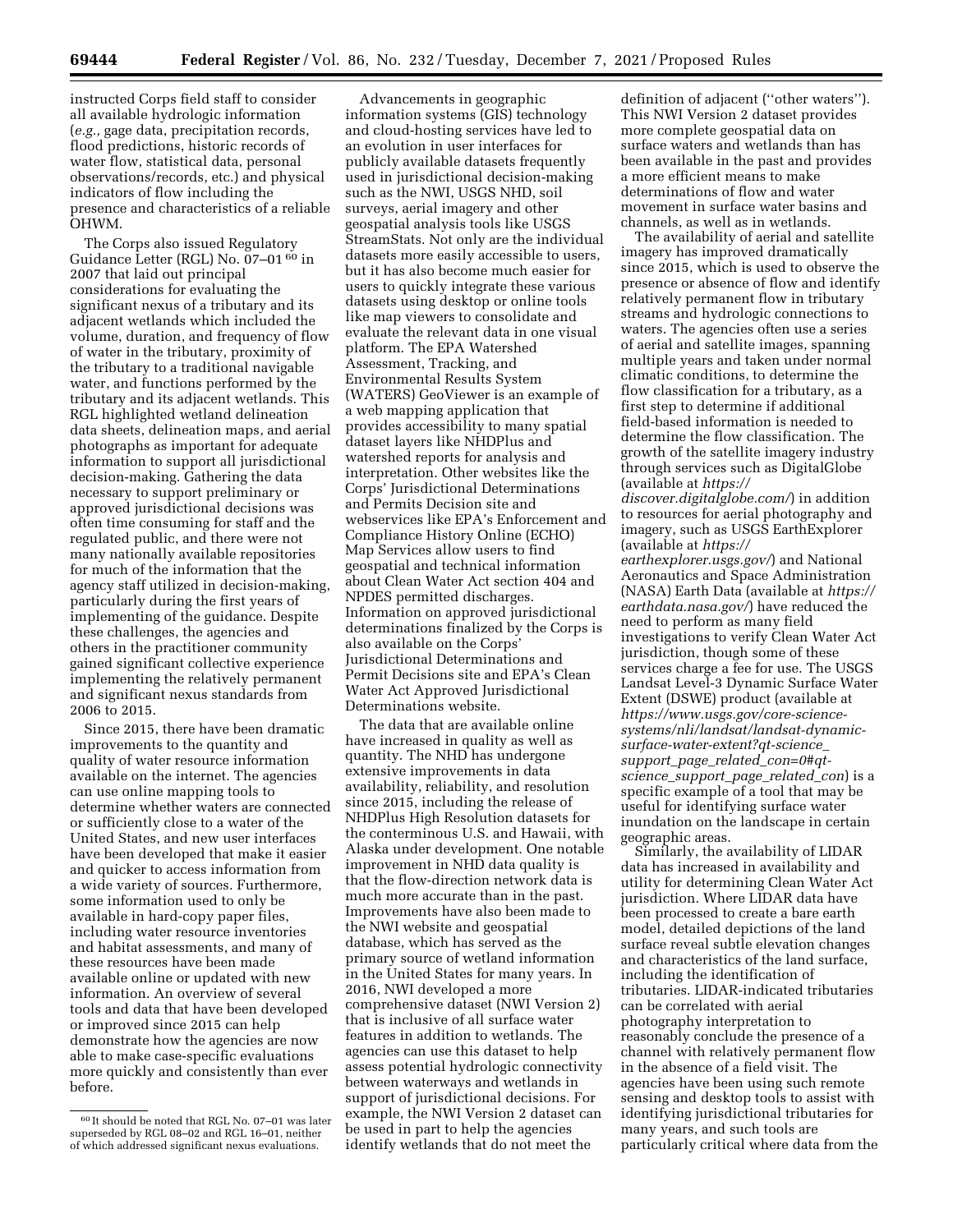instructed Corps field staff to consider all available hydrologic information (*e.g.,* gage data, precipitation records, flood predictions, historic records of water flow, statistical data, personal observations/records, etc.) and physical indicators of flow including the presence and characteristics of a reliable OHWM.

The Corps also issued Regulatory Guidance Letter (RGL) No. 07–01 [60] in 2007 that laid out principal considerations for evaluating the significant nexus of a tributary and its adjacent wetlands which included the volume, duration, and frequency of flow of water in the tributary, proximity of the tributary to a traditional navigable water, and functions performed by the tributary and its adjacent wetlands. This RGL highlighted wetland delineation data sheets, delineation maps, and aerial photographs as important for adequate information to support all jurisdictional decision-making. Gathering the data necessary to support preliminary or approved jurisdictional decisions was often time consuming for staff and the regulated public, and there were not many nationally available repositories for much of the information that the agency staff utilized in decision-making, particularly during the first years of implementing of the guidance. Despite these challenges, the agencies and others in the practitioner community gained significant collective experience implementing the relatively permanent and significant nexus standards from 2006 to 2015.

Since 2015, there have been dramatic improvements to the quantity and quality of water resource information available on the internet. The agencies can use online mapping tools to determine whether waters are connected or sufficiently close to a water of the United States, and new user interfaces have been developed that make it easier and quicker to access information from a wide variety of sources. Furthermore, some information used to only be available in hard-copy paper files, including water resource inventories and habitat assessments, and many of these resources have been made available online or updated with new information. An overview of several tools and data that have been developed or improved since 2015 can help demonstrate how the agencies are now able to make case-specific evaluations more quickly and consistently than ever before.

Advancements in geographic information systems (GIS) technology and cloud-hosting services have led to an evolution in user interfaces for publicly available datasets frequently used in jurisdictional decision-making such as the NWI, USGS NHD, soil surveys, aerial imagery and other geospatial analysis tools like USGS StreamStats. Not only are the individual datasets more easily accessible to users, but it has also become much easier for users to quickly integrate these various datasets using desktop or online tools like map viewers to consolidate and evaluate the relevant data in one visual platform. The EPA Watershed Assessment, Tracking, and Environmental Results System (WATERS) GeoViewer is an example of a web mapping application that provides accessibility to many spatial dataset layers like NHDPlus and watershed reports for analysis and interpretation. Other websites like the Corps' Jurisdictional Determinations and Permits Decision site and webservices like EPA's Enforcement and Compliance History Online (ECHO) Map Services allow users to find geospatial and technical information about Clean Water Act section 404 and NPDES permitted discharges. Information on approved jurisdictional determinations finalized by the Corps is also available on the Corps' Jurisdictional Determinations and Permit Decisions site and EPA's Clean Water Act Approved Jurisdictional Determinations website.

The data that are available online have increased in quality as well as quantity. The NHD has undergone extensive improvements in data availability, reliability, and resolution since 2015, including the release of NHDPlus High Resolution datasets for the conterminous U.S. and Hawaii, with Alaska under development. One notable improvement in NHD data quality is that the flow-direction network data is much more accurate than in the past. Improvements have also been made to the NWI website and geospatial database, which has served as the primary source of wetland information in the United States for many years. In 2016, NWI developed a more comprehensive dataset (NWI Version 2) that is inclusive of all surface water features in addition to wetlands. The agencies can use this dataset to help assess potential hydrologic connectivity between waterways and wetlands in support of jurisdictional decisions. For example, the NWI Version 2 dataset can be used in part to help the agencies identify wetlands that do not meet the definition of adjacent (''other waters''). This NWI Version 2 dataset provides more complete geospatial data on surface waters and wetlands than has been available in the past and provides a more efficient means to make determinations of flow and water movement in surface water basins and channels, as well as in wetlands.

The availability of aerial and satellite imagery has improved dramatically since 2015, which is used to observe the presence or absence of flow and identify relatively permanent flow in tributary streams and hydrologic connections to waters. The agencies often use a series of aerial and satellite images, spanning multiple years and taken under normal climatic conditions, to determine the flow classification for a tributary, as a first step to determine if additional field-based information is needed to determine the flow classification. The growth of the satellite imagery industry through services such as DigitalGlobe (available at *https://discover.digitalglobe.com/*) in addition to resources for aerial photography and imagery, such as USGS EarthExplorer (available at *https://earthexplorer.usgs.gov/*) and National Aeronautics and Space Administration (NASA) Earth Data (available at *https://earthdata.nasa.gov/*) have reduced the need to perform as many field investigations to verify Clean Water Act jurisdiction, though some of these services charge a fee for use. The USGS Landsat Level-3 Dynamic Surface Water Extent (DSWE) product (available at *https://www.usgs.gov/core-science-systems/nli/landsat/landsat-dynamic-surface-water-extent?qt-science_support_page_related_con=0#qt-science_support_page_related_con*) is a specific example of a tool that may be useful for identifying surface water inundation on the landscape in certain geographic areas.

Similarly, the availability of LIDAR data has increased in availability and utility for determining Clean Water Act jurisdiction. Where LIDAR data have been processed to create a bare earth model, detailed depictions of the land surface reveal subtle elevation changes and characteristics of the land surface, including the identification of tributaries. LIDAR-indicated tributaries can be correlated with aerial photography interpretation to reasonably conclude the presence of a channel with relatively permanent flow in the absence of a field visit. The agencies have been using such remote sensing and desktop tools to assist with identifying jurisdictional tributaries for many years, and such tools are particularly critical where data from the

[60] It should be noted that RGL No. 07–01 was later superseded by RGL 08–02 and RGL 16–01, neither of which addressed significant nexus evaluations.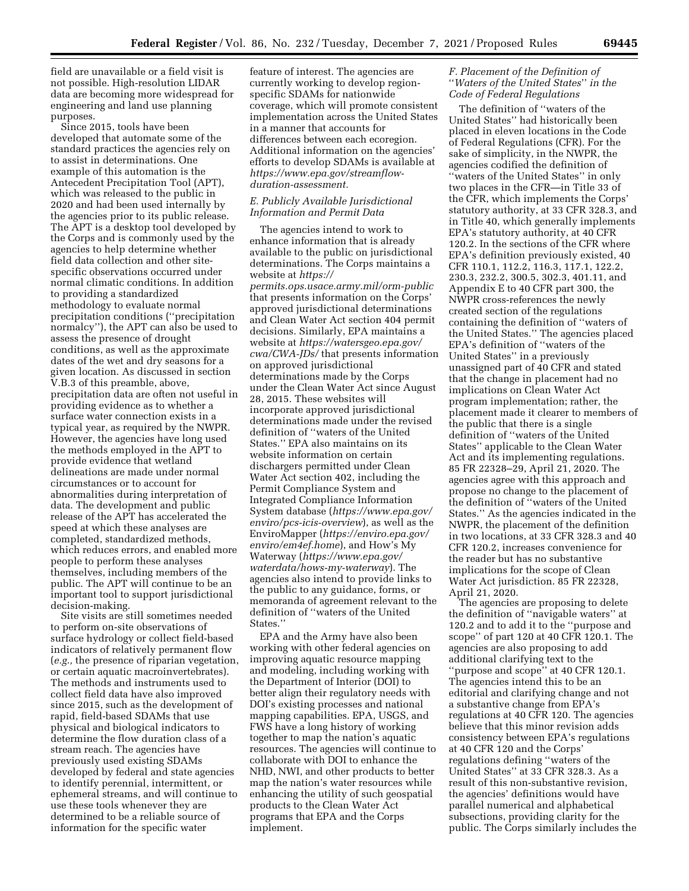field are unavailable or a field visit is not possible. High-resolution LIDAR data are becoming more widespread for engineering and land use planning purposes.

Since 2015, tools have been developed that automate some of the standard practices the agencies rely on to assist in determinations. One example of this automation is the Antecedent Precipitation Tool (APT), which was released to the public in 2020 and had been used internally by the agencies prior to its public release. The APT is a desktop tool developed by the Corps and is commonly used by the agencies to help determine whether field data collection and other site-specific observations occurred under normal climatic conditions. In addition to providing a standardized methodology to evaluate normal precipitation conditions (''precipitation normalcy''), the APT can also be used to assess the presence of drought conditions, as well as the approximate dates of the wet and dry seasons for a given location. As discussed in section V.B.3 of this preamble, above, precipitation data are often not useful in providing evidence as to whether a surface water connection exists in a typical year, as required by the NWPR. However, the agencies have long used the methods employed in the APT to provide evidence that wetland delineations are made under normal circumstances or to account for abnormalities during interpretation of data. The development and public release of the APT has accelerated the speed at which these analyses are completed, standardized methods, which reduces errors, and enabled more people to perform these analyses themselves, including members of the public. The APT will continue to be an important tool to support jurisdictional decision-making.

Site visits are still sometimes needed to perform on-site observations of surface hydrology or collect field-based indicators of relatively permanent flow (*e.g.,* the presence of riparian vegetation, or certain aquatic macroinvertebrates). The methods and instruments used to collect field data have also improved since 2015, such as the development of rapid, field-based SDAMs that use physical and biological indicators to determine the flow duration class of a stream reach. The agencies have previously used existing SDAMs developed by federal and state agencies to identify perennial, intermittent, or ephemeral streams, and will continue to use these tools whenever they are determined to be a reliable source of information for the specific water feature of interest. The agencies are currently working to develop region-specific SDAMs for nationwide coverage, which will promote consistent implementation across the United States in a manner that accounts for differences between each ecoregion. Additional information on the agencies' efforts to develop SDAMs is available at *https://www.epa.gov/streamflow-duration-assessment.*

### *E. Publicly Available Jurisdictional Information and Permit Data*

The agencies intend to work to enhance information that is already available to the public on jurisdictional determinations. The Corps maintains a website at *https://permits.ops.usace.army.mil/orm-public* that presents information on the Corps' approved jurisdictional determinations and Clean Water Act section 404 permit decisions. Similarly, EPA maintains a website at *https://watersgeo.epa.gov/cwa/CWA-JDs/* that presents information on approved jurisdictional determinations made by the Corps under the Clean Water Act since August 28, 2015. These websites will incorporate approved jurisdictional determinations made under the revised definition of ''waters of the United States.'' EPA also maintains on its website information on certain dischargers permitted under Clean Water Act section 402, including the Permit Compliance System and Integrated Compliance Information System database (*https://www.epa.gov/enviro/pcs-icis-overview*), as well as the EnviroMapper (*https://enviro.epa.gov/enviro/em4ef.home*), and How's My Waterway (*https://www.epa.gov/waterdata/hows-my-waterway*). The agencies also intend to provide links to the public to any guidance, forms, or memoranda of agreement relevant to the definition of ''waters of the United States.''

EPA and the Army have also been working with other federal agencies on improving aquatic resource mapping and modeling, including working with the Department of Interior (DOI) to better align their regulatory needs with DOI's existing processes and national mapping capabilities. EPA, USGS, and FWS have a long history of working together to map the nation's aquatic resources. The agencies will continue to collaborate with DOI to enhance the NHD, NWI, and other products to better map the nation's water resources while enhancing the utility of such geospatial products to the Clean Water Act programs that EPA and the Corps implement.

### *F. Placement of the Definition of ''Waters of the United States'' in the Code of Federal Regulations*

The definition of ''waters of the United States'' had historically been placed in eleven locations in the Code of Federal Regulations (CFR). For the sake of simplicity, in the NWPR, the agencies codified the definition of ''waters of the United States'' in only two places in the CFR—in Title 33 of the CFR, which implements the Corps' statutory authority, at 33 CFR 328.3, and in Title 40, which generally implements EPA's statutory authority, at 40 CFR 120.2. In the sections of the CFR where EPA's definition previously existed, 40 CFR 110.1, 112.2, 116.3, 117.1, 122.2, 230.3, 232.2, 300.5, 302.3, 401.11, and Appendix E to 40 CFR part 300, the NWPR cross-references the newly created section of the regulations containing the definition of ''waters of the United States.'' The agencies placed EPA's definition of ''waters of the United States'' in a previously unassigned part of 40 CFR and stated that the change in placement had no implications on Clean Water Act program implementation; rather, the placement made it clearer to members of the public that there is a single definition of ''waters of the United States'' applicable to the Clean Water Act and its implementing regulations. 85 FR 22328–29, April 21, 2020. The agencies agree with this approach and propose no change to the placement of the definition of ''waters of the United States.'' As the agencies indicated in the NWPR, the placement of the definition in two locations, at 33 CFR 328.3 and 40 CFR 120.2, increases convenience for the reader but has no substantive implications for the scope of Clean Water Act jurisdiction. 85 FR 22328, April 21, 2020.

The agencies are proposing to delete the definition of ''navigable waters'' at 120.2 and to add it to the ''purpose and scope'' of part 120 at 40 CFR 120.1. The agencies are also proposing to add additional clarifying text to the ''purpose and scope'' at 40 CFR 120.1. The agencies intend this to be an editorial and clarifying change and not a substantive change from EPA's regulations at 40 CFR 120. The agencies believe that this minor revision adds consistency between EPA's regulations at 40 CFR 120 and the Corps' regulations defining ''waters of the United States'' at 33 CFR 328.3. As a result of this non-substantive revision, the agencies' definitions would have parallel numerical and alphabetical subsections, providing clarity for the public. The Corps similarly includes the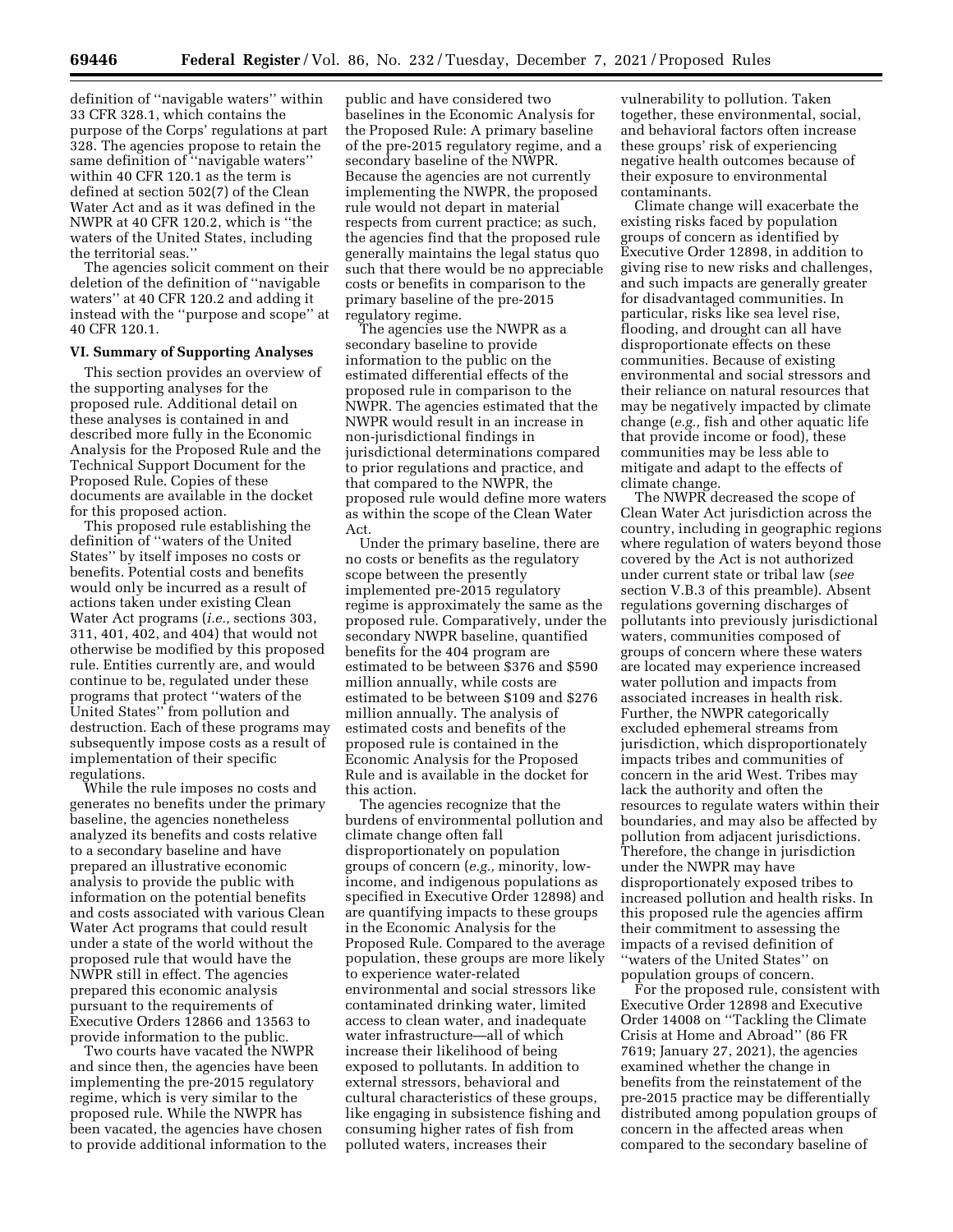definition of "navigable waters" within 33 CFR 328.1, which contains the purpose of the Corps' regulations at part 328. The agencies propose to retain the same definition of "navigable waters" within 40 CFR 120.1 as the term is defined at section 502(7) of the Clean Water Act and as it was defined in the NWPR at 40 CFR 120.2, which is "the waters of the United States, including the territorial seas."

The agencies solicit comment on their deletion of the definition of "navigable waters" at 40 CFR 120.2 and adding it instead with the "purpose and scope" at 40 CFR 120.1.

### VI. Summary of Supporting Analyses

This section provides an overview of the supporting analyses for the proposed rule. Additional detail on these analyses is contained in and described more fully in the Economic Analysis for the Proposed Rule and the Technical Support Document for the Proposed Rule. Copies of these documents are available in the docket for this proposed action.

This proposed rule establishing the definition of "waters of the United States" by itself imposes no costs or benefits. Potential costs and benefits would only be incurred as a result of actions taken under existing Clean Water Act programs (*i.e.,* sections 303, 311, 401, 402, and 404) that would not otherwise be modified by this proposed rule. Entities currently are, and would continue to be, regulated under these programs that protect "waters of the United States" from pollution and destruction. Each of these programs may subsequently impose costs as a result of implementation of their specific regulations.

While the rule imposes no costs and generates no benefits under the primary baseline, the agencies nonetheless analyzed its benefits and costs relative to a secondary baseline and have prepared an illustrative economic analysis to provide the public with information on the potential benefits and costs associated with various Clean Water Act programs that could result under a state of the world without the proposed rule that would have the NWPR still in effect. The agencies prepared this economic analysis pursuant to the requirements of Executive Orders 12866 and 13563 to provide information to the public.

Two courts have vacated the NWPR and since then, the agencies have been implementing the pre-2015 regulatory regime, which is very similar to the proposed rule. While the NWPR has been vacated, the agencies have chosen to provide additional information to the public and have considered two baselines in the Economic Analysis for the Proposed Rule: A primary baseline of the pre-2015 regulatory regime, and a secondary baseline of the NWPR. Because the agencies are not currently implementing the NWPR, the proposed rule would not depart in material respects from current practice; as such, the agencies find that the proposed rule generally maintains the legal status quo such that there would be no appreciable costs or benefits in comparison to the primary baseline of the pre-2015 regulatory regime.

The agencies use the NWPR as a secondary baseline to provide information to the public on the estimated differential effects of the proposed rule in comparison to the NWPR. The agencies estimated that the NWPR would result in an increase in non-jurisdictional findings in jurisdictional determinations compared to prior regulations and practice, and that compared to the NWPR, the proposed rule would define more waters as within the scope of the Clean Water Act.

Under the primary baseline, there are no costs or benefits as the regulatory scope between the presently implemented pre-2015 regulatory regime is approximately the same as the proposed rule. Comparatively, under the secondary NWPR baseline, quantified benefits for the 404 program are estimated to be between $376 and $590 million annually, while costs are estimated to be between $109 and $276 million annually. The analysis of estimated costs and benefits of the proposed rule is contained in the Economic Analysis for the Proposed Rule and is available in the docket for this action.

The agencies recognize that the burdens of environmental pollution and climate change often fall disproportionately on population groups of concern (*e.g.,* minority, low-income, and indigenous populations as specified in Executive Order 12898) and are quantifying impacts to these groups in the Economic Analysis for the Proposed Rule. Compared to the average population, these groups are more likely to experience water-related environmental and social stressors like contaminated drinking water, limited access to clean water, and inadequate water infrastructure—all of which increase their likelihood of being exposed to pollutants. In addition to external stressors, behavioral and cultural characteristics of these groups, like engaging in subsistence fishing and consuming higher rates of fish from polluted waters, increases their vulnerability to pollution. Taken together, these environmental, social, and behavioral factors often increase these groups' risk of experiencing negative health outcomes because of their exposure to environmental contaminants.

Climate change will exacerbate the existing risks faced by population groups of concern as identified by Executive Order 12898, in addition to giving rise to new risks and challenges, and such impacts are generally greater for disadvantaged communities. In particular, risks like sea level rise, flooding, and drought can all have disproportionate effects on these communities. Because of existing environmental and social stressors and their reliance on natural resources that may be negatively impacted by climate change (*e.g.,* fish and other aquatic life that provide income or food), these communities may be less able to mitigate and adapt to the effects of climate change.

The NWPR decreased the scope of Clean Water Act jurisdiction across the country, including in geographic regions where regulation of waters beyond those covered by the Act is not authorized under current state or tribal law (*see* section V.B.3 of this preamble). Absent regulations governing discharges of pollutants into previously jurisdictional waters, communities composed of groups of concern where these waters are located may experience increased water pollution and impacts from associated increases in health risk. Further, the NWPR categorically excluded ephemeral streams from jurisdiction, which disproportionately impacts tribes and communities of concern in the arid West. Tribes may lack the authority and often the resources to regulate waters within their boundaries, and may also be affected by pollution from adjacent jurisdictions. Therefore, the change in jurisdiction under the NWPR may have disproportionately exposed tribes to increased pollution and health risks. In this proposed rule the agencies affirm their commitment to assessing the impacts of a revised definition of "waters of the United States" on population groups of concern.

For the proposed rule, consistent with Executive Order 12898 and Executive Order 14008 on "Tackling the Climate Crisis at Home and Abroad" (86 FR 7619; January 27, 2021), the agencies examined whether the change in benefits from the reinstatement of the pre-2015 practice may be differentially distributed among population groups of concern in the affected areas when compared to the secondary baseline of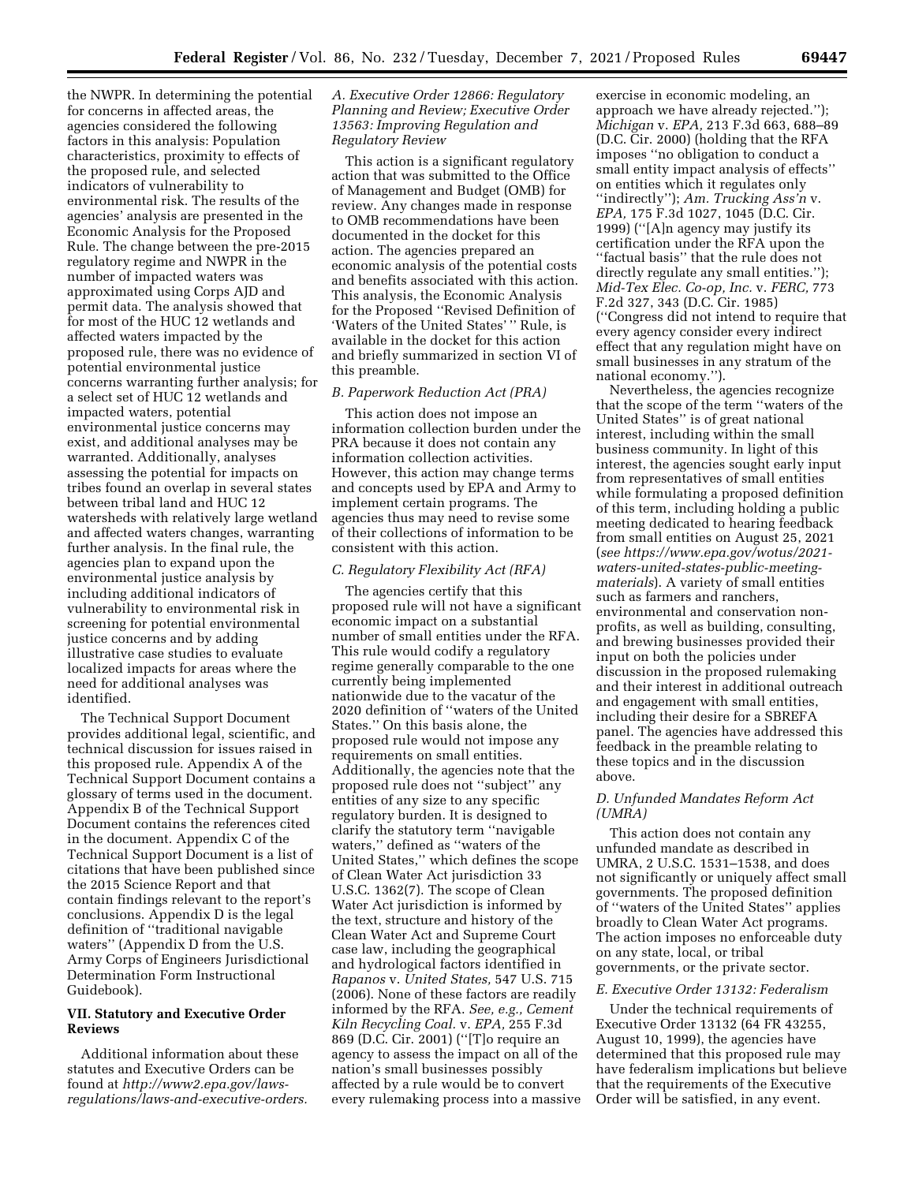the NWPR. In determining the potential for concerns in affected areas, the agencies considered the following factors in this analysis: Population characteristics, proximity to effects of the proposed rule, and selected indicators of vulnerability to environmental risk. The results of the agencies' analysis are presented in the Economic Analysis for the Proposed Rule. The change between the pre-2015 regulatory regime and NWPR in the number of impacted waters was approximated using Corps AJD and permit data. The analysis showed that for most of the HUC 12 wetlands and affected waters impacted by the proposed rule, there was no evidence of potential environmental justice concerns warranting further analysis; for a select set of HUC 12 wetlands and impacted waters, potential environmental justice concerns may exist, and additional analyses may be warranted. Additionally, analyses assessing the potential for impacts on tribes found an overlap in several states between tribal land and HUC 12 watersheds with relatively large wetland and affected waters changes, warranting further analysis. In the final rule, the agencies plan to expand upon the environmental justice analysis by including additional indicators of vulnerability to environmental risk in screening for potential environmental justice concerns and by adding illustrative case studies to evaluate localized impacts for areas where the need for additional analyses was identified.

The Technical Support Document provides additional legal, scientific, and technical discussion for issues raised in this proposed rule. Appendix A of the Technical Support Document contains a glossary of terms used in the document. Appendix B of the Technical Support Document contains the references cited in the document. Appendix C of the Technical Support Document is a list of citations that have been published since the 2015 Science Report and that contain findings relevant to the report's conclusions. Appendix D is the legal definition of ''traditional navigable waters'' (Appendix D from the U.S. Army Corps of Engineers Jurisdictional Determination Form Instructional Guidebook).

## VII. Statutory and Executive Order Reviews

Additional information about these statutes and Executive Orders can be found at *http://www2.epa.gov/laws-regulations/laws-and-executive-orders.*

### A. Executive Order 12866: Regulatory Planning and Review; Executive Order 13563: Improving Regulation and Regulatory Review

This action is a significant regulatory action that was submitted to the Office of Management and Budget (OMB) for review. Any changes made in response to OMB recommendations have been documented in the docket for this action. The agencies prepared an economic analysis of the potential costs and benefits associated with this action. This analysis, the Economic Analysis for the Proposed ''Revised Definition of 'Waters of the United States' '' Rule, is available in the docket for this action and briefly summarized in section VI of this preamble.

### B. Paperwork Reduction Act (PRA)

This action does not impose an information collection burden under the PRA because it does not contain any information collection activities. However, this action may change terms and concepts used by EPA and Army to implement certain programs. The agencies thus may need to revise some of their collections of information to be consistent with this action.

### C. Regulatory Flexibility Act (RFA)

The agencies certify that this proposed rule will not have a significant economic impact on a substantial number of small entities under the RFA. This rule would codify a regulatory regime generally comparable to the one currently being implemented nationwide due to the vacatur of the 2020 definition of ''waters of the United States.'' On this basis alone, the proposed rule would not impose any requirements on small entities. Additionally, the agencies note that the proposed rule does not ''subject'' any entities of any size to any specific regulatory burden. It is designed to clarify the statutory term ''navigable waters,'' defined as ''waters of the United States,'' which defines the scope of Clean Water Act jurisdiction 33 U.S.C. 1362(7). The scope of Clean Water Act jurisdiction is informed by the text, structure and history of the Clean Water Act and Supreme Court case law, including the geographical and hydrological factors identified in *Rapanos* v. *United States,* 547 U.S. 715 (2006). None of these factors are readily informed by the RFA. *See, e.g., Cement Kiln Recycling Coal.* v. *EPA,* 255 F.3d 869 (D.C. Cir. 2001) (''[T]o require an agency to assess the impact on all of the nation's small businesses possibly affected by a rule would be to convert every rulemaking process into a massive exercise in economic modeling, an approach we have already rejected.''); *Michigan* v. *EPA,* 213 F.3d 663, 688–89 (D.C. Cir. 2000) (holding that the RFA imposes ''no obligation to conduct a small entity impact analysis of effects'' on entities which it regulates only ''indirectly''); *Am. Trucking Ass'n* v. *EPA,* 175 F.3d 1027, 1045 (D.C. Cir. 1999) (''[A]n agency may justify its certification under the RFA upon the ''factual basis'' that the rule does not directly regulate any small entities.''); *Mid-Tex Elec. Co-op, Inc.* v. *FERC,* 773 F.2d 327, 343 (D.C. Cir. 1985) (''Congress did not intend to require that every agency consider every indirect effect that any regulation might have on small businesses in any stratum of the national economy.'').

Nevertheless, the agencies recognize that the scope of the term ''waters of the United States'' is of great national interest, including within the small business community. In light of this interest, the agencies sought early input from representatives of small entities while formulating a proposed definition of this term, including holding a public meeting dedicated to hearing feedback from small entities on August 25, 2021 (*see https://www.epa.gov/wotus/2021-waters-united-states-public-meeting-materials*). A variety of small entities such as farmers and ranchers, environmental and conservation non-profits, as well as building, consulting, and brewing businesses provided their input on both the policies under discussion in the proposed rulemaking and their interest in additional outreach and engagement with small entities, including their desire for a SBREFA panel. The agencies have addressed this feedback in the preamble relating to these topics and in the discussion above.

### D. Unfunded Mandates Reform Act (UMRA)

This action does not contain any unfunded mandate as described in UMRA, 2 U.S.C. 1531–1538, and does not significantly or uniquely affect small governments. The proposed definition of ''waters of the United States'' applies broadly to Clean Water Act programs. The action imposes no enforceable duty on any state, local, or tribal governments, or the private sector.

### E. Executive Order 13132: Federalism

Under the technical requirements of Executive Order 13132 (64 FR 43255, August 10, 1999), the agencies have determined that this proposed rule may have federalism implications but believe that the requirements of the Executive Order will be satisfied, in any event.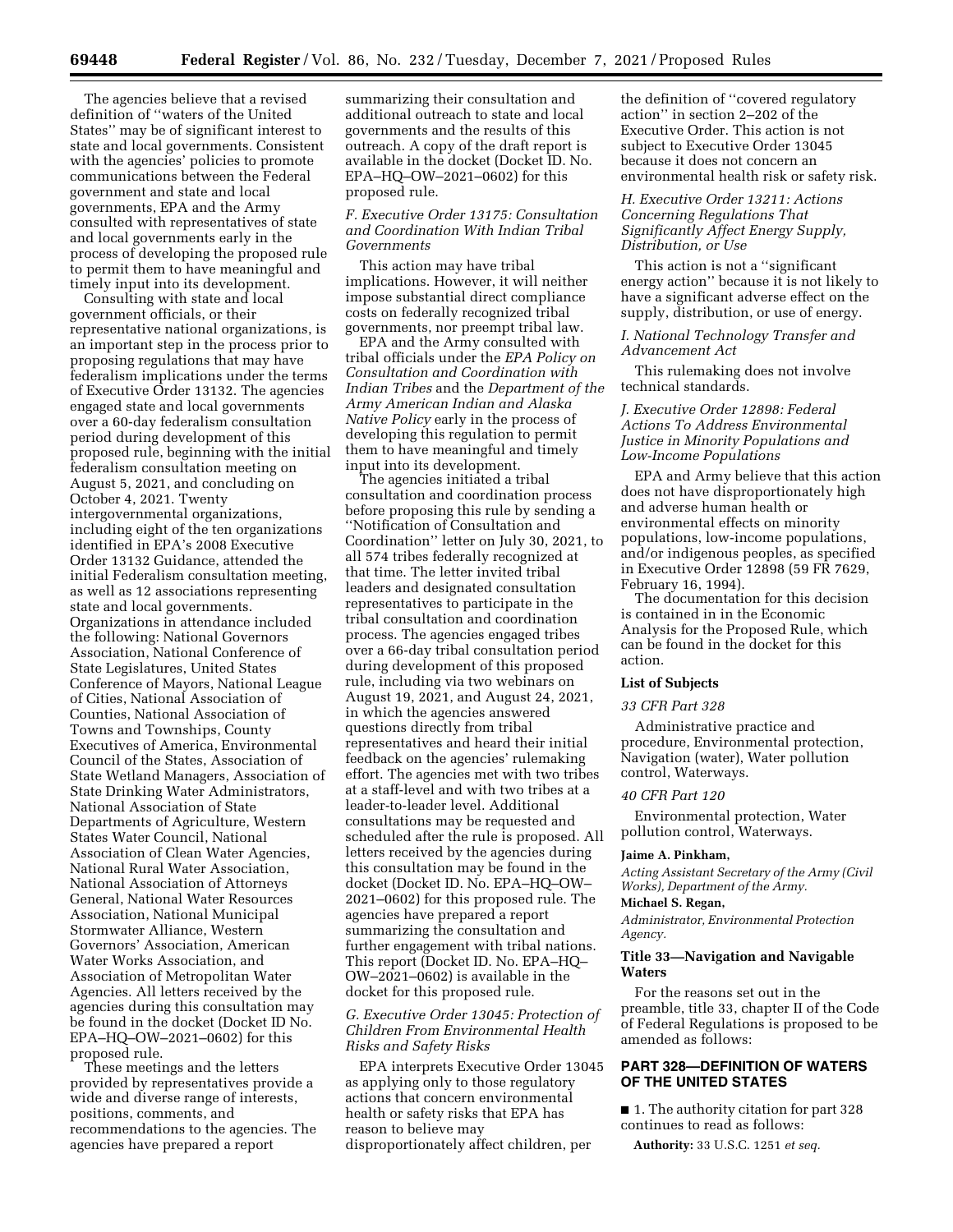The agencies believe that a revised definition of ''waters of the United States'' may be of significant interest to state and local governments. Consistent with the agencies' policies to promote communications between the Federal government and state and local governments, EPA and the Army consulted with representatives of state and local governments early in the process of developing the proposed rule to permit them to have meaningful and timely input into its development.

Consulting with state and local government officials, or their representative national organizations, is an important step in the process prior to proposing regulations that may have federalism implications under the terms of Executive Order 13132. The agencies engaged state and local governments over a 60-day federalism consultation period during development of this proposed rule, beginning with the initial federalism consultation meeting on August 5, 2021, and concluding on October 4, 2021. Twenty intergovernmental organizations, including eight of the ten organizations identified in EPA's 2008 Executive Order 13132 Guidance, attended the initial Federalism consultation meeting, as well as 12 associations representing state and local governments. Organizations in attendance included the following: National Governors Association, National Conference of State Legislatures, United States Conference of Mayors, National League of Cities, National Association of Counties, National Association of Towns and Townships, County Executives of America, Environmental Council of the States, Association of State Wetland Managers, Association of State Drinking Water Administrators, National Association of State Departments of Agriculture, Western States Water Council, National Association of Clean Water Agencies, National Rural Water Association, National Association of Attorneys General, National Water Resources Association, National Municipal Stormwater Alliance, Western Governors' Association, American Water Works Association, and Association of Metropolitan Water Agencies. All letters received by the agencies during this consultation may be found in the docket (Docket ID No. EPA–HQ–OW–2021–0602) for this proposed rule.

These meetings and the letters provided by representatives provide a wide and diverse range of interests, positions, comments, and recommendations to the agencies. The agencies have prepared a report summarizing their consultation and additional outreach to state and local governments and the results of this outreach. A copy of the draft report is available in the docket (Docket ID. No. EPA–HQ–OW–2021–0602) for this proposed rule.

### *F. Executive Order 13175: Consultation and Coordination With Indian Tribal Governments*

This action may have tribal implications. However, it will neither impose substantial direct compliance costs on federally recognized tribal governments, nor preempt tribal law.

EPA and the Army consulted with tribal officials under the *EPA Policy on Consultation and Coordination with Indian Tribes* and the *Department of the Army American Indian and Alaska Native Policy* early in the process of developing this regulation to permit them to have meaningful and timely input into its development.

The agencies initiated a tribal consultation and coordination process before proposing this rule by sending a ''Notification of Consultation and Coordination'' letter on July 30, 2021, to all 574 tribes federally recognized at that time. The letter invited tribal leaders and designated consultation representatives to participate in the tribal consultation and coordination process. The agencies engaged tribes over a 66-day tribal consultation period during development of this proposed rule, including via two webinars on August 19, 2021, and August 24, 2021, in which the agencies answered questions directly from tribal representatives and heard their initial feedback on the agencies' rulemaking effort. The agencies met with two tribes at a staff-level and with two tribes at a leader-to-leader level. Additional consultations may be requested and scheduled after the rule is proposed. All letters received by the agencies during this consultation may be found in the docket (Docket ID. No. EPA–HQ–OW–2021–0602) for this proposed rule. The agencies have prepared a report summarizing the consultation and further engagement with tribal nations. This report (Docket ID. No. EPA–HQ–OW–2021–0602) is available in the docket for this proposed rule.

### *G. Executive Order 13045: Protection of Children From Environmental Health Risks and Safety Risks*

EPA interprets Executive Order 13045 as applying only to those regulatory actions that concern environmental health or safety risks that EPA has reason to believe may disproportionately affect children, per the definition of ''covered regulatory action'' in section 2–202 of the Executive Order. This action is not subject to Executive Order 13045 because it does not concern an environmental health risk or safety risk.

### *H. Executive Order 13211: Actions Concerning Regulations That Significantly Affect Energy Supply, Distribution, or Use*

This action is not a ''significant energy action'' because it is not likely to have a significant adverse effect on the supply, distribution, or use of energy.

### *I. National Technology Transfer and Advancement Act*

This rulemaking does not involve technical standards.

### *J. Executive Order 12898: Federal Actions To Address Environmental Justice in Minority Populations and Low-Income Populations*

EPA and Army believe that this action does not have disproportionately high and adverse human health or environmental effects on minority populations, low-income populations, and/or indigenous peoples, as specified in Executive Order 12898 (59 FR 7629, February 16, 1994).

The documentation for this decision is contained in in the Economic Analysis for the Proposed Rule, which can be found in the docket for this action.

**List of Subjects**

*33 CFR Part 328*

Administrative practice and procedure, Environmental protection, Navigation (water), Water pollution control, Waterways.

*40 CFR Part 120*

Environmental protection, Water pollution control, Waterways.

**Jaime A. Pinkham,**

*Acting Assistant Secretary of the Army (Civil Works), Department of the Army.*

**Michael S. Regan,**

*Administrator, Environmental Protection Agency.*

## Title 33—Navigation and Navigable Waters

For the reasons set out in the preamble, title 33, chapter II of the Code of Federal Regulations is proposed to be amended as follows:

## PART 328—DEFINITION OF WATERS OF THE UNITED STATES

■ 1. The authority citation for part 328 continues to read as follows:

**Authority:** 33 U.S.C. 1251 *et seq.*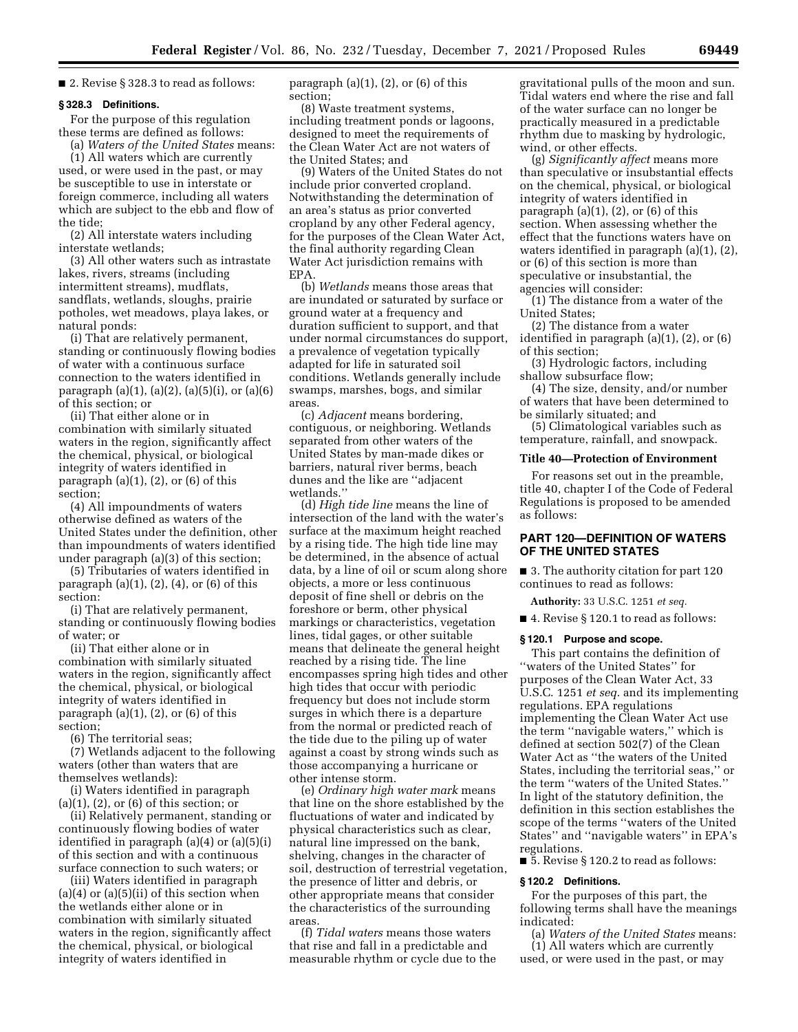■ 2. Revise § 328.3 to read as follows:

### § 328.3 Definitions.

For the purpose of this regulation these terms are defined as follows:

(a) *Waters of the United States* means:

(1) All waters which are currently used, or were used in the past, or may be susceptible to use in interstate or foreign commerce, including all waters which are subject to the ebb and flow of the tide;

(2) All interstate waters including interstate wetlands;

(3) All other waters such as intrastate lakes, rivers, streams (including intermittent streams), mudflats, sandflats, wetlands, sloughs, prairie potholes, wet meadows, playa lakes, or natural ponds:

(i) That are relatively permanent, standing or continuously flowing bodies of water with a continuous surface connection to the waters identified in paragraph (a)(1), (a)(2), (a)(5)(i), or (a)(6) of this section; or

(ii) That either alone or in combination with similarly situated waters in the region, significantly affect the chemical, physical, or biological integrity of waters identified in paragraph (a)(1), (2), or (6) of this section;

(4) All impoundments of waters otherwise defined as waters of the United States under the definition, other than impoundments of waters identified under paragraph (a)(3) of this section;

(5) Tributaries of waters identified in paragraph (a)(1), (2), (4), or (6) of this section:

(i) That are relatively permanent, standing or continuously flowing bodies of water; or

(ii) That either alone or in combination with similarly situated waters in the region, significantly affect the chemical, physical, or biological integrity of waters identified in paragraph (a)(1), (2), or (6) of this section;

(6) The territorial seas;

(7) Wetlands adjacent to the following waters (other than waters that are themselves wetlands):

(i) Waters identified in paragraph (a)(1), (2), or (6) of this section; or

(ii) Relatively permanent, standing or continuously flowing bodies of water identified in paragraph (a)(4) or (a)(5)(i) of this section and with a continuous surface connection to such waters; or

(iii) Waters identified in paragraph (a)(4) or (a)(5)(ii) of this section when the wetlands either alone or in combination with similarly situated waters in the region, significantly affect the chemical, physical, or biological integrity of waters identified in paragraph (a)(1), (2), or (6) of this section;

(8) Waste treatment systems, including treatment ponds or lagoons, designed to meet the requirements of the Clean Water Act are not waters of the United States; and

(9) Waters of the United States do not include prior converted cropland. Notwithstanding the determination of an area's status as prior converted cropland by any other Federal agency, for the purposes of the Clean Water Act, the final authority regarding Clean Water Act jurisdiction remains with EPA.

(b) *Wetlands* means those areas that are inundated or saturated by surface or ground water at a frequency and duration sufficient to support, and that under normal circumstances do support, a prevalence of vegetation typically adapted for life in saturated soil conditions. Wetlands generally include swamps, marshes, bogs, and similar areas.

(c) *Adjacent* means bordering, contiguous, or neighboring. Wetlands separated from other waters of the United States by man-made dikes or barriers, natural river berms, beach dunes and the like are "adjacent wetlands."

(d) *High tide line* means the line of intersection of the land with the water's surface at the maximum height reached by a rising tide. The high tide line may be determined, in the absence of actual data, by a line of oil or scum along shore objects, a more or less continuous deposit of fine shell or debris on the foreshore or berm, other physical markings or characteristics, vegetation lines, tidal gages, or other suitable means that delineate the general height reached by a rising tide. The line encompasses spring high tides and other high tides that occur with periodic frequency but does not include storm surges in which there is a departure from the normal or predicted reach of the tide due to the piling up of water against a coast by strong winds such as those accompanying a hurricane or other intense storm.

(e) *Ordinary high water mark* means that line on the shore established by the fluctuations of water and indicated by physical characteristics such as clear, natural line impressed on the bank, shelving, changes in the character of soil, destruction of terrestrial vegetation, the presence of litter and debris, or other appropriate means that consider the characteristics of the surrounding areas.

(f) *Tidal waters* means those waters that rise and fall in a predictable and measurable rhythm or cycle due to the gravitational pulls of the moon and sun. Tidal waters end where the rise and fall of the water surface can no longer be practically measured in a predictable rhythm due to masking by hydrologic, wind, or other effects.

(g) *Significantly affect* means more than speculative or insubstantial effects on the chemical, physical, or biological integrity of waters identified in paragraph (a)(1), (2), or (6) of this section. When assessing whether the effect that the functions waters have on waters identified in paragraph (a)(1), (2), or (6) of this section is more than speculative or insubstantial, the agencies will consider:

(1) The distance from a water of the United States;

(2) The distance from a water identified in paragraph (a)(1), (2), or (6) of this section;

(3) Hydrologic factors, including shallow subsurface flow;

(4) The size, density, and/or number of waters that have been determined to be similarly situated; and

(5) Climatological variables such as temperature, rainfall, and snowpack.

## Title 40—Protection of Environment

For reasons set out in the preamble, title 40, chapter I of the Code of Federal Regulations is proposed to be amended as follows:

## PART 120—DEFINITION OF WATERS OF THE UNITED STATES

■ 3. The authority citation for part 120 continues to read as follows:

**Authority:** 33 U.S.C. 1251 *et seq.*

■ 4. Revise § 120.1 to read as follows:

### § 120.1 Purpose and scope.

This part contains the definition of "waters of the United States" for purposes of the Clean Water Act, 33 U.S.C. 1251 *et seq.* and its implementing regulations. EPA regulations implementing the Clean Water Act use the term "navigable waters," which is defined at section 502(7) of the Clean Water Act as "the waters of the United States, including the territorial seas," or the term "waters of the United States." In light of the statutory definition, the definition in this section establishes the scope of the terms "waters of the United States" and "navigable waters" in EPA's regulations.

■ 5. Revise § 120.2 to read as follows:

### § 120.2 Definitions.

For the purposes of this part, the following terms shall have the meanings indicated:

(a) *Waters of the United States* means:

(1) All waters which are currently used, or were used in the past, or may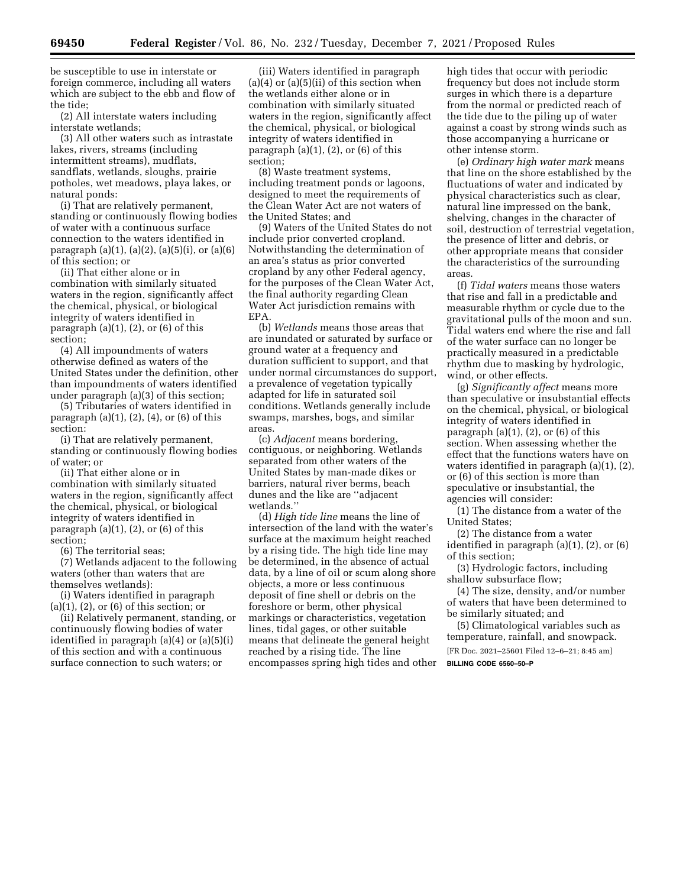be susceptible to use in interstate or foreign commerce, including all waters which are subject to the ebb and flow of the tide;

(2) All interstate waters including interstate wetlands;

(3) All other waters such as intrastate lakes, rivers, streams (including intermittent streams), mudflats, sandflats, wetlands, sloughs, prairie potholes, wet meadows, playa lakes, or natural ponds:

(i) That are relatively permanent, standing or continuously flowing bodies of water with a continuous surface connection to the waters identified in paragraph (a)(1), (a)(2), (a)(5)(i), or (a)(6) of this section; or

(ii) That either alone or in combination with similarly situated waters in the region, significantly affect the chemical, physical, or biological integrity of waters identified in paragraph (a)(1), (2), or (6) of this section;

(4) All impoundments of waters otherwise defined as waters of the United States under the definition, other than impoundments of waters identified under paragraph (a)(3) of this section;

(5) Tributaries of waters identified in paragraph (a)(1), (2), (4), or (6) of this section:

(i) That are relatively permanent, standing or continuously flowing bodies of water; or

(ii) That either alone or in combination with similarly situated waters in the region, significantly affect the chemical, physical, or biological integrity of waters identified in paragraph (a)(1), (2), or (6) of this section;

(6) The territorial seas;

(7) Wetlands adjacent to the following waters (other than waters that are themselves wetlands):

(i) Waters identified in paragraph (a)(1), (2), or (6) of this section; or

(ii) Relatively permanent, standing, or continuously flowing bodies of water identified in paragraph (a)(4) or (a)(5)(i) of this section and with a continuous surface connection to such waters; or

(iii) Waters identified in paragraph (a)(4) or (a)(5)(ii) of this section when the wetlands either alone or in combination with similarly situated waters in the region, significantly affect the chemical, physical, or biological integrity of waters identified in paragraph (a)(1), (2), or (6) of this section;

(8) Waste treatment systems, including treatment ponds or lagoons, designed to meet the requirements of the Clean Water Act are not waters of the United States; and

(9) Waters of the United States do not include prior converted cropland. Notwithstanding the determination of an area's status as prior converted cropland by any other Federal agency, for the purposes of the Clean Water Act, the final authority regarding Clean Water Act jurisdiction remains with EPA.

(b) *Wetlands* means those areas that are inundated or saturated by surface or ground water at a frequency and duration sufficient to support, and that under normal circumstances do support, a prevalence of vegetation typically adapted for life in saturated soil conditions. Wetlands generally include swamps, marshes, bogs, and similar areas.

(c) *Adjacent* means bordering, contiguous, or neighboring. Wetlands separated from other waters of the United States by man-made dikes or barriers, natural river berms, beach dunes and the like are ''adjacent wetlands.''

(d) *High tide line* means the line of intersection of the land with the water's surface at the maximum height reached by a rising tide. The high tide line may be determined, in the absence of actual data, by a line of oil or scum along shore objects, a more or less continuous deposit of fine shell or debris on the foreshore or berm, other physical markings or characteristics, vegetation lines, tidal gages, or other suitable means that delineate the general height reached by a rising tide. The line encompasses spring high tides and other high tides that occur with periodic frequency but does not include storm surges in which there is a departure from the normal or predicted reach of the tide due to the piling up of water against a coast by strong winds such as those accompanying a hurricane or other intense storm.

(e) *Ordinary high water mark* means that line on the shore established by the fluctuations of water and indicated by physical characteristics such as clear, natural line impressed on the bank, shelving, changes in the character of soil, destruction of terrestrial vegetation, the presence of litter and debris, or other appropriate means that consider the characteristics of the surrounding areas.

(f) *Tidal waters* means those waters that rise and fall in a predictable and measurable rhythm or cycle due to the gravitational pulls of the moon and sun. Tidal waters end where the rise and fall of the water surface can no longer be practically measured in a predictable rhythm due to masking by hydrologic, wind, or other effects.

(g) *Significantly affect* means more than speculative or insubstantial effects on the chemical, physical, or biological integrity of waters identified in paragraph (a)(1), (2), or (6) of this section. When assessing whether the effect that the functions waters have on waters identified in paragraph (a)(1), (2), or (6) of this section is more than speculative or insubstantial, the agencies will consider:

(1) The distance from a water of the United States;

(2) The distance from a water identified in paragraph (a)(1), (2), or (6) of this section;

(3) Hydrologic factors, including shallow subsurface flow;

(4) The size, density, and/or number of waters that have been determined to be similarly situated; and

(5) Climatological variables such as temperature, rainfall, and snowpack.

[FR Doc. 2021–25601 Filed 12–6–21; 8:45 am]

**BILLING CODE 6560–50–P**